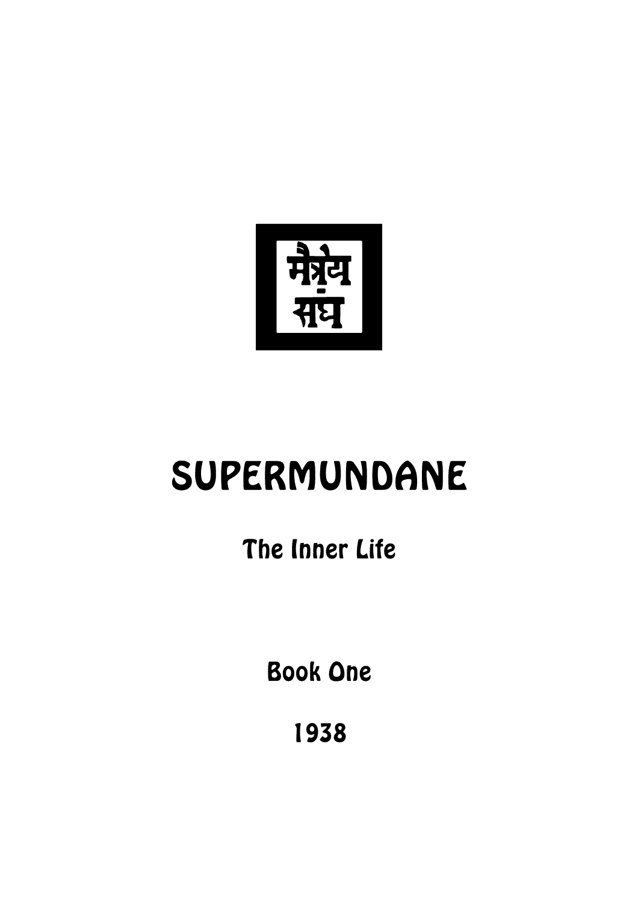मैत्रेय संघ

# SUPERMUNDANE

## The Inner Life

Book One

1938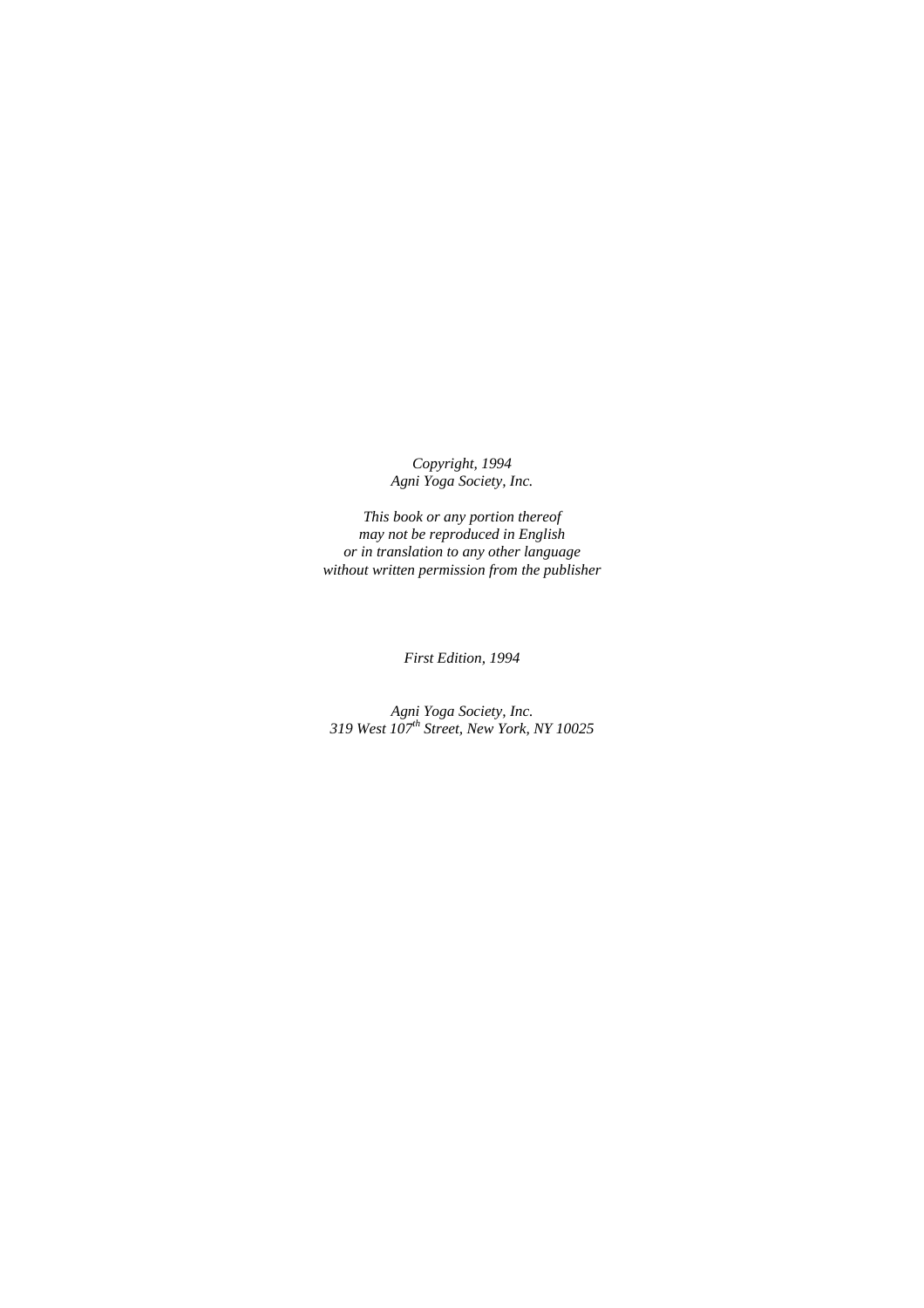*Copyright, 1994*
*Agni Yoga Society, Inc.*

*This book or any portion thereof*
*may not be reproduced in English*
*or in translation to any other language*
*without written permission from the publisher*

*First Edition, 1994*

*Agni Yoga Society, Inc.*
*319 West 107th Street, New York, NY 10025*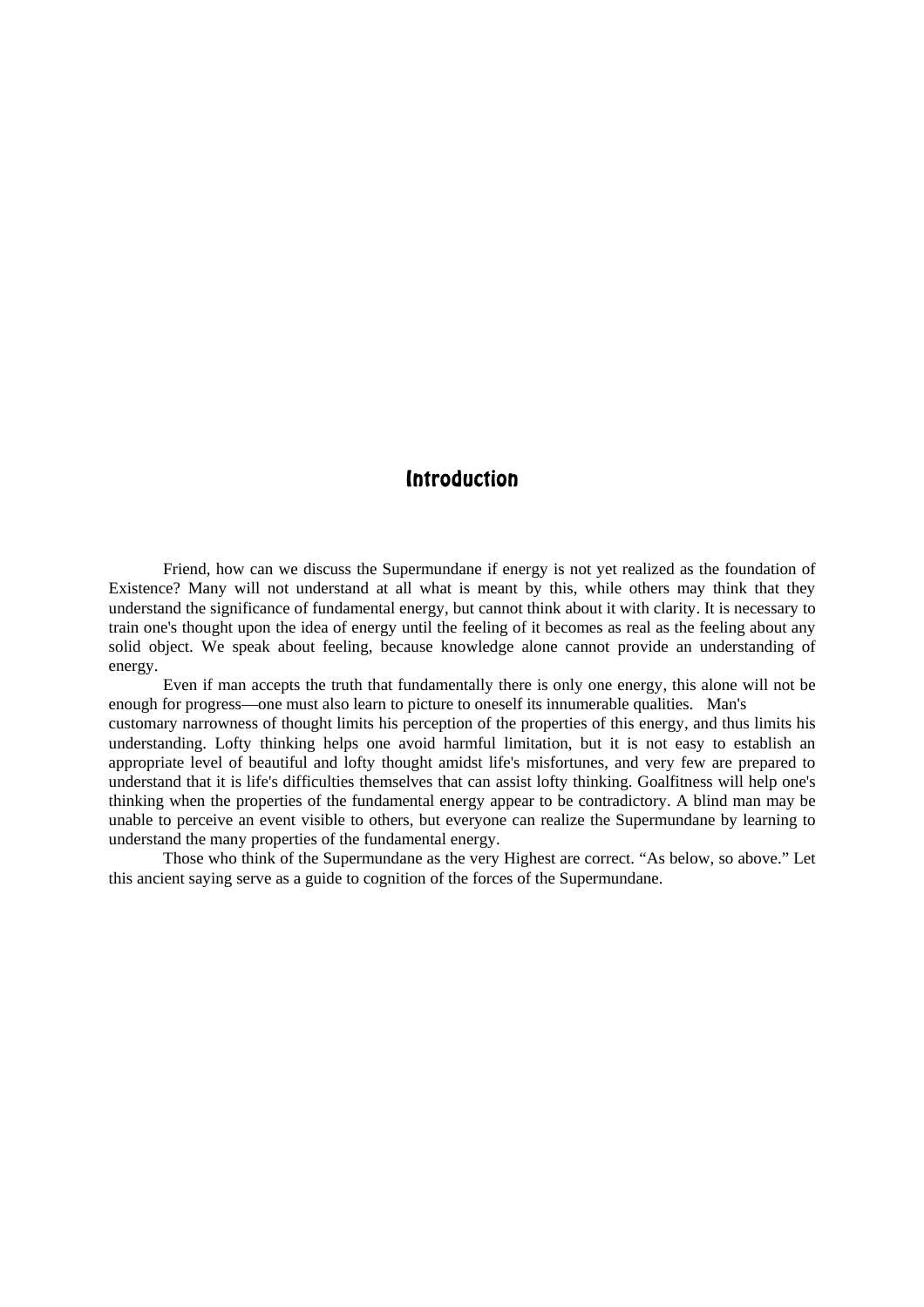# Introduction

Friend, how can we discuss the Supermundane if energy is not yet realized as the foundation of Existence? Many will not understand at all what is meant by this, while others may think that they understand the significance of fundamental energy, but cannot think about it with clarity. It is necessary to train one's thought upon the idea of energy until the feeling of it becomes as real as the feeling about any solid object. We speak about feeling, because knowledge alone cannot provide an understanding of energy.

Even if man accepts the truth that fundamentally there is only one energy, this alone will not be enough for progress—one must also learn to picture to oneself its innumerable qualities. Man's customary narrowness of thought limits his perception of the properties of this energy, and thus limits his understanding. Lofty thinking helps one avoid harmful limitation, but it is not easy to establish an appropriate level of beautiful and lofty thought amidst life's misfortunes, and very few are prepared to understand that it is life's difficulties themselves that can assist lofty thinking. Goalfitness will help one's thinking when the properties of the fundamental energy appear to be contradictory. A blind man may be unable to perceive an event visible to others, but everyone can realize the Supermundane by learning to understand the many properties of the fundamental energy.

Those who think of the Supermundane as the very Highest are correct. "As below, so above." Let this ancient saying serve as a guide to cognition of the forces of the Supermundane.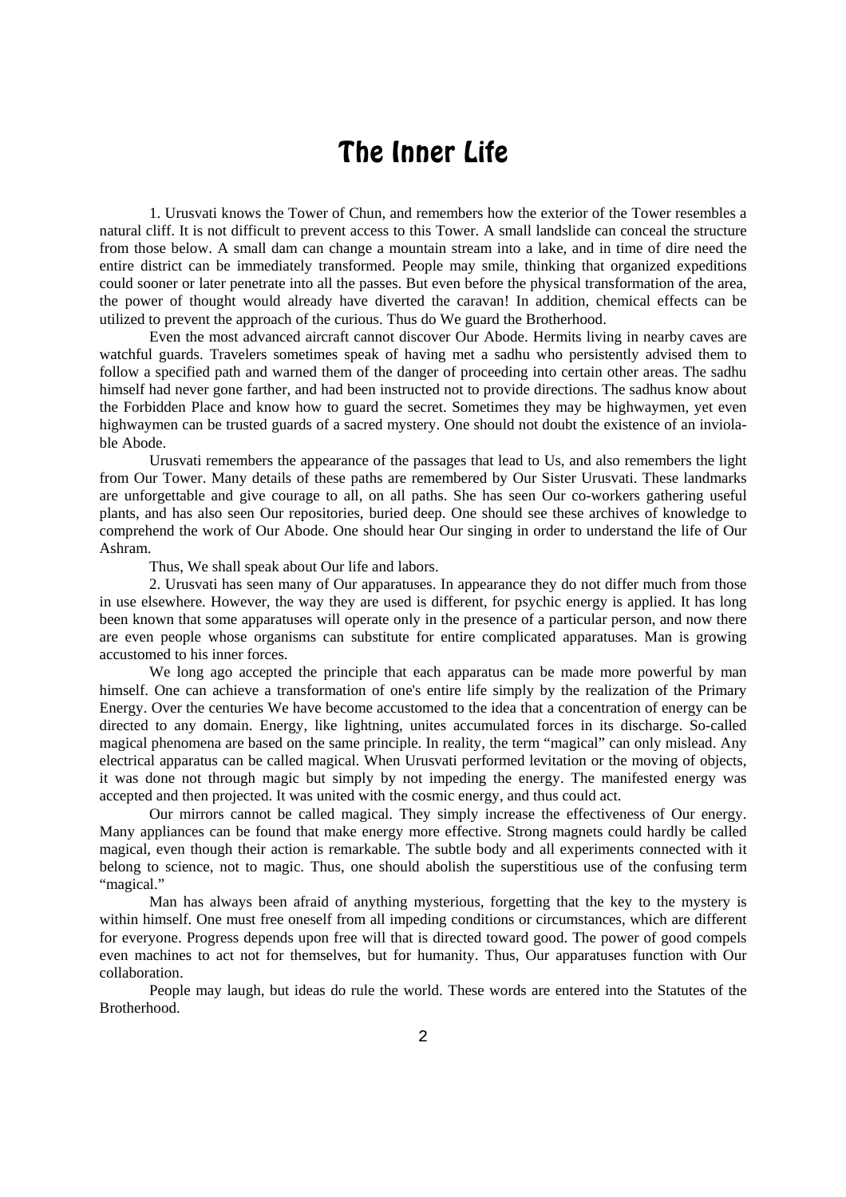# The Inner Life

1. Urusvati knows the Tower of Chun, and remembers how the exterior of the Tower resembles a natural cliff. It is not difficult to prevent access to this Tower. A small landslide can conceal the structure from those below. A small dam can change a mountain stream into a lake, and in time of dire need the entire district can be immediately transformed. People may smile, thinking that organized expeditions could sooner or later penetrate into all the passes. But even before the physical transformation of the area, the power of thought would already have diverted the caravan! In addition, chemical effects can be utilized to prevent the approach of the curious. Thus do We guard the Brotherhood.

Even the most advanced aircraft cannot discover Our Abode. Hermits living in nearby caves are watchful guards. Travelers sometimes speak of having met a sadhu who persistently advised them to follow a specified path and warned them of the danger of proceeding into certain other areas. The sadhu himself had never gone farther, and had been instructed not to provide directions. The sadhus know about the Forbidden Place and know how to guard the secret. Sometimes they may be highwaymen, yet even highwaymen can be trusted guards of a sacred mystery. One should not doubt the existence of an inviolable Abode.

Urusvati remembers the appearance of the passages that lead to Us, and also remembers the light from Our Tower. Many details of these paths are remembered by Our Sister Urusvati. These landmarks are unforgettable and give courage to all, on all paths. She has seen Our co-workers gathering useful plants, and has also seen Our repositories, buried deep. One should see these archives of knowledge to comprehend the work of Our Abode. One should hear Our singing in order to understand the life of Our Ashram.

Thus, We shall speak about Our life and labors.

2. Urusvati has seen many of Our apparatuses. In appearance they do not differ much from those in use elsewhere. However, the way they are used is different, for psychic energy is applied. It has long been known that some apparatuses will operate only in the presence of a particular person, and now there are even people whose organisms can substitute for entire complicated apparatuses. Man is growing accustomed to his inner forces.

We long ago accepted the principle that each apparatus can be made more powerful by man himself. One can achieve a transformation of one's entire life simply by the realization of the Primary Energy. Over the centuries We have become accustomed to the idea that a concentration of energy can be directed to any domain. Energy, like lightning, unites accumulated forces in its discharge. So-called magical phenomena are based on the same principle. In reality, the term "magical" can only mislead. Any electrical apparatus can be called magical. When Urusvati performed levitation or the moving of objects, it was done not through magic but simply by not impeding the energy. The manifested energy was accepted and then projected. It was united with the cosmic energy, and thus could act.

Our mirrors cannot be called magical. They simply increase the effectiveness of Our energy. Many appliances can be found that make energy more effective. Strong magnets could hardly be called magical, even though their action is remarkable. The subtle body and all experiments connected with it belong to science, not to magic. Thus, one should abolish the superstitious use of the confusing term "magical."

Man has always been afraid of anything mysterious, forgetting that the key to the mystery is within himself. One must free oneself from all impeding conditions or circumstances, which are different for everyone. Progress depends upon free will that is directed toward good. The power of good compels even machines to act not for themselves, but for humanity. Thus, Our apparatuses function with Our collaboration.

People may laugh, but ideas do rule the world. These words are entered into the Statutes of the Brotherhood.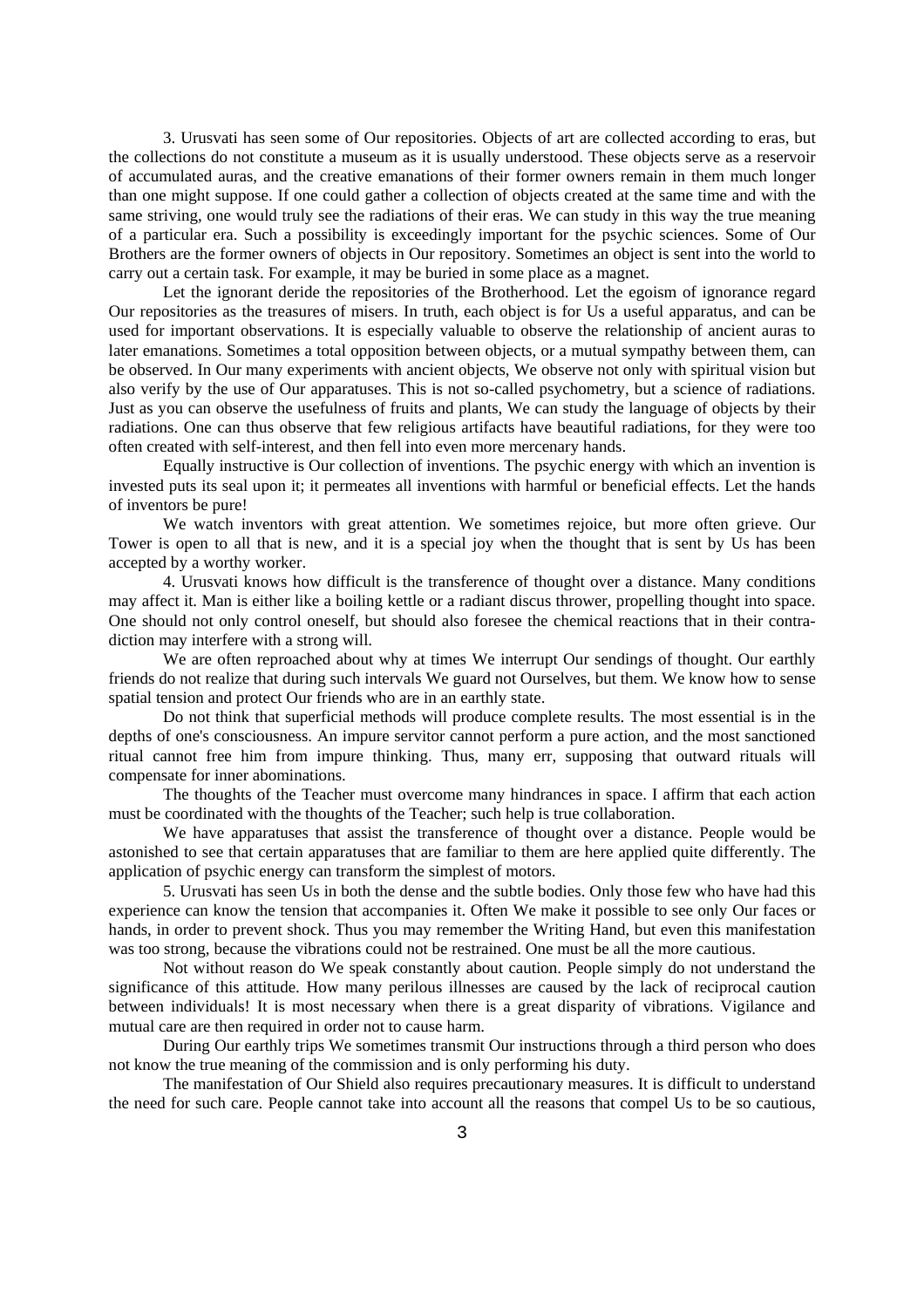3. Urusvati has seen some of Our repositories. Objects of art are collected according to eras, but the collections do not constitute a museum as it is usually understood. These objects serve as a reservoir of accumulated auras, and the creative emanations of their former owners remain in them much longer than one might suppose. If one could gather a collection of objects created at the same time and with the same striving, one would truly see the radiations of their eras. We can study in this way the true meaning of a particular era. Such a possibility is exceedingly important for the psychic sciences. Some of Our Brothers are the former owners of objects in Our repository. Sometimes an object is sent into the world to carry out a certain task. For example, it may be buried in some place as a magnet.

Let the ignorant deride the repositories of the Brotherhood. Let the egoism of ignorance regard Our repositories as the treasures of misers. In truth, each object is for Us a useful apparatus, and can be used for important observations. It is especially valuable to observe the relationship of ancient auras to later emanations. Sometimes a total opposition between objects, or a mutual sympathy between them, can be observed. In Our many experiments with ancient objects, We observe not only with spiritual vision but also verify by the use of Our apparatuses. This is not so-called psychometry, but a science of radiations. Just as you can observe the usefulness of fruits and plants, We can study the language of objects by their radiations. One can thus observe that few religious artifacts have beautiful radiations, for they were too often created with self-interest, and then fell into even more mercenary hands.

Equally instructive is Our collection of inventions. The psychic energy with which an invention is invested puts its seal upon it; it permeates all inventions with harmful or beneficial effects. Let the hands of inventors be pure!

We watch inventors with great attention. We sometimes rejoice, but more often grieve. Our Tower is open to all that is new, and it is a special joy when the thought that is sent by Us has been accepted by a worthy worker.

4. Urusvati knows how difficult is the transference of thought over a distance. Many conditions may affect it. Man is either like a boiling kettle or a radiant discus thrower, propelling thought into space. One should not only control oneself, but should also foresee the chemical reactions that in their contradiction may interfere with a strong will.

We are often reproached about why at times We interrupt Our sendings of thought. Our earthly friends do not realize that during such intervals We guard not Ourselves, but them. We know how to sense spatial tension and protect Our friends who are in an earthly state.

Do not think that superficial methods will produce complete results. The most essential is in the depths of one's consciousness. An impure servitor cannot perform a pure action, and the most sanctioned ritual cannot free him from impure thinking. Thus, many err, supposing that outward rituals will compensate for inner abominations.

The thoughts of the Teacher must overcome many hindrances in space. I affirm that each action must be coordinated with the thoughts of the Teacher; such help is true collaboration.

We have apparatuses that assist the transference of thought over a distance. People would be astonished to see that certain apparatuses that are familiar to them are here applied quite differently. The application of psychic energy can transform the simplest of motors.

5. Urusvati has seen Us in both the dense and the subtle bodies. Only those few who have had this experience can know the tension that accompanies it. Often We make it possible to see only Our faces or hands, in order to prevent shock. Thus you may remember the Writing Hand, but even this manifestation was too strong, because the vibrations could not be restrained. One must be all the more cautious.

Not without reason do We speak constantly about caution. People simply do not understand the significance of this attitude. How many perilous illnesses are caused by the lack of reciprocal caution between individuals! It is most necessary when there is a great disparity of vibrations. Vigilance and mutual care are then required in order not to cause harm.

During Our earthly trips We sometimes transmit Our instructions through a third person who does not know the true meaning of the commission and is only performing his duty.

The manifestation of Our Shield also requires precautionary measures. It is difficult to understand the need for such care. People cannot take into account all the reasons that compel Us to be so cautious,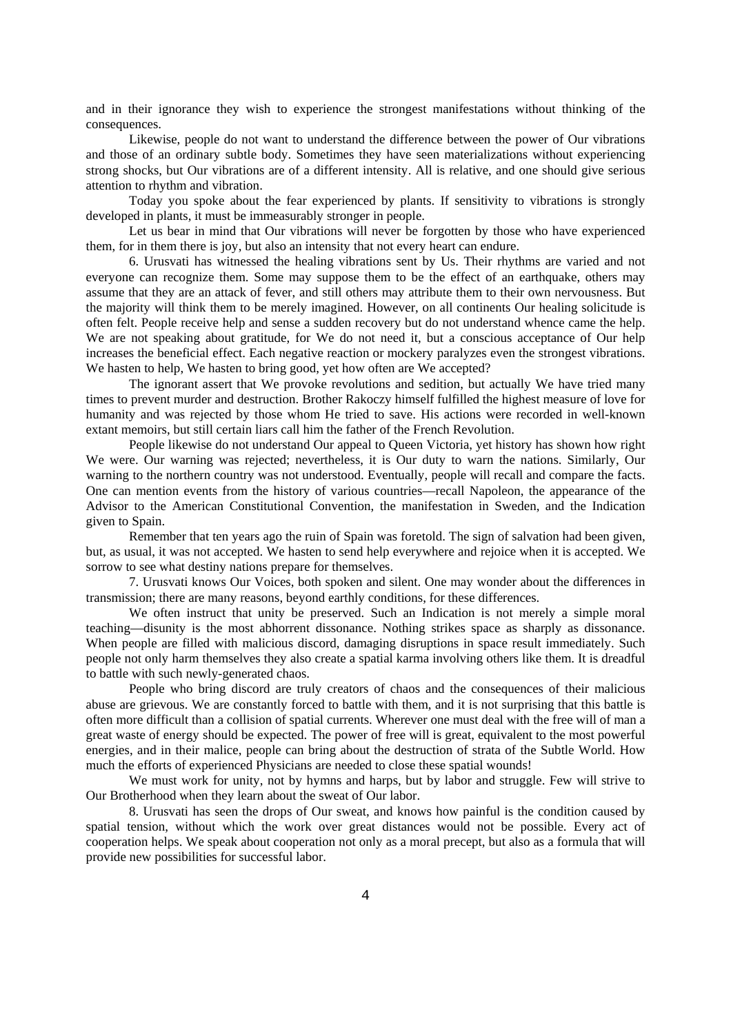and in their ignorance they wish to experience the strongest manifestations without thinking of the consequences.

Likewise, people do not want to understand the difference between the power of Our vibrations and those of an ordinary subtle body. Sometimes they have seen materializations without experiencing strong shocks, but Our vibrations are of a different intensity. All is relative, and one should give serious attention to rhythm and vibration.

Today you spoke about the fear experienced by plants. If sensitivity to vibrations is strongly developed in plants, it must be immeasurably stronger in people.

Let us bear in mind that Our vibrations will never be forgotten by those who have experienced them, for in them there is joy, but also an intensity that not every heart can endure.

6. Urusvati has witnessed the healing vibrations sent by Us. Their rhythms are varied and not everyone can recognize them. Some may suppose them to be the effect of an earthquake, others may assume that they are an attack of fever, and still others may attribute them to their own nervousness. But the majority will think them to be merely imagined. However, on all continents Our healing solicitude is often felt. People receive help and sense a sudden recovery but do not understand whence came the help. We are not speaking about gratitude, for We do not need it, but a conscious acceptance of Our help increases the beneficial effect. Each negative reaction or mockery paralyzes even the strongest vibrations. We hasten to help, We hasten to bring good, yet how often are We accepted?

The ignorant assert that We provoke revolutions and sedition, but actually We have tried many times to prevent murder and destruction. Brother Rakoczy himself fulfilled the highest measure of love for humanity and was rejected by those whom He tried to save. His actions were recorded in well-known extant memoirs, but still certain liars call him the father of the French Revolution.

People likewise do not understand Our appeal to Queen Victoria, yet history has shown how right We were. Our warning was rejected; nevertheless, it is Our duty to warn the nations. Similarly, Our warning to the northern country was not understood. Eventually, people will recall and compare the facts. One can mention events from the history of various countries—recall Napoleon, the appearance of the Advisor to the American Constitutional Convention, the manifestation in Sweden, and the Indication given to Spain.

Remember that ten years ago the ruin of Spain was foretold. The sign of salvation had been given, but, as usual, it was not accepted. We hasten to send help everywhere and rejoice when it is accepted. We sorrow to see what destiny nations prepare for themselves.

7. Urusvati knows Our Voices, both spoken and silent. One may wonder about the differences in transmission; there are many reasons, beyond earthly conditions, for these differences.

We often instruct that unity be preserved. Such an Indication is not merely a simple moral teaching—disunity is the most abhorrent dissonance. Nothing strikes space as sharply as dissonance. When people are filled with malicious discord, damaging disruptions in space result immediately. Such people not only harm themselves they also create a spatial karma involving others like them. It is dreadful to battle with such newly-generated chaos.

People who bring discord are truly creators of chaos and the consequences of their malicious abuse are grievous. We are constantly forced to battle with them, and it is not surprising that this battle is often more difficult than a collision of spatial currents. Wherever one must deal with the free will of man a great waste of energy should be expected. The power of free will is great, equivalent to the most powerful energies, and in their malice, people can bring about the destruction of strata of the Subtle World. How much the efforts of experienced Physicians are needed to close these spatial wounds!

We must work for unity, not by hymns and harps, but by labor and struggle. Few will strive to Our Brotherhood when they learn about the sweat of Our labor.

8. Urusvati has seen the drops of Our sweat, and knows how painful is the condition caused by spatial tension, without which the work over great distances would not be possible. Every act of cooperation helps. We speak about cooperation not only as a moral precept, but also as a formula that will provide new possibilities for successful labor.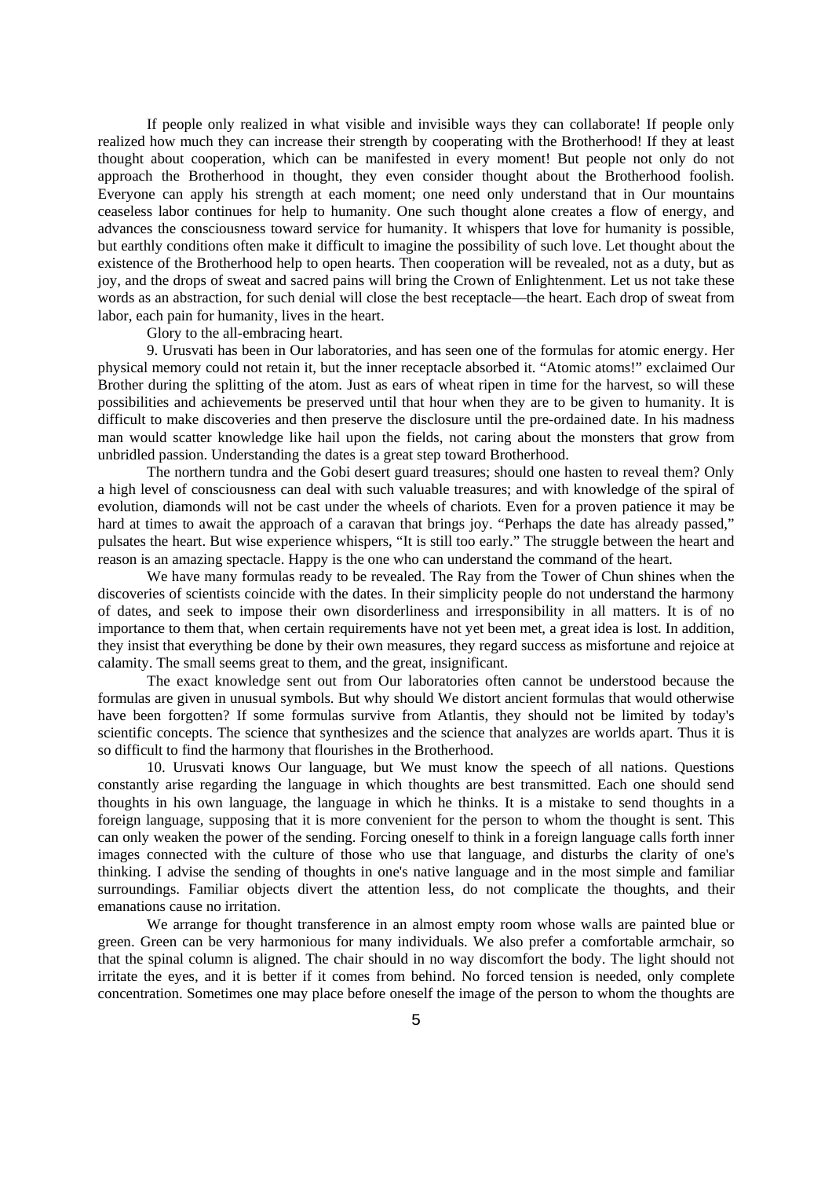If people only realized in what visible and invisible ways they can collaborate! If people only realized how much they can increase their strength by cooperating with the Brotherhood! If they at least thought about cooperation, which can be manifested in every moment! But people not only do not approach the Brotherhood in thought, they even consider thought about the Brotherhood foolish. Everyone can apply his strength at each moment; one need only understand that in Our mountains ceaseless labor continues for help to humanity. One such thought alone creates a flow of energy, and advances the consciousness toward service for humanity. It whispers that love for humanity is possible, but earthly conditions often make it difficult to imagine the possibility of such love. Let thought about the existence of the Brotherhood help to open hearts. Then cooperation will be revealed, not as a duty, but as joy, and the drops of sweat and sacred pains will bring the Crown of Enlightenment. Let us not take these words as an abstraction, for such denial will close the best receptacle—the heart. Each drop of sweat from labor, each pain for humanity, lives in the heart.

Glory to the all-embracing heart.

9. Urusvati has been in Our laboratories, and has seen one of the formulas for atomic energy. Her physical memory could not retain it, but the inner receptacle absorbed it. "Atomic atoms!" exclaimed Our Brother during the splitting of the atom. Just as ears of wheat ripen in time for the harvest, so will these possibilities and achievements be preserved until that hour when they are to be given to humanity. It is difficult to make discoveries and then preserve the disclosure until the pre-ordained date. In his madness man would scatter knowledge like hail upon the fields, not caring about the monsters that grow from unbridled passion. Understanding the dates is a great step toward Brotherhood.

The northern tundra and the Gobi desert guard treasures; should one hasten to reveal them? Only a high level of consciousness can deal with such valuable treasures; and with knowledge of the spiral of evolution, diamonds will not be cast under the wheels of chariots. Even for a proven patience it may be hard at times to await the approach of a caravan that brings joy. "Perhaps the date has already passed," pulsates the heart. But wise experience whispers, "It is still too early." The struggle between the heart and reason is an amazing spectacle. Happy is the one who can understand the command of the heart.

We have many formulas ready to be revealed. The Ray from the Tower of Chun shines when the discoveries of scientists coincide with the dates. In their simplicity people do not understand the harmony of dates, and seek to impose their own disorderliness and irresponsibility in all matters. It is of no importance to them that, when certain requirements have not yet been met, a great idea is lost. In addition, they insist that everything be done by their own measures, they regard success as misfortune and rejoice at calamity. The small seems great to them, and the great, insignificant.

The exact knowledge sent out from Our laboratories often cannot be understood because the formulas are given in unusual symbols. But why should We distort ancient formulas that would otherwise have been forgotten? If some formulas survive from Atlantis, they should not be limited by today's scientific concepts. The science that synthesizes and the science that analyzes are worlds apart. Thus it is so difficult to find the harmony that flourishes in the Brotherhood.

10. Urusvati knows Our language, but We must know the speech of all nations. Questions constantly arise regarding the language in which thoughts are best transmitted. Each one should send thoughts in his own language, the language in which he thinks. It is a mistake to send thoughts in a foreign language, supposing that it is more convenient for the person to whom the thought is sent. This can only weaken the power of the sending. Forcing oneself to think in a foreign language calls forth inner images connected with the culture of those who use that language, and disturbs the clarity of one's thinking. I advise the sending of thoughts in one's native language and in the most simple and familiar surroundings. Familiar objects divert the attention less, do not complicate the thoughts, and their emanations cause no irritation.

We arrange for thought transference in an almost empty room whose walls are painted blue or green. Green can be very harmonious for many individuals. We also prefer a comfortable armchair, so that the spinal column is aligned. The chair should in no way discomfort the body. The light should not irritate the eyes, and it is better if it comes from behind. No forced tension is needed, only complete concentration. Sometimes one may place before oneself the image of the person to whom the thoughts are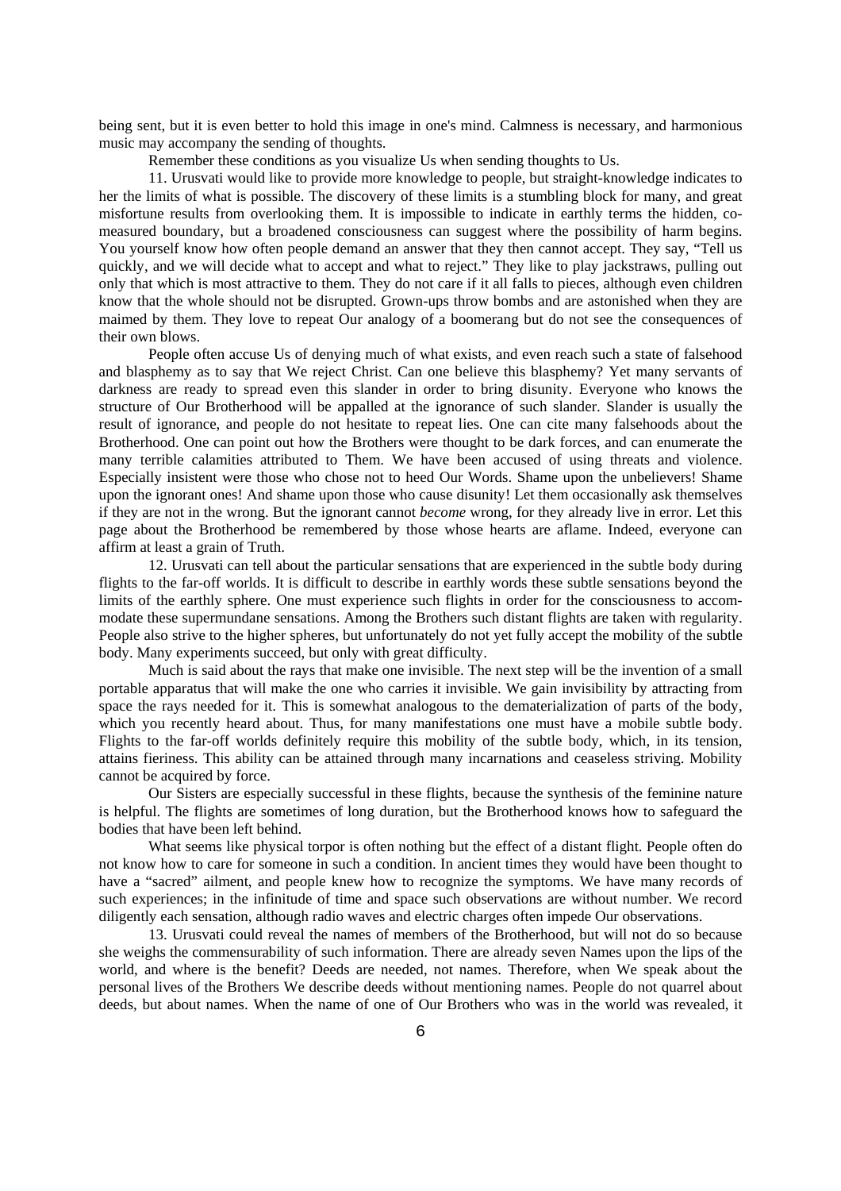being sent, but it is even better to hold this image in one's mind. Calmness is necessary, and harmonious music may accompany the sending of thoughts.

Remember these conditions as you visualize Us when sending thoughts to Us.

11. Urusvati would like to provide more knowledge to people, but straight-knowledge indicates to her the limits of what is possible. The discovery of these limits is a stumbling block for many, and great misfortune results from overlooking them. It is impossible to indicate in earthly terms the hidden, co-measured boundary, but a broadened consciousness can suggest where the possibility of harm begins. You yourself know how often people demand an answer that they then cannot accept. They say, "Tell us quickly, and we will decide what to accept and what to reject." They like to play jackstraws, pulling out only that which is most attractive to them. They do not care if it all falls to pieces, although even children know that the whole should not be disrupted. Grown-ups throw bombs and are astonished when they are maimed by them. They love to repeat Our analogy of a boomerang but do not see the consequences of their own blows.

People often accuse Us of denying much of what exists, and even reach such a state of falsehood and blasphemy as to say that We reject Christ. Can one believe this blasphemy? Yet many servants of darkness are ready to spread even this slander in order to bring disunity. Everyone who knows the structure of Our Brotherhood will be appalled at the ignorance of such slander. Slander is usually the result of ignorance, and people do not hesitate to repeat lies. One can cite many falsehoods about the Brotherhood. One can point out how the Brothers were thought to be dark forces, and can enumerate the many terrible calamities attributed to Them. We have been accused of using threats and violence. Especially insistent were those who chose not to heed Our Words. Shame upon the unbelievers! Shame upon the ignorant ones! And shame upon those who cause disunity! Let them occasionally ask themselves if they are not in the wrong. But the ignorant cannot *become* wrong, for they already live in error. Let this page about the Brotherhood be remembered by those whose hearts are aflame. Indeed, everyone can affirm at least a grain of Truth.

12. Urusvati can tell about the particular sensations that are experienced in the subtle body during flights to the far-off worlds. It is difficult to describe in earthly words these subtle sensations beyond the limits of the earthly sphere. One must experience such flights in order for the consciousness to accommodate these supermundane sensations. Among the Brothers such distant flights are taken with regularity. People also strive to the higher spheres, but unfortunately do not yet fully accept the mobility of the subtle body. Many experiments succeed, but only with great difficulty.

Much is said about the rays that make one invisible. The next step will be the invention of a small portable apparatus that will make the one who carries it invisible. We gain invisibility by attracting from space the rays needed for it. This is somewhat analogous to the dematerialization of parts of the body, which you recently heard about. Thus, for many manifestations one must have a mobile subtle body. Flights to the far-off worlds definitely require this mobility of the subtle body, which, in its tension, attains fieriness. This ability can be attained through many incarnations and ceaseless striving. Mobility cannot be acquired by force.

Our Sisters are especially successful in these flights, because the synthesis of the feminine nature is helpful. The flights are sometimes of long duration, but the Brotherhood knows how to safeguard the bodies that have been left behind.

What seems like physical torpor is often nothing but the effect of a distant flight. People often do not know how to care for someone in such a condition. In ancient times they would have been thought to have a "sacred" ailment, and people knew how to recognize the symptoms. We have many records of such experiences; in the infinitude of time and space such observations are without number. We record diligently each sensation, although radio waves and electric charges often impede Our observations.

13. Urusvati could reveal the names of members of the Brotherhood, but will not do so because she weighs the commensurability of such information. There are already seven Names upon the lips of the world, and where is the benefit? Deeds are needed, not names. Therefore, when We speak about the personal lives of the Brothers We describe deeds without mentioning names. People do not quarrel about deeds, but about names. When the name of one of Our Brothers who was in the world was revealed, it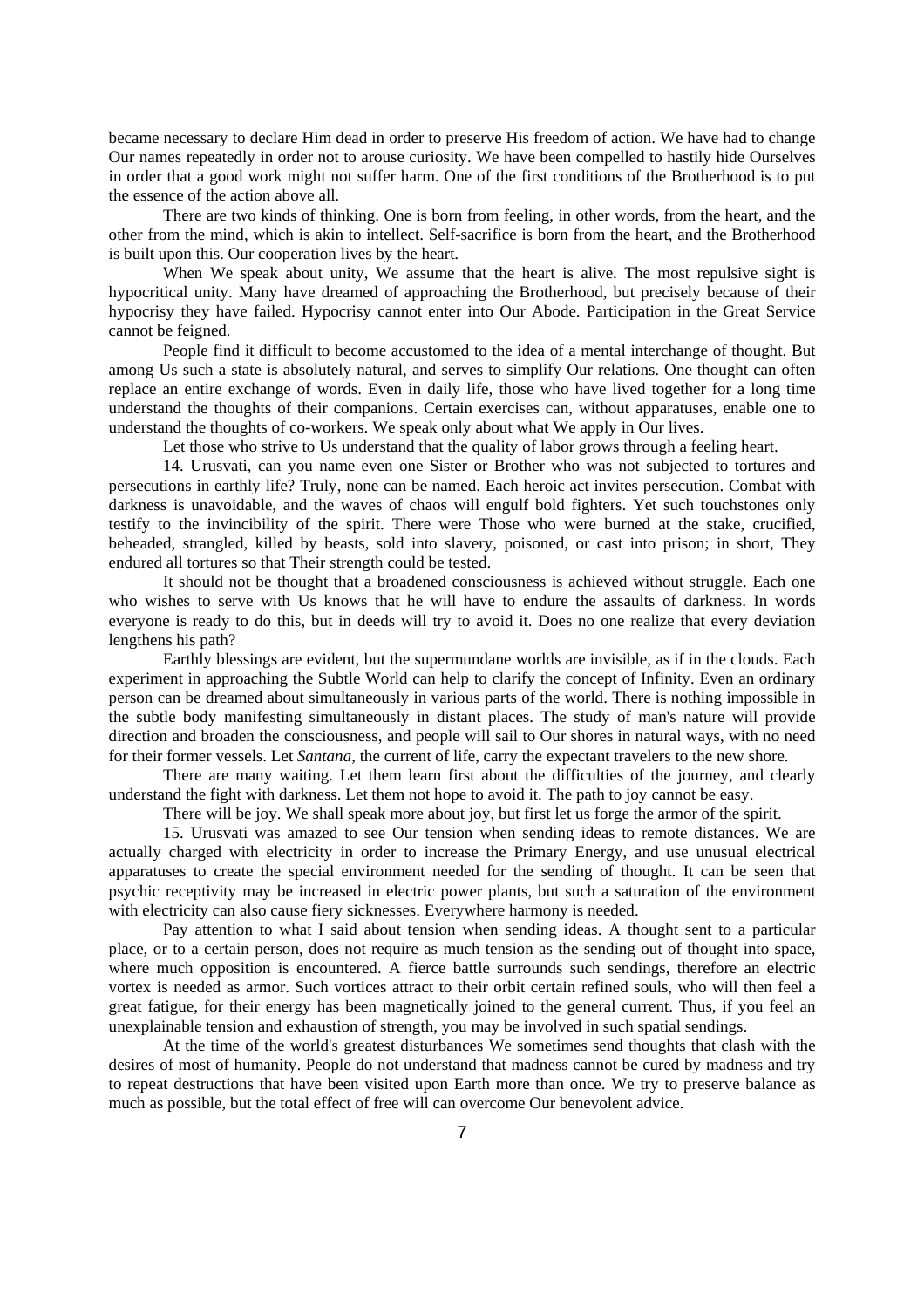became necessary to declare Him dead in order to preserve His freedom of action. We have had to change Our names repeatedly in order not to arouse curiosity. We have been compelled to hastily hide Ourselves in order that a good work might not suffer harm. One of the first conditions of the Brotherhood is to put the essence of the action above all.

There are two kinds of thinking. One is born from feeling, in other words, from the heart, and the other from the mind, which is akin to intellect. Self-sacrifice is born from the heart, and the Brotherhood is built upon this. Our cooperation lives by the heart.

When We speak about unity, We assume that the heart is alive. The most repulsive sight is hypocritical unity. Many have dreamed of approaching the Brotherhood, but precisely because of their hypocrisy they have failed. Hypocrisy cannot enter into Our Abode. Participation in the Great Service cannot be feigned.

People find it difficult to become accustomed to the idea of a mental interchange of thought. But among Us such a state is absolutely natural, and serves to simplify Our relations. One thought can often replace an entire exchange of words. Even in daily life, those who have lived together for a long time understand the thoughts of their companions. Certain exercises can, without apparatuses, enable one to understand the thoughts of co-workers. We speak only about what We apply in Our lives.

Let those who strive to Us understand that the quality of labor grows through a feeling heart.

14. Urusvati, can you name even one Sister or Brother who was not subjected to tortures and persecutions in earthly life? Truly, none can be named. Each heroic act invites persecution. Combat with darkness is unavoidable, and the waves of chaos will engulf bold fighters. Yet such touchstones only testify to the invincibility of the spirit. There were Those who were burned at the stake, crucified, beheaded, strangled, killed by beasts, sold into slavery, poisoned, or cast into prison; in short, They endured all tortures so that Their strength could be tested.

It should not be thought that a broadened consciousness is achieved without struggle. Each one who wishes to serve with Us knows that he will have to endure the assaults of darkness. In words everyone is ready to do this, but in deeds will try to avoid it. Does no one realize that every deviation lengthens his path?

Earthly blessings are evident, but the supermundane worlds are invisible, as if in the clouds. Each experiment in approaching the Subtle World can help to clarify the concept of Infinity. Even an ordinary person can be dreamed about simultaneously in various parts of the world. There is nothing impossible in the subtle body manifesting simultaneously in distant places. The study of man's nature will provide direction and broaden the consciousness, and people will sail to Our shores in natural ways, with no need for their former vessels. Let *Santana*, the current of life, carry the expectant travelers to the new shore.

There are many waiting. Let them learn first about the difficulties of the journey, and clearly understand the fight with darkness. Let them not hope to avoid it. The path to joy cannot be easy.

There will be joy. We shall speak more about joy, but first let us forge the armor of the spirit.

15. Urusvati was amazed to see Our tension when sending ideas to remote distances. We are actually charged with electricity in order to increase the Primary Energy, and use unusual electrical apparatuses to create the special environment needed for the sending of thought. It can be seen that psychic receptivity may be increased in electric power plants, but such a saturation of the environment with electricity can also cause fiery sicknesses. Everywhere harmony is needed.

Pay attention to what I said about tension when sending ideas. A thought sent to a particular place, or to a certain person, does not require as much tension as the sending out of thought into space, where much opposition is encountered. A fierce battle surrounds such sendings, therefore an electric vortex is needed as armor. Such vortices attract to their orbit certain refined souls, who will then feel a great fatigue, for their energy has been magnetically joined to the general current. Thus, if you feel an unexplainable tension and exhaustion of strength, you may be involved in such spatial sendings.

At the time of the world's greatest disturbances We sometimes send thoughts that clash with the desires of most of humanity. People do not understand that madness cannot be cured by madness and try to repeat destructions that have been visited upon Earth more than once. We try to preserve balance as much as possible, but the total effect of free will can overcome Our benevolent advice.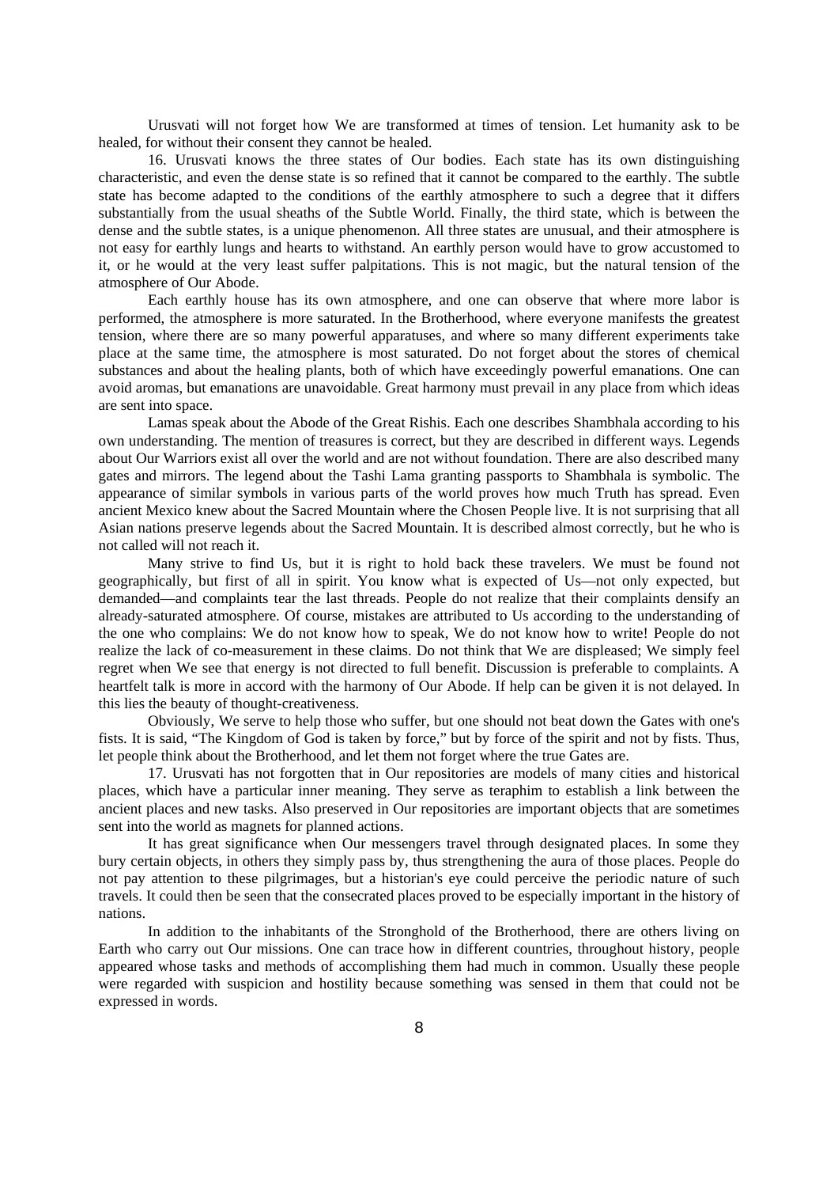Urusvati will not forget how We are transformed at times of tension. Let humanity ask to be healed, for without their consent they cannot be healed.

16. Urusvati knows the three states of Our bodies. Each state has its own distinguishing characteristic, and even the dense state is so refined that it cannot be compared to the earthly. The subtle state has become adapted to the conditions of the earthly atmosphere to such a degree that it differs substantially from the usual sheaths of the Subtle World. Finally, the third state, which is between the dense and the subtle states, is a unique phenomenon. All three states are unusual, and their atmosphere is not easy for earthly lungs and hearts to withstand. An earthly person would have to grow accustomed to it, or he would at the very least suffer palpitations. This is not magic, but the natural tension of the atmosphere of Our Abode.

Each earthly house has its own atmosphere, and one can observe that where more labor is performed, the atmosphere is more saturated. In the Brotherhood, where everyone manifests the greatest tension, where there are so many powerful apparatuses, and where so many different experiments take place at the same time, the atmosphere is most saturated. Do not forget about the stores of chemical substances and about the healing plants, both of which have exceedingly powerful emanations. One can avoid aromas, but emanations are unavoidable. Great harmony must prevail in any place from which ideas are sent into space.

Lamas speak about the Abode of the Great Rishis. Each one describes Shambhala according to his own understanding. The mention of treasures is correct, but they are described in different ways. Legends about Our Warriors exist all over the world and are not without foundation. There are also described many gates and mirrors. The legend about the Tashi Lama granting passports to Shambhala is symbolic. The appearance of similar symbols in various parts of the world proves how much Truth has spread. Even ancient Mexico knew about the Sacred Mountain where the Chosen People live. It is not surprising that all Asian nations preserve legends about the Sacred Mountain. It is described almost correctly, but he who is not called will not reach it.

Many strive to find Us, but it is right to hold back these travelers. We must be found not geographically, but first of all in spirit. You know what is expected of Us—not only expected, but demanded—and complaints tear the last threads. People do not realize that their complaints densify an already-saturated atmosphere. Of course, mistakes are attributed to Us according to the understanding of the one who complains: We do not know how to speak, We do not know how to write! People do not realize the lack of co-measurement in these claims. Do not think that We are displeased; We simply feel regret when We see that energy is not directed to full benefit. Discussion is preferable to complaints. A heartfelt talk is more in accord with the harmony of Our Abode. If help can be given it is not delayed. In this lies the beauty of thought-creativeness.

Obviously, We serve to help those who suffer, but one should not beat down the Gates with one's fists. It is said, "The Kingdom of God is taken by force," but by force of the spirit and not by fists. Thus, let people think about the Brotherhood, and let them not forget where the true Gates are.

17. Urusvati has not forgotten that in Our repositories are models of many cities and historical places, which have a particular inner meaning. They serve as teraphim to establish a link between the ancient places and new tasks. Also preserved in Our repositories are important objects that are sometimes sent into the world as magnets for planned actions.

It has great significance when Our messengers travel through designated places. In some they bury certain objects, in others they simply pass by, thus strengthening the aura of those places. People do not pay attention to these pilgrimages, but a historian's eye could perceive the periodic nature of such travels. It could then be seen that the consecrated places proved to be especially important in the history of nations.

In addition to the inhabitants of the Stronghold of the Brotherhood, there are others living on Earth who carry out Our missions. One can trace how in different countries, throughout history, people appeared whose tasks and methods of accomplishing them had much in common. Usually these people were regarded with suspicion and hostility because something was sensed in them that could not be expressed in words.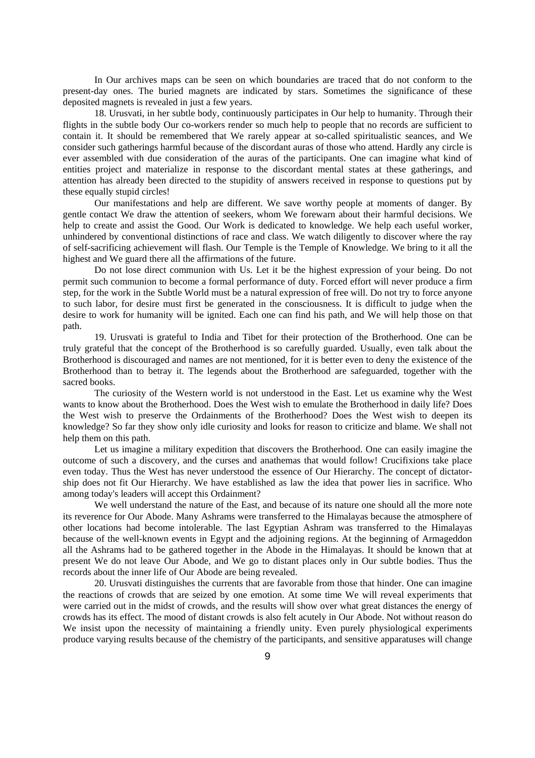In Our archives maps can be seen on which boundaries are traced that do not conform to the present-day ones. The buried magnets are indicated by stars. Sometimes the significance of these deposited magnets is revealed in just a few years.

18. Urusvati, in her subtle body, continuously participates in Our help to humanity. Through their flights in the subtle body Our co-workers render so much help to people that no records are sufficient to contain it. It should be remembered that We rarely appear at so-called spiritualistic seances, and We consider such gatherings harmful because of the discordant auras of those who attend. Hardly any circle is ever assembled with due consideration of the auras of the participants. One can imagine what kind of entities project and materialize in response to the discordant mental states at these gatherings, and attention has already been directed to the stupidity of answers received in response to questions put by these equally stupid circles!

Our manifestations and help are different. We save worthy people at moments of danger. By gentle contact We draw the attention of seekers, whom We forewarn about their harmful decisions. We help to create and assist the Good. Our Work is dedicated to knowledge. We help each useful worker, unhindered by conventional distinctions of race and class. We watch diligently to discover where the ray of self-sacrificing achievement will flash. Our Temple is the Temple of Knowledge. We bring to it all the highest and We guard there all the affirmations of the future.

Do not lose direct communion with Us. Let it be the highest expression of your being. Do not permit such communion to become a formal performance of duty. Forced effort will never produce a firm step, for the work in the Subtle World must be a natural expression of free will. Do not try to force anyone to such labor, for desire must first be generated in the consciousness. It is difficult to judge when the desire to work for humanity will be ignited. Each one can find his path, and We will help those on that path.

19. Urusvati is grateful to India and Tibet for their protection of the Brotherhood. One can be truly grateful that the concept of the Brotherhood is so carefully guarded. Usually, even talk about the Brotherhood is discouraged and names are not mentioned, for it is better even to deny the existence of the Brotherhood than to betray it. The legends about the Brotherhood are safeguarded, together with the sacred books.

The curiosity of the Western world is not understood in the East. Let us examine why the West wants to know about the Brotherhood. Does the West wish to emulate the Brotherhood in daily life? Does the West wish to preserve the Ordainments of the Brotherhood? Does the West wish to deepen its knowledge? So far they show only idle curiosity and looks for reason to criticize and blame. We shall not help them on this path.

Let us imagine a military expedition that discovers the Brotherhood. One can easily imagine the outcome of such a discovery, and the curses and anathemas that would follow! Crucifixions take place even today. Thus the West has never understood the essence of Our Hierarchy. The concept of dictatorship does not fit Our Hierarchy. We have established as law the idea that power lies in sacrifice. Who among today's leaders will accept this Ordainment?

We well understand the nature of the East, and because of its nature one should all the more note its reverence for Our Abode. Many Ashrams were transferred to the Himalayas because the atmosphere of other locations had become intolerable. The last Egyptian Ashram was transferred to the Himalayas because of the well-known events in Egypt and the adjoining regions. At the beginning of Armageddon all the Ashrams had to be gathered together in the Abode in the Himalayas. It should be known that at present We do not leave Our Abode, and We go to distant places only in Our subtle bodies. Thus the records about the inner life of Our Abode are being revealed.

20. Urusvati distinguishes the currents that are favorable from those that hinder. One can imagine the reactions of crowds that are seized by one emotion. At some time We will reveal experiments that were carried out in the midst of crowds, and the results will show over what great distances the energy of crowds has its effect. The mood of distant crowds is also felt acutely in Our Abode. Not without reason do We insist upon the necessity of maintaining a friendly unity. Even purely physiological experiments produce varying results because of the chemistry of the participants, and sensitive apparatuses will change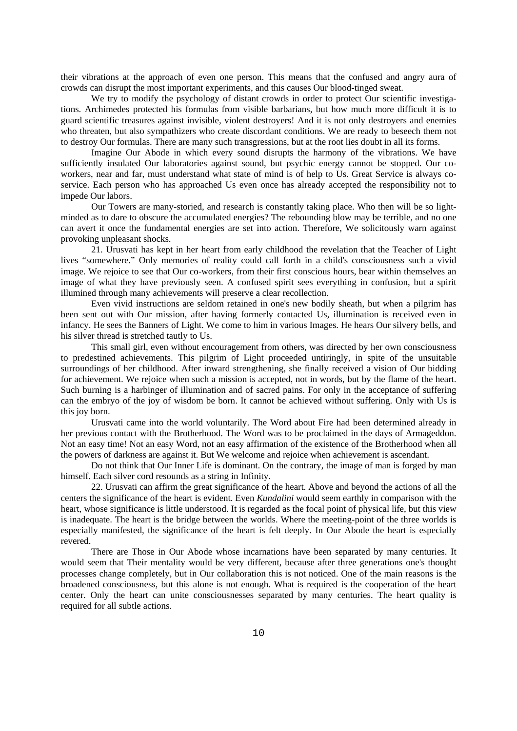their vibrations at the approach of even one person. This means that the confused and angry aura of crowds can disrupt the most important experiments, and this causes Our blood-tinged sweat.

We try to modify the psychology of distant crowds in order to protect Our scientific investigations. Archimedes protected his formulas from visible barbarians, but how much more difficult it is to guard scientific treasures against invisible, violent destroyers! And it is not only destroyers and enemies who threaten, but also sympathizers who create discordant conditions. We are ready to beseech them not to destroy Our formulas. There are many such transgressions, but at the root lies doubt in all its forms.

Imagine Our Abode in which every sound disrupts the harmony of the vibrations. We have sufficiently insulated Our laboratories against sound, but psychic energy cannot be stopped. Our co-workers, near and far, must understand what state of mind is of help to Us. Great Service is always co-service. Each person who has approached Us even once has already accepted the responsibility not to impede Our labors.

Our Towers are many-storied, and research is constantly taking place. Who then will be so light-minded as to dare to obscure the accumulated energies? The rebounding blow may be terrible, and no one can avert it once the fundamental energies are set into action. Therefore, We solicitously warn against provoking unpleasant shocks.

21. Urusvati has kept in her heart from early childhood the revelation that the Teacher of Light lives "somewhere." Only memories of reality could call forth in a child's consciousness such a vivid image. We rejoice to see that Our co-workers, from their first conscious hours, bear within themselves an image of what they have previously seen. A confused spirit sees everything in confusion, but a spirit illumined through many achievements will preserve a clear recollection.

Even vivid instructions are seldom retained in one's new bodily sheath, but when a pilgrim has been sent out with Our mission, after having formerly contacted Us, illumination is received even in infancy. He sees the Banners of Light. We come to him in various Images. He hears Our silvery bells, and his silver thread is stretched tautly to Us.

This small girl, even without encouragement from others, was directed by her own consciousness to predestined achievements. This pilgrim of Light proceeded untiringly, in spite of the unsuitable surroundings of her childhood. After inward strengthening, she finally received a vision of Our bidding for achievement. We rejoice when such a mission is accepted, not in words, but by the flame of the heart. Such burning is a harbinger of illumination and of sacred pains. For only in the acceptance of suffering can the embryo of the joy of wisdom be born. It cannot be achieved without suffering. Only with Us is this joy born.

Urusvati came into the world voluntarily. The Word about Fire had been determined already in her previous contact with the Brotherhood. The Word was to be proclaimed in the days of Armageddon. Not an easy time! Not an easy Word, not an easy affirmation of the existence of the Brotherhood when all the powers of darkness are against it. But We welcome and rejoice when achievement is ascendant.

Do not think that Our Inner Life is dominant. On the contrary, the image of man is forged by man himself. Each silver cord resounds as a string in Infinity.

22. Urusvati can affirm the great significance of the heart. Above and beyond the actions of all the centers the significance of the heart is evident. Even *Kundalini* would seem earthly in comparison with the heart, whose significance is little understood. It is regarded as the focal point of physical life, but this view is inadequate. The heart is the bridge between the worlds. Where the meeting-point of the three worlds is especially manifested, the significance of the heart is felt deeply. In Our Abode the heart is especially revered.

There are Those in Our Abode whose incarnations have been separated by many centuries. It would seem that Their mentality would be very different, because after three generations one's thought processes change completely, but in Our collaboration this is not noticed. One of the main reasons is the broadened consciousness, but this alone is not enough. What is required is the cooperation of the heart center. Only the heart can unite consciousnesses separated by many centuries. The heart quality is required for all subtle actions.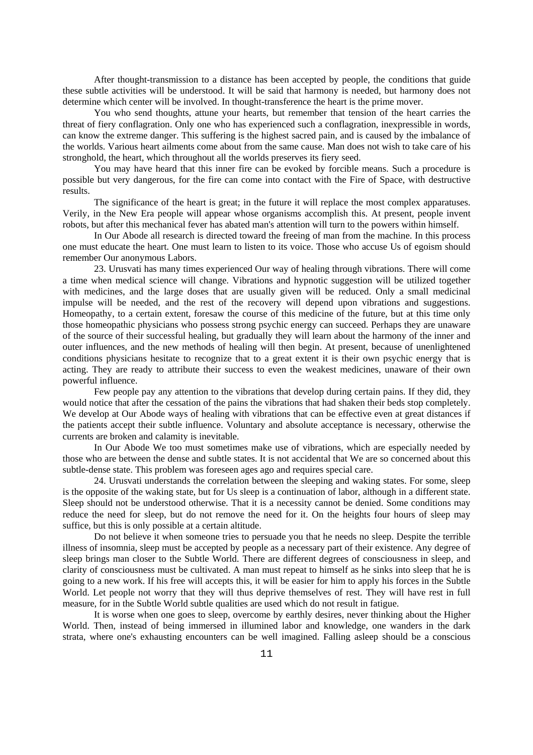After thought-transmission to a distance has been accepted by people, the conditions that guide these subtle activities will be understood. It will be said that harmony is needed, but harmony does not determine which center will be involved. In thought-transference the heart is the prime mover.

You who send thoughts, attune your hearts, but remember that tension of the heart carries the threat of fiery conflagration. Only one who has experienced such a conflagration, inexpressible in words, can know the extreme danger. This suffering is the highest sacred pain, and is caused by the imbalance of the worlds. Various heart ailments come about from the same cause. Man does not wish to take care of his stronghold, the heart, which throughout all the worlds preserves its fiery seed.

You may have heard that this inner fire can be evoked by forcible means. Such a procedure is possible but very dangerous, for the fire can come into contact with the Fire of Space, with destructive results.

The significance of the heart is great; in the future it will replace the most complex apparatuses. Verily, in the New Era people will appear whose organisms accomplish this. At present, people invent robots, but after this mechanical fever has abated man's attention will turn to the powers within himself.

In Our Abode all research is directed toward the freeing of man from the machine. In this process one must educate the heart. One must learn to listen to its voice. Those who accuse Us of egoism should remember Our anonymous Labors.

23. Urusvati has many times experienced Our way of healing through vibrations. There will come a time when medical science will change. Vibrations and hypnotic suggestion will be utilized together with medicines, and the large doses that are usually given will be reduced. Only a small medicinal impulse will be needed, and the rest of the recovery will depend upon vibrations and suggestions. Homeopathy, to a certain extent, foresaw the course of this medicine of the future, but at this time only those homeopathic physicians who possess strong psychic energy can succeed. Perhaps they are unaware of the source of their successful healing, but gradually they will learn about the harmony of the inner and outer influences, and the new methods of healing will then begin. At present, because of unenlightened conditions physicians hesitate to recognize that to a great extent it is their own psychic energy that is acting. They are ready to attribute their success to even the weakest medicines, unaware of their own powerful influence.

Few people pay any attention to the vibrations that develop during certain pains. If they did, they would notice that after the cessation of the pains the vibrations that had shaken their beds stop completely. We develop at Our Abode ways of healing with vibrations that can be effective even at great distances if the patients accept their subtle influence. Voluntary and absolute acceptance is necessary, otherwise the currents are broken and calamity is inevitable.

In Our Abode We too must sometimes make use of vibrations, which are especially needed by those who are between the dense and subtle states. It is not accidental that We are so concerned about this subtle-dense state. This problem was foreseen ages ago and requires special care.

24. Urusvati understands the correlation between the sleeping and waking states. For some, sleep is the opposite of the waking state, but for Us sleep is a continuation of labor, although in a different state. Sleep should not be understood otherwise. That it is a necessity cannot be denied. Some conditions may reduce the need for sleep, but do not remove the need for it. On the heights four hours of sleep may suffice, but this is only possible at a certain altitude.

Do not believe it when someone tries to persuade you that he needs no sleep. Despite the terrible illness of insomnia, sleep must be accepted by people as a necessary part of their existence. Any degree of sleep brings man closer to the Subtle World. There are different degrees of consciousness in sleep, and clarity of consciousness must be cultivated. A man must repeat to himself as he sinks into sleep that he is going to a new work. If his free will accepts this, it will be easier for him to apply his forces in the Subtle World. Let people not worry that they will thus deprive themselves of rest. They will have rest in full measure, for in the Subtle World subtle qualities are used which do not result in fatigue.

It is worse when one goes to sleep, overcome by earthly desires, never thinking about the Higher World. Then, instead of being immersed in illumined labor and knowledge, one wanders in the dark strata, where one's exhausting encounters can be well imagined. Falling asleep should be a conscious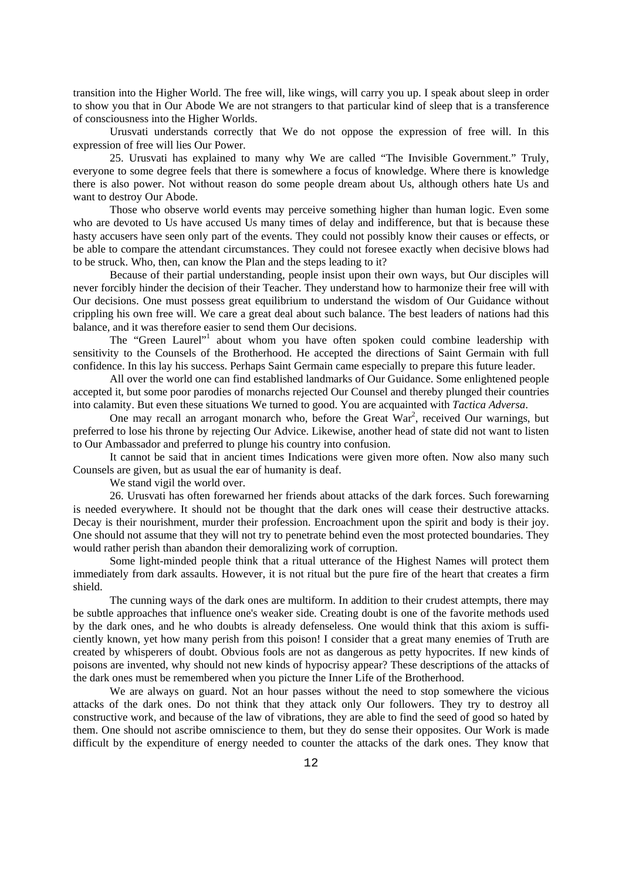transition into the Higher World. The free will, like wings, will carry you up. I speak about sleep in order to show you that in Our Abode We are not strangers to that particular kind of sleep that is a transference of consciousness into the Higher Worlds.

Urusvati understands correctly that We do not oppose the expression of free will. In this expression of free will lies Our Power.

25. Urusvati has explained to many why We are called "The Invisible Government." Truly, everyone to some degree feels that there is somewhere a focus of knowledge. Where there is knowledge there is also power. Not without reason do some people dream about Us, although others hate Us and want to destroy Our Abode.

Those who observe world events may perceive something higher than human logic. Even some who are devoted to Us have accused Us many times of delay and indifference, but that is because these hasty accusers have seen only part of the events. They could not possibly know their causes or effects, or be able to compare the attendant circumstances. They could not foresee exactly when decisive blows had to be struck. Who, then, can know the Plan and the steps leading to it?

Because of their partial understanding, people insist upon their own ways, but Our disciples will never forcibly hinder the decision of their Teacher. They understand how to harmonize their free will with Our decisions. One must possess great equilibrium to understand the wisdom of Our Guidance without crippling his own free will. We care a great deal about such balance. The best leaders of nations had this balance, and it was therefore easier to send them Our decisions.

The "Green Laurel"[1] about whom you have often spoken could combine leadership with sensitivity to the Counsels of the Brotherhood. He accepted the directions of Saint Germain with full confidence. In this lay his success. Perhaps Saint Germain came especially to prepare this future leader.

All over the world one can find established landmarks of Our Guidance. Some enlightened people accepted it, but some poor parodies of monarchs rejected Our Counsel and thereby plunged their countries into calamity. But even these situations We turned to good. You are acquainted with *Tactica Adversa*.

One may recall an arrogant monarch who, before the Great War[2], received Our warnings, but preferred to lose his throne by rejecting Our Advice. Likewise, another head of state did not want to listen to Our Ambassador and preferred to plunge his country into confusion.

It cannot be said that in ancient times Indications were given more often. Now also many such Counsels are given, but as usual the ear of humanity is deaf.

We stand vigil the world over.

26. Urusvati has often forewarned her friends about attacks of the dark forces. Such forewarning is needed everywhere. It should not be thought that the dark ones will cease their destructive attacks. Decay is their nourishment, murder their profession. Encroachment upon the spirit and body is their joy. One should not assume that they will not try to penetrate behind even the most protected boundaries. They would rather perish than abandon their demoralizing work of corruption.

Some light-minded people think that a ritual utterance of the Highest Names will protect them immediately from dark assaults. However, it is not ritual but the pure fire of the heart that creates a firm shield.

The cunning ways of the dark ones are multiform. In addition to their crudest attempts, there may be subtle approaches that influence one's weaker side. Creating doubt is one of the favorite methods used by the dark ones, and he who doubts is already defenseless. One would think that this axiom is sufficiently known, yet how many perish from this poison! I consider that a great many enemies of Truth are created by whisperers of doubt. Obvious fools are not as dangerous as petty hypocrites. If new kinds of poisons are invented, why should not new kinds of hypocrisy appear? These descriptions of the attacks of the dark ones must be remembered when you picture the Inner Life of the Brotherhood.

We are always on guard. Not an hour passes without the need to stop somewhere the vicious attacks of the dark ones. Do not think that they attack only Our followers. They try to destroy all constructive work, and because of the law of vibrations, they are able to find the seed of good so hated by them. One should not ascribe omniscience to them, but they do sense their opposites. Our Work is made difficult by the expenditure of energy needed to counter the attacks of the dark ones. They know that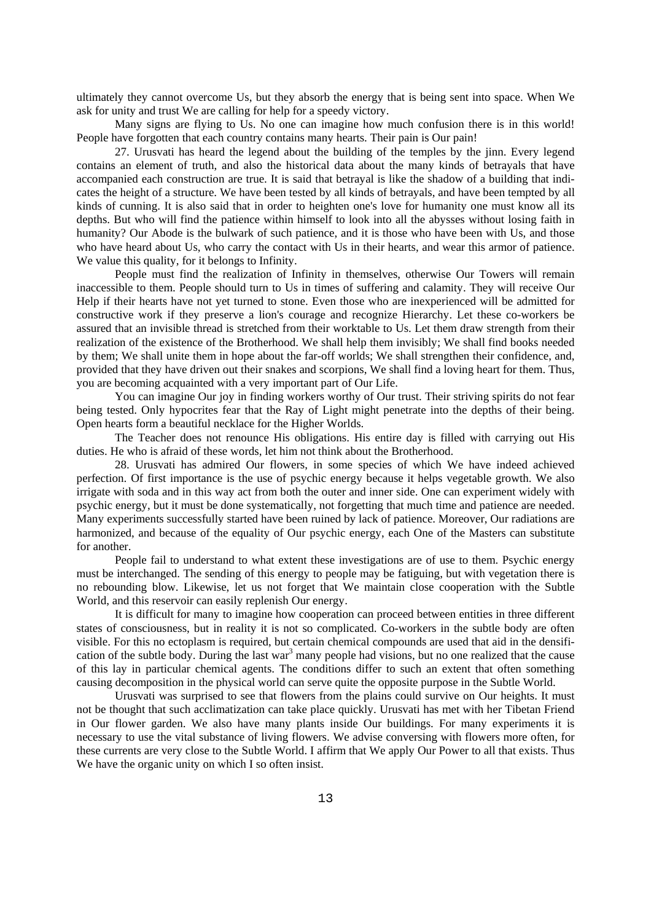ultimately they cannot overcome Us, but they absorb the energy that is being sent into space. When We ask for unity and trust We are calling for help for a speedy victory.

Many signs are flying to Us. No one can imagine how much confusion there is in this world! People have forgotten that each country contains many hearts. Their pain is Our pain!

27. Urusvati has heard the legend about the building of the temples by the jinn. Every legend contains an element of truth, and also the historical data about the many kinds of betrayals that have accompanied each construction are true. It is said that betrayal is like the shadow of a building that indicates the height of a structure. We have been tested by all kinds of betrayals, and have been tempted by all kinds of cunning. It is also said that in order to heighten one's love for humanity one must know all its depths. But who will find the patience within himself to look into all the abysses without losing faith in humanity? Our Abode is the bulwark of such patience, and it is those who have been with Us, and those who have heard about Us, who carry the contact with Us in their hearts, and wear this armor of patience. We value this quality, for it belongs to Infinity.

People must find the realization of Infinity in themselves, otherwise Our Towers will remain inaccessible to them. People should turn to Us in times of suffering and calamity. They will receive Our Help if their hearts have not yet turned to stone. Even those who are inexperienced will be admitted for constructive work if they preserve a lion's courage and recognize Hierarchy. Let these co-workers be assured that an invisible thread is stretched from their worktable to Us. Let them draw strength from their realization of the existence of the Brotherhood. We shall help them invisibly; We shall find books needed by them; We shall unite them in hope about the far-off worlds; We shall strengthen their confidence, and, provided that they have driven out their snakes and scorpions, We shall find a loving heart for them. Thus, you are becoming acquainted with a very important part of Our Life.

You can imagine Our joy in finding workers worthy of Our trust. Their striving spirits do not fear being tested. Only hypocrites fear that the Ray of Light might penetrate into the depths of their being. Open hearts form a beautiful necklace for the Higher Worlds.

The Teacher does not renounce His obligations. His entire day is filled with carrying out His duties. He who is afraid of these words, let him not think about the Brotherhood.

28. Urusvati has admired Our flowers, in some species of which We have indeed achieved perfection. Of first importance is the use of psychic energy because it helps vegetable growth. We also irrigate with soda and in this way act from both the outer and inner side. One can experiment widely with psychic energy, but it must be done systematically, not forgetting that much time and patience are needed. Many experiments successfully started have been ruined by lack of patience. Moreover, Our radiations are harmonized, and because of the equality of Our psychic energy, each One of the Masters can substitute for another.

People fail to understand to what extent these investigations are of use to them. Psychic energy must be interchanged. The sending of this energy to people may be fatiguing, but with vegetation there is no rebounding blow. Likewise, let us not forget that We maintain close cooperation with the Subtle World, and this reservoir can easily replenish Our energy.

It is difficult for many to imagine how cooperation can proceed between entities in three different states of consciousness, but in reality it is not so complicated. Co-workers in the subtle body are often visible. For this no ectoplasm is required, but certain chemical compounds are used that aid in the densification of the subtle body. During the last war[3] many people had visions, but no one realized that the cause of this lay in particular chemical agents. The conditions differ to such an extent that often something causing decomposition in the physical world can serve quite the opposite purpose in the Subtle World.

Urusvati was surprised to see that flowers from the plains could survive on Our heights. It must not be thought that such acclimatization can take place quickly. Urusvati has met with her Tibetan Friend in Our flower garden. We also have many plants inside Our buildings. For many experiments it is necessary to use the vital substance of living flowers. We advise conversing with flowers more often, for these currents are very close to the Subtle World. I affirm that We apply Our Power to all that exists. Thus We have the organic unity on which I so often insist.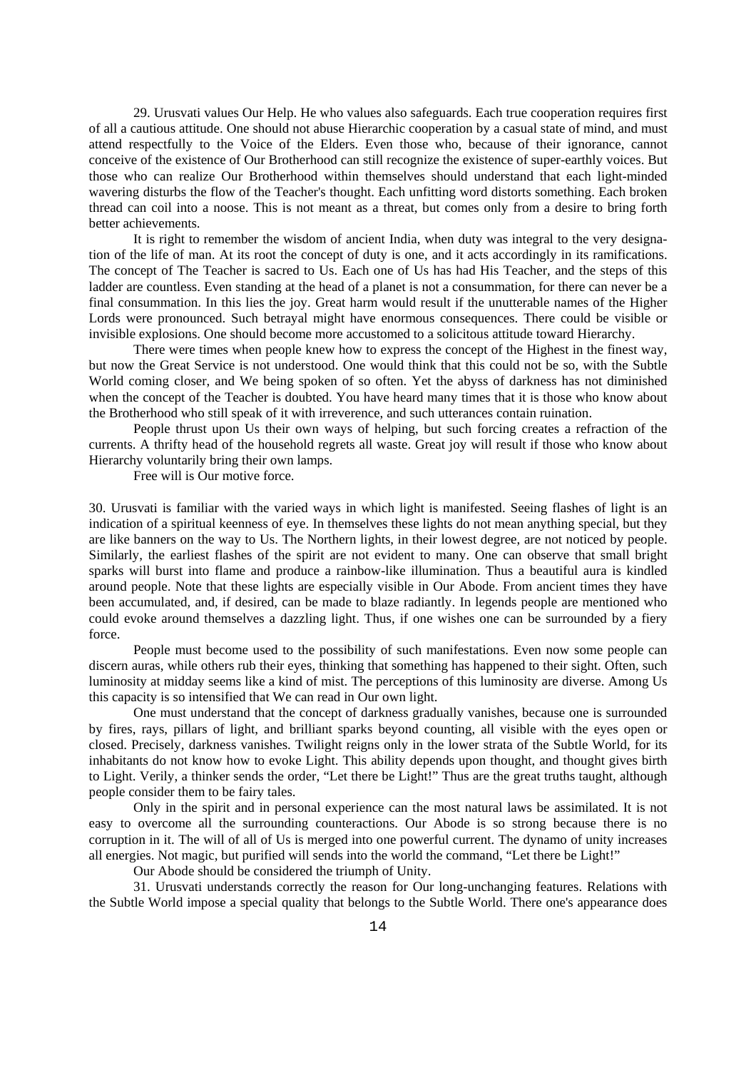29. Urusvati values Our Help. He who values also safeguards. Each true cooperation requires first of all a cautious attitude. One should not abuse Hierarchic cooperation by a casual state of mind, and must attend respectfully to the Voice of the Elders. Even those who, because of their ignorance, cannot conceive of the existence of Our Brotherhood can still recognize the existence of super-earthly voices. But those who can realize Our Brotherhood within themselves should understand that each light-minded wavering disturbs the flow of the Teacher's thought. Each unfitting word distorts something. Each broken thread can coil into a noose. This is not meant as a threat, but comes only from a desire to bring forth better achievements.

It is right to remember the wisdom of ancient India, when duty was integral to the very designation of the life of man. At its root the concept of duty is one, and it acts accordingly in its ramifications. The concept of The Teacher is sacred to Us. Each one of Us has had His Teacher, and the steps of this ladder are countless. Even standing at the head of a planet is not a consummation, for there can never be a final consummation. In this lies the joy. Great harm would result if the unutterable names of the Higher Lords were pronounced. Such betrayal might have enormous consequences. There could be visible or invisible explosions. One should become more accustomed to a solicitous attitude toward Hierarchy.

There were times when people knew how to express the concept of the Highest in the finest way, but now the Great Service is not understood. One would think that this could not be so, with the Subtle World coming closer, and We being spoken of so often. Yet the abyss of darkness has not diminished when the concept of the Teacher is doubted. You have heard many times that it is those who know about the Brotherhood who still speak of it with irreverence, and such utterances contain ruination.

People thrust upon Us their own ways of helping, but such forcing creates a refraction of the currents. A thrifty head of the household regrets all waste. Great joy will result if those who know about Hierarchy voluntarily bring their own lamps.

Free will is Our motive force.

30. Urusvati is familiar with the varied ways in which light is manifested. Seeing flashes of light is an indication of a spiritual keenness of eye. In themselves these lights do not mean anything special, but they are like banners on the way to Us. The Northern lights, in their lowest degree, are not noticed by people. Similarly, the earliest flashes of the spirit are not evident to many. One can observe that small bright sparks will burst into flame and produce a rainbow-like illumination. Thus a beautiful aura is kindled around people. Note that these lights are especially visible in Our Abode. From ancient times they have been accumulated, and, if desired, can be made to blaze radiantly. In legends people are mentioned who could evoke around themselves a dazzling light. Thus, if one wishes one can be surrounded by a fiery force.

People must become used to the possibility of such manifestations. Even now some people can discern auras, while others rub their eyes, thinking that something has happened to their sight. Often, such luminosity at midday seems like a kind of mist. The perceptions of this luminosity are diverse. Among Us this capacity is so intensified that We can read in Our own light.

One must understand that the concept of darkness gradually vanishes, because one is surrounded by fires, rays, pillars of light, and brilliant sparks beyond counting, all visible with the eyes open or closed. Precisely, darkness vanishes. Twilight reigns only in the lower strata of the Subtle World, for its inhabitants do not know how to evoke Light. This ability depends upon thought, and thought gives birth to Light. Verily, a thinker sends the order, "Let there be Light!" Thus are the great truths taught, although people consider them to be fairy tales.

Only in the spirit and in personal experience can the most natural laws be assimilated. It is not easy to overcome all the surrounding counteractions. Our Abode is so strong because there is no corruption in it. The will of all of Us is merged into one powerful current. The dynamo of unity increases all energies. Not magic, but purified will sends into the world the command, "Let there be Light!"

Our Abode should be considered the triumph of Unity.

31. Urusvati understands correctly the reason for Our long-unchanging features. Relations with the Subtle World impose a special quality that belongs to the Subtle World. There one's appearance does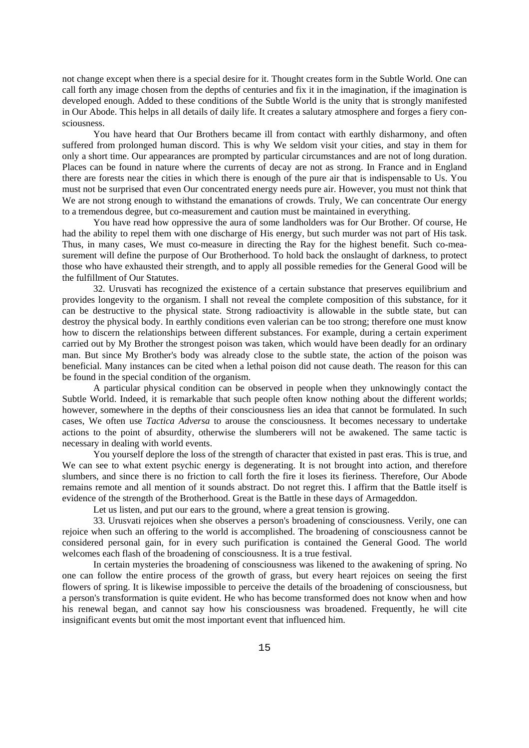not change except when there is a special desire for it. Thought creates form in the Subtle World. One can call forth any image chosen from the depths of centuries and fix it in the imagination, if the imagination is developed enough. Added to these conditions of the Subtle World is the unity that is strongly manifested in Our Abode. This helps in all details of daily life. It creates a salutary atmosphere and forges a fiery consciousness.

You have heard that Our Brothers became ill from contact with earthly disharmony, and often suffered from prolonged human discord. This is why We seldom visit your cities, and stay in them for only a short time. Our appearances are prompted by particular circumstances and are not of long duration. Places can be found in nature where the currents of decay are not as strong. In France and in England there are forests near the cities in which there is enough of the pure air that is indispensable to Us. You must not be surprised that even Our concentrated energy needs pure air. However, you must not think that We are not strong enough to withstand the emanations of crowds. Truly, We can concentrate Our energy to a tremendous degree, but co-measurement and caution must be maintained in everything.

You have read how oppressive the aura of some landholders was for Our Brother. Of course, He had the ability to repel them with one discharge of His energy, but such murder was not part of His task. Thus, in many cases, We must co-measure in directing the Ray for the highest benefit. Such co-measurement will define the purpose of Our Brotherhood. To hold back the onslaught of darkness, to protect those who have exhausted their strength, and to apply all possible remedies for the General Good will be the fulfillment of Our Statutes.

32. Urusvati has recognized the existence of a certain substance that preserves equilibrium and provides longevity to the organism. I shall not reveal the complete composition of this substance, for it can be destructive to the physical state. Strong radioactivity is allowable in the subtle state, but can destroy the physical body. In earthly conditions even valerian can be too strong; therefore one must know how to discern the relationships between different substances. For example, during a certain experiment carried out by My Brother the strongest poison was taken, which would have been deadly for an ordinary man. But since My Brother's body was already close to the subtle state, the action of the poison was beneficial. Many instances can be cited when a lethal poison did not cause death. The reason for this can be found in the special condition of the organism.

A particular physical condition can be observed in people when they unknowingly contact the Subtle World. Indeed, it is remarkable that such people often know nothing about the different worlds; however, somewhere in the depths of their consciousness lies an idea that cannot be formulated. In such cases, We often use *Tactica Adversa* to arouse the consciousness. It becomes necessary to undertake actions to the point of absurdity, otherwise the slumberers will not be awakened. The same tactic is necessary in dealing with world events.

You yourself deplore the loss of the strength of character that existed in past eras. This is true, and We can see to what extent psychic energy is degenerating. It is not brought into action, and therefore slumbers, and since there is no friction to call forth the fire it loses its fieriness. Therefore, Our Abode remains remote and all mention of it sounds abstract. Do not regret this. I affirm that the Battle itself is evidence of the strength of the Brotherhood. Great is the Battle in these days of Armageddon.

Let us listen, and put our ears to the ground, where a great tension is growing.

33. Urusvati rejoices when she observes a person's broadening of consciousness. Verily, one can rejoice when such an offering to the world is accomplished. The broadening of consciousness cannot be considered personal gain, for in every such purification is contained the General Good. The world welcomes each flash of the broadening of consciousness. It is a true festival.

In certain mysteries the broadening of consciousness was likened to the awakening of spring. No one can follow the entire process of the growth of grass, but every heart rejoices on seeing the first flowers of spring. It is likewise impossible to perceive the details of the broadening of consciousness, but a person's transformation is quite evident. He who has become transformed does not know when and how his renewal began, and cannot say how his consciousness was broadened. Frequently, he will cite insignificant events but omit the most important event that influenced him.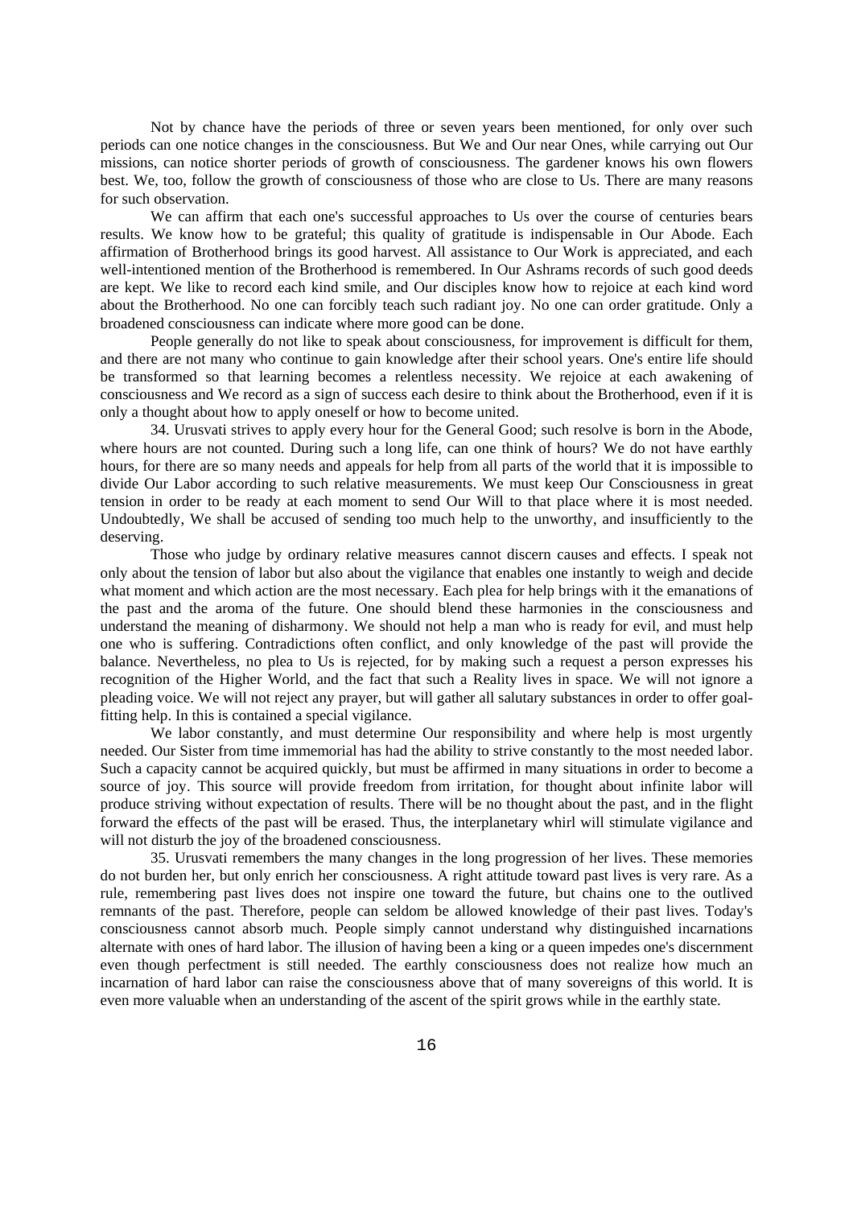Not by chance have the periods of three or seven years been mentioned, for only over such periods can one notice changes in the consciousness. But We and Our near Ones, while carrying out Our missions, can notice shorter periods of growth of consciousness. The gardener knows his own flowers best. We, too, follow the growth of consciousness of those who are close to Us. There are many reasons for such observation.

We can affirm that each one's successful approaches to Us over the course of centuries bears results. We know how to be grateful; this quality of gratitude is indispensable in Our Abode. Each affirmation of Brotherhood brings its good harvest. All assistance to Our Work is appreciated, and each well-intentioned mention of the Brotherhood is remembered. In Our Ashrams records of such good deeds are kept. We like to record each kind smile, and Our disciples know how to rejoice at each kind word about the Brotherhood. No one can forcibly teach such radiant joy. No one can order gratitude. Only a broadened consciousness can indicate where more good can be done.

People generally do not like to speak about consciousness, for improvement is difficult for them, and there are not many who continue to gain knowledge after their school years. One's entire life should be transformed so that learning becomes a relentless necessity. We rejoice at each awakening of consciousness and We record as a sign of success each desire to think about the Brotherhood, even if it is only a thought about how to apply oneself or how to become united.

34. Urusvati strives to apply every hour for the General Good; such resolve is born in the Abode, where hours are not counted. During such a long life, can one think of hours? We do not have earthly hours, for there are so many needs and appeals for help from all parts of the world that it is impossible to divide Our Labor according to such relative measurements. We must keep Our Consciousness in great tension in order to be ready at each moment to send Our Will to that place where it is most needed. Undoubtedly, We shall be accused of sending too much help to the unworthy, and insufficiently to the deserving.

Those who judge by ordinary relative measures cannot discern causes and effects. I speak not only about the tension of labor but also about the vigilance that enables one instantly to weigh and decide what moment and which action are the most necessary. Each plea for help brings with it the emanations of the past and the aroma of the future. One should blend these harmonies in the consciousness and understand the meaning of disharmony. We should not help a man who is ready for evil, and must help one who is suffering. Contradictions often conflict, and only knowledge of the past will provide the balance. Nevertheless, no plea to Us is rejected, for by making such a request a person expresses his recognition of the Higher World, and the fact that such a Reality lives in space. We will not ignore a pleading voice. We will not reject any prayer, but will gather all salutary substances in order to offer goal-fitting help. In this is contained a special vigilance.

We labor constantly, and must determine Our responsibility and where help is most urgently needed. Our Sister from time immemorial has had the ability to strive constantly to the most needed labor. Such a capacity cannot be acquired quickly, but must be affirmed in many situations in order to become a source of joy. This source will provide freedom from irritation, for thought about infinite labor will produce striving without expectation of results. There will be no thought about the past, and in the flight forward the effects of the past will be erased. Thus, the interplanetary whirl will stimulate vigilance and will not disturb the joy of the broadened consciousness.

35. Urusvati remembers the many changes in the long progression of her lives. These memories do not burden her, but only enrich her consciousness. A right attitude toward past lives is very rare. As a rule, remembering past lives does not inspire one toward the future, but chains one to the outlived remnants of the past. Therefore, people can seldom be allowed knowledge of their past lives. Today's consciousness cannot absorb much. People simply cannot understand why distinguished incarnations alternate with ones of hard labor. The illusion of having been a king or a queen impedes one's discernment even though perfectment is still needed. The earthly consciousness does not realize how much an incarnation of hard labor can raise the consciousness above that of many sovereigns of this world. It is even more valuable when an understanding of the ascent of the spirit grows while in the earthly state.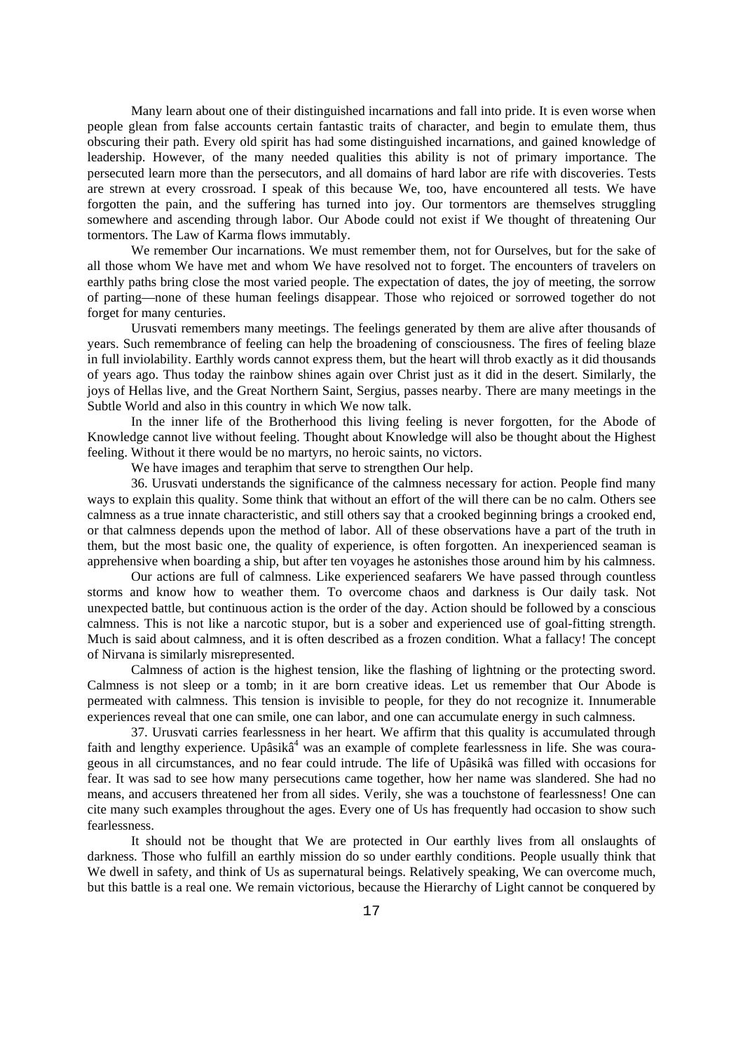Many learn about one of their distinguished incarnations and fall into pride. It is even worse when people glean from false accounts certain fantastic traits of character, and begin to emulate them, thus obscuring their path. Every old spirit has had some distinguished incarnations, and gained knowledge of leadership. However, of the many needed qualities this ability is not of primary importance. The persecuted learn more than the persecutors, and all domains of hard labor are rife with discoveries. Tests are strewn at every crossroad. I speak of this because We, too, have encountered all tests. We have forgotten the pain, and the suffering has turned into joy. Our tormentors are themselves struggling somewhere and ascending through labor. Our Abode could not exist if We thought of threatening Our tormentors. The Law of Karma flows immutably.

We remember Our incarnations. We must remember them, not for Ourselves, but for the sake of all those whom We have met and whom We have resolved not to forget. The encounters of travelers on earthly paths bring close the most varied people. The expectation of dates, the joy of meeting, the sorrow of parting—none of these human feelings disappear. Those who rejoiced or sorrowed together do not forget for many centuries.

Urusvati remembers many meetings. The feelings generated by them are alive after thousands of years. Such remembrance of feeling can help the broadening of consciousness. The fires of feeling blaze in full inviolability. Earthly words cannot express them, but the heart will throb exactly as it did thousands of years ago. Thus today the rainbow shines again over Christ just as it did in the desert. Similarly, the joys of Hellas live, and the Great Northern Saint, Sergius, passes nearby. There are many meetings in the Subtle World and also in this country in which We now talk.

In the inner life of the Brotherhood this living feeling is never forgotten, for the Abode of Knowledge cannot live without feeling. Thought about Knowledge will also be thought about the Highest feeling. Without it there would be no martyrs, no heroic saints, no victors.

We have images and teraphim that serve to strengthen Our help.

36. Urusvati understands the significance of the calmness necessary for action. People find many ways to explain this quality. Some think that without an effort of the will there can be no calm. Others see calmness as a true innate characteristic, and still others say that a crooked beginning brings a crooked end, or that calmness depends upon the method of labor. All of these observations have a part of the truth in them, but the most basic one, the quality of experience, is often forgotten. An inexperienced seaman is apprehensive when boarding a ship, but after ten voyages he astonishes those around him by his calmness.

Our actions are full of calmness. Like experienced seafarers We have passed through countless storms and know how to weather them. To overcome chaos and darkness is Our daily task. Not unexpected battle, but continuous action is the order of the day. Action should be followed by a conscious calmness. This is not like a narcotic stupor, but is a sober and experienced use of goal-fitting strength. Much is said about calmness, and it is often described as a frozen condition. What a fallacy! The concept of Nirvana is similarly misrepresented.

Calmness of action is the highest tension, like the flashing of lightning or the protecting sword. Calmness is not sleep or a tomb; in it are born creative ideas. Let us remember that Our Abode is permeated with calmness. This tension is invisible to people, for they do not recognize it. Innumerable experiences reveal that one can smile, one can labor, and one can accumulate energy in such calmness.

37. Urusvati carries fearlessness in her heart. We affirm that this quality is accumulated through faith and lengthy experience. Upâsikâ[4] was an example of complete fearlessness in life. She was courageous in all circumstances, and no fear could intrude. The life of Upâsikâ was filled with occasions for fear. It was sad to see how many persecutions came together, how her name was slandered. She had no means, and accusers threatened her from all sides. Verily, she was a touchstone of fearlessness! One can cite many such examples throughout the ages. Every one of Us has frequently had occasion to show such fearlessness.

It should not be thought that We are protected in Our earthly lives from all onslaughts of darkness. Those who fulfill an earthly mission do so under earthly conditions. People usually think that We dwell in safety, and think of Us as supernatural beings. Relatively speaking, We can overcome much, but this battle is a real one. We remain victorious, because the Hierarchy of Light cannot be conquered by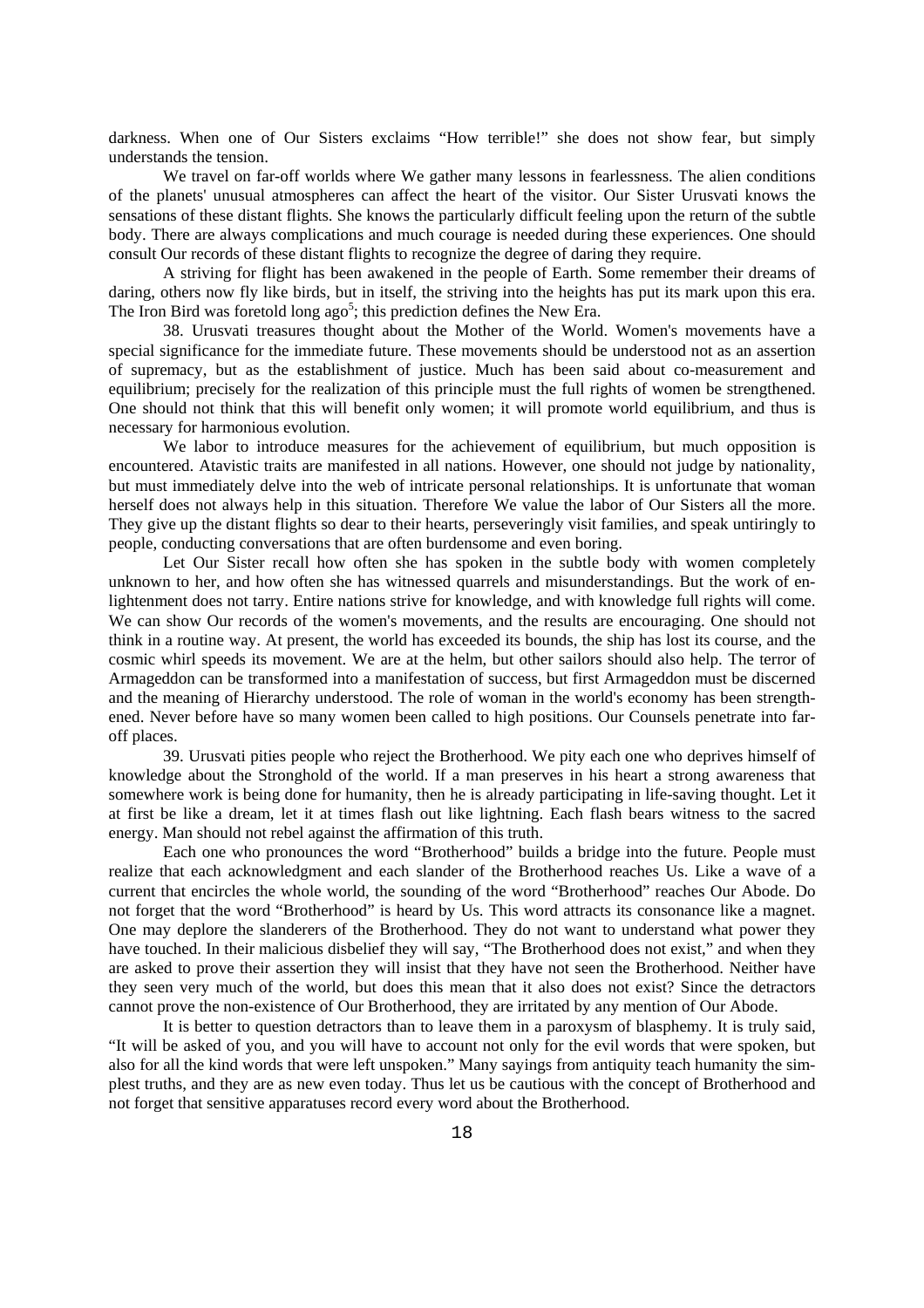darkness. When one of Our Sisters exclaims "How terrible!" she does not show fear, but simply understands the tension.

We travel on far-off worlds where We gather many lessons in fearlessness. The alien conditions of the planets' unusual atmospheres can affect the heart of the visitor. Our Sister Urusvati knows the sensations of these distant flights. She knows the particularly difficult feeling upon the return of the subtle body. There are always complications and much courage is needed during these experiences. One should consult Our records of these distant flights to recognize the degree of daring they require.

A striving for flight has been awakened in the people of Earth. Some remember their dreams of daring, others now fly like birds, but in itself, the striving into the heights has put its mark upon this era. The Iron Bird was foretold long ago[5]; this prediction defines the New Era.

38. Urusvati treasures thought about the Mother of the World. Women's movements have a special significance for the immediate future. These movements should be understood not as an assertion of supremacy, but as the establishment of justice. Much has been said about co-measurement and equilibrium; precisely for the realization of this principle must the full rights of women be strengthened. One should not think that this will benefit only women; it will promote world equilibrium, and thus is necessary for harmonious evolution.

We labor to introduce measures for the achievement of equilibrium, but much opposition is encountered. Atavistic traits are manifested in all nations. However, one should not judge by nationality, but must immediately delve into the web of intricate personal relationships. It is unfortunate that woman herself does not always help in this situation. Therefore We value the labor of Our Sisters all the more. They give up the distant flights so dear to their hearts, perseveringly visit families, and speak untiringly to people, conducting conversations that are often burdensome and even boring.

Let Our Sister recall how often she has spoken in the subtle body with women completely unknown to her, and how often she has witnessed quarrels and misunderstandings. But the work of enlightenment does not tarry. Entire nations strive for knowledge, and with knowledge full rights will come. We can show Our records of the women's movements, and the results are encouraging. One should not think in a routine way. At present, the world has exceeded its bounds, the ship has lost its course, and the cosmic whirl speeds its movement. We are at the helm, but other sailors should also help. The terror of Armageddon can be transformed into a manifestation of success, but first Armageddon must be discerned and the meaning of Hierarchy understood. The role of woman in the world's economy has been strengthened. Never before have so many women been called to high positions. Our Counsels penetrate into far-off places.

39. Urusvati pities people who reject the Brotherhood. We pity each one who deprives himself of knowledge about the Stronghold of the world. If a man preserves in his heart a strong awareness that somewhere work is being done for humanity, then he is already participating in life-saving thought. Let it at first be like a dream, let it at times flash out like lightning. Each flash bears witness to the sacred energy. Man should not rebel against the affirmation of this truth.

Each one who pronounces the word "Brotherhood" builds a bridge into the future. People must realize that each acknowledgment and each slander of the Brotherhood reaches Us. Like a wave of a current that encircles the whole world, the sounding of the word "Brotherhood" reaches Our Abode. Do not forget that the word "Brotherhood" is heard by Us. This word attracts its consonance like a magnet. One may deplore the slanderers of the Brotherhood. They do not want to understand what power they have touched. In their malicious disbelief they will say, "The Brotherhood does not exist," and when they are asked to prove their assertion they will insist that they have not seen the Brotherhood. Neither have they seen very much of the world, but does this mean that it also does not exist? Since the detractors cannot prove the non-existence of Our Brotherhood, they are irritated by any mention of Our Abode.

It is better to question detractors than to leave them in a paroxysm of blasphemy. It is truly said, "It will be asked of you, and you will have to account not only for the evil words that were spoken, but also for all the kind words that were left unspoken." Many sayings from antiquity teach humanity the simplest truths, and they are as new even today. Thus let us be cautious with the concept of Brotherhood and not forget that sensitive apparatuses record every word about the Brotherhood.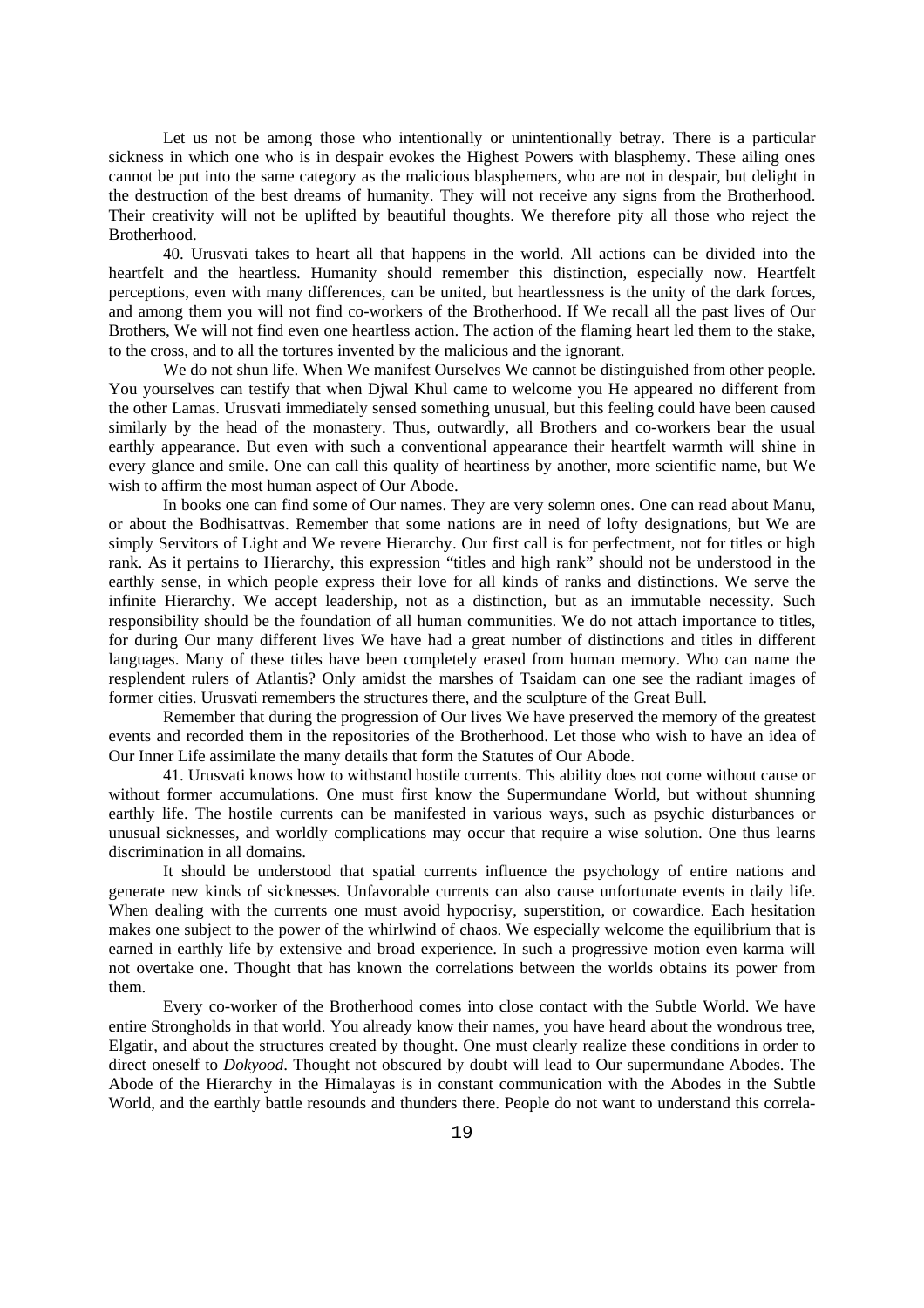Let us not be among those who intentionally or unintentionally betray. There is a particular sickness in which one who is in despair evokes the Highest Powers with blasphemy. These ailing ones cannot be put into the same category as the malicious blasphemers, who are not in despair, but delight in the destruction of the best dreams of humanity. They will not receive any signs from the Brotherhood. Their creativity will not be uplifted by beautiful thoughts. We therefore pity all those who reject the Brotherhood.

40. Urusvati takes to heart all that happens in the world. All actions can be divided into the heartfelt and the heartless. Humanity should remember this distinction, especially now. Heartfelt perceptions, even with many differences, can be united, but heartlessness is the unity of the dark forces, and among them you will not find co-workers of the Brotherhood. If We recall all the past lives of Our Brothers, We will not find even one heartless action. The action of the flaming heart led them to the stake, to the cross, and to all the tortures invented by the malicious and the ignorant.

We do not shun life. When We manifest Ourselves We cannot be distinguished from other people. You yourselves can testify that when Djwal Khul came to welcome you He appeared no different from the other Lamas. Urusvati immediately sensed something unusual, but this feeling could have been caused similarly by the head of the monastery. Thus, outwardly, all Brothers and co-workers bear the usual earthly appearance. But even with such a conventional appearance their heartfelt warmth will shine in every glance and smile. One can call this quality of heartiness by another, more scientific name, but We wish to affirm the most human aspect of Our Abode.

In books one can find some of Our names. They are very solemn ones. One can read about Manu, or about the Bodhisattvas. Remember that some nations are in need of lofty designations, but We are simply Servitors of Light and We revere Hierarchy. Our first call is for perfectment, not for titles or high rank. As it pertains to Hierarchy, this expression "titles and high rank" should not be understood in the earthly sense, in which people express their love for all kinds of ranks and distinctions. We serve the infinite Hierarchy. We accept leadership, not as a distinction, but as an immutable necessity. Such responsibility should be the foundation of all human communities. We do not attach importance to titles, for during Our many different lives We have had a great number of distinctions and titles in different languages. Many of these titles have been completely erased from human memory. Who can name the resplendent rulers of Atlantis? Only amidst the marshes of Tsaidam can one see the radiant images of former cities. Urusvati remembers the structures there, and the sculpture of the Great Bull.

Remember that during the progression of Our lives We have preserved the memory of the greatest events and recorded them in the repositories of the Brotherhood. Let those who wish to have an idea of Our Inner Life assimilate the many details that form the Statutes of Our Abode.

41. Urusvati knows how to withstand hostile currents. This ability does not come without cause or without former accumulations. One must first know the Supermundane World, but without shunning earthly life. The hostile currents can be manifested in various ways, such as psychic disturbances or unusual sicknesses, and worldly complications may occur that require a wise solution. One thus learns discrimination in all domains.

It should be understood that spatial currents influence the psychology of entire nations and generate new kinds of sicknesses. Unfavorable currents can also cause unfortunate events in daily life. When dealing with the currents one must avoid hypocrisy, superstition, or cowardice. Each hesitation makes one subject to the power of the whirlwind of chaos. We especially welcome the equilibrium that is earned in earthly life by extensive and broad experience. In such a progressive motion even karma will not overtake one. Thought that has known the correlations between the worlds obtains its power from them.

Every co-worker of the Brotherhood comes into close contact with the Subtle World. We have entire Strongholds in that world. You already know their names, you have heard about the wondrous tree, Elgatir, and about the structures created by thought. One must clearly realize these conditions in order to direct oneself to *Dokyood*. Thought not obscured by doubt will lead to Our supermundane Abodes. The Abode of the Hierarchy in the Himalayas is in constant communication with the Abodes in the Subtle World, and the earthly battle resounds and thunders there. People do not want to understand this correla-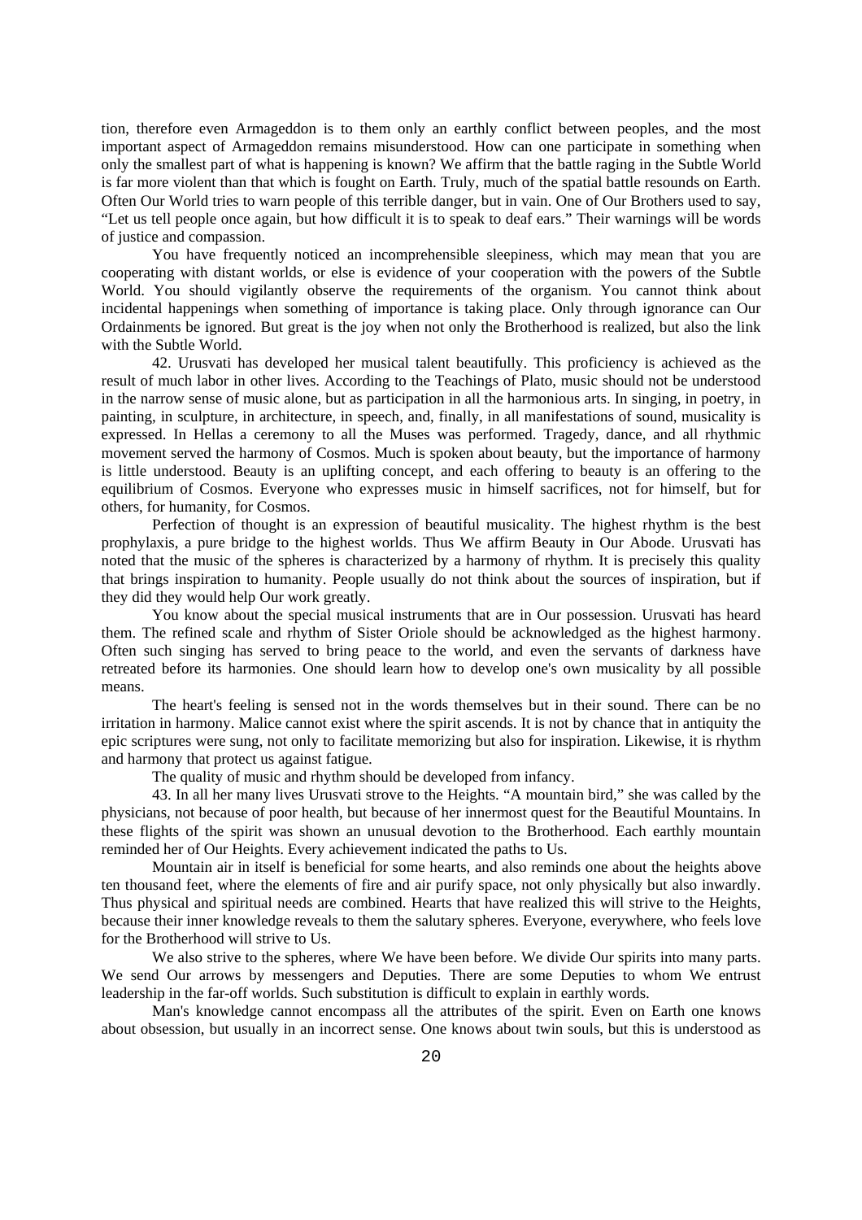tion, therefore even Armageddon is to them only an earthly conflict between peoples, and the most important aspect of Armageddon remains misunderstood. How can one participate in something when only the smallest part of what is happening is known? We affirm that the battle raging in the Subtle World is far more violent than that which is fought on Earth. Truly, much of the spatial battle resounds on Earth. Often Our World tries to warn people of this terrible danger, but in vain. One of Our Brothers used to say, "Let us tell people once again, but how difficult it is to speak to deaf ears." Their warnings will be words of justice and compassion.

You have frequently noticed an incomprehensible sleepiness, which may mean that you are cooperating with distant worlds, or else is evidence of your cooperation with the powers of the Subtle World. You should vigilantly observe the requirements of the organism. You cannot think about incidental happenings when something of importance is taking place. Only through ignorance can Our Ordainments be ignored. But great is the joy when not only the Brotherhood is realized, but also the link with the Subtle World.

42. Urusvati has developed her musical talent beautifully. This proficiency is achieved as the result of much labor in other lives. According to the Teachings of Plato, music should not be understood in the narrow sense of music alone, but as participation in all the harmonious arts. In singing, in poetry, in painting, in sculpture, in architecture, in speech, and, finally, in all manifestations of sound, musicality is expressed. In Hellas a ceremony to all the Muses was performed. Tragedy, dance, and all rhythmic movement served the harmony of Cosmos. Much is spoken about beauty, but the importance of harmony is little understood. Beauty is an uplifting concept, and each offering to beauty is an offering to the equilibrium of Cosmos. Everyone who expresses music in himself sacrifices, not for himself, but for others, for humanity, for Cosmos.

Perfection of thought is an expression of beautiful musicality. The highest rhythm is the best prophylaxis, a pure bridge to the highest worlds. Thus We affirm Beauty in Our Abode. Urusvati has noted that the music of the spheres is characterized by a harmony of rhythm. It is precisely this quality that brings inspiration to humanity. People usually do not think about the sources of inspiration, but if they did they would help Our work greatly.

You know about the special musical instruments that are in Our possession. Urusvati has heard them. The refined scale and rhythm of Sister Oriole should be acknowledged as the highest harmony. Often such singing has served to bring peace to the world, and even the servants of darkness have retreated before its harmonies. One should learn how to develop one's own musicality by all possible means.

The heart's feeling is sensed not in the words themselves but in their sound. There can be no irritation in harmony. Malice cannot exist where the spirit ascends. It is not by chance that in antiquity the epic scriptures were sung, not only to facilitate memorizing but also for inspiration. Likewise, it is rhythm and harmony that protect us against fatigue.

The quality of music and rhythm should be developed from infancy.

43. In all her many lives Urusvati strove to the Heights. "A mountain bird," she was called by the physicians, not because of poor health, but because of her innermost quest for the Beautiful Mountains. In these flights of the spirit was shown an unusual devotion to the Brotherhood. Each earthly mountain reminded her of Our Heights. Every achievement indicated the paths to Us.

Mountain air in itself is beneficial for some hearts, and also reminds one about the heights above ten thousand feet, where the elements of fire and air purify space, not only physically but also inwardly. Thus physical and spiritual needs are combined. Hearts that have realized this will strive to the Heights, because their inner knowledge reveals to them the salutary spheres. Everyone, everywhere, who feels love for the Brotherhood will strive to Us.

We also strive to the spheres, where We have been before. We divide Our spirits into many parts. We send Our arrows by messengers and Deputies. There are some Deputies to whom We entrust leadership in the far-off worlds. Such substitution is difficult to explain in earthly words.

Man's knowledge cannot encompass all the attributes of the spirit. Even on Earth one knows about obsession, but usually in an incorrect sense. One knows about twin souls, but this is understood as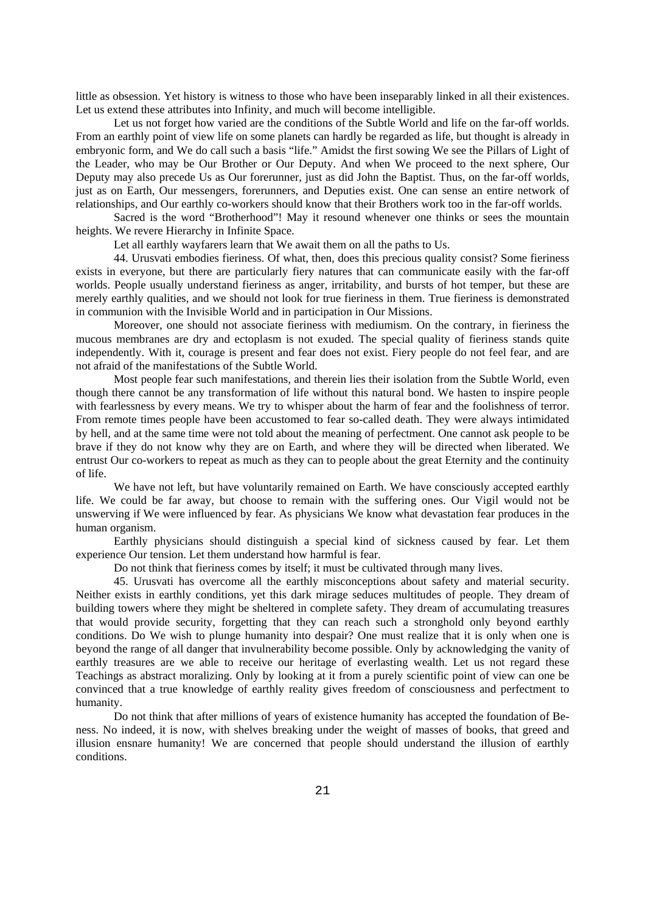little as obsession. Yet history is witness to those who have been inseparably linked in all their existences. Let us extend these attributes into Infinity, and much will become intelligible.

Let us not forget how varied are the conditions of the Subtle World and life on the far-off worlds. From an earthly point of view life on some planets can hardly be regarded as life, but thought is already in embryonic form, and We do call such a basis "life." Amidst the first sowing We see the Pillars of Light of the Leader, who may be Our Brother or Our Deputy. And when We proceed to the next sphere, Our Deputy may also precede Us as Our forerunner, just as did John the Baptist. Thus, on the far-off worlds, just as on Earth, Our messengers, forerunners, and Deputies exist. One can sense an entire network of relationships, and Our earthly co-workers should know that their Brothers work too in the far-off worlds.

Sacred is the word "Brotherhood"! May it resound whenever one thinks or sees the mountain heights. We revere Hierarchy in Infinite Space.

Let all earthly wayfarers learn that We await them on all the paths to Us.

44. Urusvati embodies fieriness. Of what, then, does this precious quality consist? Some fieriness exists in everyone, but there are particularly fiery natures that can communicate easily with the far-off worlds. People usually understand fieriness as anger, irritability, and bursts of hot temper, but these are merely earthly qualities, and we should not look for true fieriness in them. True fieriness is demonstrated in communion with the Invisible World and in participation in Our Missions.

Moreover, one should not associate fieriness with mediumism. On the contrary, in fieriness the mucous membranes are dry and ectoplasm is not exuded. The special quality of fieriness stands quite independently. With it, courage is present and fear does not exist. Fiery people do not feel fear, and are not afraid of the manifestations of the Subtle World.

Most people fear such manifestations, and therein lies their isolation from the Subtle World, even though there cannot be any transformation of life without this natural bond. We hasten to inspire people with fearlessness by every means. We try to whisper about the harm of fear and the foolishness of terror. From remote times people have been accustomed to fear so-called death. They were always intimidated by hell, and at the same time were not told about the meaning of perfectment. One cannot ask people to be brave if they do not know why they are on Earth, and where they will be directed when liberated. We entrust Our co-workers to repeat as much as they can to people about the great Eternity and the continuity of life.

We have not left, but have voluntarily remained on Earth. We have consciously accepted earthly life. We could be far away, but choose to remain with the suffering ones. Our Vigil would not be unswerving if We were influenced by fear. As physicians We know what devastation fear produces in the human organism.

Earthly physicians should distinguish a special kind of sickness caused by fear. Let them experience Our tension. Let them understand how harmful is fear.

Do not think that fieriness comes by itself; it must be cultivated through many lives.

45. Urusvati has overcome all the earthly misconceptions about safety and material security. Neither exists in earthly conditions, yet this dark mirage seduces multitudes of people. They dream of building towers where they might be sheltered in complete safety. They dream of accumulating treasures that would provide security, forgetting that they can reach such a stronghold only beyond earthly conditions. Do We wish to plunge humanity into despair? One must realize that it is only when one is beyond the range of all danger that invulnerability become possible. Only by acknowledging the vanity of earthly treasures are we able to receive our heritage of everlasting wealth. Let us not regard these Teachings as abstract moralizing. Only by looking at it from a purely scientific point of view can one be convinced that a true knowledge of earthly reality gives freedom of consciousness and perfectment to humanity.

Do not think that after millions of years of existence humanity has accepted the foundation of Be-ness. No indeed, it is now, with shelves breaking under the weight of masses of books, that greed and illusion ensnare humanity! We are concerned that people should understand the illusion of earthly conditions.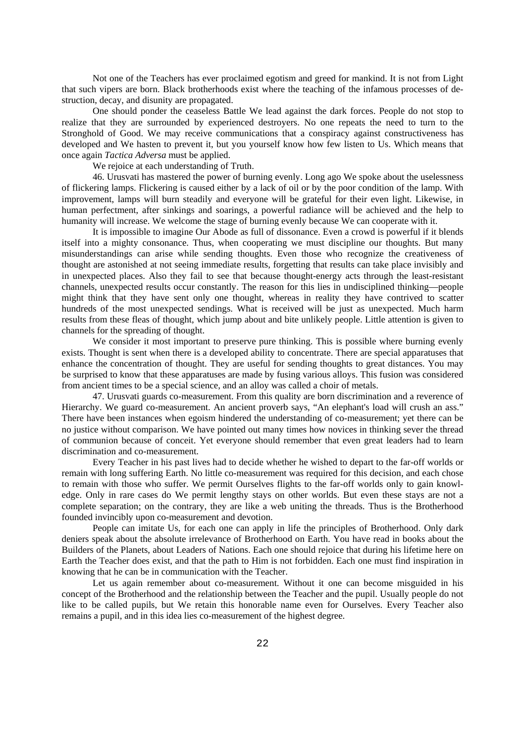Not one of the Teachers has ever proclaimed egotism and greed for mankind. It is not from Light that such vipers are born. Black brotherhoods exist where the teaching of the infamous processes of destruction, decay, and disunity are propagated.

One should ponder the ceaseless Battle We lead against the dark forces. People do not stop to realize that they are surrounded by experienced destroyers. No one repeats the need to turn to the Stronghold of Good. We may receive communications that a conspiracy against constructiveness has developed and We hasten to prevent it, but you yourself know how few listen to Us. Which means that once again *Tactica Adversa* must be applied.

We rejoice at each understanding of Truth.

46. Urusvati has mastered the power of burning evenly. Long ago We spoke about the uselessness of flickering lamps. Flickering is caused either by a lack of oil or by the poor condition of the lamp. With improvement, lamps will burn steadily and everyone will be grateful for their even light. Likewise, in human perfectment, after sinkings and soarings, a powerful radiance will be achieved and the help to humanity will increase. We welcome the stage of burning evenly because We can cooperate with it.

It is impossible to imagine Our Abode as full of dissonance. Even a crowd is powerful if it blends itself into a mighty consonance. Thus, when cooperating we must discipline our thoughts. But many misunderstandings can arise while sending thoughts. Even those who recognize the creativeness of thought are astonished at not seeing immediate results, forgetting that results can take place invisibly and in unexpected places. Also they fail to see that because thought-energy acts through the least-resistant channels, unexpected results occur constantly. The reason for this lies in undisciplined thinking—people might think that they have sent only one thought, whereas in reality they have contrived to scatter hundreds of the most unexpected sendings. What is received will be just as unexpected. Much harm results from these fleas of thought, which jump about and bite unlikely people. Little attention is given to channels for the spreading of thought.

We consider it most important to preserve pure thinking. This is possible where burning evenly exists. Thought is sent when there is a developed ability to concentrate. There are special apparatuses that enhance the concentration of thought. They are useful for sending thoughts to great distances. You may be surprised to know that these apparatuses are made by fusing various alloys. This fusion was considered from ancient times to be a special science, and an alloy was called a choir of metals.

47. Urusvati guards co-measurement. From this quality are born discrimination and a reverence of Hierarchy. We guard co-measurement. An ancient proverb says, "An elephant's load will crush an ass." There have been instances when egoism hindered the understanding of co-measurement; yet there can be no justice without comparison. We have pointed out many times how novices in thinking sever the thread of communion because of conceit. Yet everyone should remember that even great leaders had to learn discrimination and co-measurement.

Every Teacher in his past lives had to decide whether he wished to depart to the far-off worlds or remain with long suffering Earth. No little co-measurement was required for this decision, and each chose to remain with those who suffer. We permit Ourselves flights to the far-off worlds only to gain knowledge. Only in rare cases do We permit lengthy stays on other worlds. But even these stays are not a complete separation; on the contrary, they are like a web uniting the threads. Thus is the Brotherhood founded invincibly upon co-measurement and devotion.

People can imitate Us, for each one can apply in life the principles of Brotherhood. Only dark deniers speak about the absolute irrelevance of Brotherhood on Earth. You have read in books about the Builders of the Planets, about Leaders of Nations. Each one should rejoice that during his lifetime here on Earth the Teacher does exist, and that the path to Him is not forbidden. Each one must find inspiration in knowing that he can be in communication with the Teacher.

Let us again remember about co-measurement. Without it one can become misguided in his concept of the Brotherhood and the relationship between the Teacher and the pupil. Usually people do not like to be called pupils, but We retain this honorable name even for Ourselves. Every Teacher also remains a pupil, and in this idea lies co-measurement of the highest degree.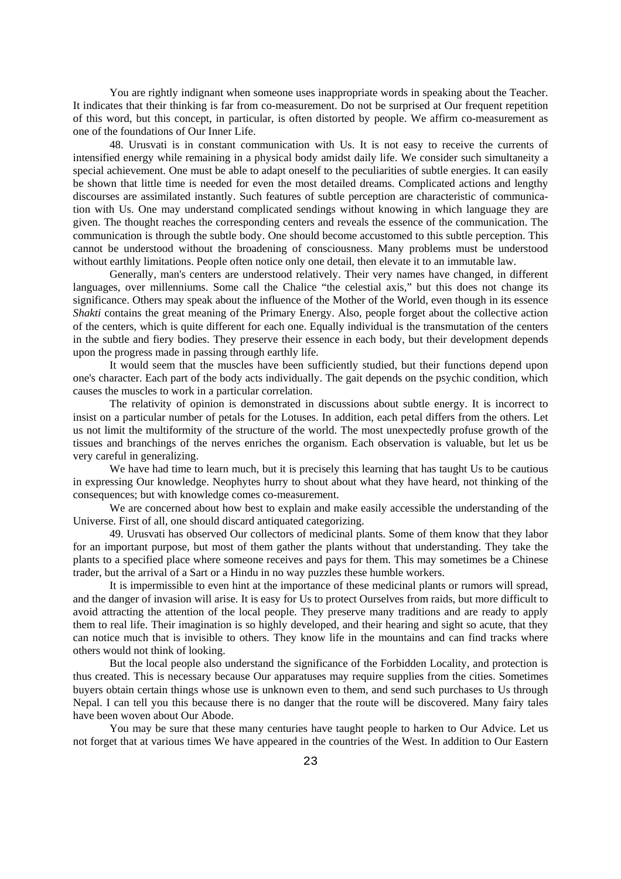You are rightly indignant when someone uses inappropriate words in speaking about the Teacher. It indicates that their thinking is far from co-measurement. Do not be surprised at Our frequent repetition of this word, but this concept, in particular, is often distorted by people. We affirm co-measurement as one of the foundations of Our Inner Life.

48. Urusvati is in constant communication with Us. It is not easy to receive the currents of intensified energy while remaining in a physical body amidst daily life. We consider such simultaneity a special achievement. One must be able to adapt oneself to the peculiarities of subtle energies. It can easily be shown that little time is needed for even the most detailed dreams. Complicated actions and lengthy discourses are assimilated instantly. Such features of subtle perception are characteristic of communication with Us. One may understand complicated sendings without knowing in which language they are given. The thought reaches the corresponding centers and reveals the essence of the communication. The communication is through the subtle body. One should become accustomed to this subtle perception. This cannot be understood without the broadening of consciousness. Many problems must be understood without earthly limitations. People often notice only one detail, then elevate it to an immutable law.

Generally, man's centers are understood relatively. Their very names have changed, in different languages, over millenniums. Some call the Chalice "the celestial axis," but this does not change its significance. Others may speak about the influence of the Mother of the World, even though in its essence *Shakti* contains the great meaning of the Primary Energy. Also, people forget about the collective action of the centers, which is quite different for each one. Equally individual is the transmutation of the centers in the subtle and fiery bodies. They preserve their essence in each body, but their development depends upon the progress made in passing through earthly life.

It would seem that the muscles have been sufficiently studied, but their functions depend upon one's character. Each part of the body acts individually. The gait depends on the psychic condition, which causes the muscles to work in a particular correlation.

The relativity of opinion is demonstrated in discussions about subtle energy. It is incorrect to insist on a particular number of petals for the Lotuses. In addition, each petal differs from the others. Let us not limit the multiformity of the structure of the world. The most unexpectedly profuse growth of the tissues and branchings of the nerves enriches the organism. Each observation is valuable, but let us be very careful in generalizing.

We have had time to learn much, but it is precisely this learning that has taught Us to be cautious in expressing Our knowledge. Neophytes hurry to shout about what they have heard, not thinking of the consequences; but with knowledge comes co-measurement.

We are concerned about how best to explain and make easily accessible the understanding of the Universe. First of all, one should discard antiquated categorizing.

49. Urusvati has observed Our collectors of medicinal plants. Some of them know that they labor for an important purpose, but most of them gather the plants without that understanding. They take the plants to a specified place where someone receives and pays for them. This may sometimes be a Chinese trader, but the arrival of a Sart or a Hindu in no way puzzles these humble workers.

It is impermissible to even hint at the importance of these medicinal plants or rumors will spread, and the danger of invasion will arise. It is easy for Us to protect Ourselves from raids, but more difficult to avoid attracting the attention of the local people. They preserve many traditions and are ready to apply them to real life. Their imagination is so highly developed, and their hearing and sight so acute, that they can notice much that is invisible to others. They know life in the mountains and can find tracks where others would not think of looking.

But the local people also understand the significance of the Forbidden Locality, and protection is thus created. This is necessary because Our apparatuses may require supplies from the cities. Sometimes buyers obtain certain things whose use is unknown even to them, and send such purchases to Us through Nepal. I can tell you this because there is no danger that the route will be discovered. Many fairy tales have been woven about Our Abode.

You may be sure that these many centuries have taught people to harken to Our Advice. Let us not forget that at various times We have appeared in the countries of the West. In addition to Our Eastern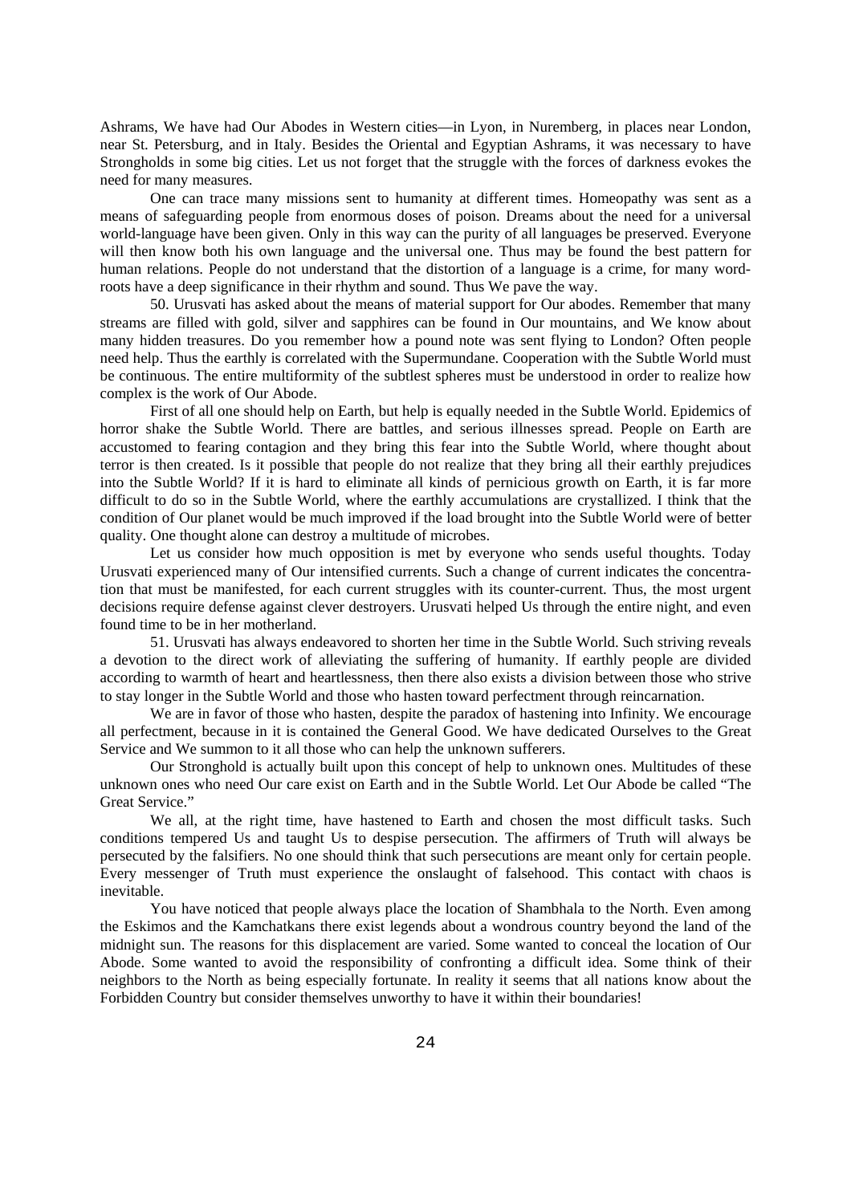Ashrams, We have had Our Abodes in Western cities—in Lyon, in Nuremberg, in places near London, near St. Petersburg, and in Italy. Besides the Oriental and Egyptian Ashrams, it was necessary to have Strongholds in some big cities. Let us not forget that the struggle with the forces of darkness evokes the need for many measures.

One can trace many missions sent to humanity at different times. Homeopathy was sent as a means of safeguarding people from enormous doses of poison. Dreams about the need for a universal world-language have been given. Only in this way can the purity of all languages be preserved. Everyone will then know both his own language and the universal one. Thus may be found the best pattern for human relations. People do not understand that the distortion of a language is a crime, for many word-roots have a deep significance in their rhythm and sound. Thus We pave the way.

50. Urusvati has asked about the means of material support for Our abodes. Remember that many streams are filled with gold, silver and sapphires can be found in Our mountains, and We know about many hidden treasures. Do you remember how a pound note was sent flying to London? Often people need help. Thus the earthly is correlated with the Supermundane. Cooperation with the Subtle World must be continuous. The entire multiformity of the subtlest spheres must be understood in order to realize how complex is the work of Our Abode.

First of all one should help on Earth, but help is equally needed in the Subtle World. Epidemics of horror shake the Subtle World. There are battles, and serious illnesses spread. People on Earth are accustomed to fearing contagion and they bring this fear into the Subtle World, where thought about terror is then created. Is it possible that people do not realize that they bring all their earthly prejudices into the Subtle World? If it is hard to eliminate all kinds of pernicious growth on Earth, it is far more difficult to do so in the Subtle World, where the earthly accumulations are crystallized. I think that the condition of Our planet would be much improved if the load brought into the Subtle World were of better quality. One thought alone can destroy a multitude of microbes.

Let us consider how much opposition is met by everyone who sends useful thoughts. Today Urusvati experienced many of Our intensified currents. Such a change of current indicates the concentration that must be manifested, for each current struggles with its counter-current. Thus, the most urgent decisions require defense against clever destroyers. Urusvati helped Us through the entire night, and even found time to be in her motherland.

51. Urusvati has always endeavored to shorten her time in the Subtle World. Such striving reveals a devotion to the direct work of alleviating the suffering of humanity. If earthly people are divided according to warmth of heart and heartlessness, then there also exists a division between those who strive to stay longer in the Subtle World and those who hasten toward perfectment through reincarnation.

We are in favor of those who hasten, despite the paradox of hastening into Infinity. We encourage all perfectment, because in it is contained the General Good. We have dedicated Ourselves to the Great Service and We summon to it all those who can help the unknown sufferers.

Our Stronghold is actually built upon this concept of help to unknown ones. Multitudes of these unknown ones who need Our care exist on Earth and in the Subtle World. Let Our Abode be called "The Great Service."

We all, at the right time, have hastened to Earth and chosen the most difficult tasks. Such conditions tempered Us and taught Us to despise persecution. The affirmers of Truth will always be persecuted by the falsifiers. No one should think that such persecutions are meant only for certain people. Every messenger of Truth must experience the onslaught of falsehood. This contact with chaos is inevitable.

You have noticed that people always place the location of Shambhala to the North. Even among the Eskimos and the Kamchatkans there exist legends about a wondrous country beyond the land of the midnight sun. The reasons for this displacement are varied. Some wanted to conceal the location of Our Abode. Some wanted to avoid the responsibility of confronting a difficult idea. Some think of their neighbors to the North as being especially fortunate. In reality it seems that all nations know about the Forbidden Country but consider themselves unworthy to have it within their boundaries!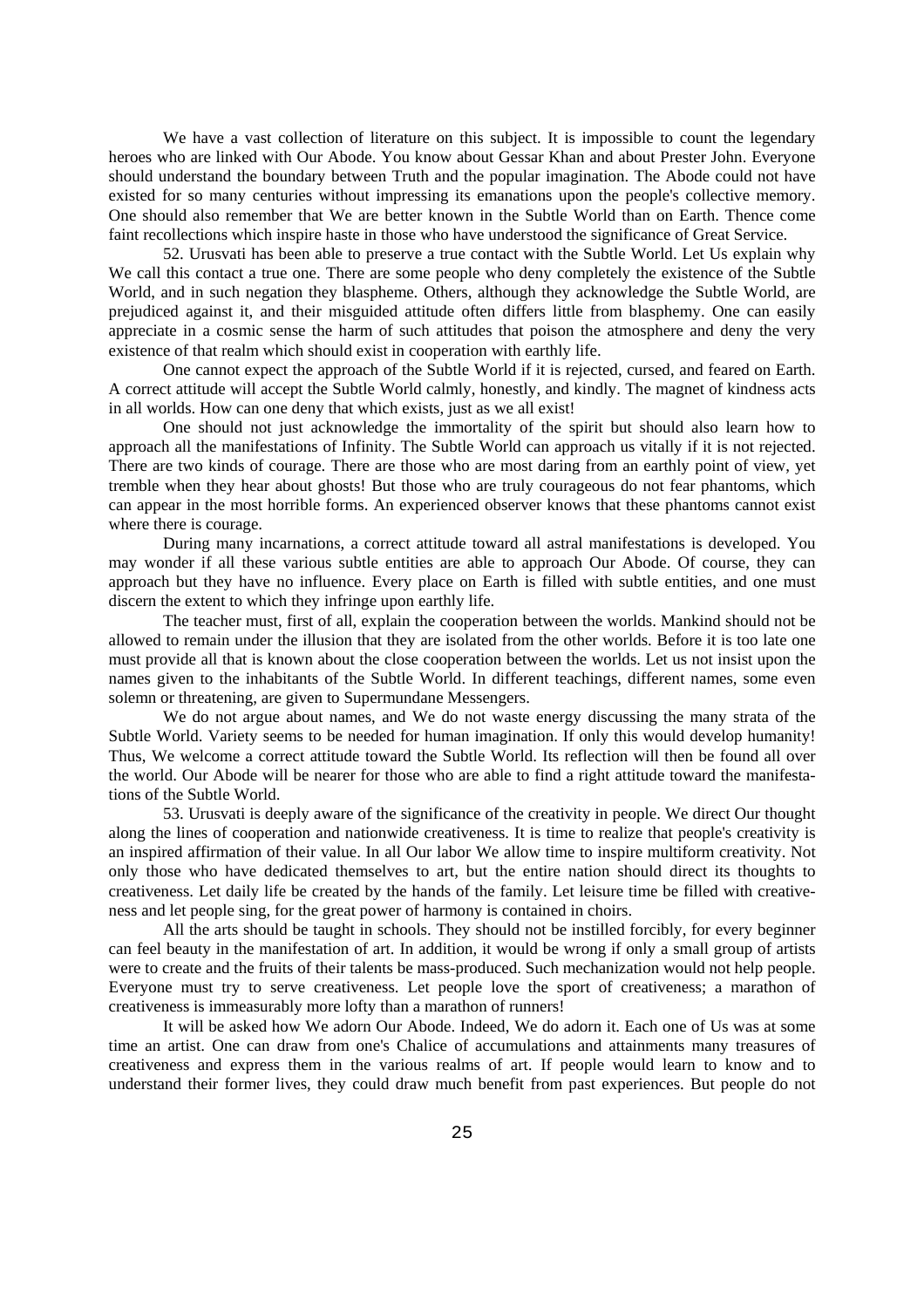We have a vast collection of literature on this subject. It is impossible to count the legendary heroes who are linked with Our Abode. You know about Gessar Khan and about Prester John. Everyone should understand the boundary between Truth and the popular imagination. The Abode could not have existed for so many centuries without impressing its emanations upon the people's collective memory. One should also remember that We are better known in the Subtle World than on Earth. Thence come faint recollections which inspire haste in those who have understood the significance of Great Service.

52. Urusvati has been able to preserve a true contact with the Subtle World. Let Us explain why We call this contact a true one. There are some people who deny completely the existence of the Subtle World, and in such negation they blaspheme. Others, although they acknowledge the Subtle World, are prejudiced against it, and their misguided attitude often differs little from blasphemy. One can easily appreciate in a cosmic sense the harm of such attitudes that poison the atmosphere and deny the very existence of that realm which should exist in cooperation with earthly life.

One cannot expect the approach of the Subtle World if it is rejected, cursed, and feared on Earth. A correct attitude will accept the Subtle World calmly, honestly, and kindly. The magnet of kindness acts in all worlds. How can one deny that which exists, just as we all exist!

One should not just acknowledge the immortality of the spirit but should also learn how to approach all the manifestations of Infinity. The Subtle World can approach us vitally if it is not rejected. There are two kinds of courage. There are those who are most daring from an earthly point of view, yet tremble when they hear about ghosts! But those who are truly courageous do not fear phantoms, which can appear in the most horrible forms. An experienced observer knows that these phantoms cannot exist where there is courage.

During many incarnations, a correct attitude toward all astral manifestations is developed. You may wonder if all these various subtle entities are able to approach Our Abode. Of course, they can approach but they have no influence. Every place on Earth is filled with subtle entities, and one must discern the extent to which they infringe upon earthly life.

The teacher must, first of all, explain the cooperation between the worlds. Mankind should not be allowed to remain under the illusion that they are isolated from the other worlds. Before it is too late one must provide all that is known about the close cooperation between the worlds. Let us not insist upon the names given to the inhabitants of the Subtle World. In different teachings, different names, some even solemn or threatening, are given to Supermundane Messengers.

We do not argue about names, and We do not waste energy discussing the many strata of the Subtle World. Variety seems to be needed for human imagination. If only this would develop humanity! Thus, We welcome a correct attitude toward the Subtle World. Its reflection will then be found all over the world. Our Abode will be nearer for those who are able to find a right attitude toward the manifestations of the Subtle World.

53. Urusvati is deeply aware of the significance of the creativity in people. We direct Our thought along the lines of cooperation and nationwide creativeness. It is time to realize that people's creativity is an inspired affirmation of their value. In all Our labor We allow time to inspire multiform creativity. Not only those who have dedicated themselves to art, but the entire nation should direct its thoughts to creativeness. Let daily life be created by the hands of the family. Let leisure time be filled with creativeness and let people sing, for the great power of harmony is contained in choirs.

All the arts should be taught in schools. They should not be instilled forcibly, for every beginner can feel beauty in the manifestation of art. In addition, it would be wrong if only a small group of artists were to create and the fruits of their talents be mass-produced. Such mechanization would not help people. Everyone must try to serve creativeness. Let people love the sport of creativeness; a marathon of creativeness is immeasurably more lofty than a marathon of runners!

It will be asked how We adorn Our Abode. Indeed, We do adorn it. Each one of Us was at some time an artist. One can draw from one's Chalice of accumulations and attainments many treasures of creativeness and express them in the various realms of art. If people would learn to know and to understand their former lives, they could draw much benefit from past experiences. But people do not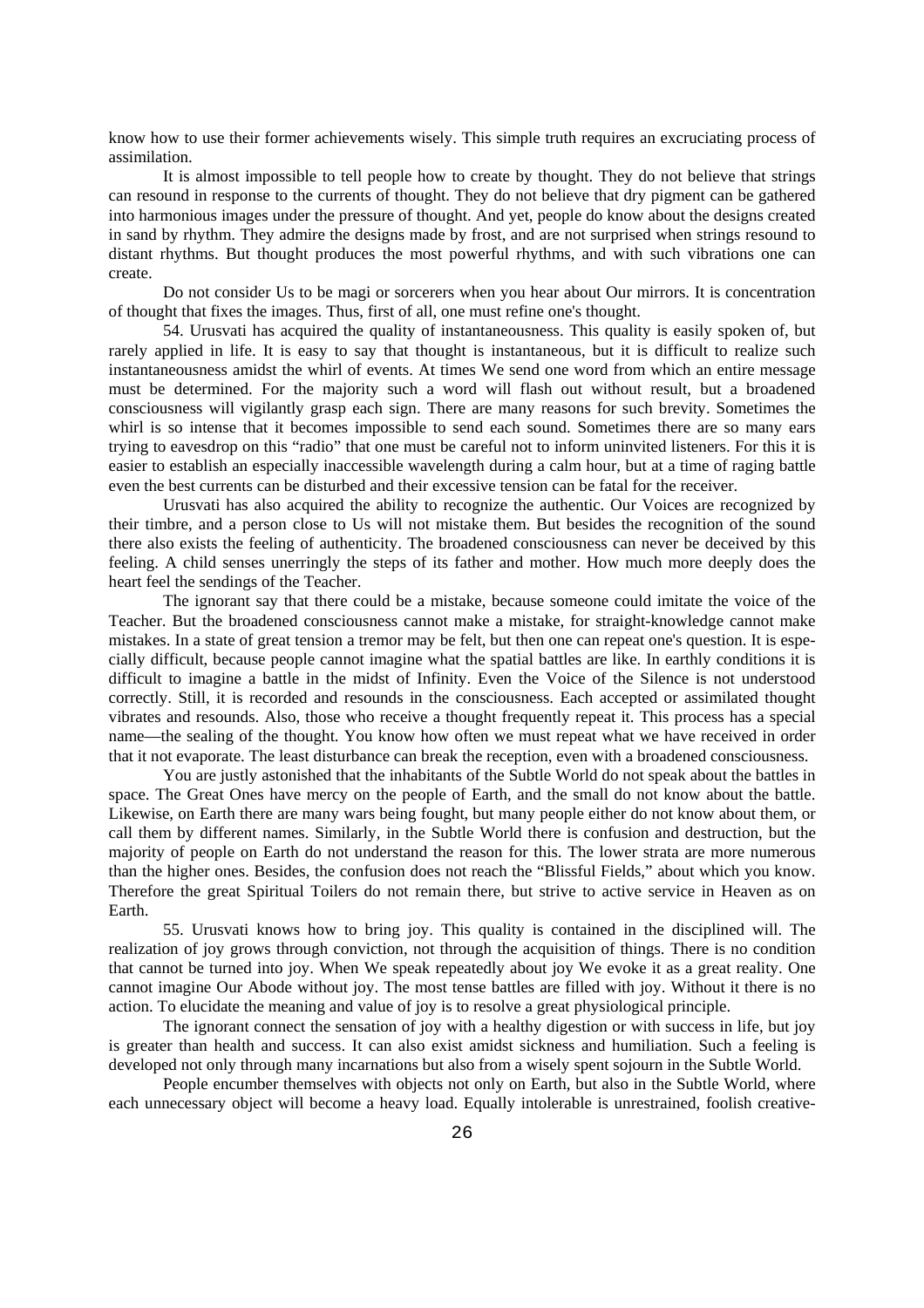know how to use their former achievements wisely. This simple truth requires an excruciating process of assimilation.

It is almost impossible to tell people how to create by thought. They do not believe that strings can resound in response to the currents of thought. They do not believe that dry pigment can be gathered into harmonious images under the pressure of thought. And yet, people do know about the designs created in sand by rhythm. They admire the designs made by frost, and are not surprised when strings resound to distant rhythms. But thought produces the most powerful rhythms, and with such vibrations one can create.

Do not consider Us to be magi or sorcerers when you hear about Our mirrors. It is concentration of thought that fixes the images. Thus, first of all, one must refine one's thought.

54. Urusvati has acquired the quality of instantaneousness. This quality is easily spoken of, but rarely applied in life. It is easy to say that thought is instantaneous, but it is difficult to realize such instantaneousness amidst the whirl of events. At times We send one word from which an entire message must be determined. For the majority such a word will flash out without result, but a broadened consciousness will vigilantly grasp each sign. There are many reasons for such brevity. Sometimes the whirl is so intense that it becomes impossible to send each sound. Sometimes there are so many ears trying to eavesdrop on this "radio" that one must be careful not to inform uninvited listeners. For this it is easier to establish an especially inaccessible wavelength during a calm hour, but at a time of raging battle even the best currents can be disturbed and their excessive tension can be fatal for the receiver.

Urusvati has also acquired the ability to recognize the authentic. Our Voices are recognized by their timbre, and a person close to Us will not mistake them. But besides the recognition of the sound there also exists the feeling of authenticity. The broadened consciousness can never be deceived by this feeling. A child senses unerringly the steps of its father and mother. How much more deeply does the heart feel the sendings of the Teacher.

The ignorant say that there could be a mistake, because someone could imitate the voice of the Teacher. But the broadened consciousness cannot make a mistake, for straight-knowledge cannot make mistakes. In a state of great tension a tremor may be felt, but then one can repeat one's question. It is especially difficult, because people cannot imagine what the spatial battles are like. In earthly conditions it is difficult to imagine a battle in the midst of Infinity. Even the Voice of the Silence is not understood correctly. Still, it is recorded and resounds in the consciousness. Each accepted or assimilated thought vibrates and resounds. Also, those who receive a thought frequently repeat it. This process has a special name—the sealing of the thought. You know how often we must repeat what we have received in order that it not evaporate. The least disturbance can break the reception, even with a broadened consciousness.

You are justly astonished that the inhabitants of the Subtle World do not speak about the battles in space. The Great Ones have mercy on the people of Earth, and the small do not know about the battle. Likewise, on Earth there are many wars being fought, but many people either do not know about them, or call them by different names. Similarly, in the Subtle World there is confusion and destruction, but the majority of people on Earth do not understand the reason for this. The lower strata are more numerous than the higher ones. Besides, the confusion does not reach the "Blissful Fields," about which you know. Therefore the great Spiritual Toilers do not remain there, but strive to active service in Heaven as on Earth.

55. Urusvati knows how to bring joy. This quality is contained in the disciplined will. The realization of joy grows through conviction, not through the acquisition of things. There is no condition that cannot be turned into joy. When We speak repeatedly about joy We evoke it as a great reality. One cannot imagine Our Abode without joy. The most tense battles are filled with joy. Without it there is no action. To elucidate the meaning and value of joy is to resolve a great physiological principle.

The ignorant connect the sensation of joy with a healthy digestion or with success in life, but joy is greater than health and success. It can also exist amidst sickness and humiliation. Such a feeling is developed not only through many incarnations but also from a wisely spent sojourn in the Subtle World.

People encumber themselves with objects not only on Earth, but also in the Subtle World, where each unnecessary object will become a heavy load. Equally intolerable is unrestrained, foolish creative-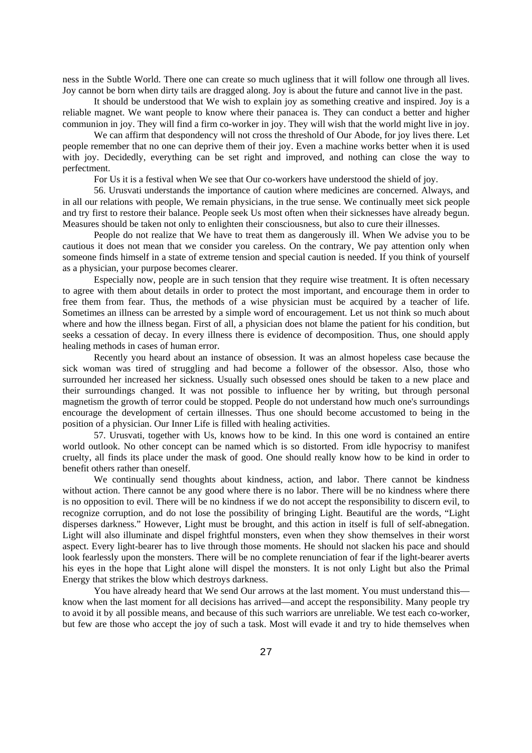ness in the Subtle World. There one can create so much ugliness that it will follow one through all lives. Joy cannot be born when dirty tails are dragged along. Joy is about the future and cannot live in the past.

It should be understood that We wish to explain joy as something creative and inspired. Joy is a reliable magnet. We want people to know where their panacea is. They can conduct a better and higher communion in joy. They will find a firm co-worker in joy. They will wish that the world might live in joy.

We can affirm that despondency will not cross the threshold of Our Abode, for joy lives there. Let people remember that no one can deprive them of their joy. Even a machine works better when it is used with joy. Decidedly, everything can be set right and improved, and nothing can close the way to perfectment.

For Us it is a festival when We see that Our co-workers have understood the shield of joy.

56. Urusvati understands the importance of caution where medicines are concerned. Always, and in all our relations with people, We remain physicians, in the true sense. We continually meet sick people and try first to restore their balance. People seek Us most often when their sicknesses have already begun. Measures should be taken not only to enlighten their consciousness, but also to cure their illnesses.

People do not realize that We have to treat them as dangerously ill. When We advise you to be cautious it does not mean that we consider you careless. On the contrary, We pay attention only when someone finds himself in a state of extreme tension and special caution is needed. If you think of yourself as a physician, your purpose becomes clearer.

Especially now, people are in such tension that they require wise treatment. It is often necessary to agree with them about details in order to protect the most important, and encourage them in order to free them from fear. Thus, the methods of a wise physician must be acquired by a teacher of life. Sometimes an illness can be arrested by a simple word of encouragement. Let us not think so much about where and how the illness began. First of all, a physician does not blame the patient for his condition, but seeks a cessation of decay. In every illness there is evidence of decomposition. Thus, one should apply healing methods in cases of human error.

Recently you heard about an instance of obsession. It was an almost hopeless case because the sick woman was tired of struggling and had become a follower of the obsessor. Also, those who surrounded her increased her sickness. Usually such obsessed ones should be taken to a new place and their surroundings changed. It was not possible to influence her by writing, but through personal magnetism the growth of terror could be stopped. People do not understand how much one's surroundings encourage the development of certain illnesses. Thus one should become accustomed to being in the position of a physician. Our Inner Life is filled with healing activities.

57. Urusvati, together with Us, knows how to be kind. In this one word is contained an entire world outlook. No other concept can be named which is so distorted. From idle hypocrisy to manifest cruelty, all finds its place under the mask of good. One should really know how to be kind in order to benefit others rather than oneself.

We continually send thoughts about kindness, action, and labor. There cannot be kindness without action. There cannot be any good where there is no labor. There will be no kindness where there is no opposition to evil. There will be no kindness if we do not accept the responsibility to discern evil, to recognize corruption, and do not lose the possibility of bringing Light. Beautiful are the words, "Light disperses darkness." However, Light must be brought, and this action in itself is full of self-abnegation. Light will also illuminate and dispel frightful monsters, even when they show themselves in their worst aspect. Every light-bearer has to live through those moments. He should not slacken his pace and should look fearlessly upon the monsters. There will be no complete renunciation of fear if the light-bearer averts his eyes in the hope that Light alone will dispel the monsters. It is not only Light but also the Primal Energy that strikes the blow which destroys darkness.

You have already heard that We send Our arrows at the last moment. You must understand this—know when the last moment for all decisions has arrived—and accept the responsibility. Many people try to avoid it by all possible means, and because of this such warriors are unreliable. We test each co-worker, but few are those who accept the joy of such a task. Most will evade it and try to hide themselves when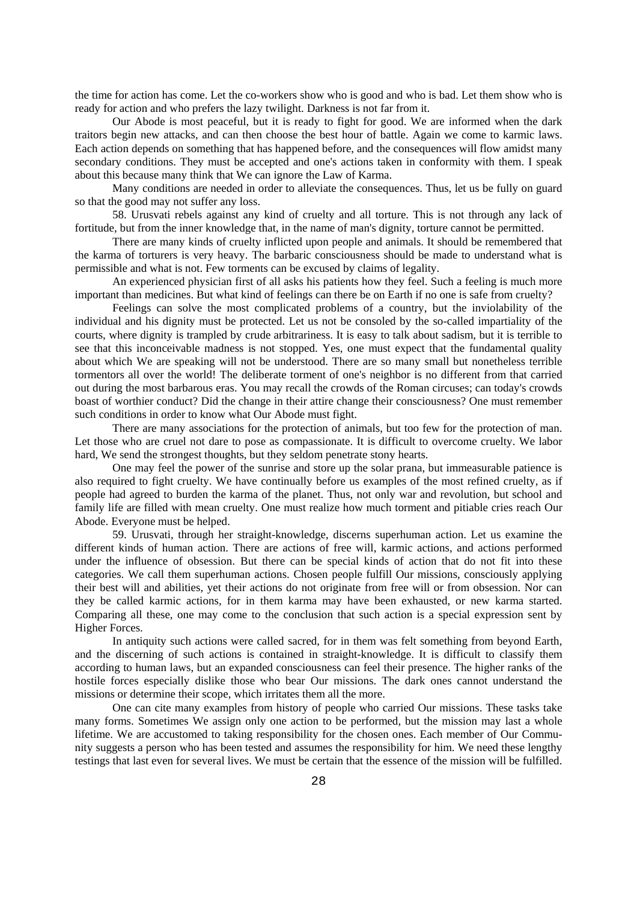the time for action has come. Let the co-workers show who is good and who is bad. Let them show who is ready for action and who prefers the lazy twilight. Darkness is not far from it.

Our Abode is most peaceful, but it is ready to fight for good. We are informed when the dark traitors begin new attacks, and can then choose the best hour of battle. Again we come to karmic laws. Each action depends on something that has happened before, and the consequences will flow amidst many secondary conditions. They must be accepted and one's actions taken in conformity with them. I speak about this because many think that We can ignore the Law of Karma.

Many conditions are needed in order to alleviate the consequences. Thus, let us be fully on guard so that the good may not suffer any loss.

58. Urusvati rebels against any kind of cruelty and all torture. This is not through any lack of fortitude, but from the inner knowledge that, in the name of man's dignity, torture cannot be permitted.

There are many kinds of cruelty inflicted upon people and animals. It should be remembered that the karma of torturers is very heavy. The barbaric consciousness should be made to understand what is permissible and what is not. Few torments can be excused by claims of legality.

An experienced physician first of all asks his patients how they feel. Such a feeling is much more important than medicines. But what kind of feelings can there be on Earth if no one is safe from cruelty?

Feelings can solve the most complicated problems of a country, but the inviolability of the individual and his dignity must be protected. Let us not be consoled by the so-called impartiality of the courts, where dignity is trampled by crude arbitrariness. It is easy to talk about sadism, but it is terrible to see that this inconceivable madness is not stopped. Yes, one must expect that the fundamental quality about which We are speaking will not be understood. There are so many small but nonetheless terrible tormentors all over the world! The deliberate torment of one's neighbor is no different from that carried out during the most barbarous eras. You may recall the crowds of the Roman circuses; can today's crowds boast of worthier conduct? Did the change in their attire change their consciousness? One must remember such conditions in order to know what Our Abode must fight.

There are many associations for the protection of animals, but too few for the protection of man. Let those who are cruel not dare to pose as compassionate. It is difficult to overcome cruelty. We labor hard, We send the strongest thoughts, but they seldom penetrate stony hearts.

One may feel the power of the sunrise and store up the solar prana, but immeasurable patience is also required to fight cruelty. We have continually before us examples of the most refined cruelty, as if people had agreed to burden the karma of the planet. Thus, not only war and revolution, but school and family life are filled with mean cruelty. One must realize how much torment and pitiable cries reach Our Abode. Everyone must be helped.

59. Urusvati, through her straight-knowledge, discerns superhuman action. Let us examine the different kinds of human action. There are actions of free will, karmic actions, and actions performed under the influence of obsession. But there can be special kinds of action that do not fit into these categories. We call them superhuman actions. Chosen people fulfill Our missions, consciously applying their best will and abilities, yet their actions do not originate from free will or from obsession. Nor can they be called karmic actions, for in them karma may have been exhausted, or new karma started. Comparing all these, one may come to the conclusion that such action is a special expression sent by Higher Forces.

In antiquity such actions were called sacred, for in them was felt something from beyond Earth, and the discerning of such actions is contained in straight-knowledge. It is difficult to classify them according to human laws, but an expanded consciousness can feel their presence. The higher ranks of the hostile forces especially dislike those who bear Our missions. The dark ones cannot understand the missions or determine their scope, which irritates them all the more.

One can cite many examples from history of people who carried Our missions. These tasks take many forms. Sometimes We assign only one action to be performed, but the mission may last a whole lifetime. We are accustomed to taking responsibility for the chosen ones. Each member of Our Community suggests a person who has been tested and assumes the responsibility for him. We need these lengthy testings that last even for several lives. We must be certain that the essence of the mission will be fulfilled.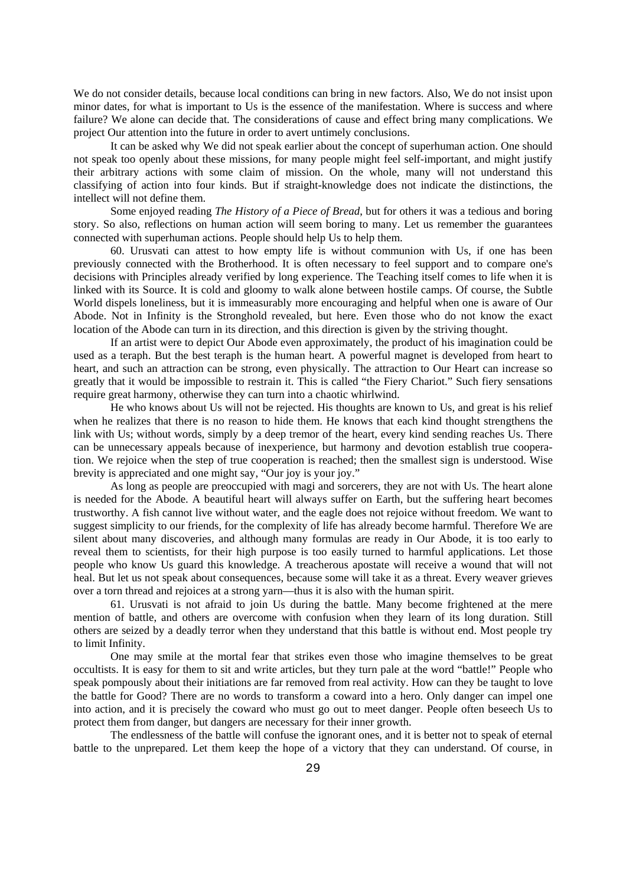We do not consider details, because local conditions can bring in new factors. Also, We do not insist upon minor dates, for what is important to Us is the essence of the manifestation. Where is success and where failure? We alone can decide that. The considerations of cause and effect bring many complications. We project Our attention into the future in order to avert untimely conclusions.

It can be asked why We did not speak earlier about the concept of superhuman action. One should not speak too openly about these missions, for many people might feel self-important, and might justify their arbitrary actions with some claim of mission. On the whole, many will not understand this classifying of action into four kinds. But if straight-knowledge does not indicate the distinctions, the intellect will not define them.

Some enjoyed reading *The History of a Piece of Bread*, but for others it was a tedious and boring story. So also, reflections on human action will seem boring to many. Let us remember the guarantees connected with superhuman actions. People should help Us to help them.

60. Urusvati can attest to how empty life is without communion with Us, if one has been previously connected with the Brotherhood. It is often necessary to feel support and to compare one's decisions with Principles already verified by long experience. The Teaching itself comes to life when it is linked with its Source. It is cold and gloomy to walk alone between hostile camps. Of course, the Subtle World dispels loneliness, but it is immeasurably more encouraging and helpful when one is aware of Our Abode. Not in Infinity is the Stronghold revealed, but here. Even those who do not know the exact location of the Abode can turn in its direction, and this direction is given by the striving thought.

If an artist were to depict Our Abode even approximately, the product of his imagination could be used as a teraph. But the best teraph is the human heart. A powerful magnet is developed from heart to heart, and such an attraction can be strong, even physically. The attraction to Our Heart can increase so greatly that it would be impossible to restrain it. This is called "the Fiery Chariot." Such fiery sensations require great harmony, otherwise they can turn into a chaotic whirlwind.

He who knows about Us will not be rejected. His thoughts are known to Us, and great is his relief when he realizes that there is no reason to hide them. He knows that each kind thought strengthens the link with Us; without words, simply by a deep tremor of the heart, every kind sending reaches Us. There can be unnecessary appeals because of inexperience, but harmony and devotion establish true cooperation. We rejoice when the step of true cooperation is reached; then the smallest sign is understood. Wise brevity is appreciated and one might say, "Our joy is your joy."

As long as people are preoccupied with magi and sorcerers, they are not with Us. The heart alone is needed for the Abode. A beautiful heart will always suffer on Earth, but the suffering heart becomes trustworthy. A fish cannot live without water, and the eagle does not rejoice without freedom. We want to suggest simplicity to our friends, for the complexity of life has already become harmful. Therefore We are silent about many discoveries, and although many formulas are ready in Our Abode, it is too early to reveal them to scientists, for their high purpose is too easily turned to harmful applications. Let those people who know Us guard this knowledge. A treacherous apostate will receive a wound that will not heal. But let us not speak about consequences, because some will take it as a threat. Every weaver grieves over a torn thread and rejoices at a strong yarn—thus it is also with the human spirit.

61. Urusvati is not afraid to join Us during the battle. Many become frightened at the mere mention of battle, and others are overcome with confusion when they learn of its long duration. Still others are seized by a deadly terror when they understand that this battle is without end. Most people try to limit Infinity.

One may smile at the mortal fear that strikes even those who imagine themselves to be great occultists. It is easy for them to sit and write articles, but they turn pale at the word "battle!" People who speak pompously about their initiations are far removed from real activity. How can they be taught to love the battle for Good? There are no words to transform a coward into a hero. Only danger can impel one into action, and it is precisely the coward who must go out to meet danger. People often beseech Us to protect them from danger, but dangers are necessary for their inner growth.

The endlessness of the battle will confuse the ignorant ones, and it is better not to speak of eternal battle to the unprepared. Let them keep the hope of a victory that they can understand. Of course, in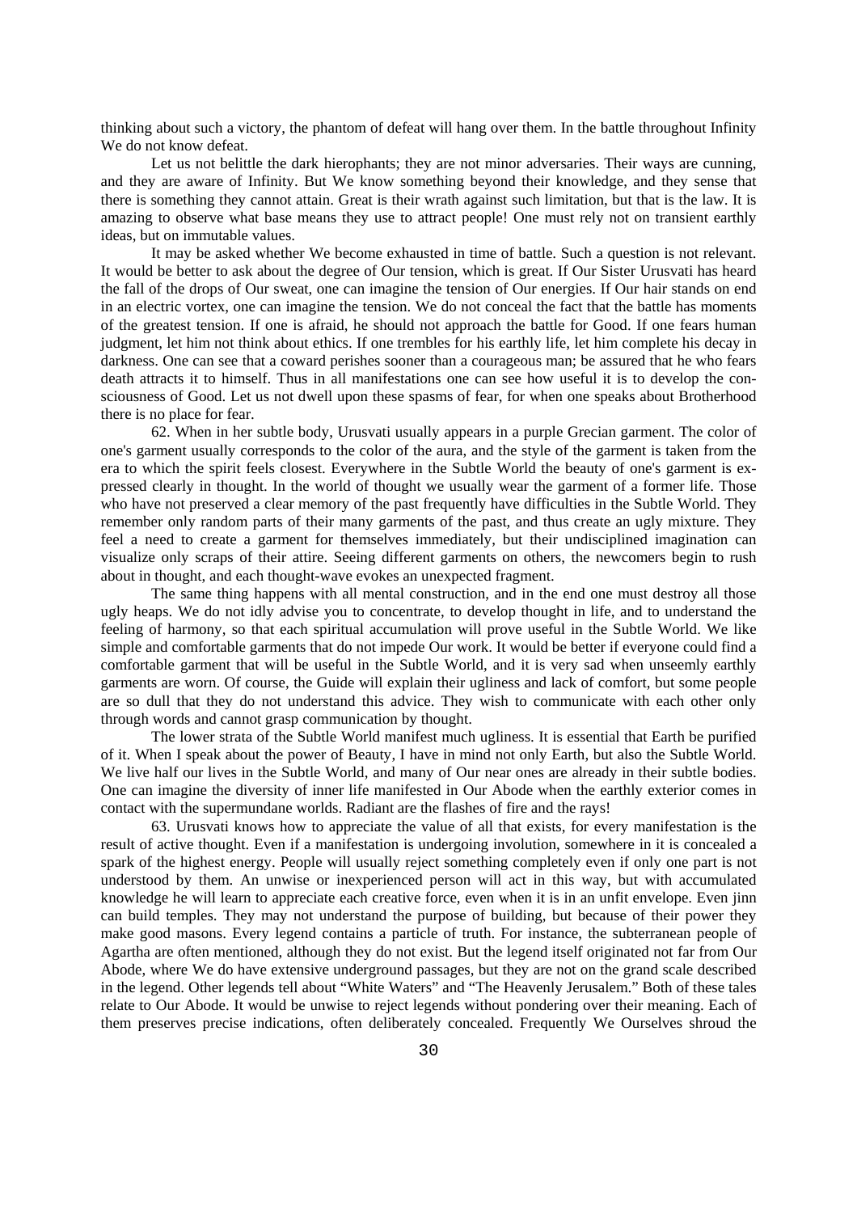thinking about such a victory, the phantom of defeat will hang over them. In the battle throughout Infinity We do not know defeat.

Let us not belittle the dark hierophants; they are not minor adversaries. Their ways are cunning, and they are aware of Infinity. But We know something beyond their knowledge, and they sense that there is something they cannot attain. Great is their wrath against such limitation, but that is the law. It is amazing to observe what base means they use to attract people! One must rely not on transient earthly ideas, but on immutable values.

It may be asked whether We become exhausted in time of battle. Such a question is not relevant. It would be better to ask about the degree of Our tension, which is great. If Our Sister Urusvati has heard the fall of the drops of Our sweat, one can imagine the tension of Our energies. If Our hair stands on end in an electric vortex, one can imagine the tension. We do not conceal the fact that the battle has moments of the greatest tension. If one is afraid, he should not approach the battle for Good. If one fears human judgment, let him not think about ethics. If one trembles for his earthly life, let him complete his decay in darkness. One can see that a coward perishes sooner than a courageous man; be assured that he who fears death attracts it to himself. Thus in all manifestations one can see how useful it is to develop the consciousness of Good. Let us not dwell upon these spasms of fear, for when one speaks about Brotherhood there is no place for fear.

62. When in her subtle body, Urusvati usually appears in a purple Grecian garment. The color of one's garment usually corresponds to the color of the aura, and the style of the garment is taken from the era to which the spirit feels closest. Everywhere in the Subtle World the beauty of one's garment is expressed clearly in thought. In the world of thought we usually wear the garment of a former life. Those who have not preserved a clear memory of the past frequently have difficulties in the Subtle World. They remember only random parts of their many garments of the past, and thus create an ugly mixture. They feel a need to create a garment for themselves immediately, but their undisciplined imagination can visualize only scraps of their attire. Seeing different garments on others, the newcomers begin to rush about in thought, and each thought-wave evokes an unexpected fragment.

The same thing happens with all mental construction, and in the end one must destroy all those ugly heaps. We do not idly advise you to concentrate, to develop thought in life, and to understand the feeling of harmony, so that each spiritual accumulation will prove useful in the Subtle World. We like simple and comfortable garments that do not impede Our work. It would be better if everyone could find a comfortable garment that will be useful in the Subtle World, and it is very sad when unseemly earthly garments are worn. Of course, the Guide will explain their ugliness and lack of comfort, but some people are so dull that they do not understand this advice. They wish to communicate with each other only through words and cannot grasp communication by thought.

The lower strata of the Subtle World manifest much ugliness. It is essential that Earth be purified of it. When I speak about the power of Beauty, I have in mind not only Earth, but also the Subtle World. We live half our lives in the Subtle World, and many of Our near ones are already in their subtle bodies. One can imagine the diversity of inner life manifested in Our Abode when the earthly exterior comes in contact with the supermundane worlds. Radiant are the flashes of fire and the rays!

63. Urusvati knows how to appreciate the value of all that exists, for every manifestation is the result of active thought. Even if a manifestation is undergoing involution, somewhere in it is concealed a spark of the highest energy. People will usually reject something completely even if only one part is not understood by them. An unwise or inexperienced person will act in this way, but with accumulated knowledge he will learn to appreciate each creative force, even when it is in an unfit envelope. Even jinn can build temples. They may not understand the purpose of building, but because of their power they make good masons. Every legend contains a particle of truth. For instance, the subterranean people of Agartha are often mentioned, although they do not exist. But the legend itself originated not far from Our Abode, where We do have extensive underground passages, but they are not on the grand scale described in the legend. Other legends tell about "White Waters" and "The Heavenly Jerusalem." Both of these tales relate to Our Abode. It would be unwise to reject legends without pondering over their meaning. Each of them preserves precise indications, often deliberately concealed. Frequently We Ourselves shroud the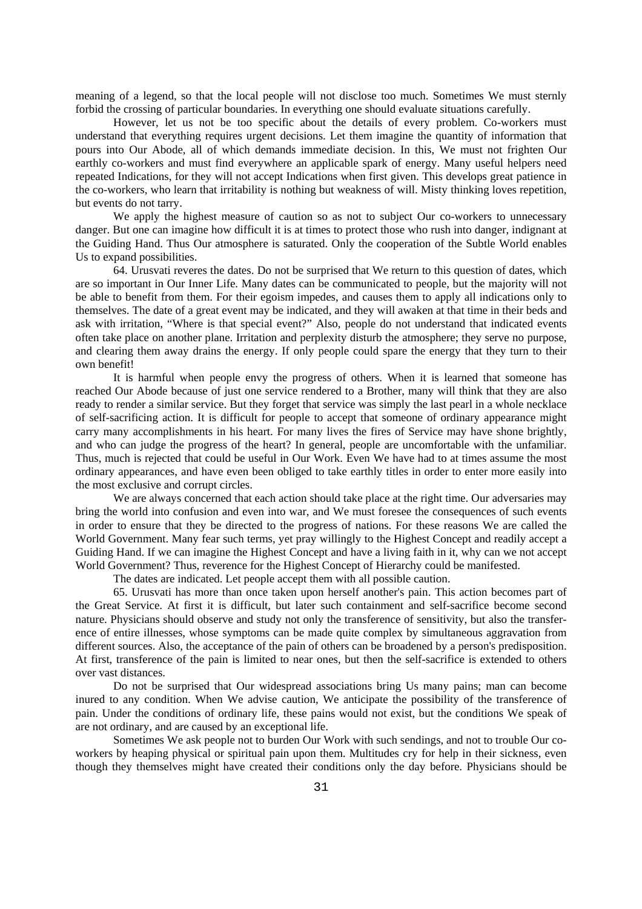meaning of a legend, so that the local people will not disclose too much. Sometimes We must sternly forbid the crossing of particular boundaries. In everything one should evaluate situations carefully.

However, let us not be too specific about the details of every problem. Co-workers must understand that everything requires urgent decisions. Let them imagine the quantity of information that pours into Our Abode, all of which demands immediate decision. In this, We must not frighten Our earthly co-workers and must find everywhere an applicable spark of energy. Many useful helpers need repeated Indications, for they will not accept Indications when first given. This develops great patience in the co-workers, who learn that irritability is nothing but weakness of will. Misty thinking loves repetition, but events do not tarry.

We apply the highest measure of caution so as not to subject Our co-workers to unnecessary danger. But one can imagine how difficult it is at times to protect those who rush into danger, indignant at the Guiding Hand. Thus Our atmosphere is saturated. Only the cooperation of the Subtle World enables Us to expand possibilities.

64. Urusvati reveres the dates. Do not be surprised that We return to this question of dates, which are so important in Our Inner Life. Many dates can be communicated to people, but the majority will not be able to benefit from them. For their egoism impedes, and causes them to apply all indications only to themselves. The date of a great event may be indicated, and they will awaken at that time in their beds and ask with irritation, "Where is that special event?" Also, people do not understand that indicated events often take place on another plane. Irritation and perplexity disturb the atmosphere; they serve no purpose, and clearing them away drains the energy. If only people could spare the energy that they turn to their own benefit!

It is harmful when people envy the progress of others. When it is learned that someone has reached Our Abode because of just one service rendered to a Brother, many will think that they are also ready to render a similar service. But they forget that service was simply the last pearl in a whole necklace of self-sacrificing action. It is difficult for people to accept that someone of ordinary appearance might carry many accomplishments in his heart. For many lives the fires of Service may have shone brightly, and who can judge the progress of the heart? In general, people are uncomfortable with the unfamiliar. Thus, much is rejected that could be useful in Our Work. Even We have had to at times assume the most ordinary appearances, and have even been obliged to take earthly titles in order to enter more easily into the most exclusive and corrupt circles.

We are always concerned that each action should take place at the right time. Our adversaries may bring the world into confusion and even into war, and We must foresee the consequences of such events in order to ensure that they be directed to the progress of nations. For these reasons We are called the World Government. Many fear such terms, yet pray willingly to the Highest Concept and readily accept a Guiding Hand. If we can imagine the Highest Concept and have a living faith in it, why can we not accept World Government? Thus, reverence for the Highest Concept of Hierarchy could be manifested.

The dates are indicated. Let people accept them with all possible caution.

65. Urusvati has more than once taken upon herself another's pain. This action becomes part of the Great Service. At first it is difficult, but later such containment and self-sacrifice become second nature. Physicians should observe and study not only the transference of sensitivity, but also the transference of entire illnesses, whose symptoms can be made quite complex by simultaneous aggravation from different sources. Also, the acceptance of the pain of others can be broadened by a person's predisposition. At first, transference of the pain is limited to near ones, but then the self-sacrifice is extended to others over vast distances.

Do not be surprised that Our widespread associations bring Us many pains; man can become inured to any condition. When We advise caution, We anticipate the possibility of the transference of pain. Under the conditions of ordinary life, these pains would not exist, but the conditions We speak of are not ordinary, and are caused by an exceptional life.

Sometimes We ask people not to burden Our Work with such sendings, and not to trouble Our co-workers by heaping physical or spiritual pain upon them. Multitudes cry for help in their sickness, even though they themselves might have created their conditions only the day before. Physicians should be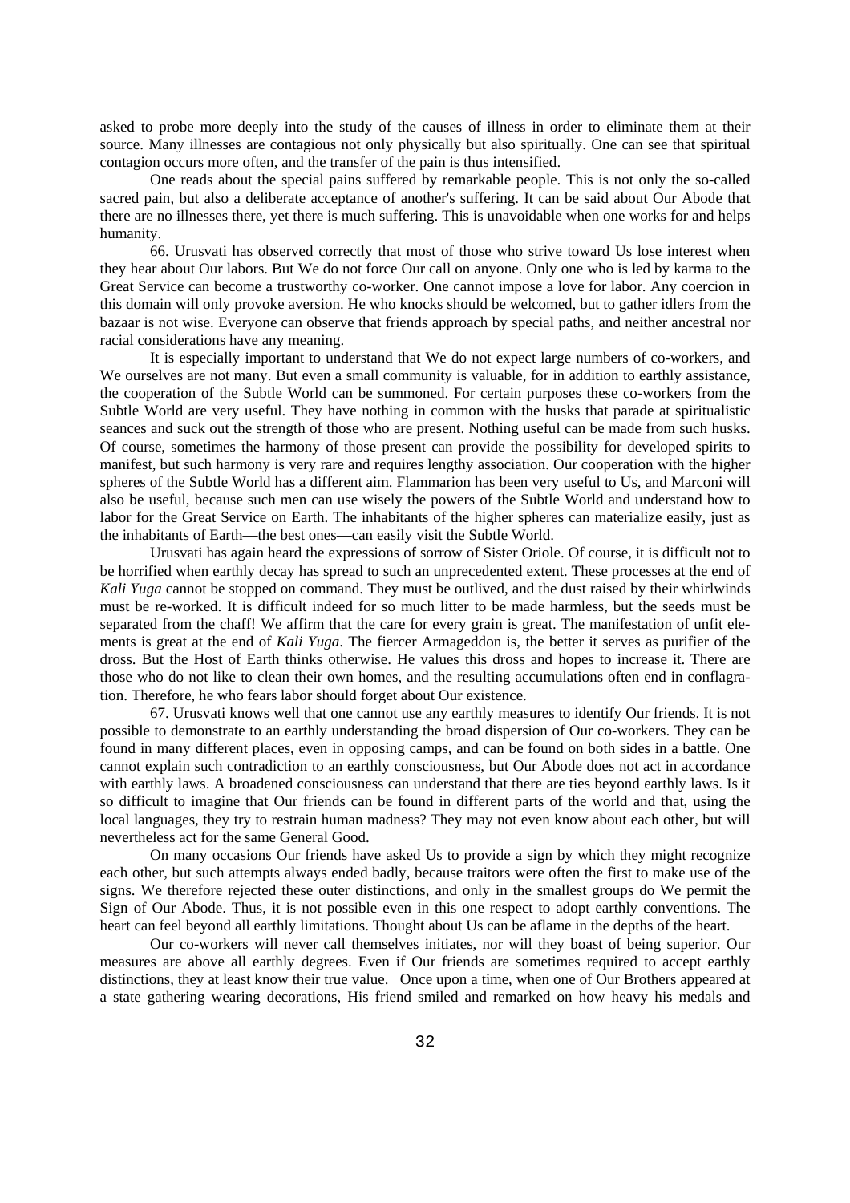asked to probe more deeply into the study of the causes of illness in order to eliminate them at their source. Many illnesses are contagious not only physically but also spiritually. One can see that spiritual contagion occurs more often, and the transfer of the pain is thus intensified.

One reads about the special pains suffered by remarkable people. This is not only the so-called sacred pain, but also a deliberate acceptance of another's suffering. It can be said about Our Abode that there are no illnesses there, yet there is much suffering. This is unavoidable when one works for and helps humanity.

66. Urusvati has observed correctly that most of those who strive toward Us lose interest when they hear about Our labors. But We do not force Our call on anyone. Only one who is led by karma to the Great Service can become a trustworthy co-worker. One cannot impose a love for labor. Any coercion in this domain will only provoke aversion. He who knocks should be welcomed, but to gather idlers from the bazaar is not wise. Everyone can observe that friends approach by special paths, and neither ancestral nor racial considerations have any meaning.

It is especially important to understand that We do not expect large numbers of co-workers, and We ourselves are not many. But even a small community is valuable, for in addition to earthly assistance, the cooperation of the Subtle World can be summoned. For certain purposes these co-workers from the Subtle World are very useful. They have nothing in common with the husks that parade at spiritualistic seances and suck out the strength of those who are present. Nothing useful can be made from such husks. Of course, sometimes the harmony of those present can provide the possibility for developed spirits to manifest, but such harmony is very rare and requires lengthy association. Our cooperation with the higher spheres of the Subtle World has a different aim. Flammarion has been very useful to Us, and Marconi will also be useful, because such men can use wisely the powers of the Subtle World and understand how to labor for the Great Service on Earth. The inhabitants of the higher spheres can materialize easily, just as the inhabitants of Earth—the best ones—can easily visit the Subtle World.

Urusvati has again heard the expressions of sorrow of Sister Oriole. Of course, it is difficult not to be horrified when earthly decay has spread to such an unprecedented extent. These processes at the end of *Kali Yuga* cannot be stopped on command. They must be outlived, and the dust raised by their whirlwinds must be re-worked. It is difficult indeed for so much litter to be made harmless, but the seeds must be separated from the chaff! We affirm that the care for every grain is great. The manifestation of unfit elements is great at the end of *Kali Yuga*. The fiercer Armageddon is, the better it serves as purifier of the dross. But the Host of Earth thinks otherwise. He values this dross and hopes to increase it. There are those who do not like to clean their own homes, and the resulting accumulations often end in conflagration. Therefore, he who fears labor should forget about Our existence.

67. Urusvati knows well that one cannot use any earthly measures to identify Our friends. It is not possible to demonstrate to an earthly understanding the broad dispersion of Our co-workers. They can be found in many different places, even in opposing camps, and can be found on both sides in a battle. One cannot explain such contradiction to an earthly consciousness, but Our Abode does not act in accordance with earthly laws. A broadened consciousness can understand that there are ties beyond earthly laws. Is it so difficult to imagine that Our friends can be found in different parts of the world and that, using the local languages, they try to restrain human madness? They may not even know about each other, but will nevertheless act for the same General Good.

On many occasions Our friends have asked Us to provide a sign by which they might recognize each other, but such attempts always ended badly, because traitors were often the first to make use of the signs. We therefore rejected these outer distinctions, and only in the smallest groups do We permit the Sign of Our Abode. Thus, it is not possible even in this one respect to adopt earthly conventions. The heart can feel beyond all earthly limitations. Thought about Us can be aflame in the depths of the heart.

Our co-workers will never call themselves initiates, nor will they boast of being superior. Our measures are above all earthly degrees. Even if Our friends are sometimes required to accept earthly distinctions, they at least know their true value. Once upon a time, when one of Our Brothers appeared at a state gathering wearing decorations, His friend smiled and remarked on how heavy his medals and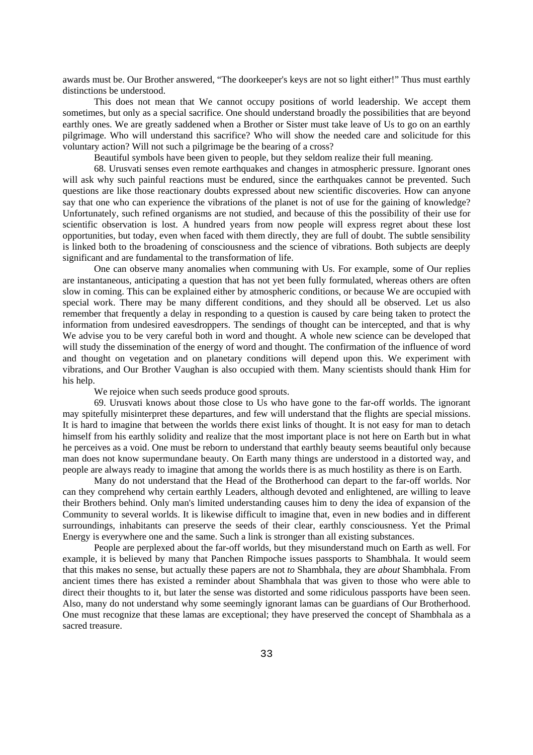awards must be. Our Brother answered, "The doorkeeper's keys are not so light either!" Thus must earthly distinctions be understood.

This does not mean that We cannot occupy positions of world leadership. We accept them sometimes, but only as a special sacrifice. One should understand broadly the possibilities that are beyond earthly ones. We are greatly saddened when a Brother or Sister must take leave of Us to go on an earthly pilgrimage. Who will understand this sacrifice? Who will show the needed care and solicitude for this voluntary action? Will not such a pilgrimage be the bearing of a cross?

Beautiful symbols have been given to people, but they seldom realize their full meaning.

68. Urusvati senses even remote earthquakes and changes in atmospheric pressure. Ignorant ones will ask why such painful reactions must be endured, since the earthquakes cannot be prevented. Such questions are like those reactionary doubts expressed about new scientific discoveries. How can anyone say that one who can experience the vibrations of the planet is not of use for the gaining of knowledge? Unfortunately, such refined organisms are not studied, and because of this the possibility of their use for scientific observation is lost. A hundred years from now people will express regret about these lost opportunities, but today, even when faced with them directly, they are full of doubt. The subtle sensibility is linked both to the broadening of consciousness and the science of vibrations. Both subjects are deeply significant and are fundamental to the transformation of life.

One can observe many anomalies when communing with Us. For example, some of Our replies are instantaneous, anticipating a question that has not yet been fully formulated, whereas others are often slow in coming. This can be explained either by atmospheric conditions, or because We are occupied with special work. There may be many different conditions, and they should all be observed. Let us also remember that frequently a delay in responding to a question is caused by care being taken to protect the information from undesired eavesdroppers. The sendings of thought can be intercepted, and that is why We advise you to be very careful both in word and thought. A whole new science can be developed that will study the dissemination of the energy of word and thought. The confirmation of the influence of word and thought on vegetation and on planetary conditions will depend upon this. We experiment with vibrations, and Our Brother Vaughan is also occupied with them. Many scientists should thank Him for his help.

We rejoice when such seeds produce good sprouts.

69. Urusvati knows about those close to Us who have gone to the far-off worlds. The ignorant may spitefully misinterpret these departures, and few will understand that the flights are special missions. It is hard to imagine that between the worlds there exist links of thought. It is not easy for man to detach himself from his earthly solidity and realize that the most important place is not here on Earth but in what he perceives as a void. One must be reborn to understand that earthly beauty seems beautiful only because man does not know supermundane beauty. On Earth many things are understood in a distorted way, and people are always ready to imagine that among the worlds there is as much hostility as there is on Earth.

Many do not understand that the Head of the Brotherhood can depart to the far-off worlds. Nor can they comprehend why certain earthly Leaders, although devoted and enlightened, are willing to leave their Brothers behind. Only man's limited understanding causes him to deny the idea of expansion of the Community to several worlds. It is likewise difficult to imagine that, even in new bodies and in different surroundings, inhabitants can preserve the seeds of their clear, earthly consciousness. Yet the Primal Energy is everywhere one and the same. Such a link is stronger than all existing substances.

People are perplexed about the far-off worlds, but they misunderstand much on Earth as well. For example, it is believed by many that Panchen Rimpoche issues passports to Shambhala. It would seem that this makes no sense, but actually these papers are not *to* Shambhala, they are *about* Shambhala. From ancient times there has existed a reminder about Shambhala that was given to those who were able to direct their thoughts to it, but later the sense was distorted and some ridiculous passports have been seen. Also, many do not understand why some seemingly ignorant lamas can be guardians of Our Brotherhood. One must recognize that these lamas are exceptional; they have preserved the concept of Shambhala as a sacred treasure.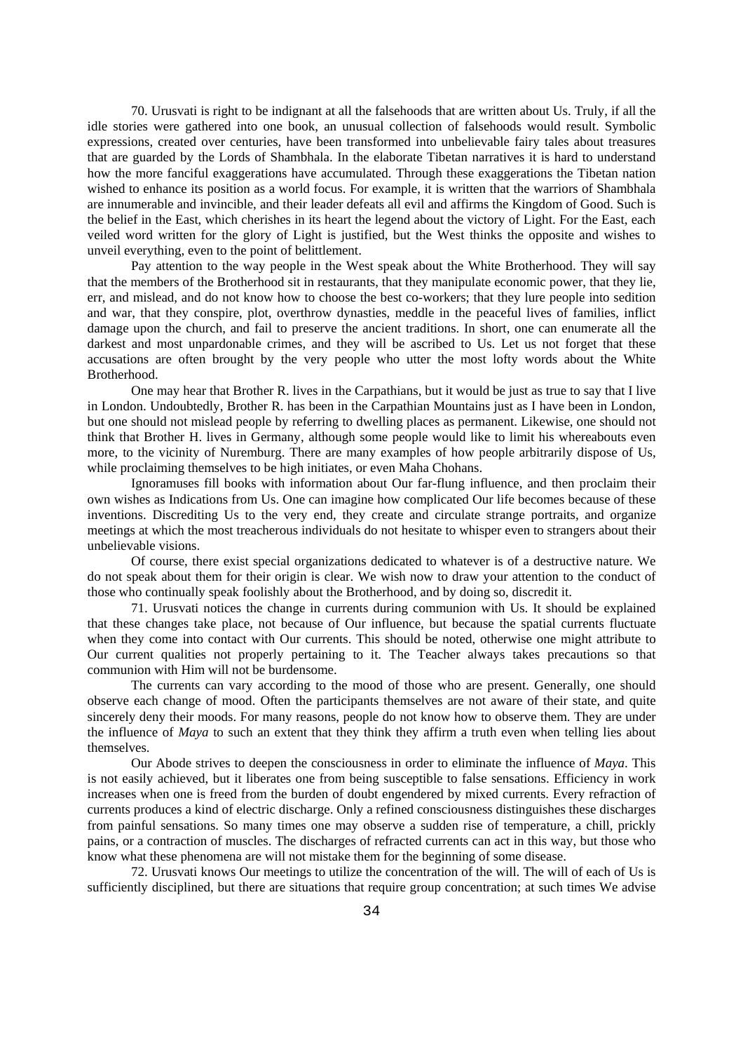70. Urusvati is right to be indignant at all the falsehoods that are written about Us. Truly, if all the idle stories were gathered into one book, an unusual collection of falsehoods would result. Symbolic expressions, created over centuries, have been transformed into unbelievable fairy tales about treasures that are guarded by the Lords of Shambhala. In the elaborate Tibetan narratives it is hard to understand how the more fanciful exaggerations have accumulated. Through these exaggerations the Tibetan nation wished to enhance its position as a world focus. For example, it is written that the warriors of Shambhala are innumerable and invincible, and their leader defeats all evil and affirms the Kingdom of Good. Such is the belief in the East, which cherishes in its heart the legend about the victory of Light. For the East, each veiled word written for the glory of Light is justified, but the West thinks the opposite and wishes to unveil everything, even to the point of belittlement.

Pay attention to the way people in the West speak about the White Brotherhood. They will say that the members of the Brotherhood sit in restaurants, that they manipulate economic power, that they lie, err, and mislead, and do not know how to choose the best co-workers; that they lure people into sedition and war, that they conspire, plot, overthrow dynasties, meddle in the peaceful lives of families, inflict damage upon the church, and fail to preserve the ancient traditions. In short, one can enumerate all the darkest and most unpardonable crimes, and they will be ascribed to Us. Let us not forget that these accusations are often brought by the very people who utter the most lofty words about the White Brotherhood.

One may hear that Brother R. lives in the Carpathians, but it would be just as true to say that I live in London. Undoubtedly, Brother R. has been in the Carpathian Mountains just as I have been in London, but one should not mislead people by referring to dwelling places as permanent. Likewise, one should not think that Brother H. lives in Germany, although some people would like to limit his whereabouts even more, to the vicinity of Nuremburg. There are many examples of how people arbitrarily dispose of Us, while proclaiming themselves to be high initiates, or even Maha Chohans.

Ignoramuses fill books with information about Our far-flung influence, and then proclaim their own wishes as Indications from Us. One can imagine how complicated Our life becomes because of these inventions. Discrediting Us to the very end, they create and circulate strange portraits, and organize meetings at which the most treacherous individuals do not hesitate to whisper even to strangers about their unbelievable visions.

Of course, there exist special organizations dedicated to whatever is of a destructive nature. We do not speak about them for their origin is clear. We wish now to draw your attention to the conduct of those who continually speak foolishly about the Brotherhood, and by doing so, discredit it.

71. Urusvati notices the change in currents during communion with Us. It should be explained that these changes take place, not because of Our influence, but because the spatial currents fluctuate when they come into contact with Our currents. This should be noted, otherwise one might attribute to Our current qualities not properly pertaining to it. The Teacher always takes precautions so that communion with Him will not be burdensome.

The currents can vary according to the mood of those who are present. Generally, one should observe each change of mood. Often the participants themselves are not aware of their state, and quite sincerely deny their moods. For many reasons, people do not know how to observe them. They are under the influence of *Maya* to such an extent that they think they affirm a truth even when telling lies about themselves.

Our Abode strives to deepen the consciousness in order to eliminate the influence of *Maya*. This is not easily achieved, but it liberates one from being susceptible to false sensations. Efficiency in work increases when one is freed from the burden of doubt engendered by mixed currents. Every refraction of currents produces a kind of electric discharge. Only a refined consciousness distinguishes these discharges from painful sensations. So many times one may observe a sudden rise of temperature, a chill, prickly pains, or a contraction of muscles. The discharges of refracted currents can act in this way, but those who know what these phenomena are will not mistake them for the beginning of some disease.

72. Urusvati knows Our meetings to utilize the concentration of the will. The will of each of Us is sufficiently disciplined, but there are situations that require group concentration; at such times We advise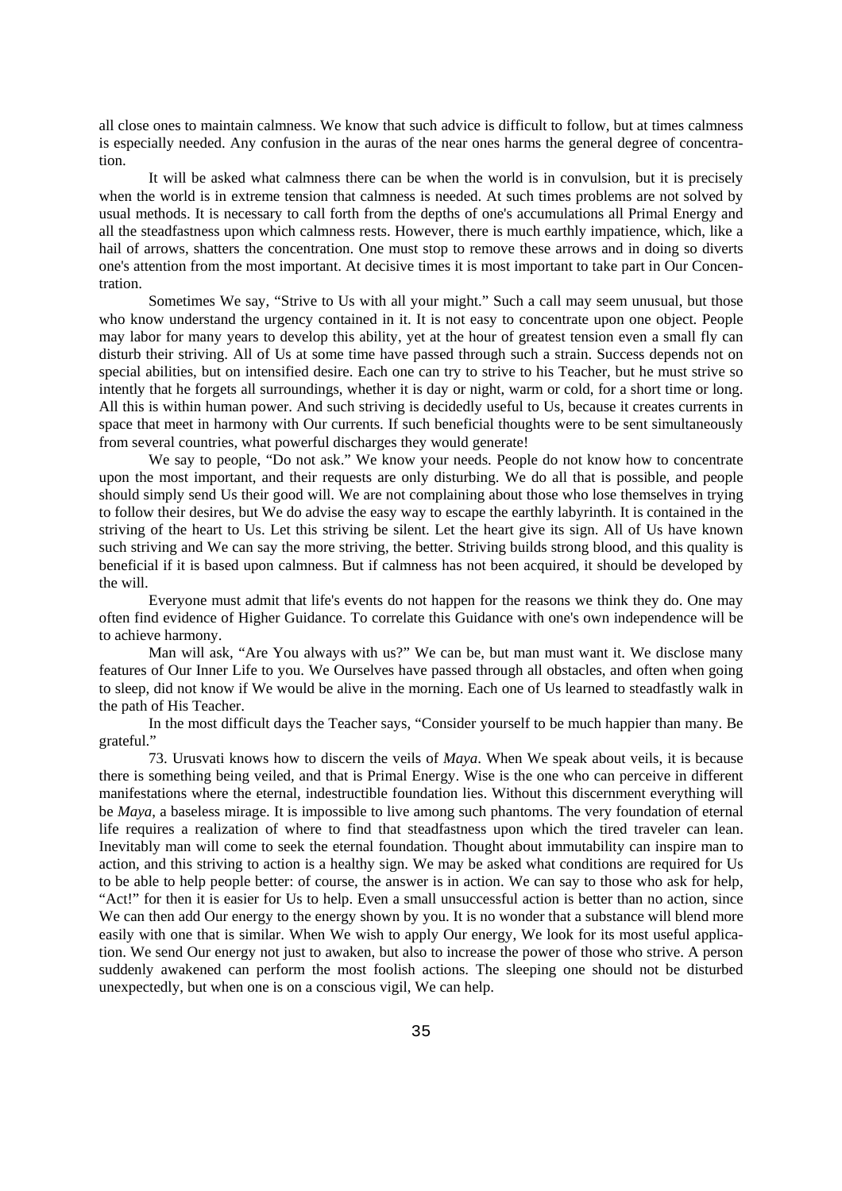all close ones to maintain calmness. We know that such advice is difficult to follow, but at times calmness is especially needed. Any confusion in the auras of the near ones harms the general degree of concentration.

It will be asked what calmness there can be when the world is in convulsion, but it is precisely when the world is in extreme tension that calmness is needed. At such times problems are not solved by usual methods. It is necessary to call forth from the depths of one's accumulations all Primal Energy and all the steadfastness upon which calmness rests. However, there is much earthly impatience, which, like a hail of arrows, shatters the concentration. One must stop to remove these arrows and in doing so diverts one's attention from the most important. At decisive times it is most important to take part in Our Concentration.

Sometimes We say, "Strive to Us with all your might." Such a call may seem unusual, but those who know understand the urgency contained in it. It is not easy to concentrate upon one object. People may labor for many years to develop this ability, yet at the hour of greatest tension even a small fly can disturb their striving. All of Us at some time have passed through such a strain. Success depends not on special abilities, but on intensified desire. Each one can try to strive to his Teacher, but he must strive so intently that he forgets all surroundings, whether it is day or night, warm or cold, for a short time or long. All this is within human power. And such striving is decidedly useful to Us, because it creates currents in space that meet in harmony with Our currents. If such beneficial thoughts were to be sent simultaneously from several countries, what powerful discharges they would generate!

We say to people, "Do not ask." We know your needs. People do not know how to concentrate upon the most important, and their requests are only disturbing. We do all that is possible, and people should simply send Us their good will. We are not complaining about those who lose themselves in trying to follow their desires, but We do advise the easy way to escape the earthly labyrinth. It is contained in the striving of the heart to Us. Let this striving be silent. Let the heart give its sign. All of Us have known such striving and We can say the more striving, the better. Striving builds strong blood, and this quality is beneficial if it is based upon calmness. But if calmness has not been acquired, it should be developed by the will.

Everyone must admit that life's events do not happen for the reasons we think they do. One may often find evidence of Higher Guidance. To correlate this Guidance with one's own independence will be to achieve harmony.

Man will ask, "Are You always with us?" We can be, but man must want it. We disclose many features of Our Inner Life to you. We Ourselves have passed through all obstacles, and often when going to sleep, did not know if We would be alive in the morning. Each one of Us learned to steadfastly walk in the path of His Teacher.

In the most difficult days the Teacher says, "Consider yourself to be much happier than many. Be grateful."

73. Urusvati knows how to discern the veils of *Maya*. When We speak about veils, it is because there is something being veiled, and that is Primal Energy. Wise is the one who can perceive in different manifestations where the eternal, indestructible foundation lies. Without this discernment everything will be *Maya*, a baseless mirage. It is impossible to live among such phantoms. The very foundation of eternal life requires a realization of where to find that steadfastness upon which the tired traveler can lean. Inevitably man will come to seek the eternal foundation. Thought about immutability can inspire man to action, and this striving to action is a healthy sign. We may be asked what conditions are required for Us to be able to help people better: of course, the answer is in action. We can say to those who ask for help, "Act!" for then it is easier for Us to help. Even a small unsuccessful action is better than no action, since We can then add Our energy to the energy shown by you. It is no wonder that a substance will blend more easily with one that is similar. When We wish to apply Our energy, We look for its most useful application. We send Our energy not just to awaken, but also to increase the power of those who strive. A person suddenly awakened can perform the most foolish actions. The sleeping one should not be disturbed unexpectedly, but when one is on a conscious vigil, We can help.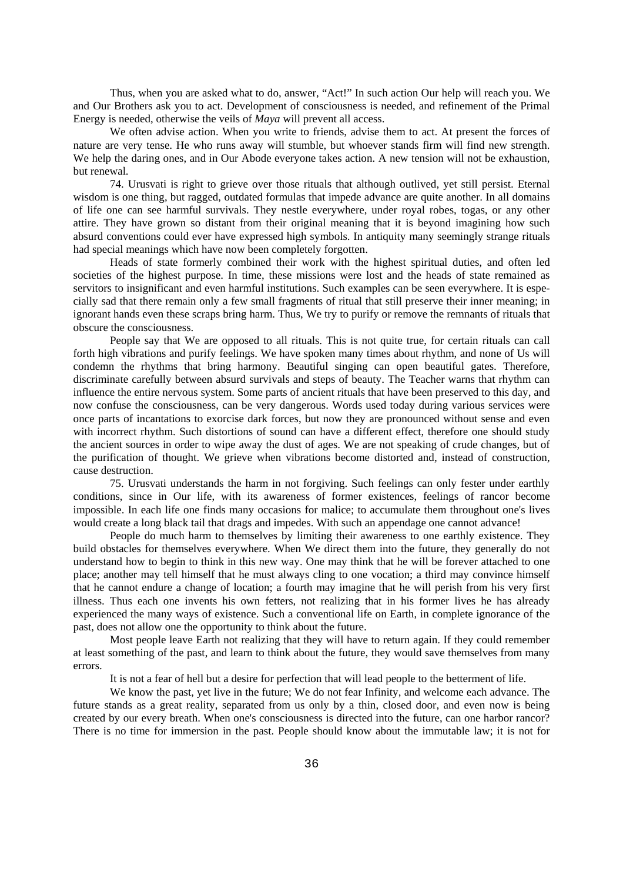Thus, when you are asked what to do, answer, "Act!" In such action Our help will reach you. We and Our Brothers ask you to act. Development of consciousness is needed, and refinement of the Primal Energy is needed, otherwise the veils of *Maya* will prevent all access.

We often advise action. When you write to friends, advise them to act. At present the forces of nature are very tense. He who runs away will stumble, but whoever stands firm will find new strength. We help the daring ones, and in Our Abode everyone takes action. A new tension will not be exhaustion, but renewal.

74. Urusvati is right to grieve over those rituals that although outlived, yet still persist. Eternal wisdom is one thing, but ragged, outdated formulas that impede advance are quite another. In all domains of life one can see harmful survivals. They nestle everywhere, under royal robes, togas, or any other attire. They have grown so distant from their original meaning that it is beyond imagining how such absurd conventions could ever have expressed high symbols. In antiquity many seemingly strange rituals had special meanings which have now been completely forgotten.

Heads of state formerly combined their work with the highest spiritual duties, and often led societies of the highest purpose. In time, these missions were lost and the heads of state remained as servitors to insignificant and even harmful institutions. Such examples can be seen everywhere. It is especially sad that there remain only a few small fragments of ritual that still preserve their inner meaning; in ignorant hands even these scraps bring harm. Thus, We try to purify or remove the remnants of rituals that obscure the consciousness.

People say that We are opposed to all rituals. This is not quite true, for certain rituals can call forth high vibrations and purify feelings. We have spoken many times about rhythm, and none of Us will condemn the rhythms that bring harmony. Beautiful singing can open beautiful gates. Therefore, discriminate carefully between absurd survivals and steps of beauty. The Teacher warns that rhythm can influence the entire nervous system. Some parts of ancient rituals that have been preserved to this day, and now confuse the consciousness, can be very dangerous. Words used today during various services were once parts of incantations to exorcise dark forces, but now they are pronounced without sense and even with incorrect rhythm. Such distortions of sound can have a different effect, therefore one should study the ancient sources in order to wipe away the dust of ages. We are not speaking of crude changes, but of the purification of thought. We grieve when vibrations become distorted and, instead of construction, cause destruction.

75. Urusvati understands the harm in not forgiving. Such feelings can only fester under earthly conditions, since in Our life, with its awareness of former existences, feelings of rancor become impossible. In each life one finds many occasions for malice; to accumulate them throughout one's lives would create a long black tail that drags and impedes. With such an appendage one cannot advance!

People do much harm to themselves by limiting their awareness to one earthly existence. They build obstacles for themselves everywhere. When We direct them into the future, they generally do not understand how to begin to think in this new way. One may think that he will be forever attached to one place; another may tell himself that he must always cling to one vocation; a third may convince himself that he cannot endure a change of location; a fourth may imagine that he will perish from his very first illness. Thus each one invents his own fetters, not realizing that in his former lives he has already experienced the many ways of existence. Such a conventional life on Earth, in complete ignorance of the past, does not allow one the opportunity to think about the future.

Most people leave Earth not realizing that they will have to return again. If they could remember at least something of the past, and learn to think about the future, they would save themselves from many errors.

It is not a fear of hell but a desire for perfection that will lead people to the betterment of life.

We know the past, yet live in the future; We do not fear Infinity, and welcome each advance. The future stands as a great reality, separated from us only by a thin, closed door, and even now is being created by our every breath. When one's consciousness is directed into the future, can one harbor rancor? There is no time for immersion in the past. People should know about the immutable law; it is not for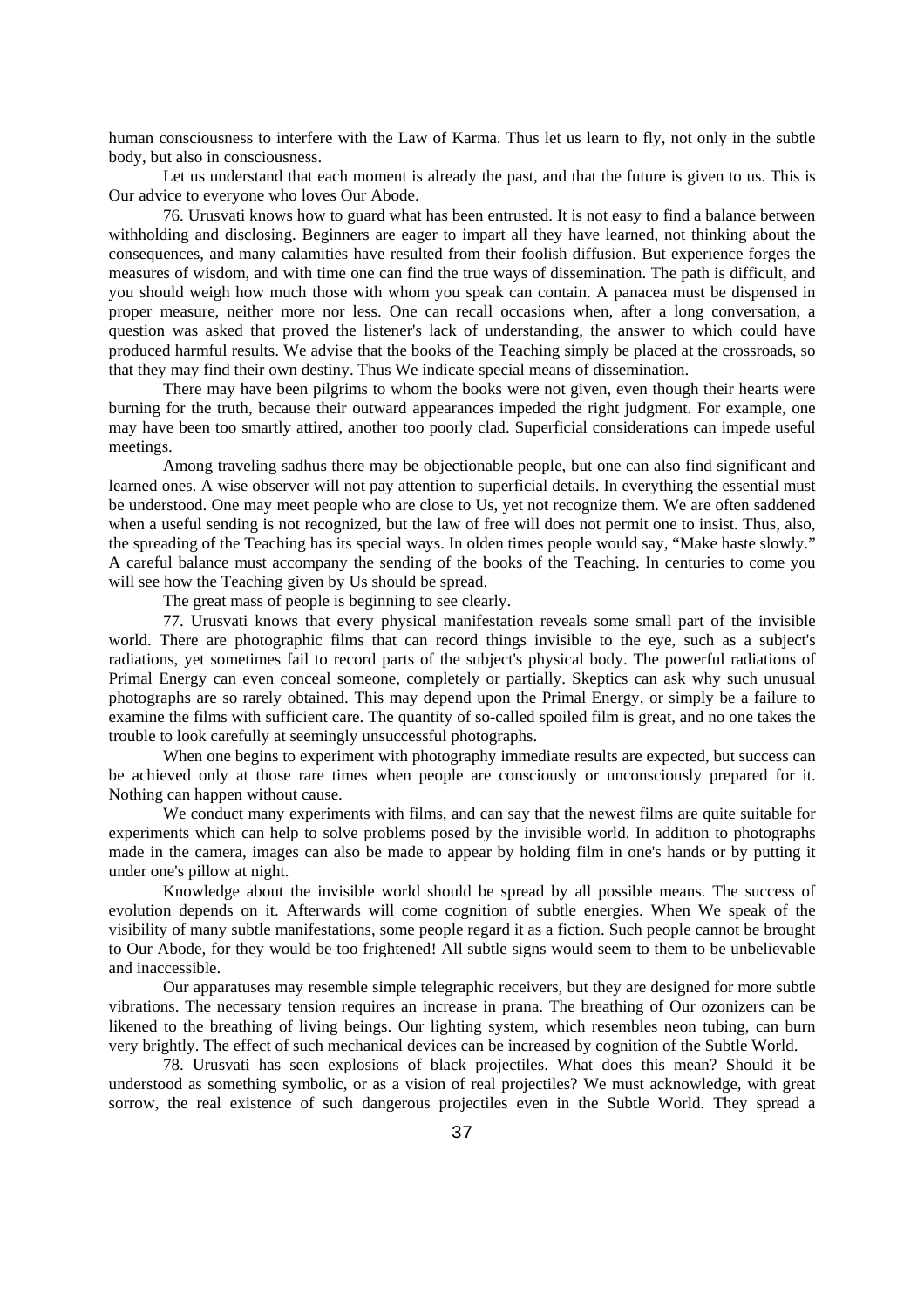human consciousness to interfere with the Law of Karma. Thus let us learn to fly, not only in the subtle body, but also in consciousness.

Let us understand that each moment is already the past, and that the future is given to us. This is Our advice to everyone who loves Our Abode.

76. Urusvati knows how to guard what has been entrusted. It is not easy to find a balance between withholding and disclosing. Beginners are eager to impart all they have learned, not thinking about the consequences, and many calamities have resulted from their foolish diffusion. But experience forges the measures of wisdom, and with time one can find the true ways of dissemination. The path is difficult, and you should weigh how much those with whom you speak can contain. A panacea must be dispensed in proper measure, neither more nor less. One can recall occasions when, after a long conversation, a question was asked that proved the listener's lack of understanding, the answer to which could have produced harmful results. We advise that the books of the Teaching simply be placed at the crossroads, so that they may find their own destiny. Thus We indicate special means of dissemination.

There may have been pilgrims to whom the books were not given, even though their hearts were burning for the truth, because their outward appearances impeded the right judgment. For example, one may have been too smartly attired, another too poorly clad. Superficial considerations can impede useful meetings.

Among traveling sadhus there may be objectionable people, but one can also find significant and learned ones. A wise observer will not pay attention to superficial details. In everything the essential must be understood. One may meet people who are close to Us, yet not recognize them. We are often saddened when a useful sending is not recognized, but the law of free will does not permit one to insist. Thus, also, the spreading of the Teaching has its special ways. In olden times people would say, "Make haste slowly." A careful balance must accompany the sending of the books of the Teaching. In centuries to come you will see how the Teaching given by Us should be spread.

The great mass of people is beginning to see clearly.

77. Urusvati knows that every physical manifestation reveals some small part of the invisible world. There are photographic films that can record things invisible to the eye, such as a subject's radiations, yet sometimes fail to record parts of the subject's physical body. The powerful radiations of Primal Energy can even conceal someone, completely or partially. Skeptics can ask why such unusual photographs are so rarely obtained. This may depend upon the Primal Energy, or simply be a failure to examine the films with sufficient care. The quantity of so-called spoiled film is great, and no one takes the trouble to look carefully at seemingly unsuccessful photographs.

When one begins to experiment with photography immediate results are expected, but success can be achieved only at those rare times when people are consciously or unconsciously prepared for it. Nothing can happen without cause.

We conduct many experiments with films, and can say that the newest films are quite suitable for experiments which can help to solve problems posed by the invisible world. In addition to photographs made in the camera, images can also be made to appear by holding film in one's hands or by putting it under one's pillow at night.

Knowledge about the invisible world should be spread by all possible means. The success of evolution depends on it. Afterwards will come cognition of subtle energies. When We speak of the visibility of many subtle manifestations, some people regard it as a fiction. Such people cannot be brought to Our Abode, for they would be too frightened! All subtle signs would seem to them to be unbelievable and inaccessible.

Our apparatuses may resemble simple telegraphic receivers, but they are designed for more subtle vibrations. The necessary tension requires an increase in prana. The breathing of Our ozonizers can be likened to the breathing of living beings. Our lighting system, which resembles neon tubing, can burn very brightly. The effect of such mechanical devices can be increased by cognition of the Subtle World.

78. Urusvati has seen explosions of black projectiles. What does this mean? Should it be understood as something symbolic, or as a vision of real projectiles? We must acknowledge, with great sorrow, the real existence of such dangerous projectiles even in the Subtle World. They spread a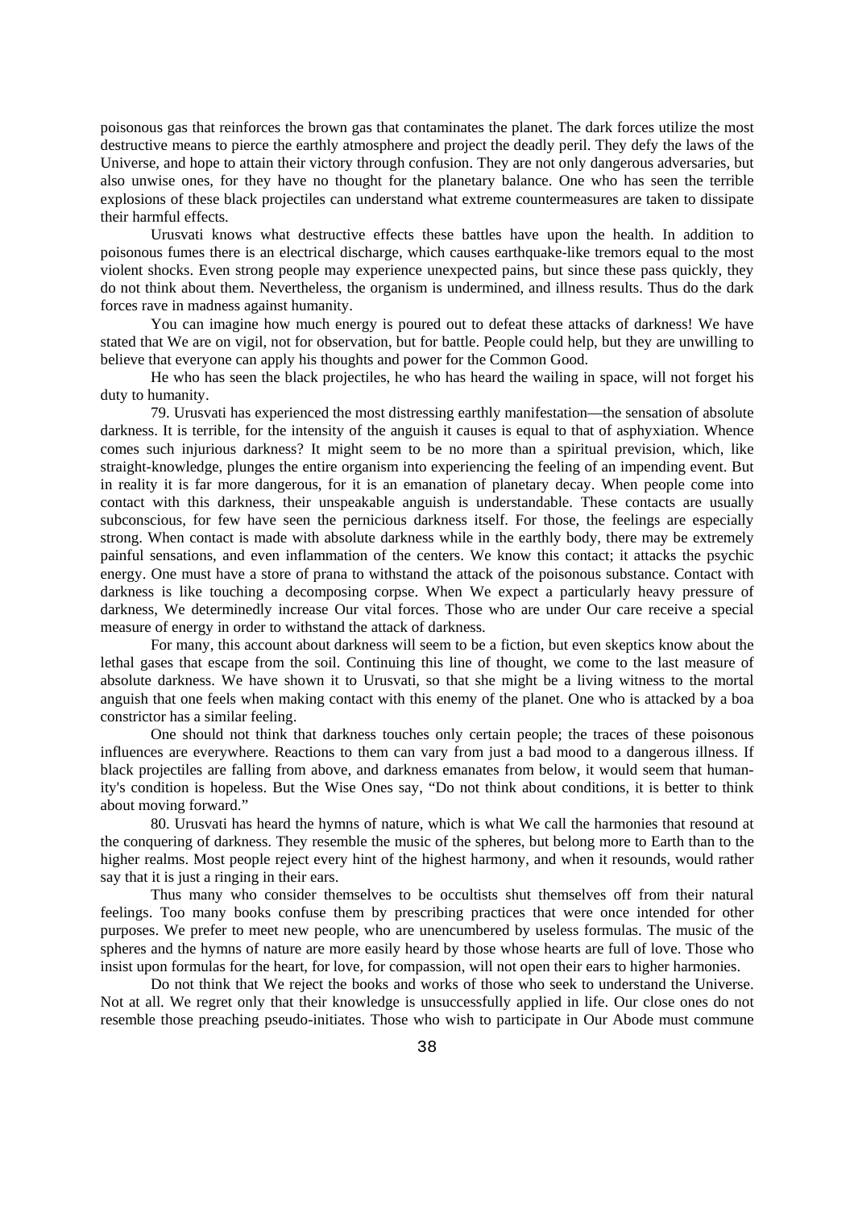poisonous gas that reinforces the brown gas that contaminates the planet. The dark forces utilize the most destructive means to pierce the earthly atmosphere and project the deadly peril. They defy the laws of the Universe, and hope to attain their victory through confusion. They are not only dangerous adversaries, but also unwise ones, for they have no thought for the planetary balance. One who has seen the terrible explosions of these black projectiles can understand what extreme countermeasures are taken to dissipate their harmful effects.

Urusvati knows what destructive effects these battles have upon the health. In addition to poisonous fumes there is an electrical discharge, which causes earthquake-like tremors equal to the most violent shocks. Even strong people may experience unexpected pains, but since these pass quickly, they do not think about them. Nevertheless, the organism is undermined, and illness results. Thus do the dark forces rave in madness against humanity.

You can imagine how much energy is poured out to defeat these attacks of darkness! We have stated that We are on vigil, not for observation, but for battle. People could help, but they are unwilling to believe that everyone can apply his thoughts and power for the Common Good.

He who has seen the black projectiles, he who has heard the wailing in space, will not forget his duty to humanity.

79. Urusvati has experienced the most distressing earthly manifestation—the sensation of absolute darkness. It is terrible, for the intensity of the anguish it causes is equal to that of asphyxiation. Whence comes such injurious darkness? It might seem to be no more than a spiritual prevision, which, like straight-knowledge, plunges the entire organism into experiencing the feeling of an impending event. But in reality it is far more dangerous, for it is an emanation of planetary decay. When people come into contact with this darkness, their unspeakable anguish is understandable. These contacts are usually subconscious, for few have seen the pernicious darkness itself. For those, the feelings are especially strong. When contact is made with absolute darkness while in the earthly body, there may be extremely painful sensations, and even inflammation of the centers. We know this contact; it attacks the psychic energy. One must have a store of prana to withstand the attack of the poisonous substance. Contact with darkness is like touching a decomposing corpse. When We expect a particularly heavy pressure of darkness, We determinedly increase Our vital forces. Those who are under Our care receive a special measure of energy in order to withstand the attack of darkness.

For many, this account about darkness will seem to be a fiction, but even skeptics know about the lethal gases that escape from the soil. Continuing this line of thought, we come to the last measure of absolute darkness. We have shown it to Urusvati, so that she might be a living witness to the mortal anguish that one feels when making contact with this enemy of the planet. One who is attacked by a boa constrictor has a similar feeling.

One should not think that darkness touches only certain people; the traces of these poisonous influences are everywhere. Reactions to them can vary from just a bad mood to a dangerous illness. If black projectiles are falling from above, and darkness emanates from below, it would seem that humanity's condition is hopeless. But the Wise Ones say, "Do not think about conditions, it is better to think about moving forward."

80. Urusvati has heard the hymns of nature, which is what We call the harmonies that resound at the conquering of darkness. They resemble the music of the spheres, but belong more to Earth than to the higher realms. Most people reject every hint of the highest harmony, and when it resounds, would rather say that it is just a ringing in their ears.

Thus many who consider themselves to be occultists shut themselves off from their natural feelings. Too many books confuse them by prescribing practices that were once intended for other purposes. We prefer to meet new people, who are unencumbered by useless formulas. The music of the spheres and the hymns of nature are more easily heard by those whose hearts are full of love. Those who insist upon formulas for the heart, for love, for compassion, will not open their ears to higher harmonies.

Do not think that We reject the books and works of those who seek to understand the Universe. Not at all. We regret only that their knowledge is unsuccessfully applied in life. Our close ones do not resemble those preaching pseudo-initiates. Those who wish to participate in Our Abode must commune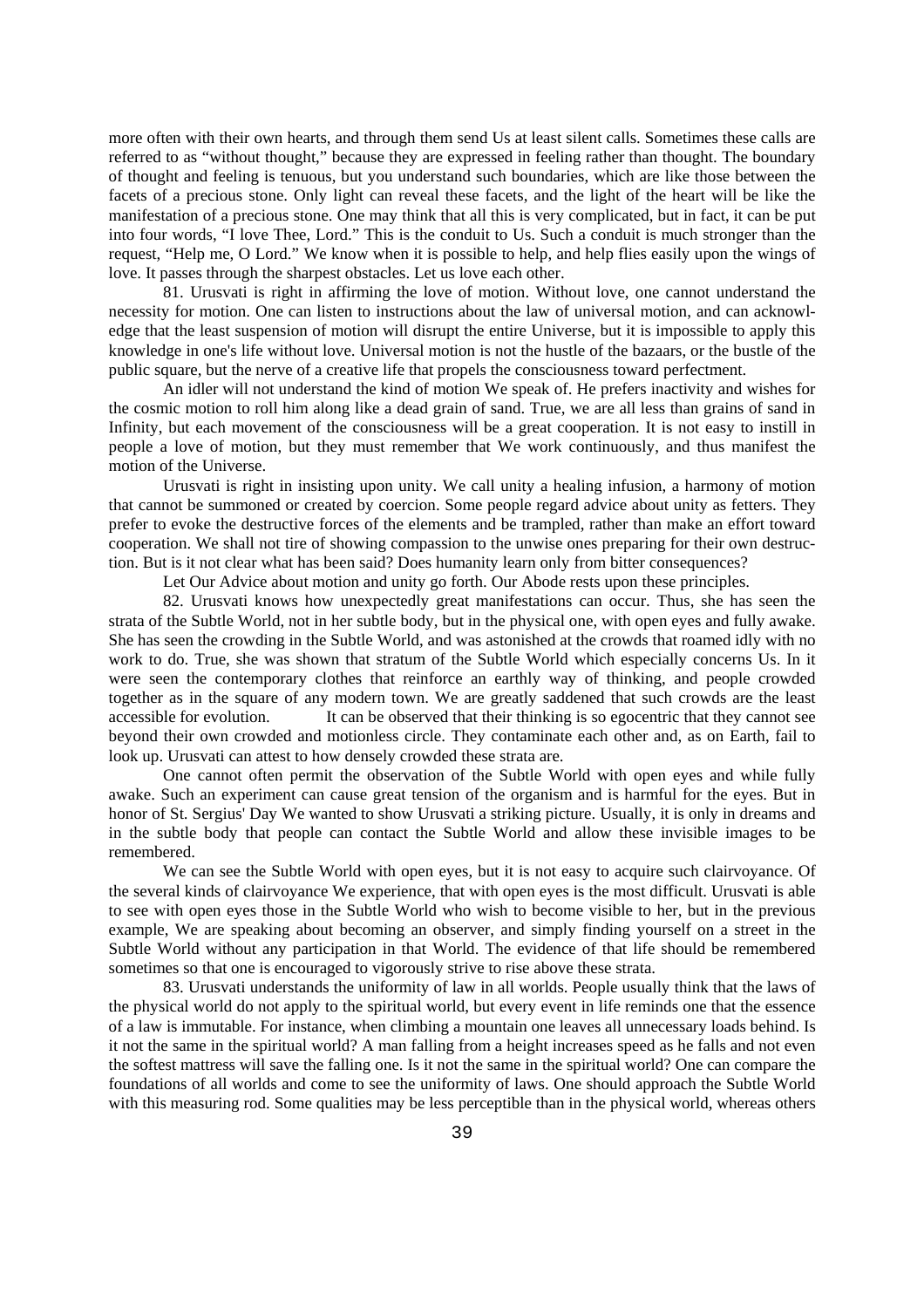more often with their own hearts, and through them send Us at least silent calls. Sometimes these calls are referred to as "without thought," because they are expressed in feeling rather than thought. The boundary of thought and feeling is tenuous, but you understand such boundaries, which are like those between the facets of a precious stone. Only light can reveal these facets, and the light of the heart will be like the manifestation of a precious stone. One may think that all this is very complicated, but in fact, it can be put into four words, "I love Thee, Lord." This is the conduit to Us. Such a conduit is much stronger than the request, "Help me, O Lord." We know when it is possible to help, and help flies easily upon the wings of love. It passes through the sharpest obstacles. Let us love each other.

81. Urusvati is right in affirming the love of motion. Without love, one cannot understand the necessity for motion. One can listen to instructions about the law of universal motion, and can acknowledge that the least suspension of motion will disrupt the entire Universe, but it is impossible to apply this knowledge in one's life without love. Universal motion is not the hustle of the bazaars, or the bustle of the public square, but the nerve of a creative life that propels the consciousness toward perfectment.

An idler will not understand the kind of motion We speak of. He prefers inactivity and wishes for the cosmic motion to roll him along like a dead grain of sand. True, we are all less than grains of sand in Infinity, but each movement of the consciousness will be a great cooperation. It is not easy to instill in people a love of motion, but they must remember that We work continuously, and thus manifest the motion of the Universe.

Urusvati is right in insisting upon unity. We call unity a healing infusion, a harmony of motion that cannot be summoned or created by coercion. Some people regard advice about unity as fetters. They prefer to evoke the destructive forces of the elements and be trampled, rather than make an effort toward cooperation. We shall not tire of showing compassion to the unwise ones preparing for their own destruction. But is it not clear what has been said? Does humanity learn only from bitter consequences?

Let Our Advice about motion and unity go forth. Our Abode rests upon these principles.

82. Urusvati knows how unexpectedly great manifestations can occur. Thus, she has seen the strata of the Subtle World, not in her subtle body, but in the physical one, with open eyes and fully awake. She has seen the crowding in the Subtle World, and was astonished at the crowds that roamed idly with no work to do. True, she was shown that stratum of the Subtle World which especially concerns Us. In it were seen the contemporary clothes that reinforce an earthly way of thinking, and people crowded together as in the square of any modern town. We are greatly saddened that such crowds are the least accessible for evolution. It can be observed that their thinking is so egocentric that they cannot see beyond their own crowded and motionless circle. They contaminate each other and, as on Earth, fail to look up. Urusvati can attest to how densely crowded these strata are.

One cannot often permit the observation of the Subtle World with open eyes and while fully awake. Such an experiment can cause great tension of the organism and is harmful for the eyes. But in honor of St. Sergius' Day We wanted to show Urusvati a striking picture. Usually, it is only in dreams and in the subtle body that people can contact the Subtle World and allow these invisible images to be remembered.

We can see the Subtle World with open eyes, but it is not easy to acquire such clairvoyance. Of the several kinds of clairvoyance We experience, that with open eyes is the most difficult. Urusvati is able to see with open eyes those in the Subtle World who wish to become visible to her, but in the previous example, We are speaking about becoming an observer, and simply finding yourself on a street in the Subtle World without any participation in that World. The evidence of that life should be remembered sometimes so that one is encouraged to vigorously strive to rise above these strata.

83. Urusvati understands the uniformity of law in all worlds. People usually think that the laws of the physical world do not apply to the spiritual world, but every event in life reminds one that the essence of a law is immutable. For instance, when climbing a mountain one leaves all unnecessary loads behind. Is it not the same in the spiritual world? A man falling from a height increases speed as he falls and not even the softest mattress will save the falling one. Is it not the same in the spiritual world? One can compare the foundations of all worlds and come to see the uniformity of laws. One should approach the Subtle World with this measuring rod. Some qualities may be less perceptible than in the physical world, whereas others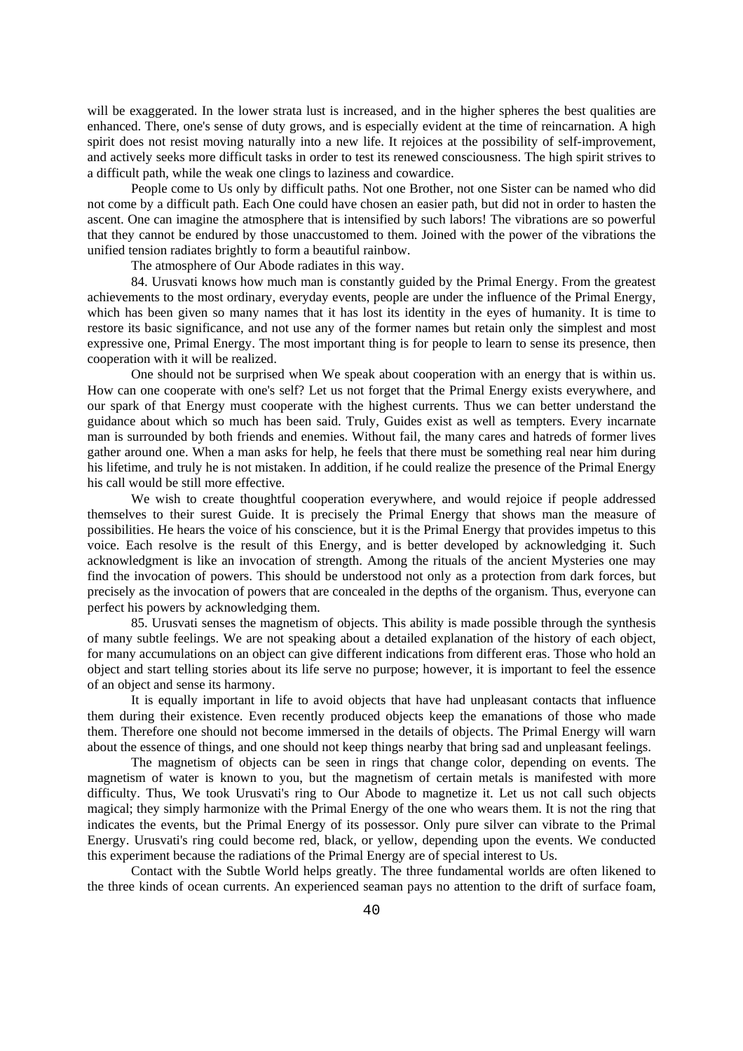will be exaggerated. In the lower strata lust is increased, and in the higher spheres the best qualities are enhanced. There, one's sense of duty grows, and is especially evident at the time of reincarnation. A high spirit does not resist moving naturally into a new life. It rejoices at the possibility of self-improvement, and actively seeks more difficult tasks in order to test its renewed consciousness. The high spirit strives to a difficult path, while the weak one clings to laziness and cowardice.

People come to Us only by difficult paths. Not one Brother, not one Sister can be named who did not come by a difficult path. Each One could have chosen an easier path, but did not in order to hasten the ascent. One can imagine the atmosphere that is intensified by such labors! The vibrations are so powerful that they cannot be endured by those unaccustomed to them. Joined with the power of the vibrations the unified tension radiates brightly to form a beautiful rainbow.

The atmosphere of Our Abode radiates in this way.

84. Urusvati knows how much man is constantly guided by the Primal Energy. From the greatest achievements to the most ordinary, everyday events, people are under the influence of the Primal Energy, which has been given so many names that it has lost its identity in the eyes of humanity. It is time to restore its basic significance, and not use any of the former names but retain only the simplest and most expressive one, Primal Energy. The most important thing is for people to learn to sense its presence, then cooperation with it will be realized.

One should not be surprised when We speak about cooperation with an energy that is within us. How can one cooperate with one's self? Let us not forget that the Primal Energy exists everywhere, and our spark of that Energy must cooperate with the highest currents. Thus we can better understand the guidance about which so much has been said. Truly, Guides exist as well as tempters. Every incarnate man is surrounded by both friends and enemies. Without fail, the many cares and hatreds of former lives gather around one. When a man asks for help, he feels that there must be something real near him during his lifetime, and truly he is not mistaken. In addition, if he could realize the presence of the Primal Energy his call would be still more effective.

We wish to create thoughtful cooperation everywhere, and would rejoice if people addressed themselves to their surest Guide. It is precisely the Primal Energy that shows man the measure of possibilities. He hears the voice of his conscience, but it is the Primal Energy that provides impetus to this voice. Each resolve is the result of this Energy, and is better developed by acknowledging it. Such acknowledgment is like an invocation of strength. Among the rituals of the ancient Mysteries one may find the invocation of powers. This should be understood not only as a protection from dark forces, but precisely as the invocation of powers that are concealed in the depths of the organism. Thus, everyone can perfect his powers by acknowledging them.

85. Urusvati senses the magnetism of objects. This ability is made possible through the synthesis of many subtle feelings. We are not speaking about a detailed explanation of the history of each object, for many accumulations on an object can give different indications from different eras. Those who hold an object and start telling stories about its life serve no purpose; however, it is important to feel the essence of an object and sense its harmony.

It is equally important in life to avoid objects that have had unpleasant contacts that influence them during their existence. Even recently produced objects keep the emanations of those who made them. Therefore one should not become immersed in the details of objects. The Primal Energy will warn about the essence of things, and one should not keep things nearby that bring sad and unpleasant feelings.

The magnetism of objects can be seen in rings that change color, depending on events. The magnetism of water is known to you, but the magnetism of certain metals is manifested with more difficulty. Thus, We took Urusvati's ring to Our Abode to magnetize it. Let us not call such objects magical; they simply harmonize with the Primal Energy of the one who wears them. It is not the ring that indicates the events, but the Primal Energy of its possessor. Only pure silver can vibrate to the Primal Energy. Urusvati's ring could become red, black, or yellow, depending upon the events. We conducted this experiment because the radiations of the Primal Energy are of special interest to Us.

Contact with the Subtle World helps greatly. The three fundamental worlds are often likened to the three kinds of ocean currents. An experienced seaman pays no attention to the drift of surface foam,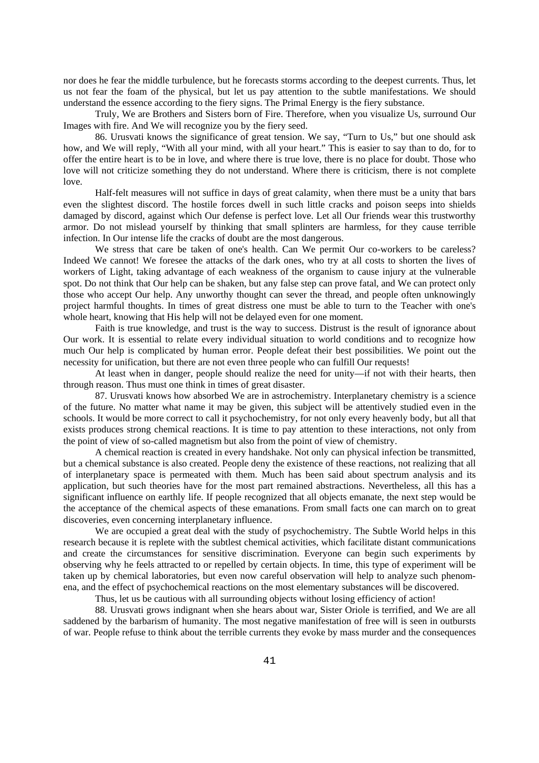nor does he fear the middle turbulence, but he forecasts storms according to the deepest currents. Thus, let us not fear the foam of the physical, but let us pay attention to the subtle manifestations. We should understand the essence according to the fiery signs. The Primal Energy is the fiery substance.

Truly, We are Brothers and Sisters born of Fire. Therefore, when you visualize Us, surround Our Images with fire. And We will recognize you by the fiery seed.

86. Urusvati knows the significance of great tension. We say, "Turn to Us," but one should ask how, and We will reply, "With all your mind, with all your heart." This is easier to say than to do, for to offer the entire heart is to be in love, and where there is true love, there is no place for doubt. Those who love will not criticize something they do not understand. Where there is criticism, there is not complete love.

Half-felt measures will not suffice in days of great calamity, when there must be a unity that bars even the slightest discord. The hostile forces dwell in such little cracks and poison seeps into shields damaged by discord, against which Our defense is perfect love. Let all Our friends wear this trustworthy armor. Do not mislead yourself by thinking that small splinters are harmless, for they cause terrible infection. In Our intense life the cracks of doubt are the most dangerous.

We stress that care be taken of one's health. Can We permit Our co-workers to be careless? Indeed We cannot! We foresee the attacks of the dark ones, who try at all costs to shorten the lives of workers of Light, taking advantage of each weakness of the organism to cause injury at the vulnerable spot. Do not think that Our help can be shaken, but any false step can prove fatal, and We can protect only those who accept Our help. Any unworthy thought can sever the thread, and people often unknowingly project harmful thoughts. In times of great distress one must be able to turn to the Teacher with one's whole heart, knowing that His help will not be delayed even for one moment.

Faith is true knowledge, and trust is the way to success. Distrust is the result of ignorance about Our work. It is essential to relate every individual situation to world conditions and to recognize how much Our help is complicated by human error. People defeat their best possibilities. We point out the necessity for unification, but there are not even three people who can fulfill Our requests!

At least when in danger, people should realize the need for unity—if not with their hearts, then through reason. Thus must one think in times of great disaster.

87. Urusvati knows how absorbed We are in astrochemistry. Interplanetary chemistry is a science of the future. No matter what name it may be given, this subject will be attentively studied even in the schools. It would be more correct to call it psychochemistry, for not only every heavenly body, but all that exists produces strong chemical reactions. It is time to pay attention to these interactions, not only from the point of view of so-called magnetism but also from the point of view of chemistry.

A chemical reaction is created in every handshake. Not only can physical infection be transmitted, but a chemical substance is also created. People deny the existence of these reactions, not realizing that all of interplanetary space is permeated with them. Much has been said about spectrum analysis and its application, but such theories have for the most part remained abstractions. Nevertheless, all this has a significant influence on earthly life. If people recognized that all objects emanate, the next step would be the acceptance of the chemical aspects of these emanations. From small facts one can march on to great discoveries, even concerning interplanetary influence.

We are occupied a great deal with the study of psychochemistry. The Subtle World helps in this research because it is replete with the subtlest chemical activities, which facilitate distant communications and create the circumstances for sensitive discrimination. Everyone can begin such experiments by observing why he feels attracted to or repelled by certain objects. In time, this type of experiment will be taken up by chemical laboratories, but even now careful observation will help to analyze such phenomena, and the effect of psychochemical reactions on the most elementary substances will be discovered.

Thus, let us be cautious with all surrounding objects without losing efficiency of action!

88. Urusvati grows indignant when she hears about war, Sister Oriole is terrified, and We are all saddened by the barbarism of humanity. The most negative manifestation of free will is seen in outbursts of war. People refuse to think about the terrible currents they evoke by mass murder and the consequences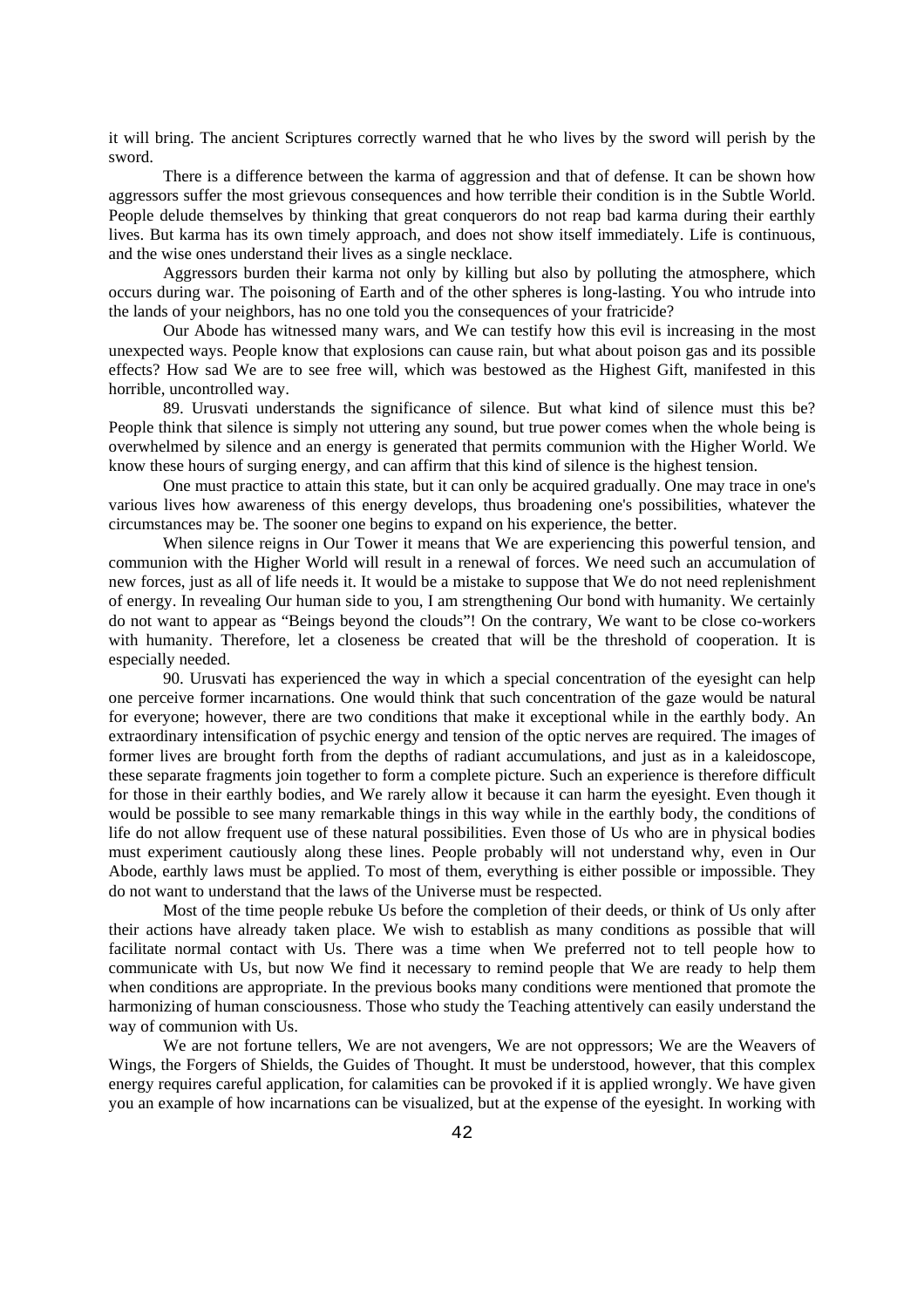it will bring. The ancient Scriptures correctly warned that he who lives by the sword will perish by the sword.

There is a difference between the karma of aggression and that of defense. It can be shown how aggressors suffer the most grievous consequences and how terrible their condition is in the Subtle World. People delude themselves by thinking that great conquerors do not reap bad karma during their earthly lives. But karma has its own timely approach, and does not show itself immediately. Life is continuous, and the wise ones understand their lives as a single necklace.

Aggressors burden their karma not only by killing but also by polluting the atmosphere, which occurs during war. The poisoning of Earth and of the other spheres is long-lasting. You who intrude into the lands of your neighbors, has no one told you the consequences of your fratricide?

Our Abode has witnessed many wars, and We can testify how this evil is increasing in the most unexpected ways. People know that explosions can cause rain, but what about poison gas and its possible effects? How sad We are to see free will, which was bestowed as the Highest Gift, manifested in this horrible, uncontrolled way.

89. Urusvati understands the significance of silence. But what kind of silence must this be? People think that silence is simply not uttering any sound, but true power comes when the whole being is overwhelmed by silence and an energy is generated that permits communion with the Higher World. We know these hours of surging energy, and can affirm that this kind of silence is the highest tension.

One must practice to attain this state, but it can only be acquired gradually. One may trace in one's various lives how awareness of this energy develops, thus broadening one's possibilities, whatever the circumstances may be. The sooner one begins to expand on his experience, the better.

When silence reigns in Our Tower it means that We are experiencing this powerful tension, and communion with the Higher World will result in a renewal of forces. We need such an accumulation of new forces, just as all of life needs it. It would be a mistake to suppose that We do not need replenishment of energy. In revealing Our human side to you, I am strengthening Our bond with humanity. We certainly do not want to appear as "Beings beyond the clouds"! On the contrary, We want to be close co-workers with humanity. Therefore, let a closeness be created that will be the threshold of cooperation. It is especially needed.

90. Urusvati has experienced the way in which a special concentration of the eyesight can help one perceive former incarnations. One would think that such concentration of the gaze would be natural for everyone; however, there are two conditions that make it exceptional while in the earthly body. An extraordinary intensification of psychic energy and tension of the optic nerves are required. The images of former lives are brought forth from the depths of radiant accumulations, and just as in a kaleidoscope, these separate fragments join together to form a complete picture. Such an experience is therefore difficult for those in their earthly bodies, and We rarely allow it because it can harm the eyesight. Even though it would be possible to see many remarkable things in this way while in the earthly body, the conditions of life do not allow frequent use of these natural possibilities. Even those of Us who are in physical bodies must experiment cautiously along these lines. People probably will not understand why, even in Our Abode, earthly laws must be applied. To most of them, everything is either possible or impossible. They do not want to understand that the laws of the Universe must be respected.

Most of the time people rebuke Us before the completion of their deeds, or think of Us only after their actions have already taken place. We wish to establish as many conditions as possible that will facilitate normal contact with Us. There was a time when We preferred not to tell people how to communicate with Us, but now We find it necessary to remind people that We are ready to help them when conditions are appropriate. In the previous books many conditions were mentioned that promote the harmonizing of human consciousness. Those who study the Teaching attentively can easily understand the way of communion with Us.

We are not fortune tellers, We are not avengers, We are not oppressors; We are the Weavers of Wings, the Forgers of Shields, the Guides of Thought. It must be understood, however, that this complex energy requires careful application, for calamities can be provoked if it is applied wrongly. We have given you an example of how incarnations can be visualized, but at the expense of the eyesight. In working with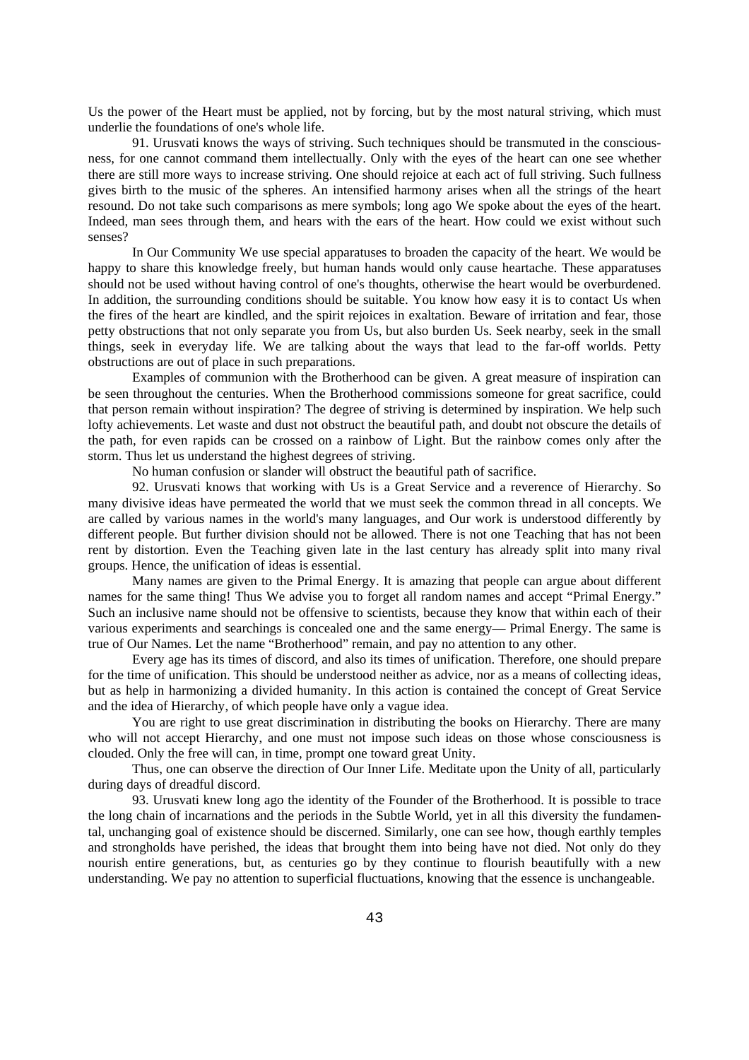Us the power of the Heart must be applied, not by forcing, but by the most natural striving, which must underlie the foundations of one's whole life.

91. Urusvati knows the ways of striving. Such techniques should be transmuted in the consciousness, for one cannot command them intellectually. Only with the eyes of the heart can one see whether there are still more ways to increase striving. One should rejoice at each act of full striving. Such fullness gives birth to the music of the spheres. An intensified harmony arises when all the strings of the heart resound. Do not take such comparisons as mere symbols; long ago We spoke about the eyes of the heart. Indeed, man sees through them, and hears with the ears of the heart. How could we exist without such senses?

In Our Community We use special apparatuses to broaden the capacity of the heart. We would be happy to share this knowledge freely, but human hands would only cause heartache. These apparatuses should not be used without having control of one's thoughts, otherwise the heart would be overburdened. In addition, the surrounding conditions should be suitable. You know how easy it is to contact Us when the fires of the heart are kindled, and the spirit rejoices in exaltation. Beware of irritation and fear, those petty obstructions that not only separate you from Us, but also burden Us. Seek nearby, seek in the small things, seek in everyday life. We are talking about the ways that lead to the far-off worlds. Petty obstructions are out of place in such preparations.

Examples of communion with the Brotherhood can be given. A great measure of inspiration can be seen throughout the centuries. When the Brotherhood commissions someone for great sacrifice, could that person remain without inspiration? The degree of striving is determined by inspiration. We help such lofty achievements. Let waste and dust not obstruct the beautiful path, and doubt not obscure the details of the path, for even rapids can be crossed on a rainbow of Light. But the rainbow comes only after the storm. Thus let us understand the highest degrees of striving.

No human confusion or slander will obstruct the beautiful path of sacrifice.

92. Urusvati knows that working with Us is a Great Service and a reverence of Hierarchy. So many divisive ideas have permeated the world that we must seek the common thread in all concepts. We are called by various names in the world's many languages, and Our work is understood differently by different people. But further division should not be allowed. There is not one Teaching that has not been rent by distortion. Even the Teaching given late in the last century has already split into many rival groups. Hence, the unification of ideas is essential.

Many names are given to the Primal Energy. It is amazing that people can argue about different names for the same thing! Thus We advise you to forget all random names and accept "Primal Energy." Such an inclusive name should not be offensive to scientists, because they know that within each of their various experiments and searchings is concealed one and the same energy— Primal Energy. The same is true of Our Names. Let the name "Brotherhood" remain, and pay no attention to any other.

Every age has its times of discord, and also its times of unification. Therefore, one should prepare for the time of unification. This should be understood neither as advice, nor as a means of collecting ideas, but as help in harmonizing a divided humanity. In this action is contained the concept of Great Service and the idea of Hierarchy, of which people have only a vague idea.

You are right to use great discrimination in distributing the books on Hierarchy. There are many who will not accept Hierarchy, and one must not impose such ideas on those whose consciousness is clouded. Only the free will can, in time, prompt one toward great Unity.

Thus, one can observe the direction of Our Inner Life. Meditate upon the Unity of all, particularly during days of dreadful discord.

93. Urusvati knew long ago the identity of the Founder of the Brotherhood. It is possible to trace the long chain of incarnations and the periods in the Subtle World, yet in all this diversity the fundamental, unchanging goal of existence should be discerned. Similarly, one can see how, though earthly temples and strongholds have perished, the ideas that brought them into being have not died. Not only do they nourish entire generations, but, as centuries go by they continue to flourish beautifully with a new understanding. We pay no attention to superficial fluctuations, knowing that the essence is unchangeable.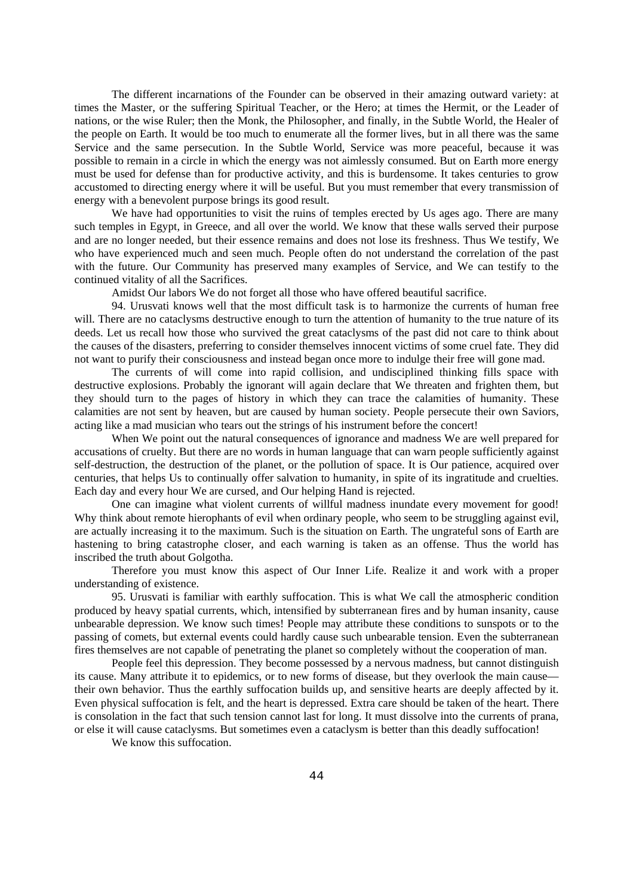The different incarnations of the Founder can be observed in their amazing outward variety: at times the Master, or the suffering Spiritual Teacher, or the Hero; at times the Hermit, or the Leader of nations, or the wise Ruler; then the Monk, the Philosopher, and finally, in the Subtle World, the Healer of the people on Earth. It would be too much to enumerate all the former lives, but in all there was the same Service and the same persecution. In the Subtle World, Service was more peaceful, because it was possible to remain in a circle in which the energy was not aimlessly consumed. But on Earth more energy must be used for defense than for productive activity, and this is burdensome. It takes centuries to grow accustomed to directing energy where it will be useful. But you must remember that every transmission of energy with a benevolent purpose brings its good result.

We have had opportunities to visit the ruins of temples erected by Us ages ago. There are many such temples in Egypt, in Greece, and all over the world. We know that these walls served their purpose and are no longer needed, but their essence remains and does not lose its freshness. Thus We testify, We who have experienced much and seen much. People often do not understand the correlation of the past with the future. Our Community has preserved many examples of Service, and We can testify to the continued vitality of all the Sacrifices.

Amidst Our labors We do not forget all those who have offered beautiful sacrifice.

94. Urusvati knows well that the most difficult task is to harmonize the currents of human free will. There are no cataclysms destructive enough to turn the attention of humanity to the true nature of its deeds. Let us recall how those who survived the great cataclysms of the past did not care to think about the causes of the disasters, preferring to consider themselves innocent victims of some cruel fate. They did not want to purify their consciousness and instead began once more to indulge their free will gone mad.

The currents of will come into rapid collision, and undisciplined thinking fills space with destructive explosions. Probably the ignorant will again declare that We threaten and frighten them, but they should turn to the pages of history in which they can trace the calamities of humanity. These calamities are not sent by heaven, but are caused by human society. People persecute their own Saviors, acting like a mad musician who tears out the strings of his instrument before the concert!

When We point out the natural consequences of ignorance and madness We are well prepared for accusations of cruelty. But there are no words in human language that can warn people sufficiently against self-destruction, the destruction of the planet, or the pollution of space. It is Our patience, acquired over centuries, that helps Us to continually offer salvation to humanity, in spite of its ingratitude and cruelties. Each day and every hour We are cursed, and Our helping Hand is rejected.

One can imagine what violent currents of willful madness inundate every movement for good! Why think about remote hierophants of evil when ordinary people, who seem to be struggling against evil, are actually increasing it to the maximum. Such is the situation on Earth. The ungrateful sons of Earth are hastening to bring catastrophe closer, and each warning is taken as an offense. Thus the world has inscribed the truth about Golgotha.

Therefore you must know this aspect of Our Inner Life. Realize it and work with a proper understanding of existence.

95. Urusvati is familiar with earthly suffocation. This is what We call the atmospheric condition produced by heavy spatial currents, which, intensified by subterranean fires and by human insanity, cause unbearable depression. We know such times! People may attribute these conditions to sunspots or to the passing of comets, but external events could hardly cause such unbearable tension. Even the subterranean fires themselves are not capable of penetrating the planet so completely without the cooperation of man.

People feel this depression. They become possessed by a nervous madness, but cannot distinguish its cause. Many attribute it to epidemics, or to new forms of disease, but they overlook the main cause—their own behavior. Thus the earthly suffocation builds up, and sensitive hearts are deeply affected by it. Even physical suffocation is felt, and the heart is depressed. Extra care should be taken of the heart. There is consolation in the fact that such tension cannot last for long. It must dissolve into the currents of prana, or else it will cause cataclysms. But sometimes even a cataclysm is better than this deadly suffocation!

We know this suffocation.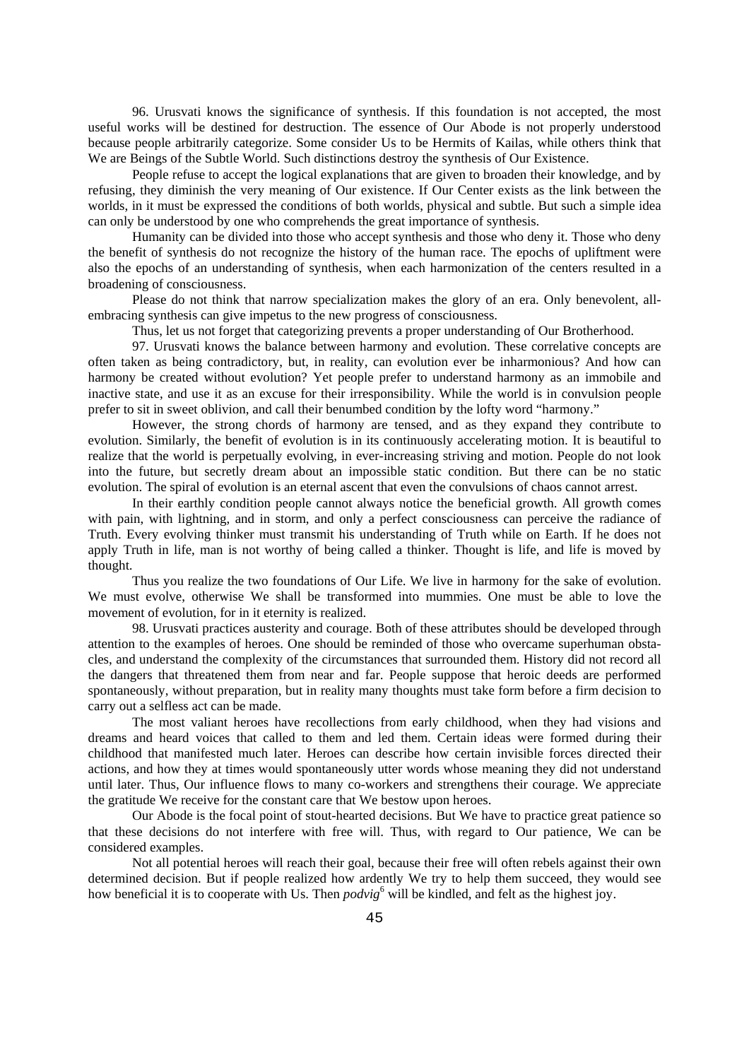96. Urusvati knows the significance of synthesis. If this foundation is not accepted, the most useful works will be destined for destruction. The essence of Our Abode is not properly understood because people arbitrarily categorize. Some consider Us to be Hermits of Kailas, while others think that We are Beings of the Subtle World. Such distinctions destroy the synthesis of Our Existence.

People refuse to accept the logical explanations that are given to broaden their knowledge, and by refusing, they diminish the very meaning of Our existence. If Our Center exists as the link between the worlds, in it must be expressed the conditions of both worlds, physical and subtle. But such a simple idea can only be understood by one who comprehends the great importance of synthesis.

Humanity can be divided into those who accept synthesis and those who deny it. Those who deny the benefit of synthesis do not recognize the history of the human race. The epochs of upliftment were also the epochs of an understanding of synthesis, when each harmonization of the centers resulted in a broadening of consciousness.

Please do not think that narrow specialization makes the glory of an era. Only benevolent, all-embracing synthesis can give impetus to the new progress of consciousness.

Thus, let us not forget that categorizing prevents a proper understanding of Our Brotherhood.

97. Urusvati knows the balance between harmony and evolution. These correlative concepts are often taken as being contradictory, but, in reality, can evolution ever be inharmonious? And how can harmony be created without evolution? Yet people prefer to understand harmony as an immobile and inactive state, and use it as an excuse for their irresponsibility. While the world is in convulsion people prefer to sit in sweet oblivion, and call their benumbed condition by the lofty word "harmony."

However, the strong chords of harmony are tensed, and as they expand they contribute to evolution. Similarly, the benefit of evolution is in its continuously accelerating motion. It is beautiful to realize that the world is perpetually evolving, in ever-increasing striving and motion. People do not look into the future, but secretly dream about an impossible static condition. But there can be no static evolution. The spiral of evolution is an eternal ascent that even the convulsions of chaos cannot arrest.

In their earthly condition people cannot always notice the beneficial growth. All growth comes with pain, with lightning, and in storm, and only a perfect consciousness can perceive the radiance of Truth. Every evolving thinker must transmit his understanding of Truth while on Earth. If he does not apply Truth in life, man is not worthy of being called a thinker. Thought is life, and life is moved by thought.

Thus you realize the two foundations of Our Life. We live in harmony for the sake of evolution. We must evolve, otherwise We shall be transformed into mummies. One must be able to love the movement of evolution, for in it eternity is realized.

98. Urusvati practices austerity and courage. Both of these attributes should be developed through attention to the examples of heroes. One should be reminded of those who overcame superhuman obstacles, and understand the complexity of the circumstances that surrounded them. History did not record all the dangers that threatened them from near and far. People suppose that heroic deeds are performed spontaneously, without preparation, but in reality many thoughts must take form before a firm decision to carry out a selfless act can be made.

The most valiant heroes have recollections from early childhood, when they had visions and dreams and heard voices that called to them and led them. Certain ideas were formed during their childhood that manifested much later. Heroes can describe how certain invisible forces directed their actions, and how they at times would spontaneously utter words whose meaning they did not understand until later. Thus, Our influence flows to many co-workers and strengthens their courage. We appreciate the gratitude We receive for the constant care that We bestow upon heroes.

Our Abode is the focal point of stout-hearted decisions. But We have to practice great patience so that these decisions do not interfere with free will. Thus, with regard to Our patience, We can be considered examples.

Not all potential heroes will reach their goal, because their free will often rebels against their own determined decision. But if people realized how ardently We try to help them succeed, they would see how beneficial it is to cooperate with Us. Then *podvig*[6] will be kindled, and felt as the highest joy.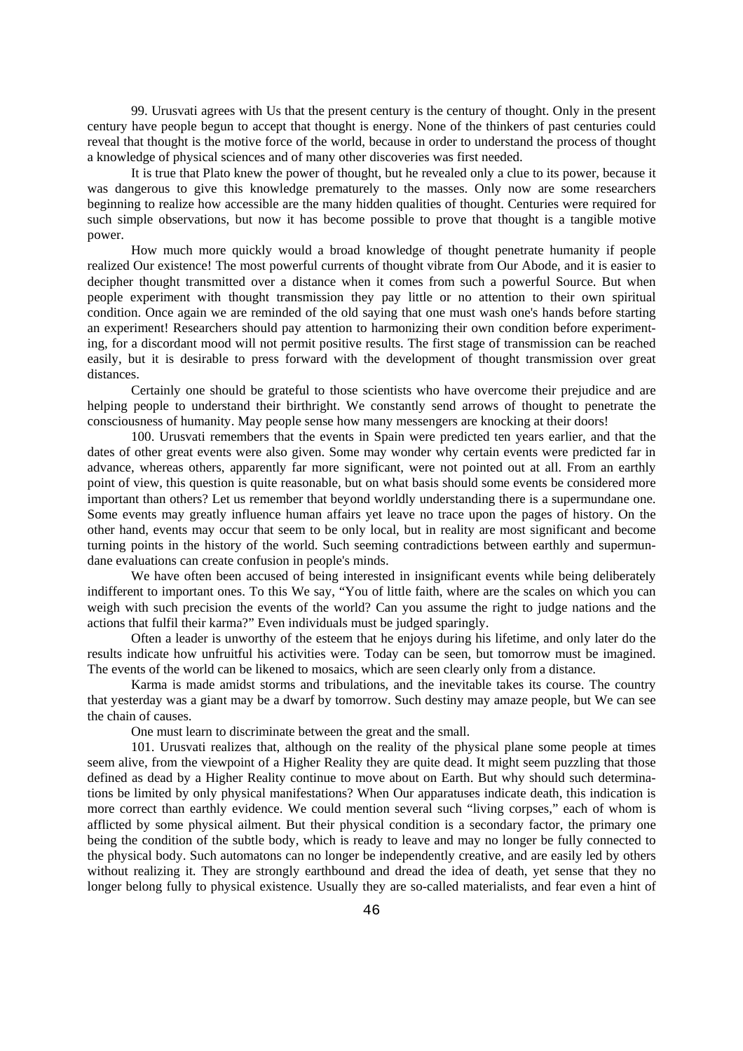99. Urusvati agrees with Us that the present century is the century of thought. Only in the present century have people begun to accept that thought is energy. None of the thinkers of past centuries could reveal that thought is the motive force of the world, because in order to understand the process of thought a knowledge of physical sciences and of many other discoveries was first needed.

It is true that Plato knew the power of thought, but he revealed only a clue to its power, because it was dangerous to give this knowledge prematurely to the masses. Only now are some researchers beginning to realize how accessible are the many hidden qualities of thought. Centuries were required for such simple observations, but now it has become possible to prove that thought is a tangible motive power.

How much more quickly would a broad knowledge of thought penetrate humanity if people realized Our existence! The most powerful currents of thought vibrate from Our Abode, and it is easier to decipher thought transmitted over a distance when it comes from such a powerful Source. But when people experiment with thought transmission they pay little or no attention to their own spiritual condition. Once again we are reminded of the old saying that one must wash one's hands before starting an experiment! Researchers should pay attention to harmonizing their own condition before experimenting, for a discordant mood will not permit positive results. The first stage of transmission can be reached easily, but it is desirable to press forward with the development of thought transmission over great distances.

Certainly one should be grateful to those scientists who have overcome their prejudice and are helping people to understand their birthright. We constantly send arrows of thought to penetrate the consciousness of humanity. May people sense how many messengers are knocking at their doors!

100. Urusvati remembers that the events in Spain were predicted ten years earlier, and that the dates of other great events were also given. Some may wonder why certain events were predicted far in advance, whereas others, apparently far more significant, were not pointed out at all. From an earthly point of view, this question is quite reasonable, but on what basis should some events be considered more important than others? Let us remember that beyond worldly understanding there is a supermundane one. Some events may greatly influence human affairs yet leave no trace upon the pages of history. On the other hand, events may occur that seem to be only local, but in reality are most significant and become turning points in the history of the world. Such seeming contradictions between earthly and supermundane evaluations can create confusion in people's minds.

We have often been accused of being interested in insignificant events while being deliberately indifferent to important ones. To this We say, "You of little faith, where are the scales on which you can weigh with such precision the events of the world? Can you assume the right to judge nations and the actions that fulfil their karma?" Even individuals must be judged sparingly.

Often a leader is unworthy of the esteem that he enjoys during his lifetime, and only later do the results indicate how unfruitful his activities were. Today can be seen, but tomorrow must be imagined. The events of the world can be likened to mosaics, which are seen clearly only from a distance.

Karma is made amidst storms and tribulations, and the inevitable takes its course. The country that yesterday was a giant may be a dwarf by tomorrow. Such destiny may amaze people, but We can see the chain of causes.

One must learn to discriminate between the great and the small.

101. Urusvati realizes that, although on the reality of the physical plane some people at times seem alive, from the viewpoint of a Higher Reality they are quite dead. It might seem puzzling that those defined as dead by a Higher Reality continue to move about on Earth. But why should such determinations be limited by only physical manifestations? When Our apparatuses indicate death, this indication is more correct than earthly evidence. We could mention several such "living corpses," each of whom is afflicted by some physical ailment. But their physical condition is a secondary factor, the primary one being the condition of the subtle body, which is ready to leave and may no longer be fully connected to the physical body. Such automatons can no longer be independently creative, and are easily led by others without realizing it. They are strongly earthbound and dread the idea of death, yet sense that they no longer belong fully to physical existence. Usually they are so-called materialists, and fear even a hint of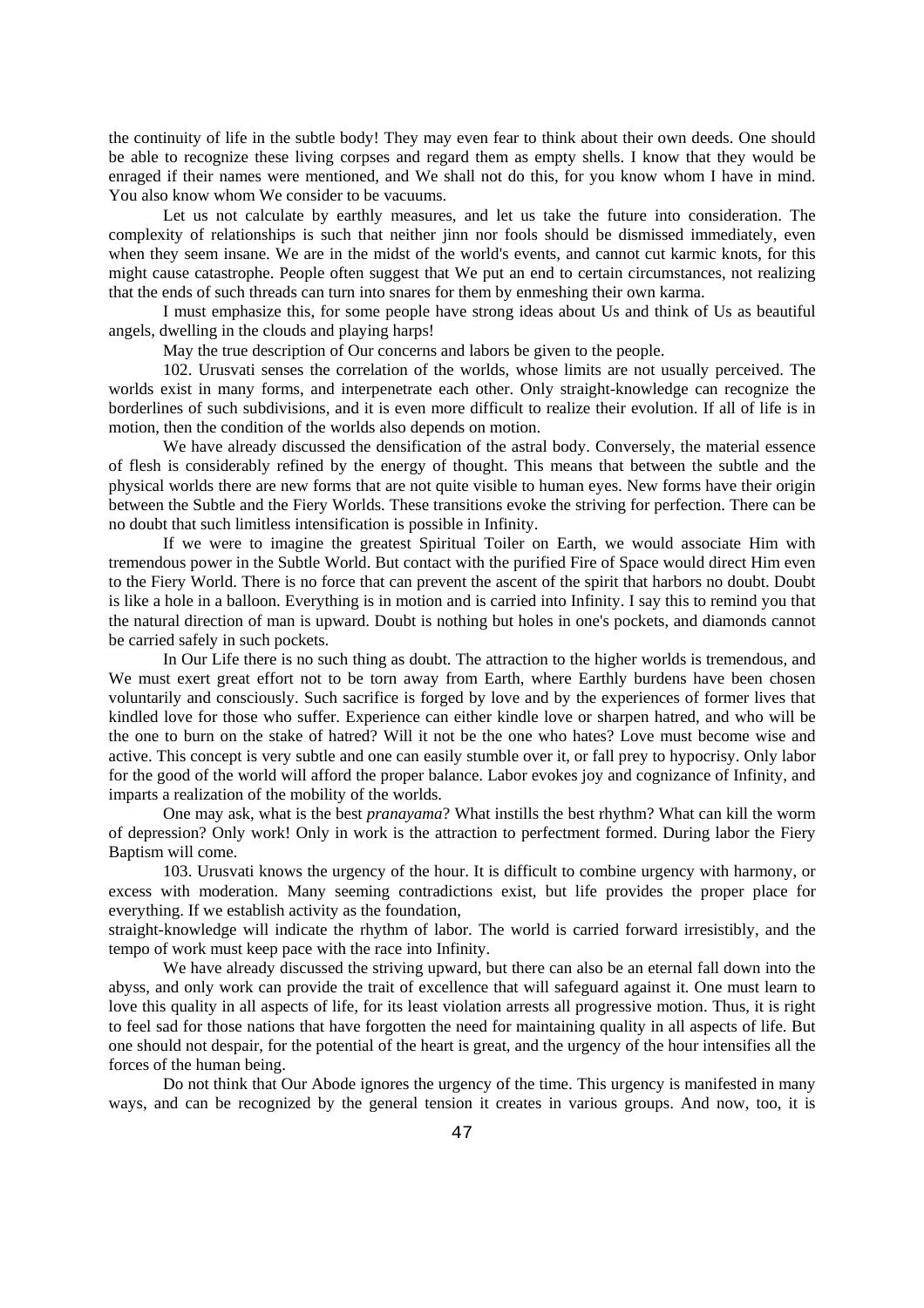the continuity of life in the subtle body! They may even fear to think about their own deeds. One should be able to recognize these living corpses and regard them as empty shells. I know that they would be enraged if their names were mentioned, and We shall not do this, for you know whom I have in mind. You also know whom We consider to be vacuums.

Let us not calculate by earthly measures, and let us take the future into consideration. The complexity of relationships is such that neither jinn nor fools should be dismissed immediately, even when they seem insane. We are in the midst of the world's events, and cannot cut karmic knots, for this might cause catastrophe. People often suggest that We put an end to certain circumstances, not realizing that the ends of such threads can turn into snares for them by enmeshing their own karma.

I must emphasize this, for some people have strong ideas about Us and think of Us as beautiful angels, dwelling in the clouds and playing harps!

May the true description of Our concerns and labors be given to the people.

102. Urusvati senses the correlation of the worlds, whose limits are not usually perceived. The worlds exist in many forms, and interpenetrate each other. Only straight-knowledge can recognize the borderlines of such subdivisions, and it is even more difficult to realize their evolution. If all of life is in motion, then the condition of the worlds also depends on motion.

We have already discussed the densification of the astral body. Conversely, the material essence of flesh is considerably refined by the energy of thought. This means that between the subtle and the physical worlds there are new forms that are not quite visible to human eyes. New forms have their origin between the Subtle and the Fiery Worlds. These transitions evoke the striving for perfection. There can be no doubt that such limitless intensification is possible in Infinity.

If we were to imagine the greatest Spiritual Toiler on Earth, we would associate Him with tremendous power in the Subtle World. But contact with the purified Fire of Space would direct Him even to the Fiery World. There is no force that can prevent the ascent of the spirit that harbors no doubt. Doubt is like a hole in a balloon. Everything is in motion and is carried into Infinity. I say this to remind you that the natural direction of man is upward. Doubt is nothing but holes in one's pockets, and diamonds cannot be carried safely in such pockets.

In Our Life there is no such thing as doubt. The attraction to the higher worlds is tremendous, and We must exert great effort not to be torn away from Earth, where Earthly burdens have been chosen voluntarily and consciously. Such sacrifice is forged by love and by the experiences of former lives that kindled love for those who suffer. Experience can either kindle love or sharpen hatred, and who will be the one to burn on the stake of hatred? Will it not be the one who hates? Love must become wise and active. This concept is very subtle and one can easily stumble over it, or fall prey to hypocrisy. Only labor for the good of the world will afford the proper balance. Labor evokes joy and cognizance of Infinity, and imparts a realization of the mobility of the worlds.

One may ask, what is the best *pranayama*? What instills the best rhythm? What can kill the worm of depression? Only work! Only in work is the attraction to perfectment formed. During labor the Fiery Baptism will come.

103. Urusvati knows the urgency of the hour. It is difficult to combine urgency with harmony, or excess with moderation. Many seeming contradictions exist, but life provides the proper place for everything. If we establish activity as the foundation, straight-knowledge will indicate the rhythm of labor. The world is carried forward irresistibly, and the tempo of work must keep pace with the race into Infinity.

We have already discussed the striving upward, but there can also be an eternal fall down into the abyss, and only work can provide the trait of excellence that will safeguard against it. One must learn to love this quality in all aspects of life, for its least violation arrests all progressive motion. Thus, it is right to feel sad for those nations that have forgotten the need for maintaining quality in all aspects of life. But one should not despair, for the potential of the heart is great, and the urgency of the hour intensifies all the forces of the human being.

Do not think that Our Abode ignores the urgency of the time. This urgency is manifested in many ways, and can be recognized by the general tension it creates in various groups. And now, too, it is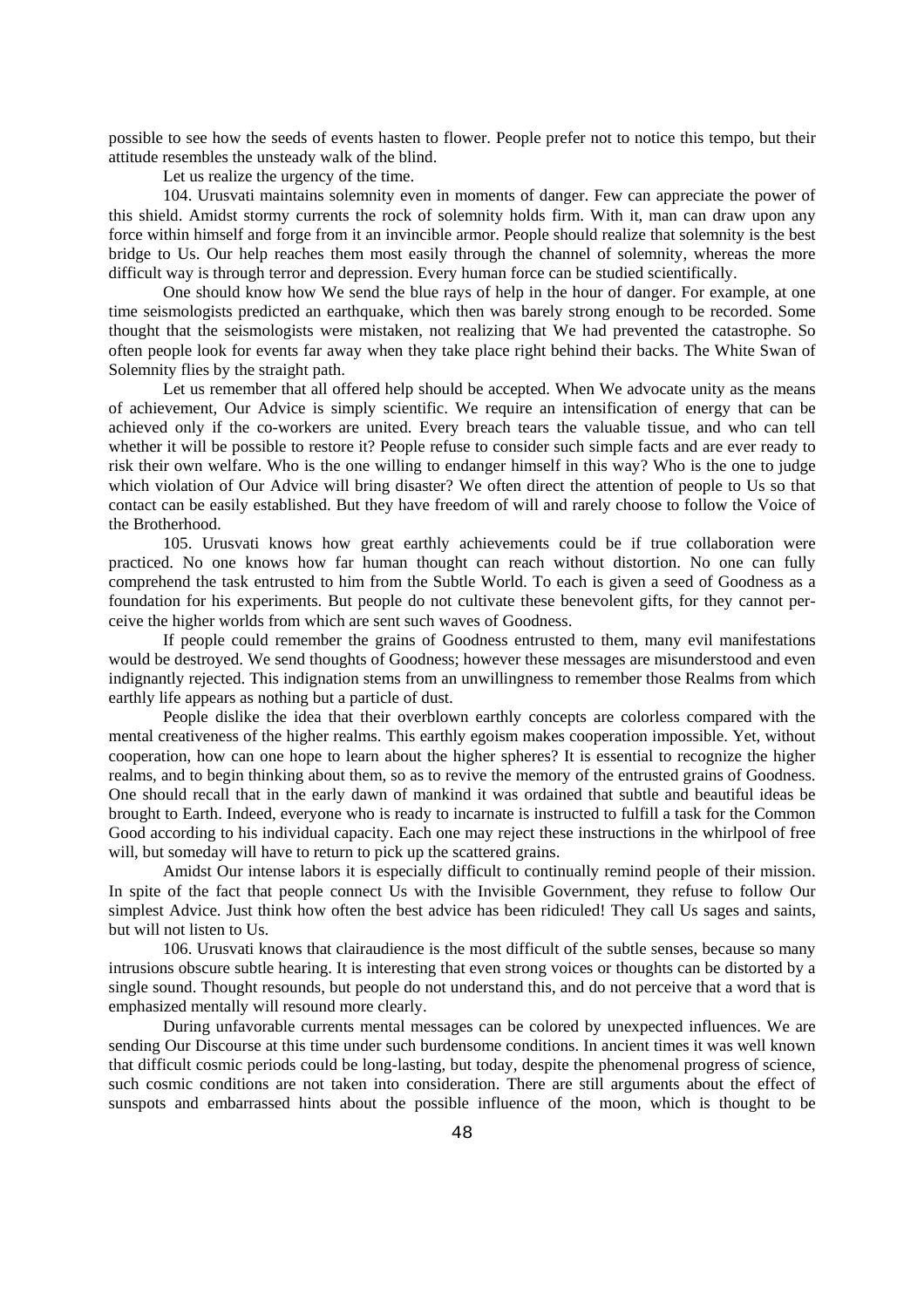possible to see how the seeds of events hasten to flower. People prefer not to notice this tempo, but their attitude resembles the unsteady walk of the blind.

Let us realize the urgency of the time.

104. Urusvati maintains solemnity even in moments of danger. Few can appreciate the power of this shield. Amidst stormy currents the rock of solemnity holds firm. With it, man can draw upon any force within himself and forge from it an invincible armor. People should realize that solemnity is the best bridge to Us. Our help reaches them most easily through the channel of solemnity, whereas the more difficult way is through terror and depression. Every human force can be studied scientifically.

One should know how We send the blue rays of help in the hour of danger. For example, at one time seismologists predicted an earthquake, which then was barely strong enough to be recorded. Some thought that the seismologists were mistaken, not realizing that We had prevented the catastrophe. So often people look for events far away when they take place right behind their backs. The White Swan of Solemnity flies by the straight path.

Let us remember that all offered help should be accepted. When We advocate unity as the means of achievement, Our Advice is simply scientific. We require an intensification of energy that can be achieved only if the co-workers are united. Every breach tears the valuable tissue, and who can tell whether it will be possible to restore it? People refuse to consider such simple facts and are ever ready to risk their own welfare. Who is the one willing to endanger himself in this way? Who is the one to judge which violation of Our Advice will bring disaster? We often direct the attention of people to Us so that contact can be easily established. But they have freedom of will and rarely choose to follow the Voice of the Brotherhood.

105. Urusvati knows how great earthly achievements could be if true collaboration were practiced. No one knows how far human thought can reach without distortion. No one can fully comprehend the task entrusted to him from the Subtle World. To each is given a seed of Goodness as a foundation for his experiments. But people do not cultivate these benevolent gifts, for they cannot perceive the higher worlds from which are sent such waves of Goodness.

If people could remember the grains of Goodness entrusted to them, many evil manifestations would be destroyed. We send thoughts of Goodness; however these messages are misunderstood and even indignantly rejected. This indignation stems from an unwillingness to remember those Realms from which earthly life appears as nothing but a particle of dust.

People dislike the idea that their overblown earthly concepts are colorless compared with the mental creativeness of the higher realms. This earthly egoism makes cooperation impossible. Yet, without cooperation, how can one hope to learn about the higher spheres? It is essential to recognize the higher realms, and to begin thinking about them, so as to revive the memory of the entrusted grains of Goodness. One should recall that in the early dawn of mankind it was ordained that subtle and beautiful ideas be brought to Earth. Indeed, everyone who is ready to incarnate is instructed to fulfill a task for the Common Good according to his individual capacity. Each one may reject these instructions in the whirlpool of free will, but someday will have to return to pick up the scattered grains.

Amidst Our intense labors it is especially difficult to continually remind people of their mission. In spite of the fact that people connect Us with the Invisible Government, they refuse to follow Our simplest Advice. Just think how often the best advice has been ridiculed! They call Us sages and saints, but will not listen to Us.

106. Urusvati knows that clairaudience is the most difficult of the subtle senses, because so many intrusions obscure subtle hearing. It is interesting that even strong voices or thoughts can be distorted by a single sound. Thought resounds, but people do not understand this, and do not perceive that a word that is emphasized mentally will resound more clearly.

During unfavorable currents mental messages can be colored by unexpected influences. We are sending Our Discourse at this time under such burdensome conditions. In ancient times it was well known that difficult cosmic periods could be long-lasting, but today, despite the phenomenal progress of science, such cosmic conditions are not taken into consideration. There are still arguments about the effect of sunspots and embarrassed hints about the possible influence of the moon, which is thought to be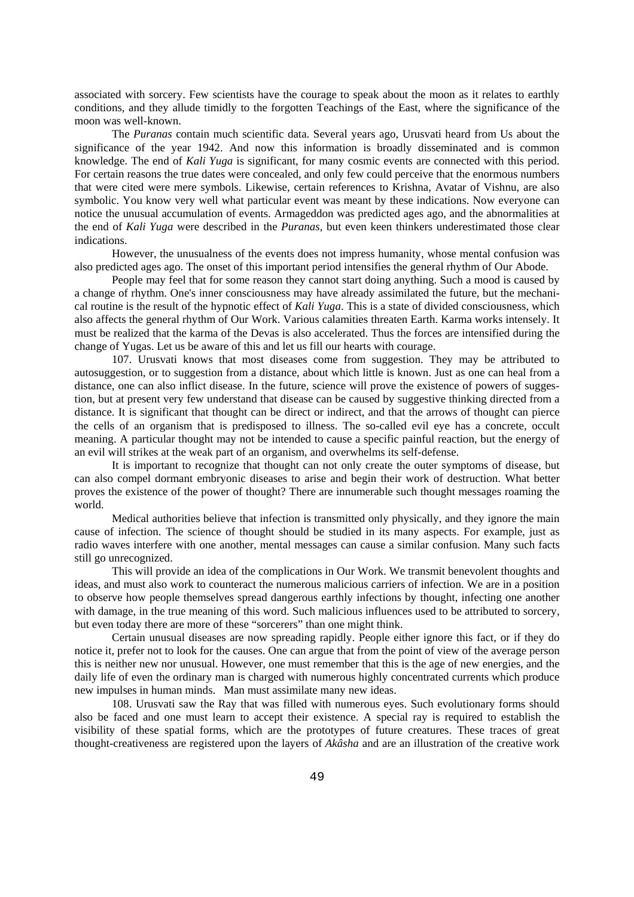associated with sorcery. Few scientists have the courage to speak about the moon as it relates to earthly conditions, and they allude timidly to the forgotten Teachings of the East, where the significance of the moon was well-known.

The *Puranas* contain much scientific data. Several years ago, Urusvati heard from Us about the significance of the year 1942. And now this information is broadly disseminated and is common knowledge. The end of *Kali Yuga* is significant, for many cosmic events are connected with this period. For certain reasons the true dates were concealed, and only few could perceive that the enormous numbers that were cited were mere symbols. Likewise, certain references to Krishna, Avatar of Vishnu, are also symbolic. You know very well what particular event was meant by these indications. Now everyone can notice the unusual accumulation of events. Armageddon was predicted ages ago, and the abnormalities at the end of *Kali Yuga* were described in the *Puranas*, but even keen thinkers underestimated those clear indications.

However, the unusualness of the events does not impress humanity, whose mental confusion was also predicted ages ago. The onset of this important period intensifies the general rhythm of Our Abode.

People may feel that for some reason they cannot start doing anything. Such a mood is caused by a change of rhythm. One's inner consciousness may have already assimilated the future, but the mechanical routine is the result of the hypnotic effect of *Kali Yuga*. This is a state of divided consciousness, which also affects the general rhythm of Our Work. Various calamities threaten Earth. Karma works intensely. It must be realized that the karma of the Devas is also accelerated. Thus the forces are intensified during the change of Yugas. Let us be aware of this and let us fill our hearts with courage.

107. Urusvati knows that most diseases come from suggestion. They may be attributed to autosuggestion, or to suggestion from a distance, about which little is known. Just as one can heal from a distance, one can also inflict disease. In the future, science will prove the existence of powers of suggestion, but at present very few understand that disease can be caused by suggestive thinking directed from a distance. It is significant that thought can be direct or indirect, and that the arrows of thought can pierce the cells of an organism that is predisposed to illness. The so-called evil eye has a concrete, occult meaning. A particular thought may not be intended to cause a specific painful reaction, but the energy of an evil will strikes at the weak part of an organism, and overwhelms its self-defense.

It is important to recognize that thought can not only create the outer symptoms of disease, but can also compel dormant embryonic diseases to arise and begin their work of destruction. What better proves the existence of the power of thought? There are innumerable such thought messages roaming the world.

Medical authorities believe that infection is transmitted only physically, and they ignore the main cause of infection. The science of thought should be studied in its many aspects. For example, just as radio waves interfere with one another, mental messages can cause a similar confusion. Many such facts still go unrecognized.

This will provide an idea of the complications in Our Work. We transmit benevolent thoughts and ideas, and must also work to counteract the numerous malicious carriers of infection. We are in a position to observe how people themselves spread dangerous earthly infections by thought, infecting one another with damage, in the true meaning of this word. Such malicious influences used to be attributed to sorcery, but even today there are more of these "sorcerers" than one might think.

Certain unusual diseases are now spreading rapidly. People either ignore this fact, or if they do notice it, prefer not to look for the causes. One can argue that from the point of view of the average person this is neither new nor unusual. However, one must remember that this is the age of new energies, and the daily life of even the ordinary man is charged with numerous highly concentrated currents which produce new impulses in human minds. Man must assimilate many new ideas.

108. Urusvati saw the Ray that was filled with numerous eyes. Such evolutionary forms should also be faced and one must learn to accept their existence. A special ray is required to establish the visibility of these spatial forms, which are the prototypes of future creatures. These traces of great thought-creativeness are registered upon the layers of *Akâsha* and are an illustration of the creative work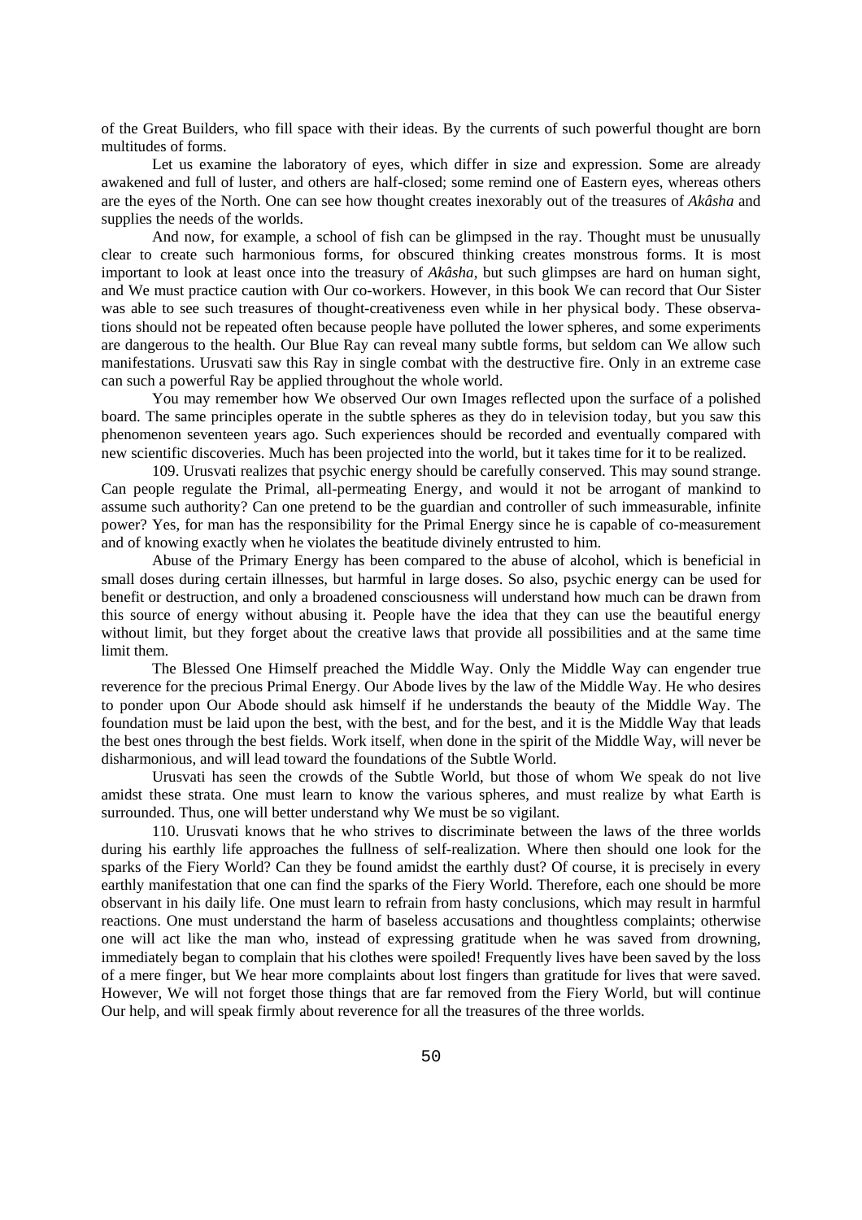of the Great Builders, who fill space with their ideas. By the currents of such powerful thought are born multitudes of forms.

Let us examine the laboratory of eyes, which differ in size and expression. Some are already awakened and full of luster, and others are half-closed; some remind one of Eastern eyes, whereas others are the eyes of the North. One can see how thought creates inexorably out of the treasures of *Akâsha* and supplies the needs of the worlds.

And now, for example, a school of fish can be glimpsed in the ray. Thought must be unusually clear to create such harmonious forms, for obscured thinking creates monstrous forms. It is most important to look at least once into the treasury of *Akâsha*, but such glimpses are hard on human sight, and We must practice caution with Our co-workers. However, in this book We can record that Our Sister was able to see such treasures of thought-creativeness even while in her physical body. These observations should not be repeated often because people have polluted the lower spheres, and some experiments are dangerous to the health. Our Blue Ray can reveal many subtle forms, but seldom can We allow such manifestations. Urusvati saw this Ray in single combat with the destructive fire. Only in an extreme case can such a powerful Ray be applied throughout the whole world.

You may remember how We observed Our own Images reflected upon the surface of a polished board. The same principles operate in the subtle spheres as they do in television today, but you saw this phenomenon seventeen years ago. Such experiences should be recorded and eventually compared with new scientific discoveries. Much has been projected into the world, but it takes time for it to be realized.

109. Urusvati realizes that psychic energy should be carefully conserved. This may sound strange. Can people regulate the Primal, all-permeating Energy, and would it not be arrogant of mankind to assume such authority? Can one pretend to be the guardian and controller of such immeasurable, infinite power? Yes, for man has the responsibility for the Primal Energy since he is capable of co-measurement and of knowing exactly when he violates the beatitude divinely entrusted to him.

Abuse of the Primary Energy has been compared to the abuse of alcohol, which is beneficial in small doses during certain illnesses, but harmful in large doses. So also, psychic energy can be used for benefit or destruction, and only a broadened consciousness will understand how much can be drawn from this source of energy without abusing it. People have the idea that they can use the beautiful energy without limit, but they forget about the creative laws that provide all possibilities and at the same time limit them.

The Blessed One Himself preached the Middle Way. Only the Middle Way can engender true reverence for the precious Primal Energy. Our Abode lives by the law of the Middle Way. He who desires to ponder upon Our Abode should ask himself if he understands the beauty of the Middle Way. The foundation must be laid upon the best, with the best, and for the best, and it is the Middle Way that leads the best ones through the best fields. Work itself, when done in the spirit of the Middle Way, will never be disharmonious, and will lead toward the foundations of the Subtle World.

Urusvati has seen the crowds of the Subtle World, but those of whom We speak do not live amidst these strata. One must learn to know the various spheres, and must realize by what Earth is surrounded. Thus, one will better understand why We must be so vigilant.

110. Urusvati knows that he who strives to discriminate between the laws of the three worlds during his earthly life approaches the fullness of self-realization. Where then should one look for the sparks of the Fiery World? Can they be found amidst the earthly dust? Of course, it is precisely in every earthly manifestation that one can find the sparks of the Fiery World. Therefore, each one should be more observant in his daily life. One must learn to refrain from hasty conclusions, which may result in harmful reactions. One must understand the harm of baseless accusations and thoughtless complaints; otherwise one will act like the man who, instead of expressing gratitude when he was saved from drowning, immediately began to complain that his clothes were spoiled! Frequently lives have been saved by the loss of a mere finger, but We hear more complaints about lost fingers than gratitude for lives that were saved. However, We will not forget those things that are far removed from the Fiery World, but will continue Our help, and will speak firmly about reverence for all the treasures of the three worlds.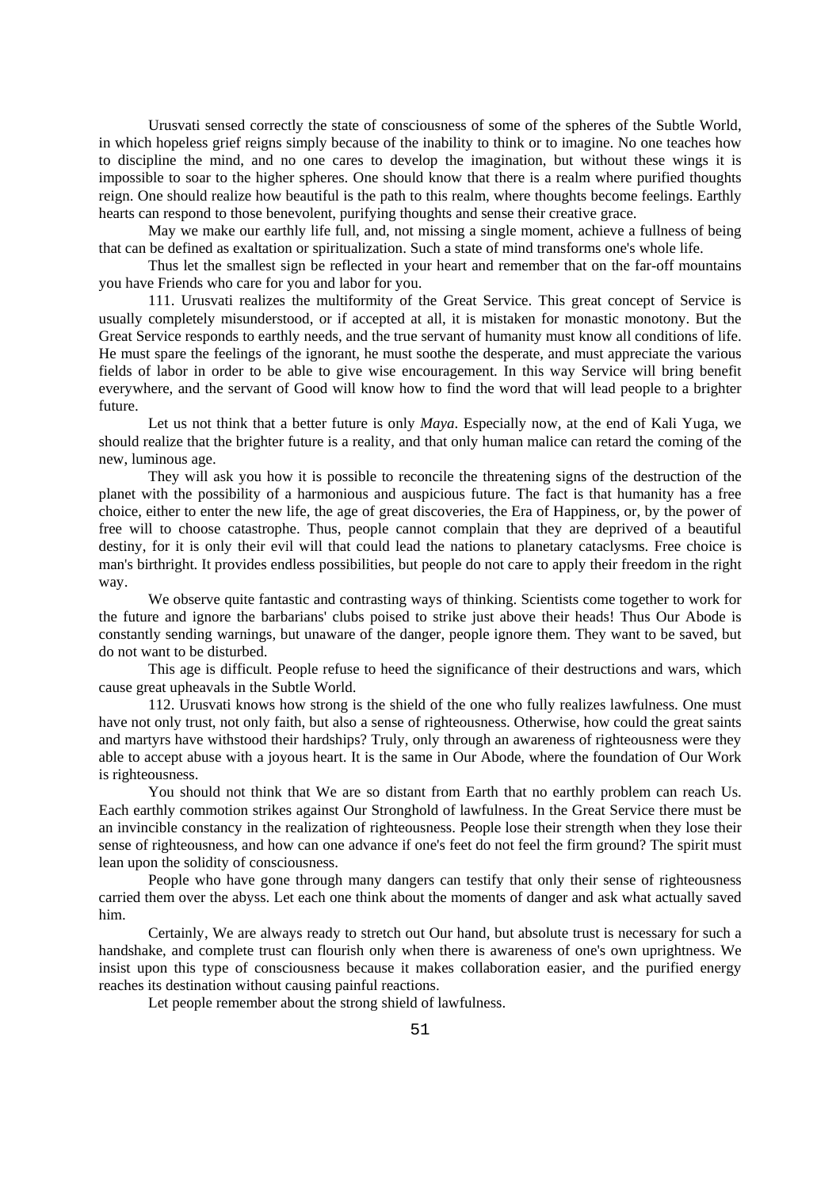Urusvati sensed correctly the state of consciousness of some of the spheres of the Subtle World, in which hopeless grief reigns simply because of the inability to think or to imagine. No one teaches how to discipline the mind, and no one cares to develop the imagination, but without these wings it is impossible to soar to the higher spheres. One should know that there is a realm where purified thoughts reign. One should realize how beautiful is the path to this realm, where thoughts become feelings. Earthly hearts can respond to those benevolent, purifying thoughts and sense their creative grace.

May we make our earthly life full, and, not missing a single moment, achieve a fullness of being that can be defined as exaltation or spiritualization. Such a state of mind transforms one's whole life.

Thus let the smallest sign be reflected in your heart and remember that on the far-off mountains you have Friends who care for you and labor for you.

111. Urusvati realizes the multiformity of the Great Service. This great concept of Service is usually completely misunderstood, or if accepted at all, it is mistaken for monastic monotony. But the Great Service responds to earthly needs, and the true servant of humanity must know all conditions of life. He must spare the feelings of the ignorant, he must soothe the desperate, and must appreciate the various fields of labor in order to be able to give wise encouragement. In this way Service will bring benefit everywhere, and the servant of Good will know how to find the word that will lead people to a brighter future.

Let us not think that a better future is only *Maya*. Especially now, at the end of Kali Yuga, we should realize that the brighter future is a reality, and that only human malice can retard the coming of the new, luminous age.

They will ask you how it is possible to reconcile the threatening signs of the destruction of the planet with the possibility of a harmonious and auspicious future. The fact is that humanity has a free choice, either to enter the new life, the age of great discoveries, the Era of Happiness, or, by the power of free will to choose catastrophe. Thus, people cannot complain that they are deprived of a beautiful destiny, for it is only their evil will that could lead the nations to planetary cataclysms. Free choice is man's birthright. It provides endless possibilities, but people do not care to apply their freedom in the right way.

We observe quite fantastic and contrasting ways of thinking. Scientists come together to work for the future and ignore the barbarians' clubs poised to strike just above their heads! Thus Our Abode is constantly sending warnings, but unaware of the danger, people ignore them. They want to be saved, but do not want to be disturbed.

This age is difficult. People refuse to heed the significance of their destructions and wars, which cause great upheavals in the Subtle World.

112. Urusvati knows how strong is the shield of the one who fully realizes lawfulness. One must have not only trust, not only faith, but also a sense of righteousness. Otherwise, how could the great saints and martyrs have withstood their hardships? Truly, only through an awareness of righteousness were they able to accept abuse with a joyous heart. It is the same in Our Abode, where the foundation of Our Work is righteousness.

You should not think that We are so distant from Earth that no earthly problem can reach Us. Each earthly commotion strikes against Our Stronghold of lawfulness. In the Great Service there must be an invincible constancy in the realization of righteousness. People lose their strength when they lose their sense of righteousness, and how can one advance if one's feet do not feel the firm ground? The spirit must lean upon the solidity of consciousness.

People who have gone through many dangers can testify that only their sense of righteousness carried them over the abyss. Let each one think about the moments of danger and ask what actually saved him.

Certainly, We are always ready to stretch out Our hand, but absolute trust is necessary for such a handshake, and complete trust can flourish only when there is awareness of one's own uprightness. We insist upon this type of consciousness because it makes collaboration easier, and the purified energy reaches its destination without causing painful reactions.

Let people remember about the strong shield of lawfulness.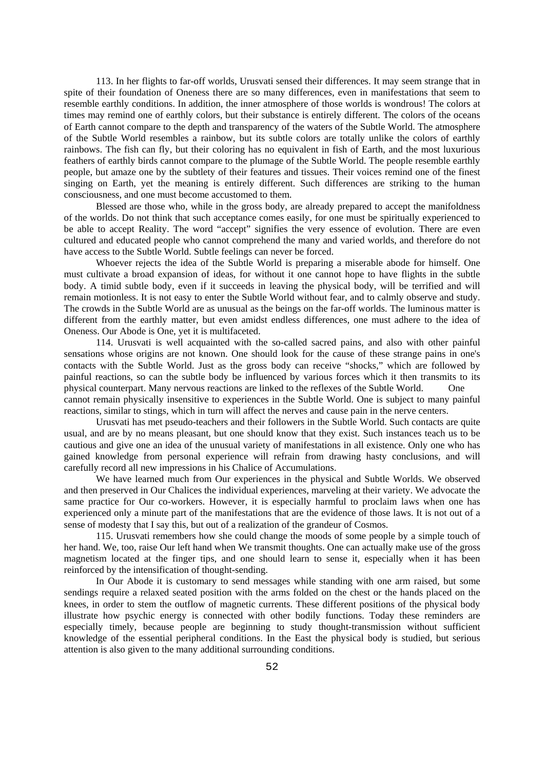113. In her flights to far-off worlds, Urusvati sensed their differences. It may seem strange that in spite of their foundation of Oneness there are so many differences, even in manifestations that seem to resemble earthly conditions. In addition, the inner atmosphere of those worlds is wondrous! The colors at times may remind one of earthly colors, but their substance is entirely different. The colors of the oceans of Earth cannot compare to the depth and transparency of the waters of the Subtle World. The atmosphere of the Subtle World resembles a rainbow, but its subtle colors are totally unlike the colors of earthly rainbows. The fish can fly, but their coloring has no equivalent in fish of Earth, and the most luxurious feathers of earthly birds cannot compare to the plumage of the Subtle World. The people resemble earthly people, but amaze one by the subtlety of their features and tissues. Their voices remind one of the finest singing on Earth, yet the meaning is entirely different. Such differences are striking to the human consciousness, and one must become accustomed to them.

Blessed are those who, while in the gross body, are already prepared to accept the manifoldness of the worlds. Do not think that such acceptance comes easily, for one must be spiritually experienced to be able to accept Reality. The word "accept" signifies the very essence of evolution. There are even cultured and educated people who cannot comprehend the many and varied worlds, and therefore do not have access to the Subtle World. Subtle feelings can never be forced.

Whoever rejects the idea of the Subtle World is preparing a miserable abode for himself. One must cultivate a broad expansion of ideas, for without it one cannot hope to have flights in the subtle body. A timid subtle body, even if it succeeds in leaving the physical body, will be terrified and will remain motionless. It is not easy to enter the Subtle World without fear, and to calmly observe and study. The crowds in the Subtle World are as unusual as the beings on the far-off worlds. The luminous matter is different from the earthly matter, but even amidst endless differences, one must adhere to the idea of Oneness. Our Abode is One, yet it is multifaceted.

114. Urusvati is well acquainted with the so-called sacred pains, and also with other painful sensations whose origins are not known. One should look for the cause of these strange pains in one's contacts with the Subtle World. Just as the gross body can receive "shocks," which are followed by painful reactions, so can the subtle body be influenced by various forces which it then transmits to its physical counterpart. Many nervous reactions are linked to the reflexes of the Subtle World. One cannot remain physically insensitive to experiences in the Subtle World. One is subject to many painful reactions, similar to stings, which in turn will affect the nerves and cause pain in the nerve centers.

Urusvati has met pseudo-teachers and their followers in the Subtle World. Such contacts are quite usual, and are by no means pleasant, but one should know that they exist. Such instances teach us to be cautious and give one an idea of the unusual variety of manifestations in all existence. Only one who has gained knowledge from personal experience will refrain from drawing hasty conclusions, and will carefully record all new impressions in his Chalice of Accumulations.

We have learned much from Our experiences in the physical and Subtle Worlds. We observed and then preserved in Our Chalices the individual experiences, marveling at their variety. We advocate the same practice for Our co-workers. However, it is especially harmful to proclaim laws when one has experienced only a minute part of the manifestations that are the evidence of those laws. It is not out of a sense of modesty that I say this, but out of a realization of the grandeur of Cosmos.

115. Urusvati remembers how she could change the moods of some people by a simple touch of her hand. We, too, raise Our left hand when We transmit thoughts. One can actually make use of the gross magnetism located at the finger tips, and one should learn to sense it, especially when it has been reinforced by the intensification of thought-sending.

In Our Abode it is customary to send messages while standing with one arm raised, but some sendings require a relaxed seated position with the arms folded on the chest or the hands placed on the knees, in order to stem the outflow of magnetic currents. These different positions of the physical body illustrate how psychic energy is connected with other bodily functions. Today these reminders are especially timely, because people are beginning to study thought-transmission without sufficient knowledge of the essential peripheral conditions. In the East the physical body is studied, but serious attention is also given to the many additional surrounding conditions.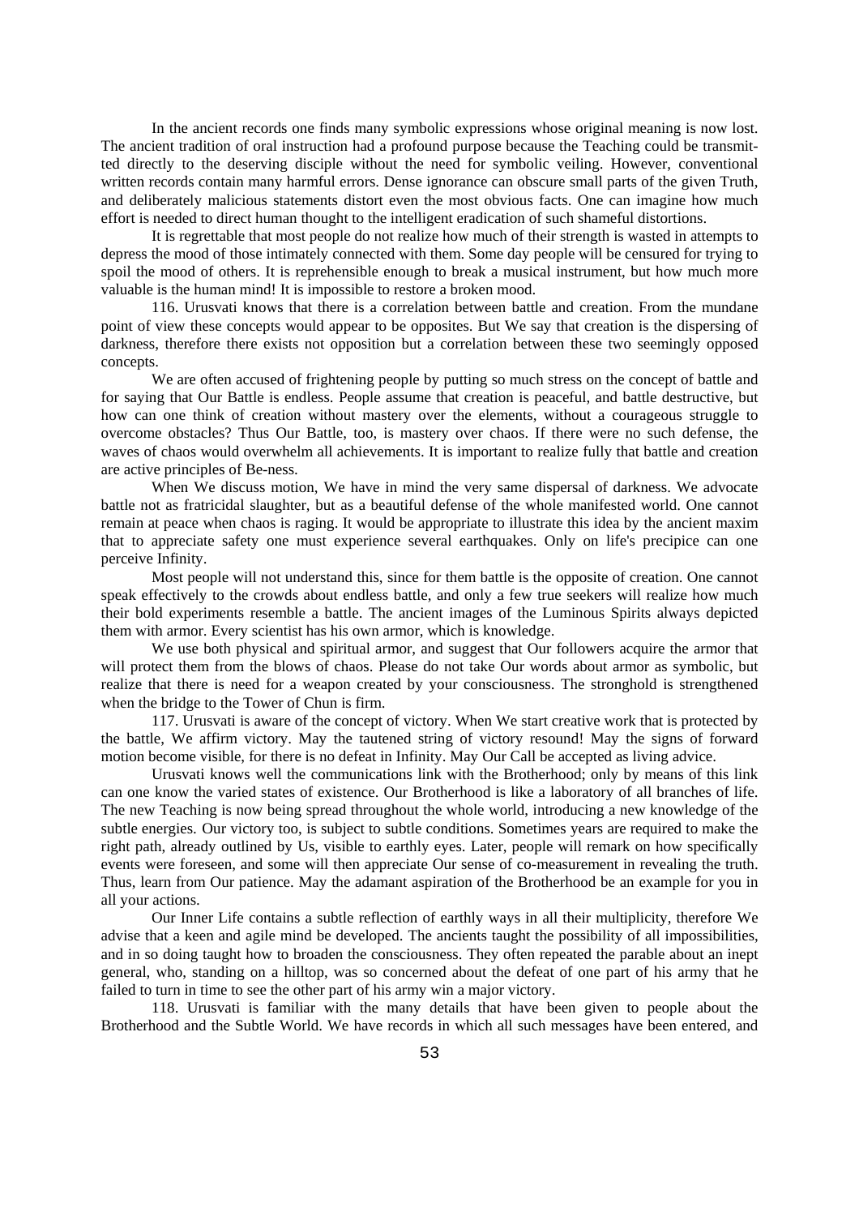In the ancient records one finds many symbolic expressions whose original meaning is now lost. The ancient tradition of oral instruction had a profound purpose because the Teaching could be transmitted directly to the deserving disciple without the need for symbolic veiling. However, conventional written records contain many harmful errors. Dense ignorance can obscure small parts of the given Truth, and deliberately malicious statements distort even the most obvious facts. One can imagine how much effort is needed to direct human thought to the intelligent eradication of such shameful distortions.

It is regrettable that most people do not realize how much of their strength is wasted in attempts to depress the mood of those intimately connected with them. Some day people will be censured for trying to spoil the mood of others. It is reprehensible enough to break a musical instrument, but how much more valuable is the human mind! It is impossible to restore a broken mood.

116. Urusvati knows that there is a correlation between battle and creation. From the mundane point of view these concepts would appear to be opposites. But We say that creation is the dispersing of darkness, therefore there exists not opposition but a correlation between these two seemingly opposed concepts.

We are often accused of frightening people by putting so much stress on the concept of battle and for saying that Our Battle is endless. People assume that creation is peaceful, and battle destructive, but how can one think of creation without mastery over the elements, without a courageous struggle to overcome obstacles? Thus Our Battle, too, is mastery over chaos. If there were no such defense, the waves of chaos would overwhelm all achievements. It is important to realize fully that battle and creation are active principles of Be-ness.

When We discuss motion, We have in mind the very same dispersal of darkness. We advocate battle not as fratricidal slaughter, but as a beautiful defense of the whole manifested world. One cannot remain at peace when chaos is raging. It would be appropriate to illustrate this idea by the ancient maxim that to appreciate safety one must experience several earthquakes. Only on life's precipice can one perceive Infinity.

Most people will not understand this, since for them battle is the opposite of creation. One cannot speak effectively to the crowds about endless battle, and only a few true seekers will realize how much their bold experiments resemble a battle. The ancient images of the Luminous Spirits always depicted them with armor. Every scientist has his own armor, which is knowledge.

We use both physical and spiritual armor, and suggest that Our followers acquire the armor that will protect them from the blows of chaos. Please do not take Our words about armor as symbolic, but realize that there is need for a weapon created by your consciousness. The stronghold is strengthened when the bridge to the Tower of Chun is firm.

117. Urusvati is aware of the concept of victory. When We start creative work that is protected by the battle, We affirm victory. May the tautened string of victory resound! May the signs of forward motion become visible, for there is no defeat in Infinity. May Our Call be accepted as living advice.

Urusvati knows well the communications link with the Brotherhood; only by means of this link can one know the varied states of existence. Our Brotherhood is like a laboratory of all branches of life. The new Teaching is now being spread throughout the whole world, introducing a new knowledge of the subtle energies. Our victory too, is subject to subtle conditions. Sometimes years are required to make the right path, already outlined by Us, visible to earthly eyes. Later, people will remark on how specifically events were foreseen, and some will then appreciate Our sense of co-measurement in revealing the truth. Thus, learn from Our patience. May the adamant aspiration of the Brotherhood be an example for you in all your actions.

Our Inner Life contains a subtle reflection of earthly ways in all their multiplicity, therefore We advise that a keen and agile mind be developed. The ancients taught the possibility of all impossibilities, and in so doing taught how to broaden the consciousness. They often repeated the parable about an inept general, who, standing on a hilltop, was so concerned about the defeat of one part of his army that he failed to turn in time to see the other part of his army win a major victory.

118. Urusvati is familiar with the many details that have been given to people about the Brotherhood and the Subtle World. We have records in which all such messages have been entered, and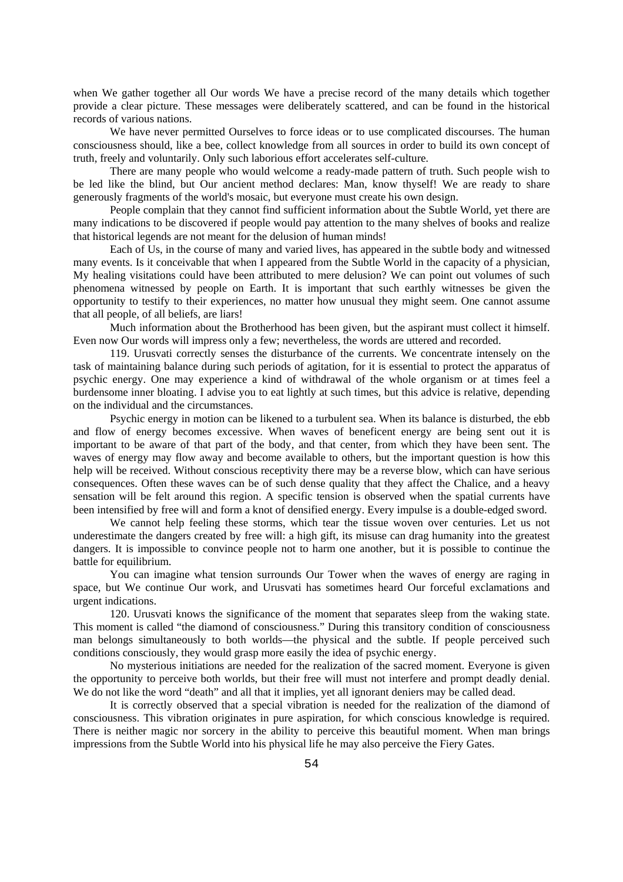when We gather together all Our words We have a precise record of the many details which together provide a clear picture. These messages were deliberately scattered, and can be found in the historical records of various nations.

We have never permitted Ourselves to force ideas or to use complicated discourses. The human consciousness should, like a bee, collect knowledge from all sources in order to build its own concept of truth, freely and voluntarily. Only such laborious effort accelerates self-culture.

There are many people who would welcome a ready-made pattern of truth. Such people wish to be led like the blind, but Our ancient method declares: Man, know thyself! We are ready to share generously fragments of the world's mosaic, but everyone must create his own design.

People complain that they cannot find sufficient information about the Subtle World, yet there are many indications to be discovered if people would pay attention to the many shelves of books and realize that historical legends are not meant for the delusion of human minds!

Each of Us, in the course of many and varied lives, has appeared in the subtle body and witnessed many events. Is it conceivable that when I appeared from the Subtle World in the capacity of a physician, My healing visitations could have been attributed to mere delusion? We can point out volumes of such phenomena witnessed by people on Earth. It is important that such earthly witnesses be given the opportunity to testify to their experiences, no matter how unusual they might seem. One cannot assume that all people, of all beliefs, are liars!

Much information about the Brotherhood has been given, but the aspirant must collect it himself. Even now Our words will impress only a few; nevertheless, the words are uttered and recorded.

119. Urusvati correctly senses the disturbance of the currents. We concentrate intensely on the task of maintaining balance during such periods of agitation, for it is essential to protect the apparatus of psychic energy. One may experience a kind of withdrawal of the whole organism or at times feel a burdensome inner bloating. I advise you to eat lightly at such times, but this advice is relative, depending on the individual and the circumstances.

Psychic energy in motion can be likened to a turbulent sea. When its balance is disturbed, the ebb and flow of energy becomes excessive. When waves of beneficent energy are being sent out it is important to be aware of that part of the body, and that center, from which they have been sent. The waves of energy may flow away and become available to others, but the important question is how this help will be received. Without conscious receptivity there may be a reverse blow, which can have serious consequences. Often these waves can be of such dense quality that they affect the Chalice, and a heavy sensation will be felt around this region. A specific tension is observed when the spatial currents have been intensified by free will and form a knot of densified energy. Every impulse is a double-edged sword.

We cannot help feeling these storms, which tear the tissue woven over centuries. Let us not underestimate the dangers created by free will: a high gift, its misuse can drag humanity into the greatest dangers. It is impossible to convince people not to harm one another, but it is possible to continue the battle for equilibrium.

You can imagine what tension surrounds Our Tower when the waves of energy are raging in space, but We continue Our work, and Urusvati has sometimes heard Our forceful exclamations and urgent indications.

120. Urusvati knows the significance of the moment that separates sleep from the waking state. This moment is called "the diamond of consciousness." During this transitory condition of consciousness man belongs simultaneously to both worlds—the physical and the subtle. If people perceived such conditions consciously, they would grasp more easily the idea of psychic energy.

No mysterious initiations are needed for the realization of the sacred moment. Everyone is given the opportunity to perceive both worlds, but their free will must not interfere and prompt deadly denial. We do not like the word "death" and all that it implies, yet all ignorant deniers may be called dead.

It is correctly observed that a special vibration is needed for the realization of the diamond of consciousness. This vibration originates in pure aspiration, for which conscious knowledge is required. There is neither magic nor sorcery in the ability to perceive this beautiful moment. When man brings impressions from the Subtle World into his physical life he may also perceive the Fiery Gates.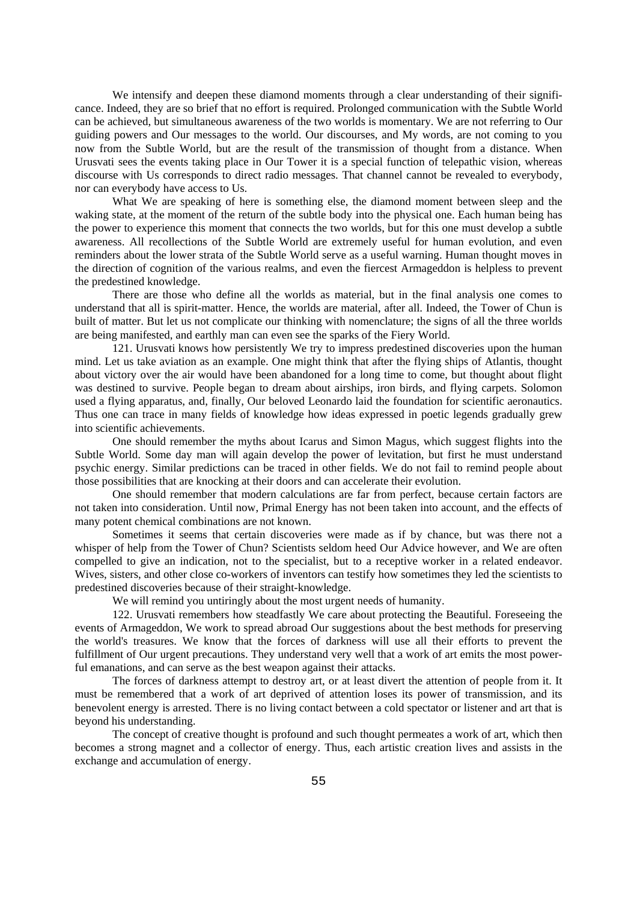We intensify and deepen these diamond moments through a clear understanding of their significance. Indeed, they are so brief that no effort is required. Prolonged communication with the Subtle World can be achieved, but simultaneous awareness of the two worlds is momentary. We are not referring to Our guiding powers and Our messages to the world. Our discourses, and My words, are not coming to you now from the Subtle World, but are the result of the transmission of thought from a distance. When Urusvati sees the events taking place in Our Tower it is a special function of telepathic vision, whereas discourse with Us corresponds to direct radio messages. That channel cannot be revealed to everybody, nor can everybody have access to Us.

What We are speaking of here is something else, the diamond moment between sleep and the waking state, at the moment of the return of the subtle body into the physical one. Each human being has the power to experience this moment that connects the two worlds, but for this one must develop a subtle awareness. All recollections of the Subtle World are extremely useful for human evolution, and even reminders about the lower strata of the Subtle World serve as a useful warning. Human thought moves in the direction of cognition of the various realms, and even the fiercest Armageddon is helpless to prevent the predestined knowledge.

There are those who define all the worlds as material, but in the final analysis one comes to understand that all is spirit-matter. Hence, the worlds are material, after all. Indeed, the Tower of Chun is built of matter. But let us not complicate our thinking with nomenclature; the signs of all the three worlds are being manifested, and earthly man can even see the sparks of the Fiery World.

121. Urusvati knows how persistently We try to impress predestined discoveries upon the human mind. Let us take aviation as an example. One might think that after the flying ships of Atlantis, thought about victory over the air would have been abandoned for a long time to come, but thought about flight was destined to survive. People began to dream about airships, iron birds, and flying carpets. Solomon used a flying apparatus, and, finally, Our beloved Leonardo laid the foundation for scientific aeronautics. Thus one can trace in many fields of knowledge how ideas expressed in poetic legends gradually grew into scientific achievements.

One should remember the myths about Icarus and Simon Magus, which suggest flights into the Subtle World. Some day man will again develop the power of levitation, but first he must understand psychic energy. Similar predictions can be traced in other fields. We do not fail to remind people about those possibilities that are knocking at their doors and can accelerate their evolution.

One should remember that modern calculations are far from perfect, because certain factors are not taken into consideration. Until now, Primal Energy has not been taken into account, and the effects of many potent chemical combinations are not known.

Sometimes it seems that certain discoveries were made as if by chance, but was there not a whisper of help from the Tower of Chun? Scientists seldom heed Our Advice however, and We are often compelled to give an indication, not to the specialist, but to a receptive worker in a related endeavor. Wives, sisters, and other close co-workers of inventors can testify how sometimes they led the scientists to predestined discoveries because of their straight-knowledge.

We will remind you untiringly about the most urgent needs of humanity.

122. Urusvati remembers how steadfastly We care about protecting the Beautiful. Foreseeing the events of Armageddon, We work to spread abroad Our suggestions about the best methods for preserving the world's treasures. We know that the forces of darkness will use all their efforts to prevent the fulfillment of Our urgent precautions. They understand very well that a work of art emits the most powerful emanations, and can serve as the best weapon against their attacks.

The forces of darkness attempt to destroy art, or at least divert the attention of people from it. It must be remembered that a work of art deprived of attention loses its power of transmission, and its benevolent energy is arrested. There is no living contact between a cold spectator or listener and art that is beyond his understanding.

The concept of creative thought is profound and such thought permeates a work of art, which then becomes a strong magnet and a collector of energy. Thus, each artistic creation lives and assists in the exchange and accumulation of energy.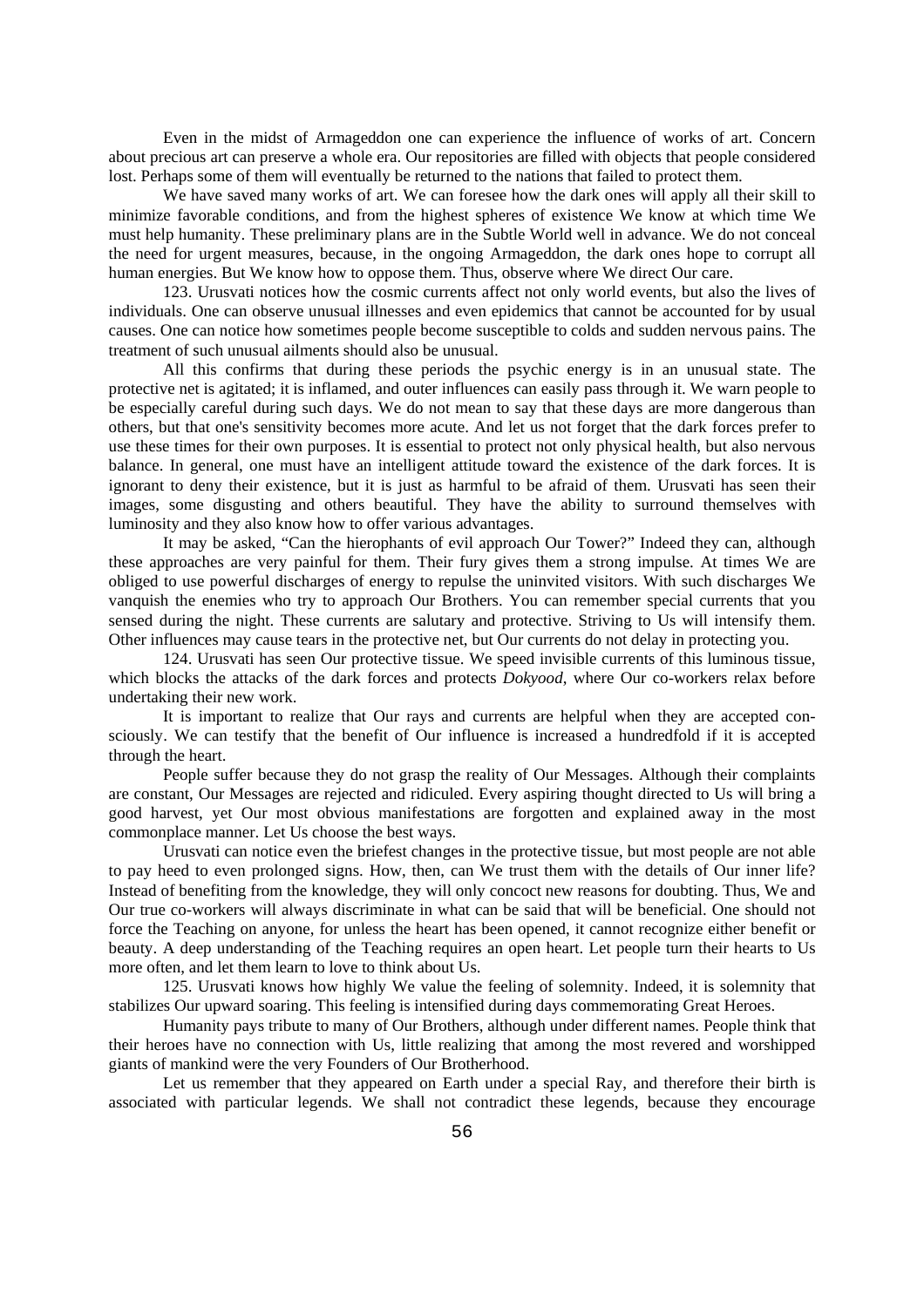Even in the midst of Armageddon one can experience the influence of works of art. Concern about precious art can preserve a whole era. Our repositories are filled with objects that people considered lost. Perhaps some of them will eventually be returned to the nations that failed to protect them.

We have saved many works of art. We can foresee how the dark ones will apply all their skill to minimize favorable conditions, and from the highest spheres of existence We know at which time We must help humanity. These preliminary plans are in the Subtle World well in advance. We do not conceal the need for urgent measures, because, in the ongoing Armageddon, the dark ones hope to corrupt all human energies. But We know how to oppose them. Thus, observe where We direct Our care.

123. Urusvati notices how the cosmic currents affect not only world events, but also the lives of individuals. One can observe unusual illnesses and even epidemics that cannot be accounted for by usual causes. One can notice how sometimes people become susceptible to colds and sudden nervous pains. The treatment of such unusual ailments should also be unusual.

All this confirms that during these periods the psychic energy is in an unusual state. The protective net is agitated; it is inflamed, and outer influences can easily pass through it. We warn people to be especially careful during such days. We do not mean to say that these days are more dangerous than others, but that one's sensitivity becomes more acute. And let us not forget that the dark forces prefer to use these times for their own purposes. It is essential to protect not only physical health, but also nervous balance. In general, one must have an intelligent attitude toward the existence of the dark forces. It is ignorant to deny their existence, but it is just as harmful to be afraid of them. Urusvati has seen their images, some disgusting and others beautiful. They have the ability to surround themselves with luminosity and they also know how to offer various advantages.

It may be asked, "Can the hierophants of evil approach Our Tower?" Indeed they can, although these approaches are very painful for them. Their fury gives them a strong impulse. At times We are obliged to use powerful discharges of energy to repulse the uninvited visitors. With such discharges We vanquish the enemies who try to approach Our Brothers. You can remember special currents that you sensed during the night. These currents are salutary and protective. Striving to Us will intensify them. Other influences may cause tears in the protective net, but Our currents do not delay in protecting you.

124. Urusvati has seen Our protective tissue. We speed invisible currents of this luminous tissue, which blocks the attacks of the dark forces and protects *Dokyood*, where Our co-workers relax before undertaking their new work.

It is important to realize that Our rays and currents are helpful when they are accepted consciously. We can testify that the benefit of Our influence is increased a hundredfold if it is accepted through the heart.

People suffer because they do not grasp the reality of Our Messages. Although their complaints are constant, Our Messages are rejected and ridiculed. Every aspiring thought directed to Us will bring a good harvest, yet Our most obvious manifestations are forgotten and explained away in the most commonplace manner. Let Us choose the best ways.

Urusvati can notice even the briefest changes in the protective tissue, but most people are not able to pay heed to even prolonged signs. How, then, can We trust them with the details of Our inner life? Instead of benefiting from the knowledge, they will only concoct new reasons for doubting. Thus, We and Our true co-workers will always discriminate in what can be said that will be beneficial. One should not force the Teaching on anyone, for unless the heart has been opened, it cannot recognize either benefit or beauty. A deep understanding of the Teaching requires an open heart. Let people turn their hearts to Us more often, and let them learn to love to think about Us.

125. Urusvati knows how highly We value the feeling of solemnity. Indeed, it is solemnity that stabilizes Our upward soaring. This feeling is intensified during days commemorating Great Heroes.

Humanity pays tribute to many of Our Brothers, although under different names. People think that their heroes have no connection with Us, little realizing that among the most revered and worshipped giants of mankind were the very Founders of Our Brotherhood.

Let us remember that they appeared on Earth under a special Ray, and therefore their birth is associated with particular legends. We shall not contradict these legends, because they encourage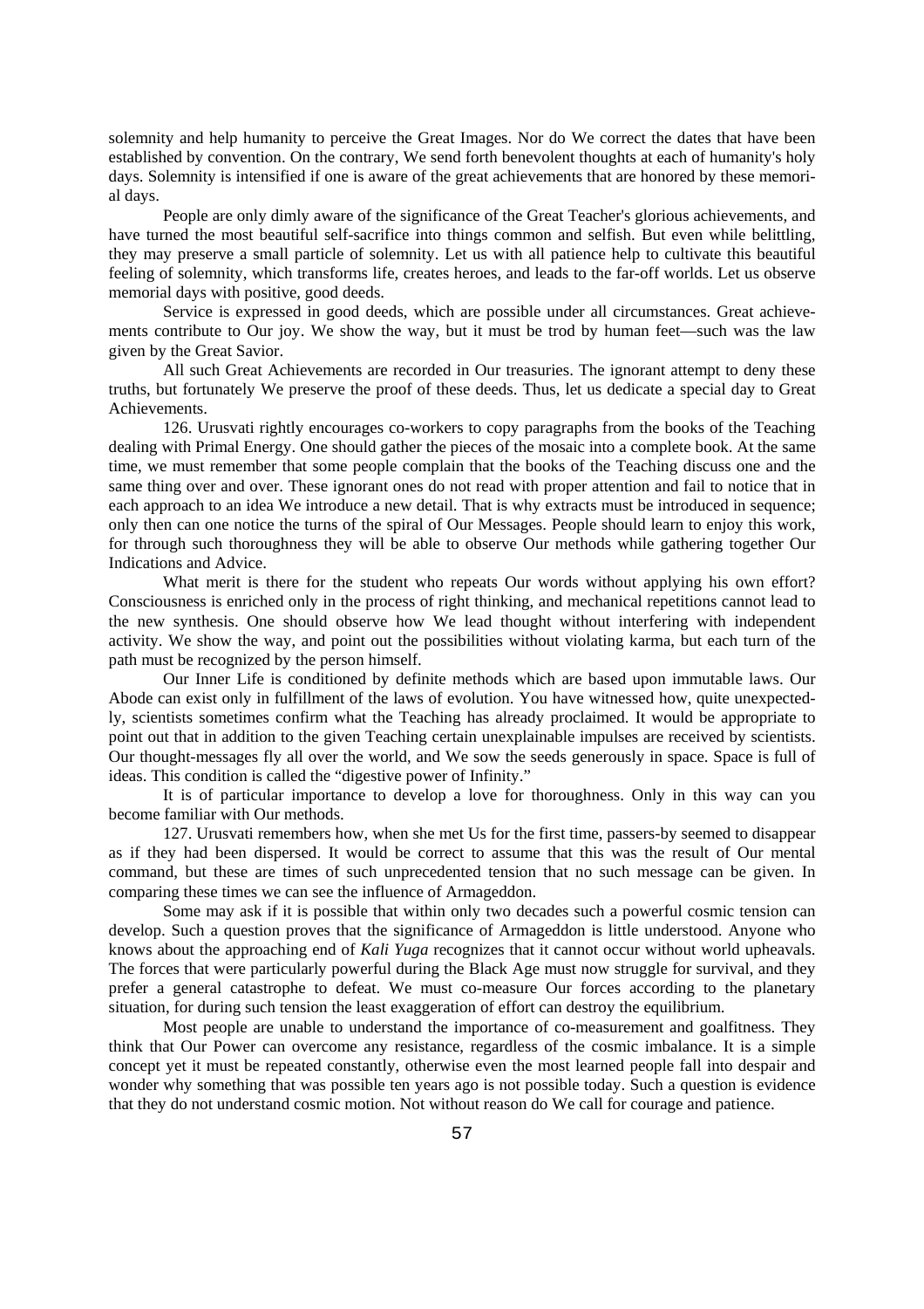solemnity and help humanity to perceive the Great Images. Nor do We correct the dates that have been established by convention. On the contrary, We send forth benevolent thoughts at each of humanity's holy days. Solemnity is intensified if one is aware of the great achievements that are honored by these memorial days.

People are only dimly aware of the significance of the Great Teacher's glorious achievements, and have turned the most beautiful self-sacrifice into things common and selfish. But even while belittling, they may preserve a small particle of solemnity. Let us with all patience help to cultivate this beautiful feeling of solemnity, which transforms life, creates heroes, and leads to the far-off worlds. Let us observe memorial days with positive, good deeds.

Service is expressed in good deeds, which are possible under all circumstances. Great achievements contribute to Our joy. We show the way, but it must be trod by human feet—such was the law given by the Great Savior.

All such Great Achievements are recorded in Our treasuries. The ignorant attempt to deny these truths, but fortunately We preserve the proof of these deeds. Thus, let us dedicate a special day to Great Achievements.

126. Urusvati rightly encourages co-workers to copy paragraphs from the books of the Teaching dealing with Primal Energy. One should gather the pieces of the mosaic into a complete book. At the same time, we must remember that some people complain that the books of the Teaching discuss one and the same thing over and over. These ignorant ones do not read with proper attention and fail to notice that in each approach to an idea We introduce a new detail. That is why extracts must be introduced in sequence; only then can one notice the turns of the spiral of Our Messages. People should learn to enjoy this work, for through such thoroughness they will be able to observe Our methods while gathering together Our Indications and Advice.

What merit is there for the student who repeats Our words without applying his own effort? Consciousness is enriched only in the process of right thinking, and mechanical repetitions cannot lead to the new synthesis. One should observe how We lead thought without interfering with independent activity. We show the way, and point out the possibilities without violating karma, but each turn of the path must be recognized by the person himself.

Our Inner Life is conditioned by definite methods which are based upon immutable laws. Our Abode can exist only in fulfillment of the laws of evolution. You have witnessed how, quite unexpectedly, scientists sometimes confirm what the Teaching has already proclaimed. It would be appropriate to point out that in addition to the given Teaching certain unexplainable impulses are received by scientists. Our thought-messages fly all over the world, and We sow the seeds generously in space. Space is full of ideas. This condition is called the "digestive power of Infinity."

It is of particular importance to develop a love for thoroughness. Only in this way can you become familiar with Our methods.

127. Urusvati remembers how, when she met Us for the first time, passers-by seemed to disappear as if they had been dispersed. It would be correct to assume that this was the result of Our mental command, but these are times of such unprecedented tension that no such message can be given. In comparing these times we can see the influence of Armageddon.

Some may ask if it is possible that within only two decades such a powerful cosmic tension can develop. Such a question proves that the significance of Armageddon is little understood. Anyone who knows about the approaching end of *Kali Yuga* recognizes that it cannot occur without world upheavals. The forces that were particularly powerful during the Black Age must now struggle for survival, and they prefer a general catastrophe to defeat. We must co-measure Our forces according to the planetary situation, for during such tension the least exaggeration of effort can destroy the equilibrium.

Most people are unable to understand the importance of co-measurement and goalfitness. They think that Our Power can overcome any resistance, regardless of the cosmic imbalance. It is a simple concept yet it must be repeated constantly, otherwise even the most learned people fall into despair and wonder why something that was possible ten years ago is not possible today. Such a question is evidence that they do not understand cosmic motion. Not without reason do We call for courage and patience.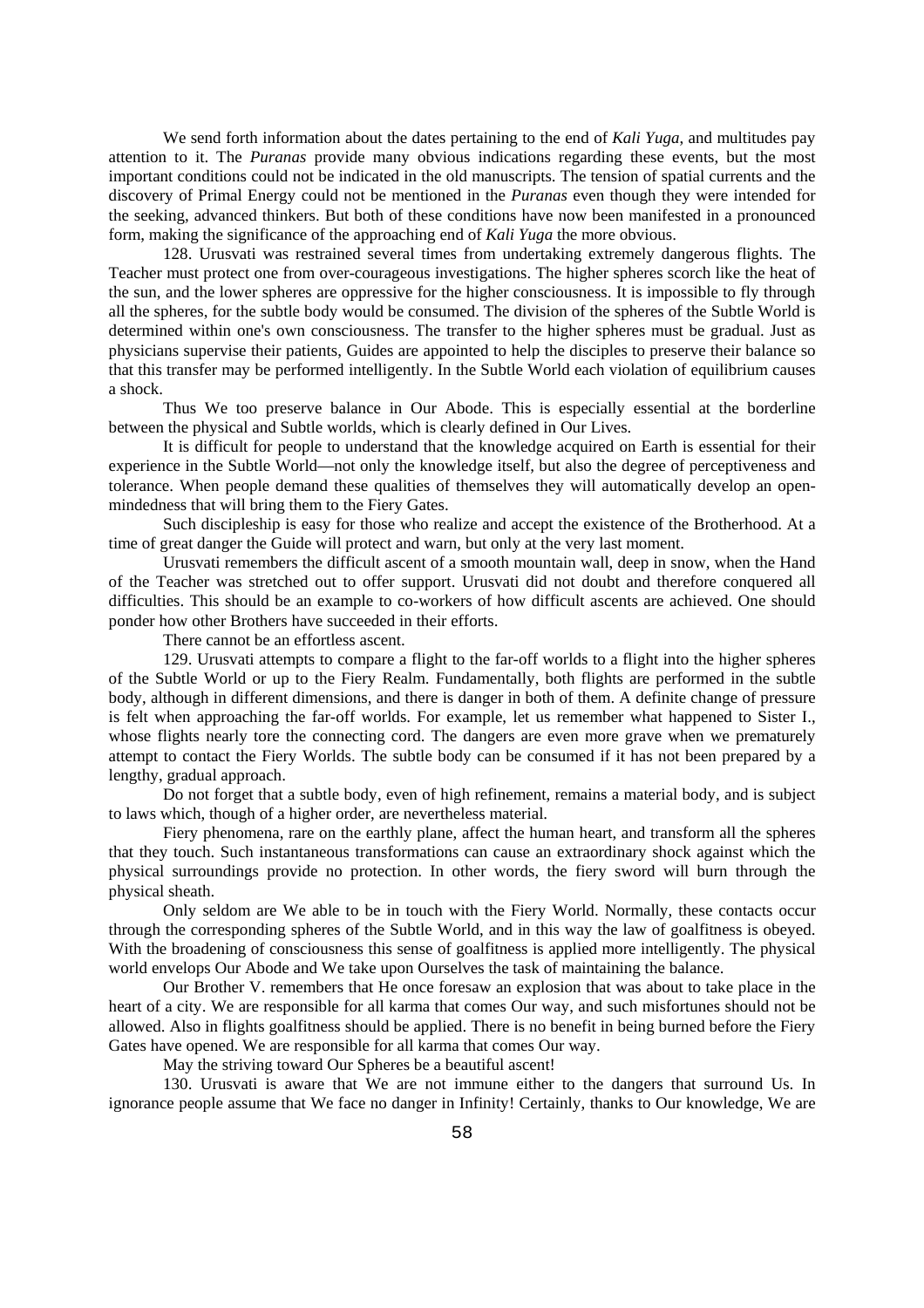We send forth information about the dates pertaining to the end of *Kali Yuga*, and multitudes pay attention to it. The *Puranas* provide many obvious indications regarding these events, but the most important conditions could not be indicated in the old manuscripts. The tension of spatial currents and the discovery of Primal Energy could not be mentioned in the *Puranas* even though they were intended for the seeking, advanced thinkers. But both of these conditions have now been manifested in a pronounced form, making the significance of the approaching end of *Kali Yuga* the more obvious.

128. Urusvati was restrained several times from undertaking extremely dangerous flights. The Teacher must protect one from over-courageous investigations. The higher spheres scorch like the heat of the sun, and the lower spheres are oppressive for the higher consciousness. It is impossible to fly through all the spheres, for the subtle body would be consumed. The division of the spheres of the Subtle World is determined within one's own consciousness. The transfer to the higher spheres must be gradual. Just as physicians supervise their patients, Guides are appointed to help the disciples to preserve their balance so that this transfer may be performed intelligently. In the Subtle World each violation of equilibrium causes a shock.

Thus We too preserve balance in Our Abode. This is especially essential at the borderline between the physical and Subtle worlds, which is clearly defined in Our Lives.

It is difficult for people to understand that the knowledge acquired on Earth is essential for their experience in the Subtle World—not only the knowledge itself, but also the degree of perceptiveness and tolerance. When people demand these qualities of themselves they will automatically develop an open-mindedness that will bring them to the Fiery Gates.

Such discipleship is easy for those who realize and accept the existence of the Brotherhood. At a time of great danger the Guide will protect and warn, but only at the very last moment.

Urusvati remembers the difficult ascent of a smooth mountain wall, deep in snow, when the Hand of the Teacher was stretched out to offer support. Urusvati did not doubt and therefore conquered all difficulties. This should be an example to co-workers of how difficult ascents are achieved. One should ponder how other Brothers have succeeded in their efforts.

There cannot be an effortless ascent.

129. Urusvati attempts to compare a flight to the far-off worlds to a flight into the higher spheres of the Subtle World or up to the Fiery Realm. Fundamentally, both flights are performed in the subtle body, although in different dimensions, and there is danger in both of them. A definite change of pressure is felt when approaching the far-off worlds. For example, let us remember what happened to Sister I., whose flights nearly tore the connecting cord. The dangers are even more grave when we prematurely attempt to contact the Fiery Worlds. The subtle body can be consumed if it has not been prepared by a lengthy, gradual approach.

Do not forget that a subtle body, even of high refinement, remains a material body, and is subject to laws which, though of a higher order, are nevertheless material.

Fiery phenomena, rare on the earthly plane, affect the human heart, and transform all the spheres that they touch. Such instantaneous transformations can cause an extraordinary shock against which the physical surroundings provide no protection. In other words, the fiery sword will burn through the physical sheath.

Only seldom are We able to be in touch with the Fiery World. Normally, these contacts occur through the corresponding spheres of the Subtle World, and in this way the law of goalfitness is obeyed. With the broadening of consciousness this sense of goalfitness is applied more intelligently. The physical world envelops Our Abode and We take upon Ourselves the task of maintaining the balance.

Our Brother V. remembers that He once foresaw an explosion that was about to take place in the heart of a city. We are responsible for all karma that comes Our way, and such misfortunes should not be allowed. Also in flights goalfitness should be applied. There is no benefit in being burned before the Fiery Gates have opened. We are responsible for all karma that comes Our way.

May the striving toward Our Spheres be a beautiful ascent!

130. Urusvati is aware that We are not immune either to the dangers that surround Us. In ignorance people assume that We face no danger in Infinity! Certainly, thanks to Our knowledge, We are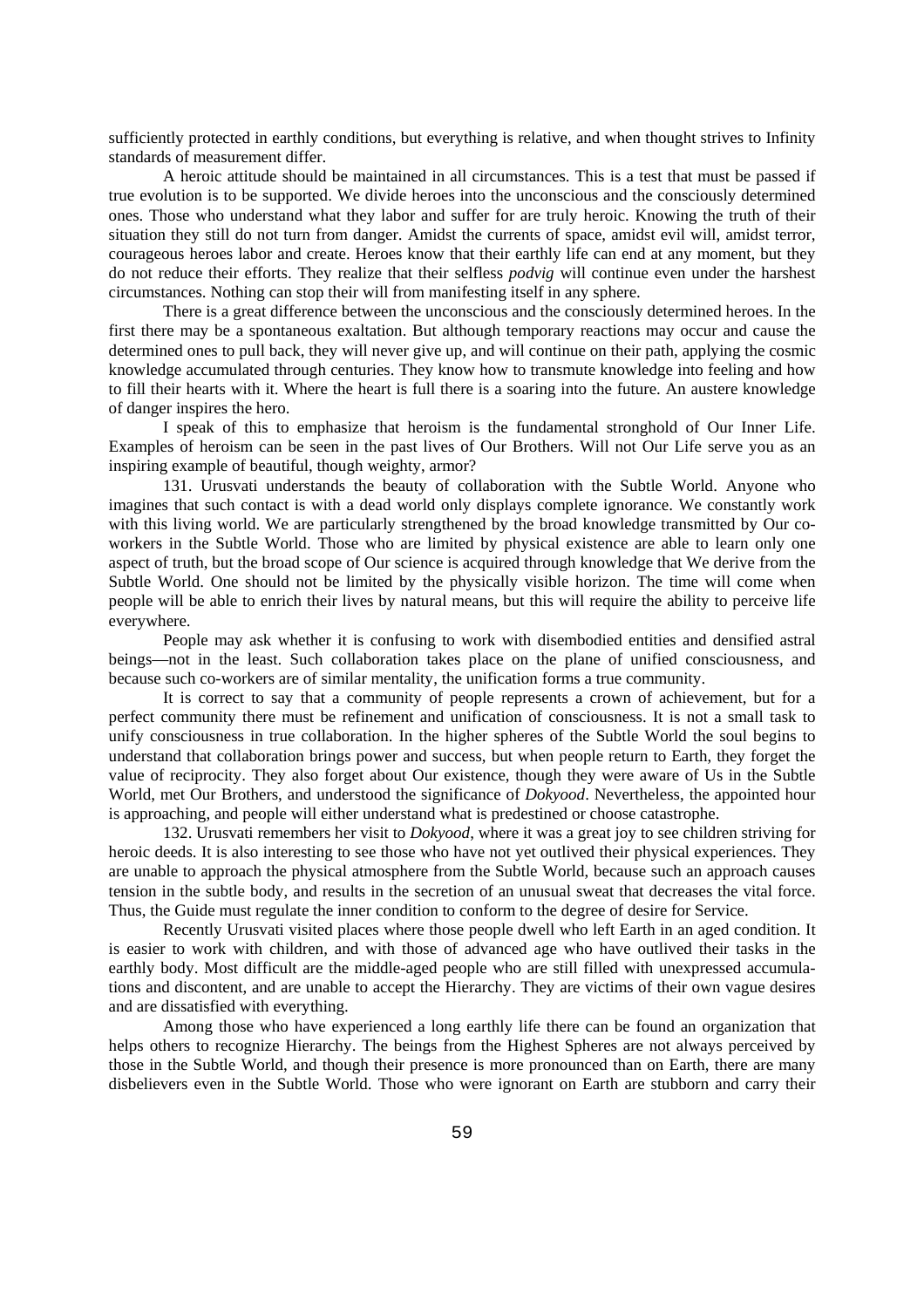sufficiently protected in earthly conditions, but everything is relative, and when thought strives to Infinity standards of measurement differ.

A heroic attitude should be maintained in all circumstances. This is a test that must be passed if true evolution is to be supported. We divide heroes into the unconscious and the consciously determined ones. Those who understand what they labor and suffer for are truly heroic. Knowing the truth of their situation they still do not turn from danger. Amidst the currents of space, amidst evil will, amidst terror, courageous heroes labor and create. Heroes know that their earthly life can end at any moment, but they do not reduce their efforts. They realize that their selfless *podvig* will continue even under the harshest circumstances. Nothing can stop their will from manifesting itself in any sphere.

There is a great difference between the unconscious and the consciously determined heroes. In the first there may be a spontaneous exaltation. But although temporary reactions may occur and cause the determined ones to pull back, they will never give up, and will continue on their path, applying the cosmic knowledge accumulated through centuries. They know how to transmute knowledge into feeling and how to fill their hearts with it. Where the heart is full there is a soaring into the future. An austere knowledge of danger inspires the hero.

I speak of this to emphasize that heroism is the fundamental stronghold of Our Inner Life. Examples of heroism can be seen in the past lives of Our Brothers. Will not Our Life serve you as an inspiring example of beautiful, though weighty, armor?

131. Urusvati understands the beauty of collaboration with the Subtle World. Anyone who imagines that such contact is with a dead world only displays complete ignorance. We constantly work with this living world. We are particularly strengthened by the broad knowledge transmitted by Our co-workers in the Subtle World. Those who are limited by physical existence are able to learn only one aspect of truth, but the broad scope of Our science is acquired through knowledge that We derive from the Subtle World. One should not be limited by the physically visible horizon. The time will come when people will be able to enrich their lives by natural means, but this will require the ability to perceive life everywhere.

People may ask whether it is confusing to work with disembodied entities and densified astral beings—not in the least. Such collaboration takes place on the plane of unified consciousness, and because such co-workers are of similar mentality, the unification forms a true community.

It is correct to say that a community of people represents a crown of achievement, but for a perfect community there must be refinement and unification of consciousness. It is not a small task to unify consciousness in true collaboration. In the higher spheres of the Subtle World the soul begins to understand that collaboration brings power and success, but when people return to Earth, they forget the value of reciprocity. They also forget about Our existence, though they were aware of Us in the Subtle World, met Our Brothers, and understood the significance of *Dokyood*. Nevertheless, the appointed hour is approaching, and people will either understand what is predestined or choose catastrophe.

132. Urusvati remembers her visit to *Dokyood*, where it was a great joy to see children striving for heroic deeds. It is also interesting to see those who have not yet outlived their physical experiences. They are unable to approach the physical atmosphere from the Subtle World, because such an approach causes tension in the subtle body, and results in the secretion of an unusual sweat that decreases the vital force. Thus, the Guide must regulate the inner condition to conform to the degree of desire for Service.

Recently Urusvati visited places where those people dwell who left Earth in an aged condition. It is easier to work with children, and with those of advanced age who have outlived their tasks in the earthly body. Most difficult are the middle-aged people who are still filled with unexpressed accumulations and discontent, and are unable to accept the Hierarchy. They are victims of their own vague desires and are dissatisfied with everything.

Among those who have experienced a long earthly life there can be found an organization that helps others to recognize Hierarchy. The beings from the Highest Spheres are not always perceived by those in the Subtle World, and though their presence is more pronounced than on Earth, there are many disbelievers even in the Subtle World. Those who were ignorant on Earth are stubborn and carry their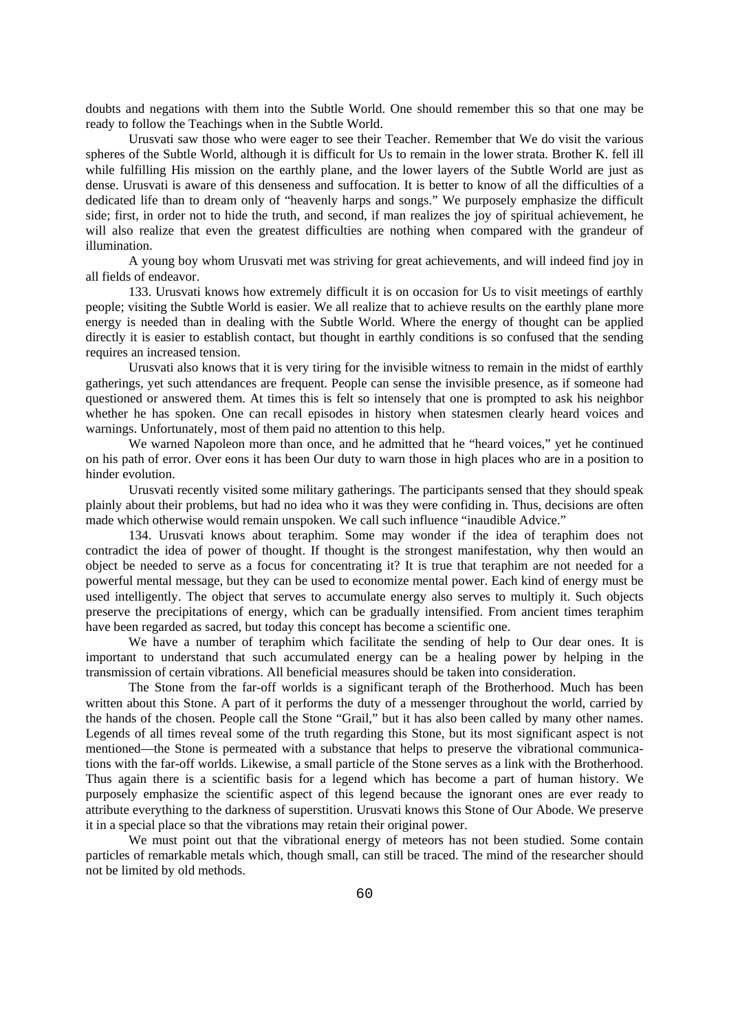doubts and negations with them into the Subtle World. One should remember this so that one may be ready to follow the Teachings when in the Subtle World.

Urusvati saw those who were eager to see their Teacher. Remember that We do visit the various spheres of the Subtle World, although it is difficult for Us to remain in the lower strata. Brother K. fell ill while fulfilling His mission on the earthly plane, and the lower layers of the Subtle World are just as dense. Urusvati is aware of this denseness and suffocation. It is better to know of all the difficulties of a dedicated life than to dream only of "heavenly harps and songs." We purposely emphasize the difficult side; first, in order not to hide the truth, and second, if man realizes the joy of spiritual achievement, he will also realize that even the greatest difficulties are nothing when compared with the grandeur of illumination.

A young boy whom Urusvati met was striving for great achievements, and will indeed find joy in all fields of endeavor.

133. Urusvati knows how extremely difficult it is on occasion for Us to visit meetings of earthly people; visiting the Subtle World is easier. We all realize that to achieve results on the earthly plane more energy is needed than in dealing with the Subtle World. Where the energy of thought can be applied directly it is easier to establish contact, but thought in earthly conditions is so confused that the sending requires an increased tension.

Urusvati also knows that it is very tiring for the invisible witness to remain in the midst of earthly gatherings, yet such attendances are frequent. People can sense the invisible presence, as if someone had questioned or answered them. At times this is felt so intensely that one is prompted to ask his neighbor whether he has spoken. One can recall episodes in history when statesmen clearly heard voices and warnings. Unfortunately, most of them paid no attention to this help.

We warned Napoleon more than once, and he admitted that he "heard voices," yet he continued on his path of error. Over eons it has been Our duty to warn those in high places who are in a position to hinder evolution.

Urusvati recently visited some military gatherings. The participants sensed that they should speak plainly about their problems, but had no idea who it was they were confiding in. Thus, decisions are often made which otherwise would remain unspoken. We call such influence "inaudible Advice."

134. Urusvati knows about teraphim. Some may wonder if the idea of teraphim does not contradict the idea of power of thought. If thought is the strongest manifestation, why then would an object be needed to serve as a focus for concentrating it? It is true that teraphim are not needed for a powerful mental message, but they can be used to economize mental power. Each kind of energy must be used intelligently. The object that serves to accumulate energy also serves to multiply it. Such objects preserve the precipitations of energy, which can be gradually intensified. From ancient times teraphim have been regarded as sacred, but today this concept has become a scientific one.

We have a number of teraphim which facilitate the sending of help to Our dear ones. It is important to understand that such accumulated energy can be a healing power by helping in the transmission of certain vibrations. All beneficial measures should be taken into consideration.

The Stone from the far-off worlds is a significant teraph of the Brotherhood. Much has been written about this Stone. A part of it performs the duty of a messenger throughout the world, carried by the hands of the chosen. People call the Stone "Grail," but it has also been called by many other names. Legends of all times reveal some of the truth regarding this Stone, but its most significant aspect is not mentioned—the Stone is permeated with a substance that helps to preserve the vibrational communications with the far-off worlds. Likewise, a small particle of the Stone serves as a link with the Brotherhood. Thus again there is a scientific basis for a legend which has become a part of human history. We purposely emphasize the scientific aspect of this legend because the ignorant ones are ever ready to attribute everything to the darkness of superstition. Urusvati knows this Stone of Our Abode. We preserve it in a special place so that the vibrations may retain their original power.

We must point out that the vibrational energy of meteors has not been studied. Some contain particles of remarkable metals which, though small, can still be traced. The mind of the researcher should not be limited by old methods.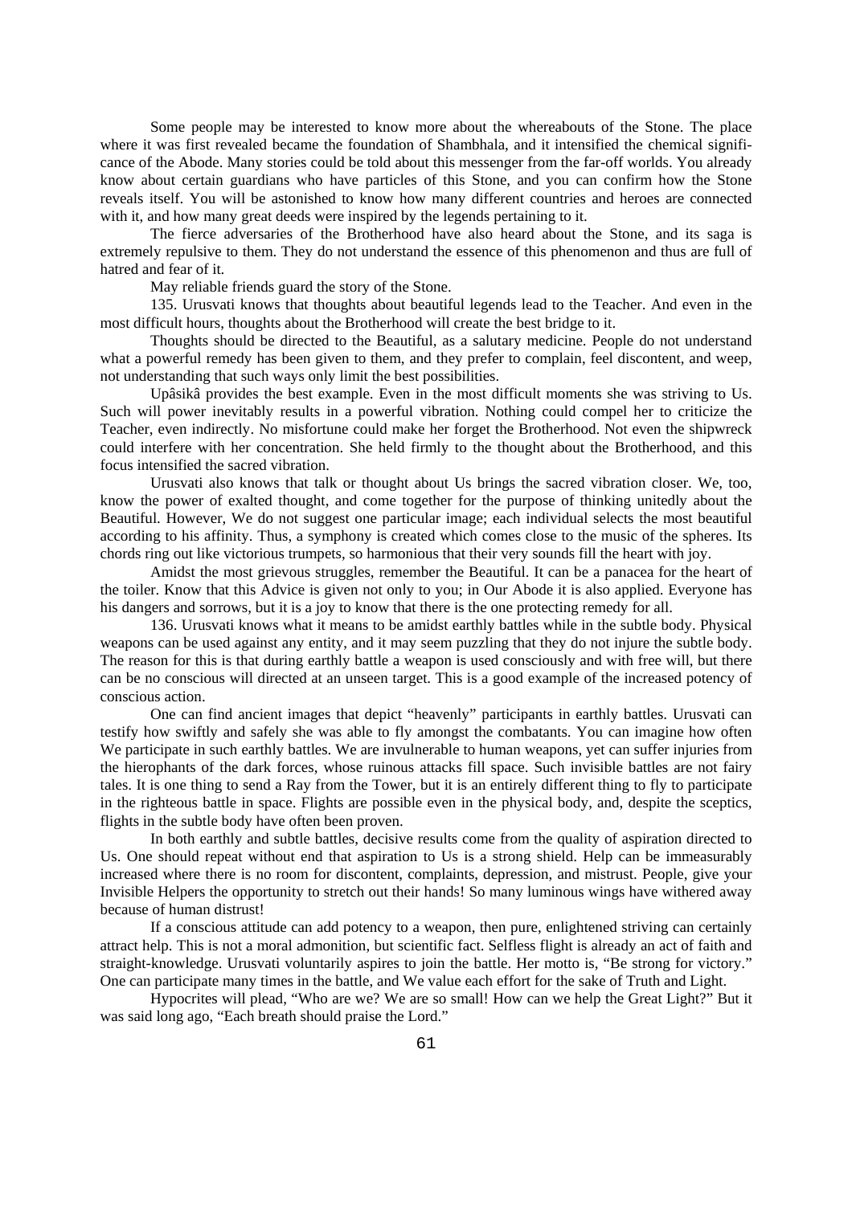Some people may be interested to know more about the whereabouts of the Stone. The place where it was first revealed became the foundation of Shambhala, and it intensified the chemical significance of the Abode. Many stories could be told about this messenger from the far-off worlds. You already know about certain guardians who have particles of this Stone, and you can confirm how the Stone reveals itself. You will be astonished to know how many different countries and heroes are connected with it, and how many great deeds were inspired by the legends pertaining to it.

The fierce adversaries of the Brotherhood have also heard about the Stone, and its saga is extremely repulsive to them. They do not understand the essence of this phenomenon and thus are full of hatred and fear of it.

May reliable friends guard the story of the Stone.

135. Urusvati knows that thoughts about beautiful legends lead to the Teacher. And even in the most difficult hours, thoughts about the Brotherhood will create the best bridge to it.

Thoughts should be directed to the Beautiful, as a salutary medicine. People do not understand what a powerful remedy has been given to them, and they prefer to complain, feel discontent, and weep, not understanding that such ways only limit the best possibilities.

Upâsikâ provides the best example. Even in the most difficult moments she was striving to Us. Such will power inevitably results in a powerful vibration. Nothing could compel her to criticize the Teacher, even indirectly. No misfortune could make her forget the Brotherhood. Not even the shipwreck could interfere with her concentration. She held firmly to the thought about the Brotherhood, and this focus intensified the sacred vibration.

Urusvati also knows that talk or thought about Us brings the sacred vibration closer. We, too, know the power of exalted thought, and come together for the purpose of thinking unitedly about the Beautiful. However, We do not suggest one particular image; each individual selects the most beautiful according to his affinity. Thus, a symphony is created which comes close to the music of the spheres. Its chords ring out like victorious trumpets, so harmonious that their very sounds fill the heart with joy.

Amidst the most grievous struggles, remember the Beautiful. It can be a panacea for the heart of the toiler. Know that this Advice is given not only to you; in Our Abode it is also applied. Everyone has his dangers and sorrows, but it is a joy to know that there is the one protecting remedy for all.

136. Urusvati knows what it means to be amidst earthly battles while in the subtle body. Physical weapons can be used against any entity, and it may seem puzzling that they do not injure the subtle body. The reason for this is that during earthly battle a weapon is used consciously and with free will, but there can be no conscious will directed at an unseen target. This is a good example of the increased potency of conscious action.

One can find ancient images that depict "heavenly" participants in earthly battles. Urusvati can testify how swiftly and safely she was able to fly amongst the combatants. You can imagine how often We participate in such earthly battles. We are invulnerable to human weapons, yet can suffer injuries from the hierophants of the dark forces, whose ruinous attacks fill space. Such invisible battles are not fairy tales. It is one thing to send a Ray from the Tower, but it is an entirely different thing to fly to participate in the righteous battle in space. Flights are possible even in the physical body, and, despite the sceptics, flights in the subtle body have often been proven.

In both earthly and subtle battles, decisive results come from the quality of aspiration directed to Us. One should repeat without end that aspiration to Us is a strong shield. Help can be immeasurably increased where there is no room for discontent, complaints, depression, and mistrust. People, give your Invisible Helpers the opportunity to stretch out their hands! So many luminous wings have withered away because of human distrust!

If a conscious attitude can add potency to a weapon, then pure, enlightened striving can certainly attract help. This is not a moral admonition, but scientific fact. Selfless flight is already an act of faith and straight-knowledge. Urusvati voluntarily aspires to join the battle. Her motto is, "Be strong for victory." One can participate many times in the battle, and We value each effort for the sake of Truth and Light.

Hypocrites will plead, "Who are we? We are so small! How can we help the Great Light?" But it was said long ago, "Each breath should praise the Lord."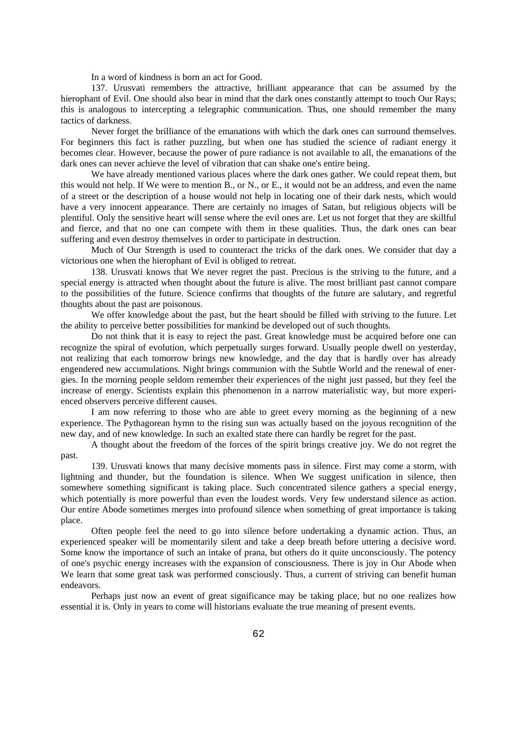In a word of kindness is born an act for Good.

137. Urusvati remembers the attractive, brilliant appearance that can be assumed by the hierophant of Evil. One should also bear in mind that the dark ones constantly attempt to touch Our Rays; this is analogous to intercepting a telegraphic communication. Thus, one should remember the many tactics of darkness.

Never forget the brilliance of the emanations with which the dark ones can surround themselves. For beginners this fact is rather puzzling, but when one has studied the science of radiant energy it becomes clear. However, because the power of pure radiance is not available to all, the emanations of the dark ones can never achieve the level of vibration that can shake one's entire being.

We have already mentioned various places where the dark ones gather. We could repeat them, but this would not help. If We were to mention B., or N., or E., it would not be an address, and even the name of a street or the description of a house would not help in locating one of their dark nests, which would have a very innocent appearance. There are certainly no images of Satan, but religious objects will be plentiful. Only the sensitive heart will sense where the evil ones are. Let us not forget that they are skillful and fierce, and that no one can compete with them in these qualities. Thus, the dark ones can bear suffering and even destroy themselves in order to participate in destruction.

Much of Our Strength is used to counteract the tricks of the dark ones. We consider that day a victorious one when the hierophant of Evil is obliged to retreat.

138. Urusvati knows that We never regret the past. Precious is the striving to the future, and a special energy is attracted when thought about the future is alive. The most brilliant past cannot compare to the possibilities of the future. Science confirms that thoughts of the future are salutary, and regretful thoughts about the past are poisonous.

We offer knowledge about the past, but the heart should be filled with striving to the future. Let the ability to perceive better possibilities for mankind be developed out of such thoughts.

Do not think that it is easy to reject the past. Great knowledge must be acquired before one can recognize the spiral of evolution, which perpetually surges forward. Usually people dwell on yesterday, not realizing that each tomorrow brings new knowledge, and the day that is hardly over has already engendered new accumulations. Night brings communion with the Subtle World and the renewal of energies. In the morning people seldom remember their experiences of the night just passed, but they feel the increase of energy. Scientists explain this phenomenon in a narrow materialistic way, but more experienced observers perceive different causes.

I am now referring to those who are able to greet every morning as the beginning of a new experience. The Pythagorean hymn to the rising sun was actually based on the joyous recognition of the new day, and of new knowledge. In such an exalted state there can hardly be regret for the past.

A thought about the freedom of the forces of the spirit brings creative joy. We do not regret the past.

139. Urusvati knows that many decisive moments pass in silence. First may come a storm, with lightning and thunder, but the foundation is silence. When We suggest unification in silence, then somewhere something significant is taking place. Such concentrated silence gathers a special energy, which potentially is more powerful than even the loudest words. Very few understand silence as action. Our entire Abode sometimes merges into profound silence when something of great importance is taking place.

Often people feel the need to go into silence before undertaking a dynamic action. Thus, an experienced speaker will be momentarily silent and take a deep breath before uttering a decisive word. Some know the importance of such an intake of prana, but others do it quite unconsciously. The potency of one's psychic energy increases with the expansion of consciousness. There is joy in Our Abode when We learn that some great task was performed consciously. Thus, a current of striving can benefit human endeavors.

Perhaps just now an event of great significance may be taking place, but no one realizes how essential it is. Only in years to come will historians evaluate the true meaning of present events.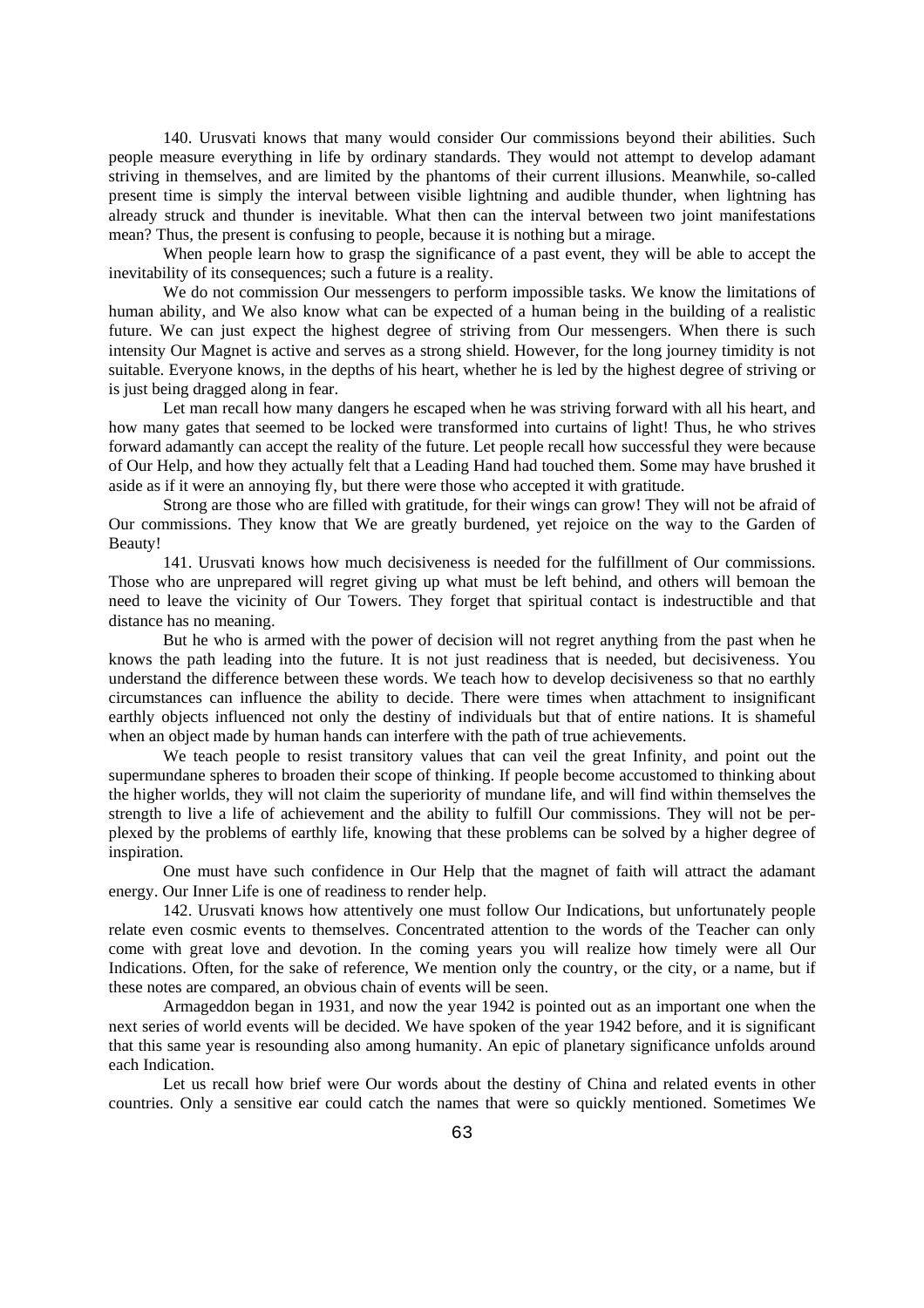140. Urusvati knows that many would consider Our commissions beyond their abilities. Such people measure everything in life by ordinary standards. They would not attempt to develop adamant striving in themselves, and are limited by the phantoms of their current illusions. Meanwhile, so-called present time is simply the interval between visible lightning and audible thunder, when lightning has already struck and thunder is inevitable. What then can the interval between two joint manifestations mean? Thus, the present is confusing to people, because it is nothing but a mirage.

When people learn how to grasp the significance of a past event, they will be able to accept the inevitability of its consequences; such a future is a reality.

We do not commission Our messengers to perform impossible tasks. We know the limitations of human ability, and We also know what can be expected of a human being in the building of a realistic future. We can just expect the highest degree of striving from Our messengers. When there is such intensity Our Magnet is active and serves as a strong shield. However, for the long journey timidity is not suitable. Everyone knows, in the depths of his heart, whether he is led by the highest degree of striving or is just being dragged along in fear.

Let man recall how many dangers he escaped when he was striving forward with all his heart, and how many gates that seemed to be locked were transformed into curtains of light! Thus, he who strives forward adamantly can accept the reality of the future. Let people recall how successful they were because of Our Help, and how they actually felt that a Leading Hand had touched them. Some may have brushed it aside as if it were an annoying fly, but there were those who accepted it with gratitude.

Strong are those who are filled with gratitude, for their wings can grow! They will not be afraid of Our commissions. They know that We are greatly burdened, yet rejoice on the way to the Garden of Beauty!

141. Urusvati knows how much decisiveness is needed for the fulfillment of Our commissions. Those who are unprepared will regret giving up what must be left behind, and others will bemoan the need to leave the vicinity of Our Towers. They forget that spiritual contact is indestructible and that distance has no meaning.

But he who is armed with the power of decision will not regret anything from the past when he knows the path leading into the future. It is not just readiness that is needed, but decisiveness. You understand the difference between these words. We teach how to develop decisiveness so that no earthly circumstances can influence the ability to decide. There were times when attachment to insignificant earthly objects influenced not only the destiny of individuals but that of entire nations. It is shameful when an object made by human hands can interfere with the path of true achievements.

We teach people to resist transitory values that can veil the great Infinity, and point out the supermundane spheres to broaden their scope of thinking. If people become accustomed to thinking about the higher worlds, they will not claim the superiority of mundane life, and will find within themselves the strength to live a life of achievement and the ability to fulfill Our commissions. They will not be perplexed by the problems of earthly life, knowing that these problems can be solved by a higher degree of inspiration.

One must have such confidence in Our Help that the magnet of faith will attract the adamant energy. Our Inner Life is one of readiness to render help.

142. Urusvati knows how attentively one must follow Our Indications, but unfortunately people relate even cosmic events to themselves. Concentrated attention to the words of the Teacher can only come with great love and devotion. In the coming years you will realize how timely were all Our Indications. Often, for the sake of reference, We mention only the country, or the city, or a name, but if these notes are compared, an obvious chain of events will be seen.

Armageddon began in 1931, and now the year 1942 is pointed out as an important one when the next series of world events will be decided. We have spoken of the year 1942 before, and it is significant that this same year is resounding also among humanity. An epic of planetary significance unfolds around each Indication.

Let us recall how brief were Our words about the destiny of China and related events in other countries. Only a sensitive ear could catch the names that were so quickly mentioned. Sometimes We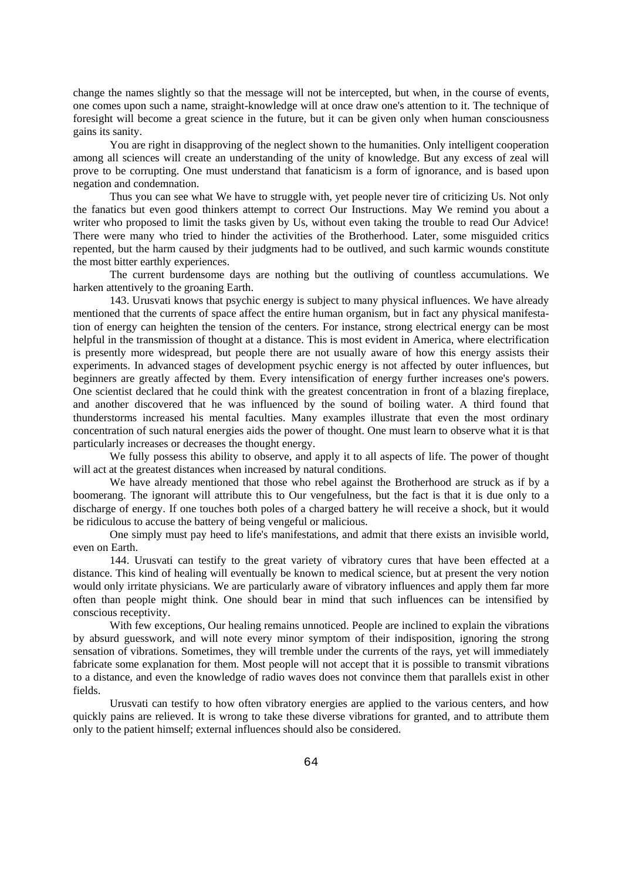change the names slightly so that the message will not be intercepted, but when, in the course of events, one comes upon such a name, straight-knowledge will at once draw one's attention to it. The technique of foresight will become a great science in the future, but it can be given only when human consciousness gains its sanity.

You are right in disapproving of the neglect shown to the humanities. Only intelligent cooperation among all sciences will create an understanding of the unity of knowledge. But any excess of zeal will prove to be corrupting. One must understand that fanaticism is a form of ignorance, and is based upon negation and condemnation.

Thus you can see what We have to struggle with, yet people never tire of criticizing Us. Not only the fanatics but even good thinkers attempt to correct Our Instructions. May We remind you about a writer who proposed to limit the tasks given by Us, without even taking the trouble to read Our Advice! There were many who tried to hinder the activities of the Brotherhood. Later, some misguided critics repented, but the harm caused by their judgments had to be outlived, and such karmic wounds constitute the most bitter earthly experiences.

The current burdensome days are nothing but the outliving of countless accumulations. We harken attentively to the groaning Earth.

143. Urusvati knows that psychic energy is subject to many physical influences. We have already mentioned that the currents of space affect the entire human organism, but in fact any physical manifestation of energy can heighten the tension of the centers. For instance, strong electrical energy can be most helpful in the transmission of thought at a distance. This is most evident in America, where electrification is presently more widespread, but people there are not usually aware of how this energy assists their experiments. In advanced stages of development psychic energy is not affected by outer influences, but beginners are greatly affected by them. Every intensification of energy further increases one's powers. One scientist declared that he could think with the greatest concentration in front of a blazing fireplace, and another discovered that he was influenced by the sound of boiling water. A third found that thunderstorms increased his mental faculties. Many examples illustrate that even the most ordinary concentration of such natural energies aids the power of thought. One must learn to observe what it is that particularly increases or decreases the thought energy.

We fully possess this ability to observe, and apply it to all aspects of life. The power of thought will act at the greatest distances when increased by natural conditions.

We have already mentioned that those who rebel against the Brotherhood are struck as if by a boomerang. The ignorant will attribute this to Our vengefulness, but the fact is that it is due only to a discharge of energy. If one touches both poles of a charged battery he will receive a shock, but it would be ridiculous to accuse the battery of being vengeful or malicious.

One simply must pay heed to life's manifestations, and admit that there exists an invisible world, even on Earth.

144. Urusvati can testify to the great variety of vibratory cures that have been effected at a distance. This kind of healing will eventually be known to medical science, but at present the very notion would only irritate physicians. We are particularly aware of vibratory influences and apply them far more often than people might think. One should bear in mind that such influences can be intensified by conscious receptivity.

With few exceptions, Our healing remains unnoticed. People are inclined to explain the vibrations by absurd guesswork, and will note every minor symptom of their indisposition, ignoring the strong sensation of vibrations. Sometimes, they will tremble under the currents of the rays, yet will immediately fabricate some explanation for them. Most people will not accept that it is possible to transmit vibrations to a distance, and even the knowledge of radio waves does not convince them that parallels exist in other fields.

Urusvati can testify to how often vibratory energies are applied to the various centers, and how quickly pains are relieved. It is wrong to take these diverse vibrations for granted, and to attribute them only to the patient himself; external influences should also be considered.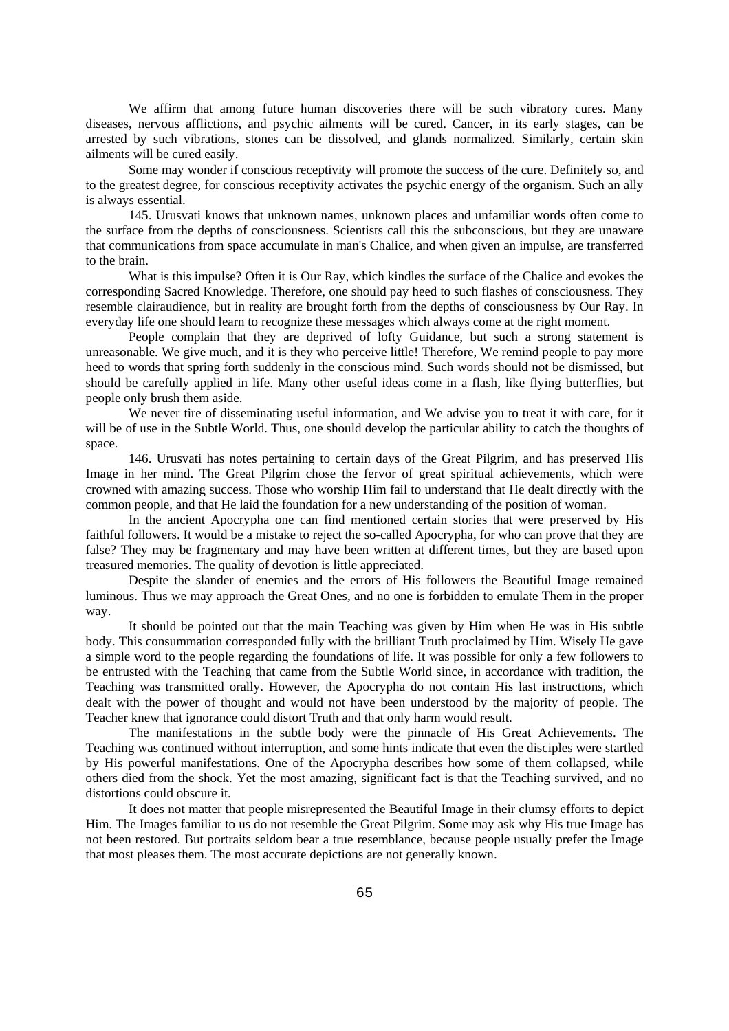We affirm that among future human discoveries there will be such vibratory cures. Many diseases, nervous afflictions, and psychic ailments will be cured. Cancer, in its early stages, can be arrested by such vibrations, stones can be dissolved, and glands normalized. Similarly, certain skin ailments will be cured easily.

Some may wonder if conscious receptivity will promote the success of the cure. Definitely so, and to the greatest degree, for conscious receptivity activates the psychic energy of the organism. Such an ally is always essential.

145. Urusvati knows that unknown names, unknown places and unfamiliar words often come to the surface from the depths of consciousness. Scientists call this the subconscious, but they are unaware that communications from space accumulate in man's Chalice, and when given an impulse, are transferred to the brain.

What is this impulse? Often it is Our Ray, which kindles the surface of the Chalice and evokes the corresponding Sacred Knowledge. Therefore, one should pay heed to such flashes of consciousness. They resemble clairaudience, but in reality are brought forth from the depths of consciousness by Our Ray. In everyday life one should learn to recognize these messages which always come at the right moment.

People complain that they are deprived of lofty Guidance, but such a strong statement is unreasonable. We give much, and it is they who perceive little! Therefore, We remind people to pay more heed to words that spring forth suddenly in the conscious mind. Such words should not be dismissed, but should be carefully applied in life. Many other useful ideas come in a flash, like flying butterflies, but people only brush them aside.

We never tire of disseminating useful information, and We advise you to treat it with care, for it will be of use in the Subtle World. Thus, one should develop the particular ability to catch the thoughts of space.

146. Urusvati has notes pertaining to certain days of the Great Pilgrim, and has preserved His Image in her mind. The Great Pilgrim chose the fervor of great spiritual achievements, which were crowned with amazing success. Those who worship Him fail to understand that He dealt directly with the common people, and that He laid the foundation for a new understanding of the position of woman.

In the ancient Apocrypha one can find mentioned certain stories that were preserved by His faithful followers. It would be a mistake to reject the so-called Apocrypha, for who can prove that they are false? They may be fragmentary and may have been written at different times, but they are based upon treasured memories. The quality of devotion is little appreciated.

Despite the slander of enemies and the errors of His followers the Beautiful Image remained luminous. Thus we may approach the Great Ones, and no one is forbidden to emulate Them in the proper way.

It should be pointed out that the main Teaching was given by Him when He was in His subtle body. This consummation corresponded fully with the brilliant Truth proclaimed by Him. Wisely He gave a simple word to the people regarding the foundations of life. It was possible for only a few followers to be entrusted with the Teaching that came from the Subtle World since, in accordance with tradition, the Teaching was transmitted orally. However, the Apocrypha do not contain His last instructions, which dealt with the power of thought and would not have been understood by the majority of people. The Teacher knew that ignorance could distort Truth and that only harm would result.

The manifestations in the subtle body were the pinnacle of His Great Achievements. The Teaching was continued without interruption, and some hints indicate that even the disciples were startled by His powerful manifestations. One of the Apocrypha describes how some of them collapsed, while others died from the shock. Yet the most amazing, significant fact is that the Teaching survived, and no distortions could obscure it.

It does not matter that people misrepresented the Beautiful Image in their clumsy efforts to depict Him. The Images familiar to us do not resemble the Great Pilgrim. Some may ask why His true Image has not been restored. But portraits seldom bear a true resemblance, because people usually prefer the Image that most pleases them. The most accurate depictions are not generally known.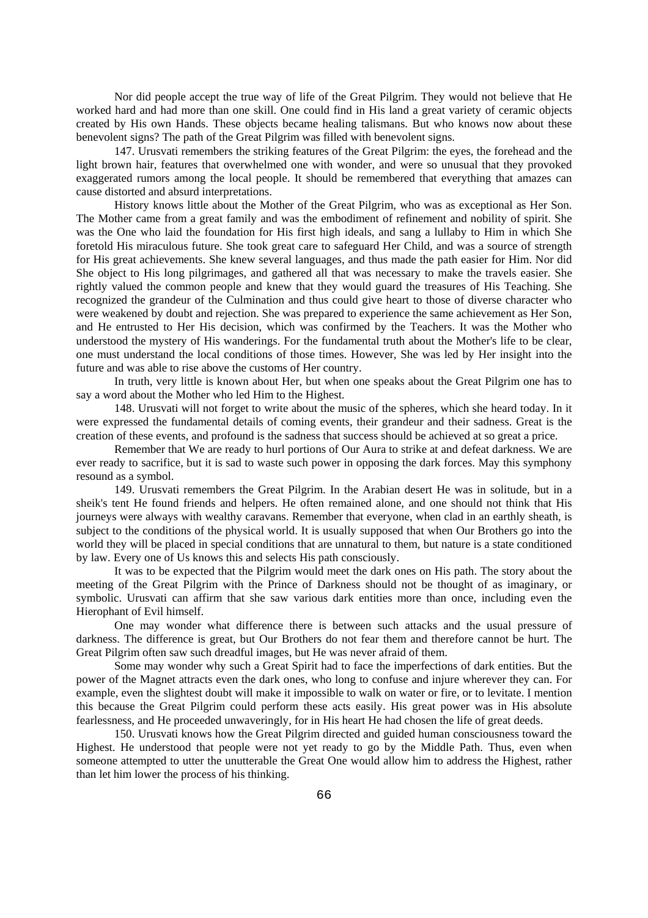Nor did people accept the true way of life of the Great Pilgrim. They would not believe that He worked hard and had more than one skill. One could find in His land a great variety of ceramic objects created by His own Hands. These objects became healing talismans. But who knows now about these benevolent signs? The path of the Great Pilgrim was filled with benevolent signs.

147. Urusvati remembers the striking features of the Great Pilgrim: the eyes, the forehead and the light brown hair, features that overwhelmed one with wonder, and were so unusual that they provoked exaggerated rumors among the local people. It should be remembered that everything that amazes can cause distorted and absurd interpretations.

History knows little about the Mother of the Great Pilgrim, who was as exceptional as Her Son. The Mother came from a great family and was the embodiment of refinement and nobility of spirit. She was the One who laid the foundation for His first high ideals, and sang a lullaby to Him in which She foretold His miraculous future. She took great care to safeguard Her Child, and was a source of strength for His great achievements. She knew several languages, and thus made the path easier for Him. Nor did She object to His long pilgrimages, and gathered all that was necessary to make the travels easier. She rightly valued the common people and knew that they would guard the treasures of His Teaching. She recognized the grandeur of the Culmination and thus could give heart to those of diverse character who were weakened by doubt and rejection. She was prepared to experience the same achievement as Her Son, and He entrusted to Her His decision, which was confirmed by the Teachers. It was the Mother who understood the mystery of His wanderings. For the fundamental truth about the Mother's life to be clear, one must understand the local conditions of those times. However, She was led by Her insight into the future and was able to rise above the customs of Her country.

In truth, very little is known about Her, but when one speaks about the Great Pilgrim one has to say a word about the Mother who led Him to the Highest.

148. Urusvati will not forget to write about the music of the spheres, which she heard today. In it were expressed the fundamental details of coming events, their grandeur and their sadness. Great is the creation of these events, and profound is the sadness that success should be achieved at so great a price.

Remember that We are ready to hurl portions of Our Aura to strike at and defeat darkness. We are ever ready to sacrifice, but it is sad to waste such power in opposing the dark forces. May this symphony resound as a symbol.

149. Urusvati remembers the Great Pilgrim. In the Arabian desert He was in solitude, but in a sheik's tent He found friends and helpers. He often remained alone, and one should not think that His journeys were always with wealthy caravans. Remember that everyone, when clad in an earthly sheath, is subject to the conditions of the physical world. It is usually supposed that when Our Brothers go into the world they will be placed in special conditions that are unnatural to them, but nature is a state conditioned by law. Every one of Us knows this and selects His path consciously.

It was to be expected that the Pilgrim would meet the dark ones on His path. The story about the meeting of the Great Pilgrim with the Prince of Darkness should not be thought of as imaginary, or symbolic. Urusvati can affirm that she saw various dark entities more than once, including even the Hierophant of Evil himself.

One may wonder what difference there is between such attacks and the usual pressure of darkness. The difference is great, but Our Brothers do not fear them and therefore cannot be hurt. The Great Pilgrim often saw such dreadful images, but He was never afraid of them.

Some may wonder why such a Great Spirit had to face the imperfections of dark entities. But the power of the Magnet attracts even the dark ones, who long to confuse and injure wherever they can. For example, even the slightest doubt will make it impossible to walk on water or fire, or to levitate. I mention this because the Great Pilgrim could perform these acts easily. His great power was in His absolute fearlessness, and He proceeded unwaveringly, for in His heart He had chosen the life of great deeds.

150. Urusvati knows how the Great Pilgrim directed and guided human consciousness toward the Highest. He understood that people were not yet ready to go by the Middle Path. Thus, even when someone attempted to utter the unutterable the Great One would allow him to address the Highest, rather than let him lower the process of his thinking.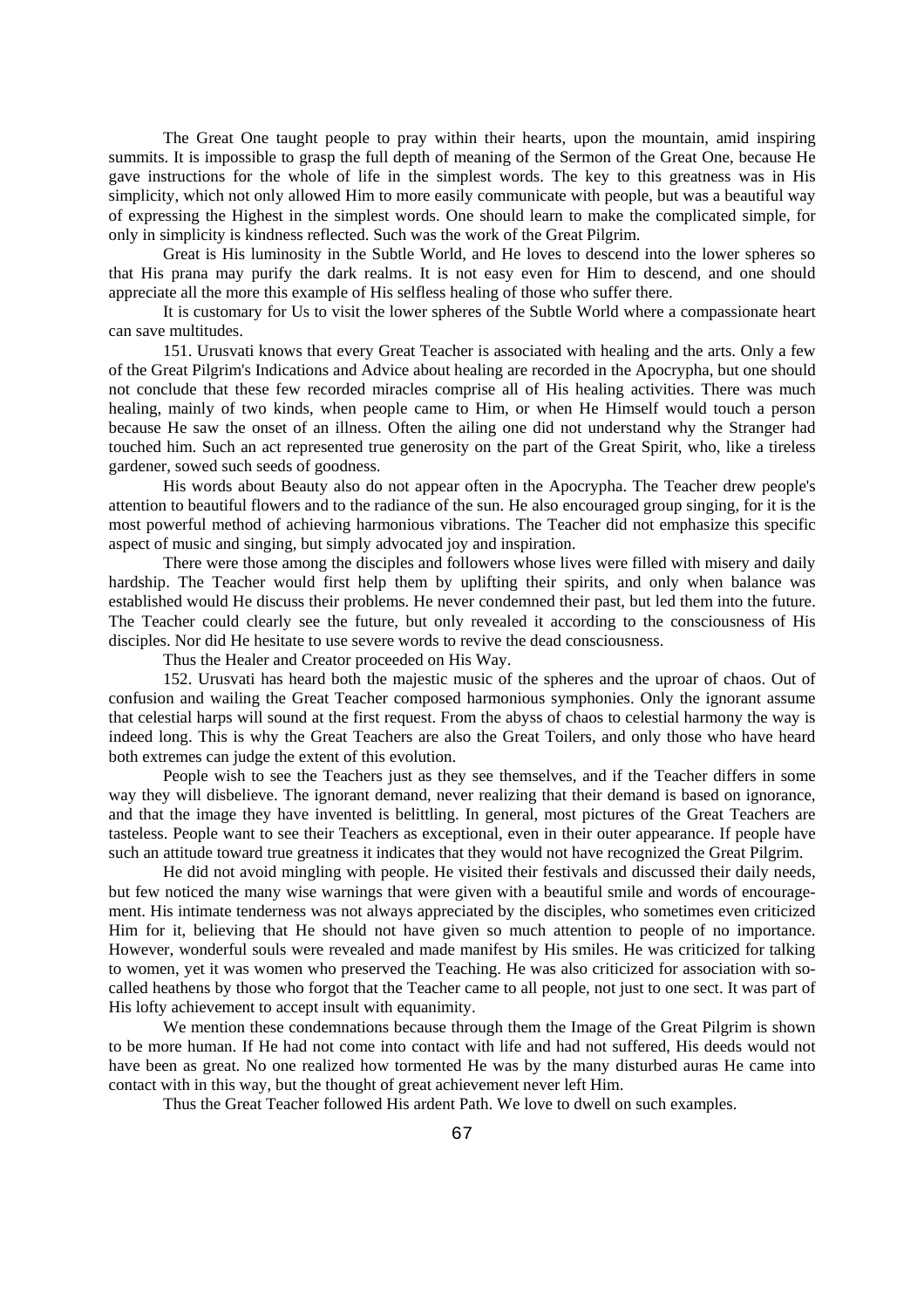The Great One taught people to pray within their hearts, upon the mountain, amid inspiring summits. It is impossible to grasp the full depth of meaning of the Sermon of the Great One, because He gave instructions for the whole of life in the simplest words. The key to this greatness was in His simplicity, which not only allowed Him to more easily communicate with people, but was a beautiful way of expressing the Highest in the simplest words. One should learn to make the complicated simple, for only in simplicity is kindness reflected. Such was the work of the Great Pilgrim.

Great is His luminosity in the Subtle World, and He loves to descend into the lower spheres so that His prana may purify the dark realms. It is not easy even for Him to descend, and one should appreciate all the more this example of His selfless healing of those who suffer there.

It is customary for Us to visit the lower spheres of the Subtle World where a compassionate heart can save multitudes.

151. Urusvati knows that every Great Teacher is associated with healing and the arts. Only a few of the Great Pilgrim's Indications and Advice about healing are recorded in the Apocrypha, but one should not conclude that these few recorded miracles comprise all of His healing activities. There was much healing, mainly of two kinds, when people came to Him, or when He Himself would touch a person because He saw the onset of an illness. Often the ailing one did not understand why the Stranger had touched him. Such an act represented true generosity on the part of the Great Spirit, who, like a tireless gardener, sowed such seeds of goodness.

His words about Beauty also do not appear often in the Apocrypha. The Teacher drew people's attention to beautiful flowers and to the radiance of the sun. He also encouraged group singing, for it is the most powerful method of achieving harmonious vibrations. The Teacher did not emphasize this specific aspect of music and singing, but simply advocated joy and inspiration.

There were those among the disciples and followers whose lives were filled with misery and daily hardship. The Teacher would first help them by uplifting their spirits, and only when balance was established would He discuss their problems. He never condemned their past, but led them into the future. The Teacher could clearly see the future, but only revealed it according to the consciousness of His disciples. Nor did He hesitate to use severe words to revive the dead consciousness.

Thus the Healer and Creator proceeded on His Way.

152. Urusvati has heard both the majestic music of the spheres and the uproar of chaos. Out of confusion and wailing the Great Teacher composed harmonious symphonies. Only the ignorant assume that celestial harps will sound at the first request. From the abyss of chaos to celestial harmony the way is indeed long. This is why the Great Teachers are also the Great Toilers, and only those who have heard both extremes can judge the extent of this evolution.

People wish to see the Teachers just as they see themselves, and if the Teacher differs in some way they will disbelieve. The ignorant demand, never realizing that their demand is based on ignorance, and that the image they have invented is belittling. In general, most pictures of the Great Teachers are tasteless. People want to see their Teachers as exceptional, even in their outer appearance. If people have such an attitude toward true greatness it indicates that they would not have recognized the Great Pilgrim.

He did not avoid mingling with people. He visited their festivals and discussed their daily needs, but few noticed the many wise warnings that were given with a beautiful smile and words of encouragement. His intimate tenderness was not always appreciated by the disciples, who sometimes even criticized Him for it, believing that He should not have given so much attention to people of no importance. However, wonderful souls were revealed and made manifest by His smiles. He was criticized for talking to women, yet it was women who preserved the Teaching. He was also criticized for association with so-called heathens by those who forgot that the Teacher came to all people, not just to one sect. It was part of His lofty achievement to accept insult with equanimity.

We mention these condemnations because through them the Image of the Great Pilgrim is shown to be more human. If He had not come into contact with life and had not suffered, His deeds would not have been as great. No one realized how tormented He was by the many disturbed auras He came into contact with in this way, but the thought of great achievement never left Him.

Thus the Great Teacher followed His ardent Path. We love to dwell on such examples.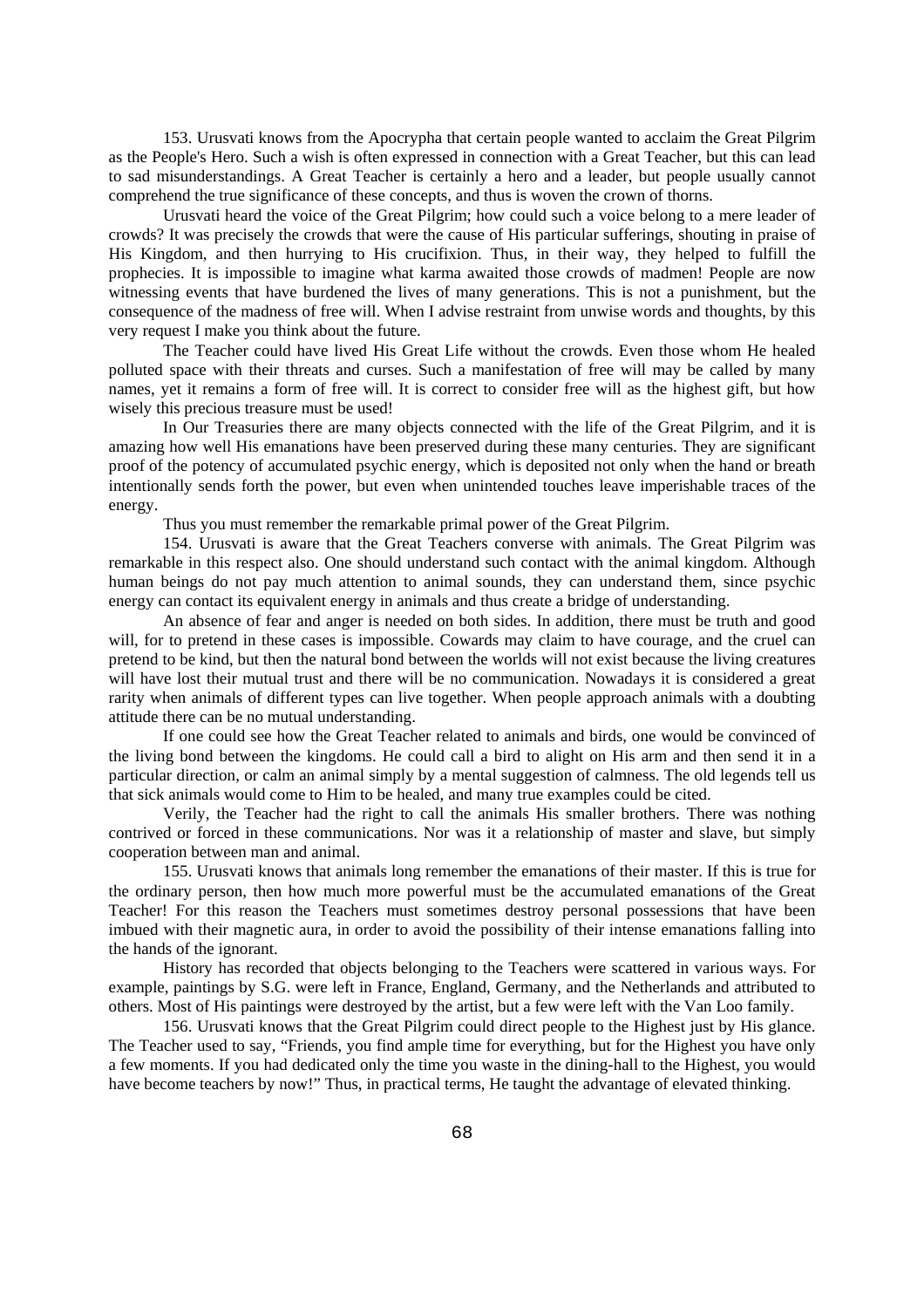153. Urusvati knows from the Apocrypha that certain people wanted to acclaim the Great Pilgrim as the People's Hero. Such a wish is often expressed in connection with a Great Teacher, but this can lead to sad misunderstandings. A Great Teacher is certainly a hero and a leader, but people usually cannot comprehend the true significance of these concepts, and thus is woven the crown of thorns.

Urusvati heard the voice of the Great Pilgrim; how could such a voice belong to a mere leader of crowds? It was precisely the crowds that were the cause of His particular sufferings, shouting in praise of His Kingdom, and then hurrying to His crucifixion. Thus, in their way, they helped to fulfill the prophecies. It is impossible to imagine what karma awaited those crowds of madmen! People are now witnessing events that have burdened the lives of many generations. This is not a punishment, but the consequence of the madness of free will. When I advise restraint from unwise words and thoughts, by this very request I make you think about the future.

The Teacher could have lived His Great Life without the crowds. Even those whom He healed polluted space with their threats and curses. Such a manifestation of free will may be called by many names, yet it remains a form of free will. It is correct to consider free will as the highest gift, but how wisely this precious treasure must be used!

In Our Treasuries there are many objects connected with the life of the Great Pilgrim, and it is amazing how well His emanations have been preserved during these many centuries. They are significant proof of the potency of accumulated psychic energy, which is deposited not only when the hand or breath intentionally sends forth the power, but even when unintended touches leave imperishable traces of the energy.

Thus you must remember the remarkable primal power of the Great Pilgrim.

154. Urusvati is aware that the Great Teachers converse with animals. The Great Pilgrim was remarkable in this respect also. One should understand such contact with the animal kingdom. Although human beings do not pay much attention to animal sounds, they can understand them, since psychic energy can contact its equivalent energy in animals and thus create a bridge of understanding.

An absence of fear and anger is needed on both sides. In addition, there must be truth and good will, for to pretend in these cases is impossible. Cowards may claim to have courage, and the cruel can pretend to be kind, but then the natural bond between the worlds will not exist because the living creatures will have lost their mutual trust and there will be no communication. Nowadays it is considered a great rarity when animals of different types can live together. When people approach animals with a doubting attitude there can be no mutual understanding.

If one could see how the Great Teacher related to animals and birds, one would be convinced of the living bond between the kingdoms. He could call a bird to alight on His arm and then send it in a particular direction, or calm an animal simply by a mental suggestion of calmness. The old legends tell us that sick animals would come to Him to be healed, and many true examples could be cited.

Verily, the Teacher had the right to call the animals His smaller brothers. There was nothing contrived or forced in these communications. Nor was it a relationship of master and slave, but simply cooperation between man and animal.

155. Urusvati knows that animals long remember the emanations of their master. If this is true for the ordinary person, then how much more powerful must be the accumulated emanations of the Great Teacher! For this reason the Teachers must sometimes destroy personal possessions that have been imbued with their magnetic aura, in order to avoid the possibility of their intense emanations falling into the hands of the ignorant.

History has recorded that objects belonging to the Teachers were scattered in various ways. For example, paintings by S.G. were left in France, England, Germany, and the Netherlands and attributed to others. Most of His paintings were destroyed by the artist, but a few were left with the Van Loo family.

156. Urusvati knows that the Great Pilgrim could direct people to the Highest just by His glance. The Teacher used to say, "Friends, you find ample time for everything, but for the Highest you have only a few moments. If you had dedicated only the time you waste in the dining-hall to the Highest, you would have become teachers by now!" Thus, in practical terms, He taught the advantage of elevated thinking.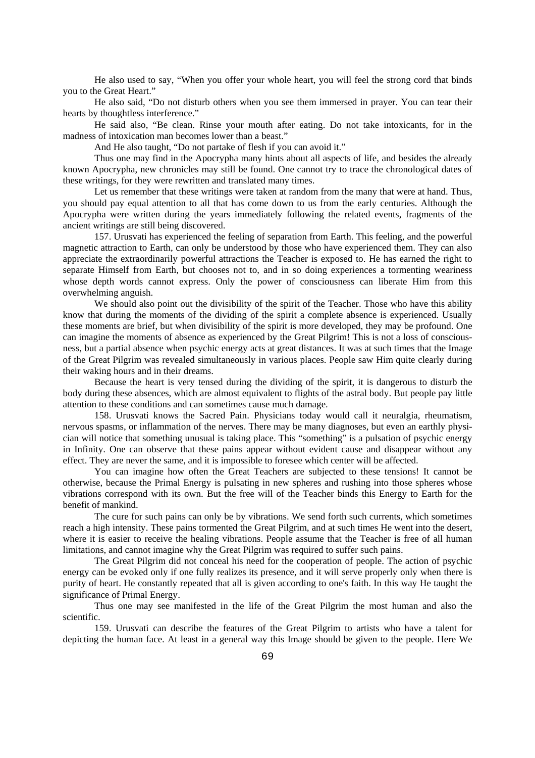He also used to say, "When you offer your whole heart, you will feel the strong cord that binds you to the Great Heart."

He also said, "Do not disturb others when you see them immersed in prayer. You can tear their hearts by thoughtless interference."

He said also, "Be clean. Rinse your mouth after eating. Do not take intoxicants, for in the madness of intoxication man becomes lower than a beast."

And He also taught, "Do not partake of flesh if you can avoid it."

Thus one may find in the Apocrypha many hints about all aspects of life, and besides the already known Apocrypha, new chronicles may still be found. One cannot try to trace the chronological dates of these writings, for they were rewritten and translated many times.

Let us remember that these writings were taken at random from the many that were at hand. Thus, you should pay equal attention to all that has come down to us from the early centuries. Although the Apocrypha were written during the years immediately following the related events, fragments of the ancient writings are still being discovered.

157. Urusvati has experienced the feeling of separation from Earth. This feeling, and the powerful magnetic attraction to Earth, can only be understood by those who have experienced them. They can also appreciate the extraordinarily powerful attractions the Teacher is exposed to. He has earned the right to separate Himself from Earth, but chooses not to, and in so doing experiences a tormenting weariness whose depth words cannot express. Only the power of consciousness can liberate Him from this overwhelming anguish.

We should also point out the divisibility of the spirit of the Teacher. Those who have this ability know that during the moments of the dividing of the spirit a complete absence is experienced. Usually these moments are brief, but when divisibility of the spirit is more developed, they may be profound. One can imagine the moments of absence as experienced by the Great Pilgrim! This is not a loss of consciousness, but a partial absence when psychic energy acts at great distances. It was at such times that the Image of the Great Pilgrim was revealed simultaneously in various places. People saw Him quite clearly during their waking hours and in their dreams.

Because the heart is very tensed during the dividing of the spirit, it is dangerous to disturb the body during these absences, which are almost equivalent to flights of the astral body. But people pay little attention to these conditions and can sometimes cause much damage.

158. Urusvati knows the Sacred Pain. Physicians today would call it neuralgia, rheumatism, nervous spasms, or inflammation of the nerves. There may be many diagnoses, but even an earthly physician will notice that something unusual is taking place. This "something" is a pulsation of psychic energy in Infinity. One can observe that these pains appear without evident cause and disappear without any effect. They are never the same, and it is impossible to foresee which center will be affected.

You can imagine how often the Great Teachers are subjected to these tensions! It cannot be otherwise, because the Primal Energy is pulsating in new spheres and rushing into those spheres whose vibrations correspond with its own. But the free will of the Teacher binds this Energy to Earth for the benefit of mankind.

The cure for such pains can only be by vibrations. We send forth such currents, which sometimes reach a high intensity. These pains tormented the Great Pilgrim, and at such times He went into the desert, where it is easier to receive the healing vibrations. People assume that the Teacher is free of all human limitations, and cannot imagine why the Great Pilgrim was required to suffer such pains.

The Great Pilgrim did not conceal his need for the cooperation of people. The action of psychic energy can be evoked only if one fully realizes its presence, and it will serve properly only when there is purity of heart. He constantly repeated that all is given according to one's faith. In this way He taught the significance of Primal Energy.

Thus one may see manifested in the life of the Great Pilgrim the most human and also the scientific.

159. Urusvati can describe the features of the Great Pilgrim to artists who have a talent for depicting the human face. At least in a general way this Image should be given to the people. Here We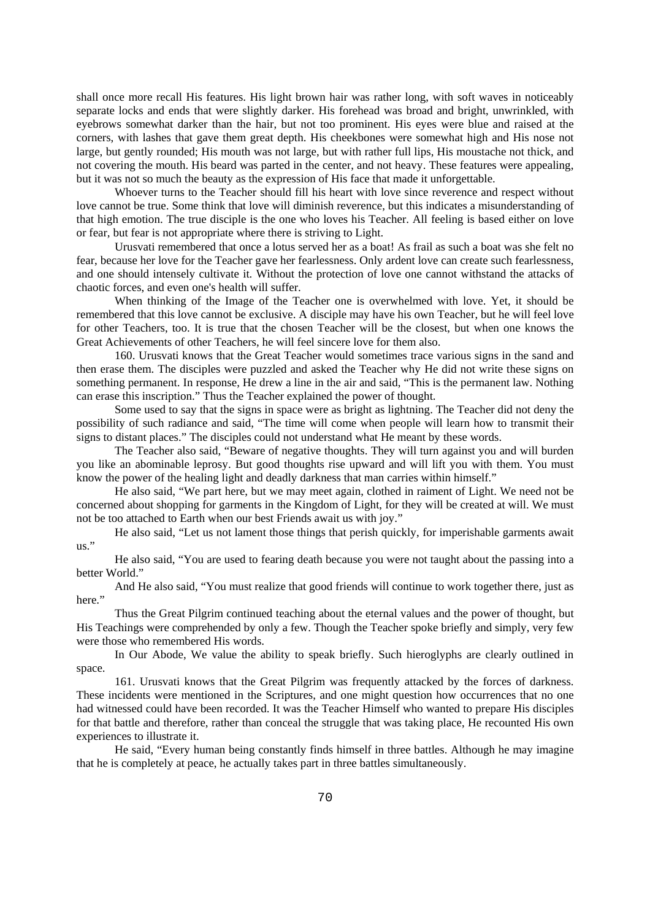shall once more recall His features. His light brown hair was rather long, with soft waves in noticeably separate locks and ends that were slightly darker. His forehead was broad and bright, unwrinkled, with eyebrows somewhat darker than the hair, but not too prominent. His eyes were blue and raised at the corners, with lashes that gave them great depth. His cheekbones were somewhat high and His nose not large, but gently rounded; His mouth was not large, but with rather full lips, His moustache not thick, and not covering the mouth. His beard was parted in the center, and not heavy. These features were appealing, but it was not so much the beauty as the expression of His face that made it unforgettable.

Whoever turns to the Teacher should fill his heart with love since reverence and respect without love cannot be true. Some think that love will diminish reverence, but this indicates a misunderstanding of that high emotion. The true disciple is the one who loves his Teacher. All feeling is based either on love or fear, but fear is not appropriate where there is striving to Light.

Urusvati remembered that once a lotus served her as a boat! As frail as such a boat was she felt no fear, because her love for the Teacher gave her fearlessness. Only ardent love can create such fearlessness, and one should intensely cultivate it. Without the protection of love one cannot withstand the attacks of chaotic forces, and even one's health will suffer.

When thinking of the Image of the Teacher one is overwhelmed with love. Yet, it should be remembered that this love cannot be exclusive. A disciple may have his own Teacher, but he will feel love for other Teachers, too. It is true that the chosen Teacher will be the closest, but when one knows the Great Achievements of other Teachers, he will feel sincere love for them also.

160. Urusvati knows that the Great Teacher would sometimes trace various signs in the sand and then erase them. The disciples were puzzled and asked the Teacher why He did not write these signs on something permanent. In response, He drew a line in the air and said, "This is the permanent law. Nothing can erase this inscription." Thus the Teacher explained the power of thought.

Some used to say that the signs in space were as bright as lightning. The Teacher did not deny the possibility of such radiance and said, "The time will come when people will learn how to transmit their signs to distant places." The disciples could not understand what He meant by these words.

The Teacher also said, "Beware of negative thoughts. They will turn against you and will burden you like an abominable leprosy. But good thoughts rise upward and will lift you with them. You must know the power of the healing light and deadly darkness that man carries within himself."

He also said, "We part here, but we may meet again, clothed in raiment of Light. We need not be concerned about shopping for garments in the Kingdom of Light, for they will be created at will. We must not be too attached to Earth when our best Friends await us with joy."

He also said, "Let us not lament those things that perish quickly, for imperishable garments await us."

He also said, "You are used to fearing death because you were not taught about the passing into a better World."

And He also said, "You must realize that good friends will continue to work together there, just as here."

Thus the Great Pilgrim continued teaching about the eternal values and the power of thought, but His Teachings were comprehended by only a few. Though the Teacher spoke briefly and simply, very few were those who remembered His words.

In Our Abode, We value the ability to speak briefly. Such hieroglyphs are clearly outlined in space.

161. Urusvati knows that the Great Pilgrim was frequently attacked by the forces of darkness. These incidents were mentioned in the Scriptures, and one might question how occurrences that no one had witnessed could have been recorded. It was the Teacher Himself who wanted to prepare His disciples for that battle and therefore, rather than conceal the struggle that was taking place, He recounted His own experiences to illustrate it.

He said, "Every human being constantly finds himself in three battles. Although he may imagine that he is completely at peace, he actually takes part in three battles simultaneously.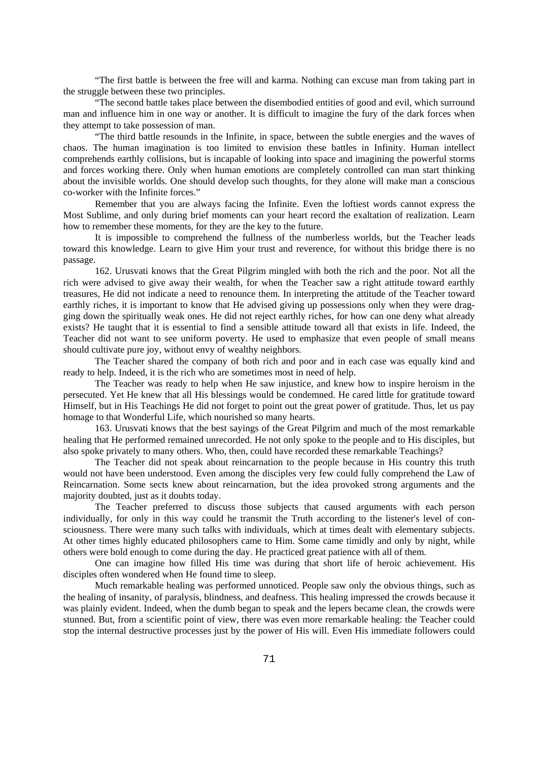"The first battle is between the free will and karma. Nothing can excuse man from taking part in the struggle between these two principles.

"The second battle takes place between the disembodied entities of good and evil, which surround man and influence him in one way or another. It is difficult to imagine the fury of the dark forces when they attempt to take possession of man.

"The third battle resounds in the Infinite, in space, between the subtle energies and the waves of chaos. The human imagination is too limited to envision these battles in Infinity. Human intellect comprehends earthly collisions, but is incapable of looking into space and imagining the powerful storms and forces working there. Only when human emotions are completely controlled can man start thinking about the invisible worlds. One should develop such thoughts, for they alone will make man a conscious co-worker with the Infinite forces."

Remember that you are always facing the Infinite. Even the loftiest words cannot express the Most Sublime, and only during brief moments can your heart record the exaltation of realization. Learn how to remember these moments, for they are the key to the future.

It is impossible to comprehend the fullness of the numberless worlds, but the Teacher leads toward this knowledge. Learn to give Him your trust and reverence, for without this bridge there is no passage.

162. Urusvati knows that the Great Pilgrim mingled with both the rich and the poor. Not all the rich were advised to give away their wealth, for when the Teacher saw a right attitude toward earthly treasures, He did not indicate a need to renounce them. In interpreting the attitude of the Teacher toward earthly riches, it is important to know that He advised giving up possessions only when they were dragging down the spiritually weak ones. He did not reject earthly riches, for how can one deny what already exists? He taught that it is essential to find a sensible attitude toward all that exists in life. Indeed, the Teacher did not want to see uniform poverty. He used to emphasize that even people of small means should cultivate pure joy, without envy of wealthy neighbors.

The Teacher shared the company of both rich and poor and in each case was equally kind and ready to help. Indeed, it is the rich who are sometimes most in need of help.

The Teacher was ready to help when He saw injustice, and knew how to inspire heroism in the persecuted. Yet He knew that all His blessings would be condemned. He cared little for gratitude toward Himself, but in His Teachings He did not forget to point out the great power of gratitude. Thus, let us pay homage to that Wonderful Life, which nourished so many hearts.

163. Urusvati knows that the best sayings of the Great Pilgrim and much of the most remarkable healing that He performed remained unrecorded. He not only spoke to the people and to His disciples, but also spoke privately to many others. Who, then, could have recorded these remarkable Teachings?

The Teacher did not speak about reincarnation to the people because in His country this truth would not have been understood. Even among the disciples very few could fully comprehend the Law of Reincarnation. Some sects knew about reincarnation, but the idea provoked strong arguments and the majority doubted, just as it doubts today.

The Teacher preferred to discuss those subjects that caused arguments with each person individually, for only in this way could he transmit the Truth according to the listener's level of consciousness. There were many such talks with individuals, which at times dealt with elementary subjects. At other times highly educated philosophers came to Him. Some came timidly and only by night, while others were bold enough to come during the day. He practiced great patience with all of them.

One can imagine how filled His time was during that short life of heroic achievement. His disciples often wondered when He found time to sleep.

Much remarkable healing was performed unnoticed. People saw only the obvious things, such as the healing of insanity, of paralysis, blindness, and deafness. This healing impressed the crowds because it was plainly evident. Indeed, when the dumb began to speak and the lepers became clean, the crowds were stunned. But, from a scientific point of view, there was even more remarkable healing: the Teacher could stop the internal destructive processes just by the power of His will. Even His immediate followers could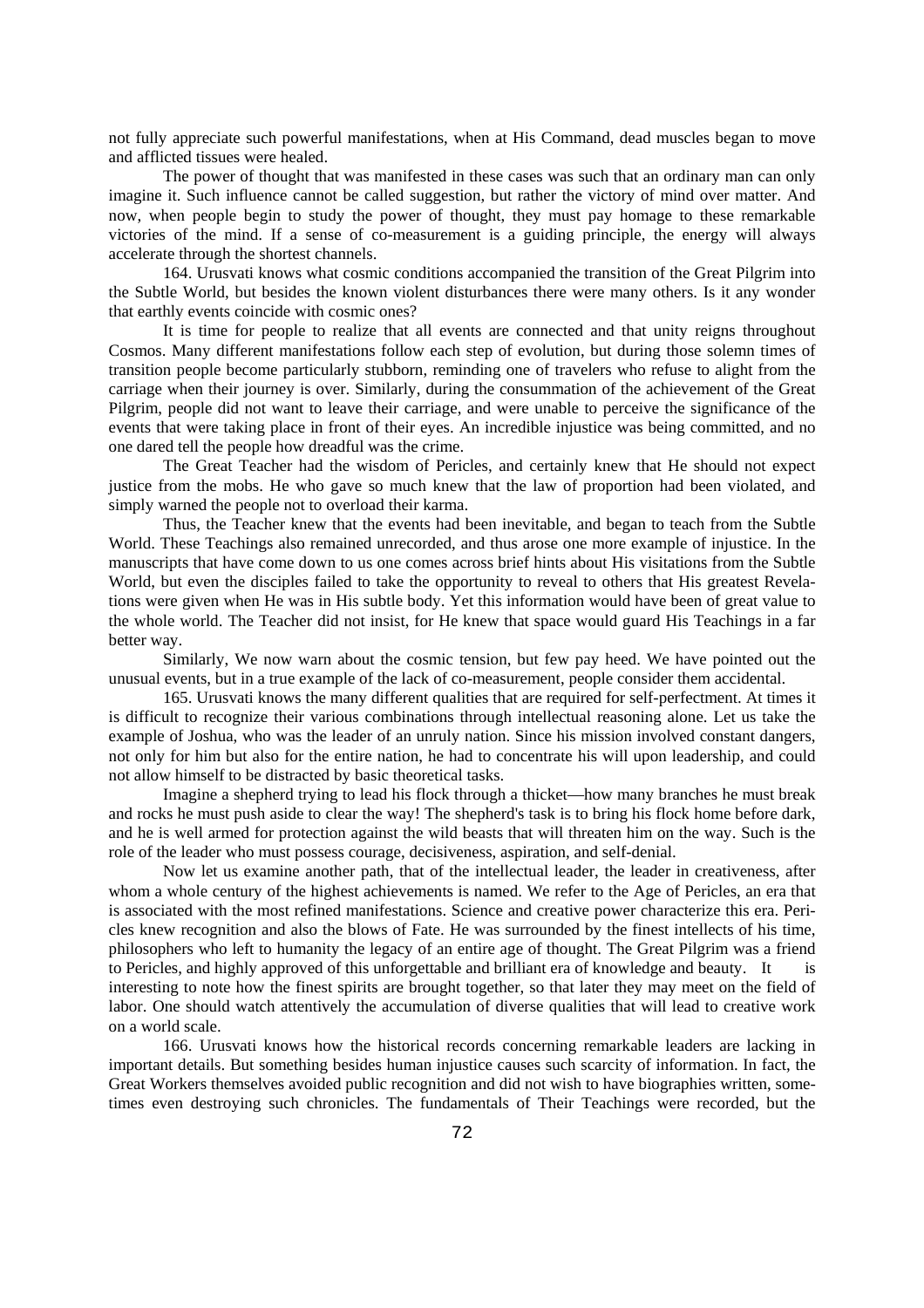not fully appreciate such powerful manifestations, when at His Command, dead muscles began to move and afflicted tissues were healed.

The power of thought that was manifested in these cases was such that an ordinary man can only imagine it. Such influence cannot be called suggestion, but rather the victory of mind over matter. And now, when people begin to study the power of thought, they must pay homage to these remarkable victories of the mind. If a sense of co-measurement is a guiding principle, the energy will always accelerate through the shortest channels.

164. Urusvati knows what cosmic conditions accompanied the transition of the Great Pilgrim into the Subtle World, but besides the known violent disturbances there were many others. Is it any wonder that earthly events coincide with cosmic ones?

It is time for people to realize that all events are connected and that unity reigns throughout Cosmos. Many different manifestations follow each step of evolution, but during those solemn times of transition people become particularly stubborn, reminding one of travelers who refuse to alight from the carriage when their journey is over. Similarly, during the consummation of the achievement of the Great Pilgrim, people did not want to leave their carriage, and were unable to perceive the significance of the events that were taking place in front of their eyes. An incredible injustice was being committed, and no one dared tell the people how dreadful was the crime.

The Great Teacher had the wisdom of Pericles, and certainly knew that He should not expect justice from the mobs. He who gave so much knew that the law of proportion had been violated, and simply warned the people not to overload their karma.

Thus, the Teacher knew that the events had been inevitable, and began to teach from the Subtle World. These Teachings also remained unrecorded, and thus arose one more example of injustice. In the manuscripts that have come down to us one comes across brief hints about His visitations from the Subtle World, but even the disciples failed to take the opportunity to reveal to others that His greatest Revelations were given when He was in His subtle body. Yet this information would have been of great value to the whole world. The Teacher did not insist, for He knew that space would guard His Teachings in a far better way.

Similarly, We now warn about the cosmic tension, but few pay heed. We have pointed out the unusual events, but in a true example of the lack of co-measurement, people consider them accidental.

165. Urusvati knows the many different qualities that are required for self-perfectment. At times it is difficult to recognize their various combinations through intellectual reasoning alone. Let us take the example of Joshua, who was the leader of an unruly nation. Since his mission involved constant dangers, not only for him but also for the entire nation, he had to concentrate his will upon leadership, and could not allow himself to be distracted by basic theoretical tasks.

Imagine a shepherd trying to lead his flock through a thicket—how many branches he must break and rocks he must push aside to clear the way! The shepherd's task is to bring his flock home before dark, and he is well armed for protection against the wild beasts that will threaten him on the way. Such is the role of the leader who must possess courage, decisiveness, aspiration, and self-denial.

Now let us examine another path, that of the intellectual leader, the leader in creativeness, after whom a whole century of the highest achievements is named. We refer to the Age of Pericles, an era that is associated with the most refined manifestations. Science and creative power characterize this era. Pericles knew recognition and also the blows of Fate. He was surrounded by the finest intellects of his time, philosophers who left to humanity the legacy of an entire age of thought. The Great Pilgrim was a friend to Pericles, and highly approved of this unforgettable and brilliant era of knowledge and beauty. It is interesting to note how the finest spirits are brought together, so that later they may meet on the field of labor. One should watch attentively the accumulation of diverse qualities that will lead to creative work on a world scale.

166. Urusvati knows how the historical records concerning remarkable leaders are lacking in important details. But something besides human injustice causes such scarcity of information. In fact, the Great Workers themselves avoided public recognition and did not wish to have biographies written, sometimes even destroying such chronicles. The fundamentals of Their Teachings were recorded, but the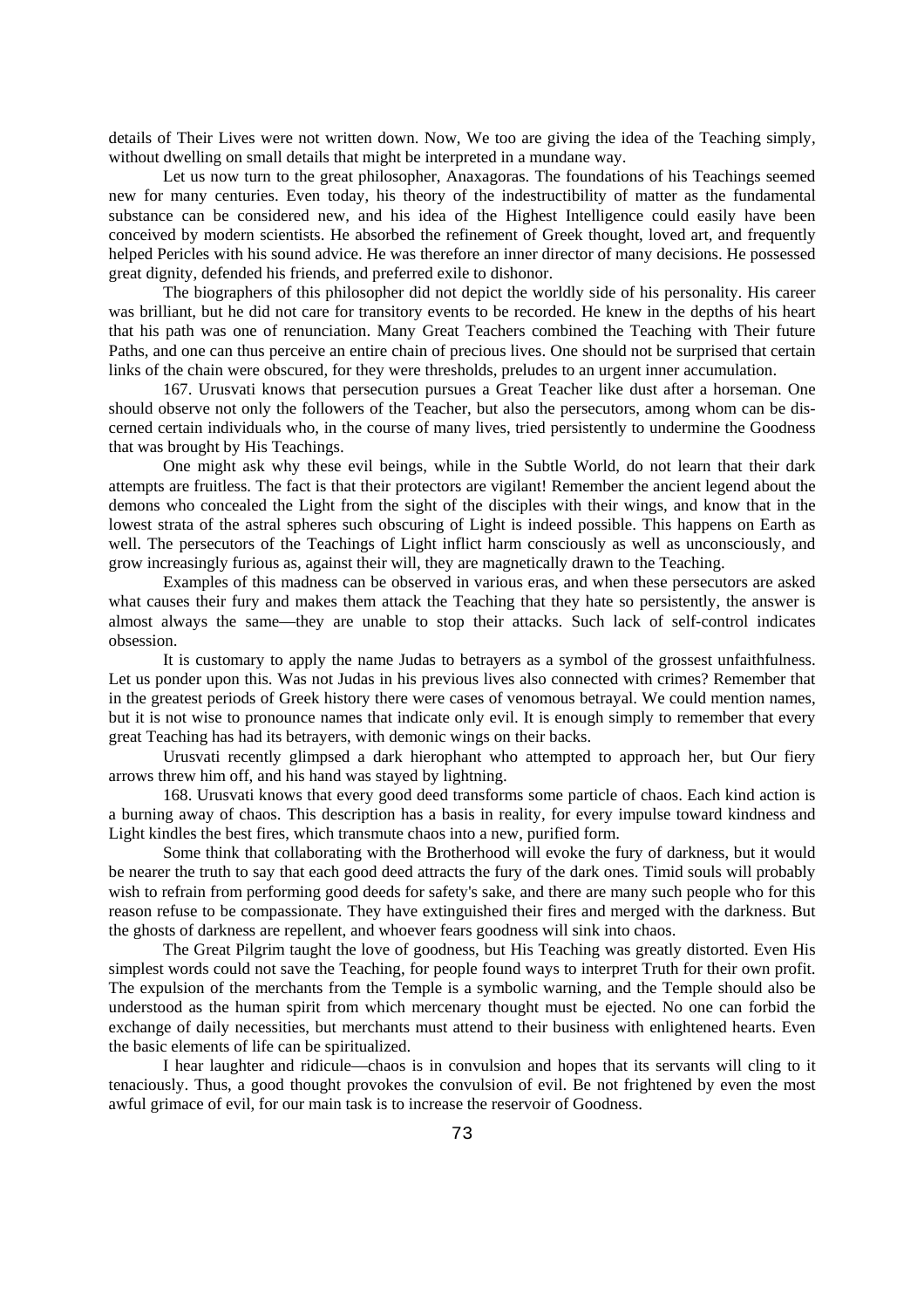details of Their Lives were not written down. Now, We too are giving the idea of the Teaching simply, without dwelling on small details that might be interpreted in a mundane way.

Let us now turn to the great philosopher, Anaxagoras. The foundations of his Teachings seemed new for many centuries. Even today, his theory of the indestructibility of matter as the fundamental substance can be considered new, and his idea of the Highest Intelligence could easily have been conceived by modern scientists. He absorbed the refinement of Greek thought, loved art, and frequently helped Pericles with his sound advice. He was therefore an inner director of many decisions. He possessed great dignity, defended his friends, and preferred exile to dishonor.

The biographers of this philosopher did not depict the worldly side of his personality. His career was brilliant, but he did not care for transitory events to be recorded. He knew in the depths of his heart that his path was one of renunciation. Many Great Teachers combined the Teaching with Their future Paths, and one can thus perceive an entire chain of precious lives. One should not be surprised that certain links of the chain were obscured, for they were thresholds, preludes to an urgent inner accumulation.

167. Urusvati knows that persecution pursues a Great Teacher like dust after a horseman. One should observe not only the followers of the Teacher, but also the persecutors, among whom can be discerned certain individuals who, in the course of many lives, tried persistently to undermine the Goodness that was brought by His Teachings.

One might ask why these evil beings, while in the Subtle World, do not learn that their dark attempts are fruitless. The fact is that their protectors are vigilant! Remember the ancient legend about the demons who concealed the Light from the sight of the disciples with their wings, and know that in the lowest strata of the astral spheres such obscuring of Light is indeed possible. This happens on Earth as well. The persecutors of the Teachings of Light inflict harm consciously as well as unconsciously, and grow increasingly furious as, against their will, they are magnetically drawn to the Teaching.

Examples of this madness can be observed in various eras, and when these persecutors are asked what causes their fury and makes them attack the Teaching that they hate so persistently, the answer is almost always the same—they are unable to stop their attacks. Such lack of self-control indicates obsession.

It is customary to apply the name Judas to betrayers as a symbol of the grossest unfaithfulness. Let us ponder upon this. Was not Judas in his previous lives also connected with crimes? Remember that in the greatest periods of Greek history there were cases of venomous betrayal. We could mention names, but it is not wise to pronounce names that indicate only evil. It is enough simply to remember that every great Teaching has had its betrayers, with demonic wings on their backs.

Urusvati recently glimpsed a dark hierophant who attempted to approach her, but Our fiery arrows threw him off, and his hand was stayed by lightning.

168. Urusvati knows that every good deed transforms some particle of chaos. Each kind action is a burning away of chaos. This description has a basis in reality, for every impulse toward kindness and Light kindles the best fires, which transmute chaos into a new, purified form.

Some think that collaborating with the Brotherhood will evoke the fury of darkness, but it would be nearer the truth to say that each good deed attracts the fury of the dark ones. Timid souls will probably wish to refrain from performing good deeds for safety's sake, and there are many such people who for this reason refuse to be compassionate. They have extinguished their fires and merged with the darkness. But the ghosts of darkness are repellent, and whoever fears goodness will sink into chaos.

The Great Pilgrim taught the love of goodness, but His Teaching was greatly distorted. Even His simplest words could not save the Teaching, for people found ways to interpret Truth for their own profit. The expulsion of the merchants from the Temple is a symbolic warning, and the Temple should also be understood as the human spirit from which mercenary thought must be ejected. No one can forbid the exchange of daily necessities, but merchants must attend to their business with enlightened hearts. Even the basic elements of life can be spiritualized.

I hear laughter and ridicule—chaos is in convulsion and hopes that its servants will cling to it tenaciously. Thus, a good thought provokes the convulsion of evil. Be not frightened by even the most awful grimace of evil, for our main task is to increase the reservoir of Goodness.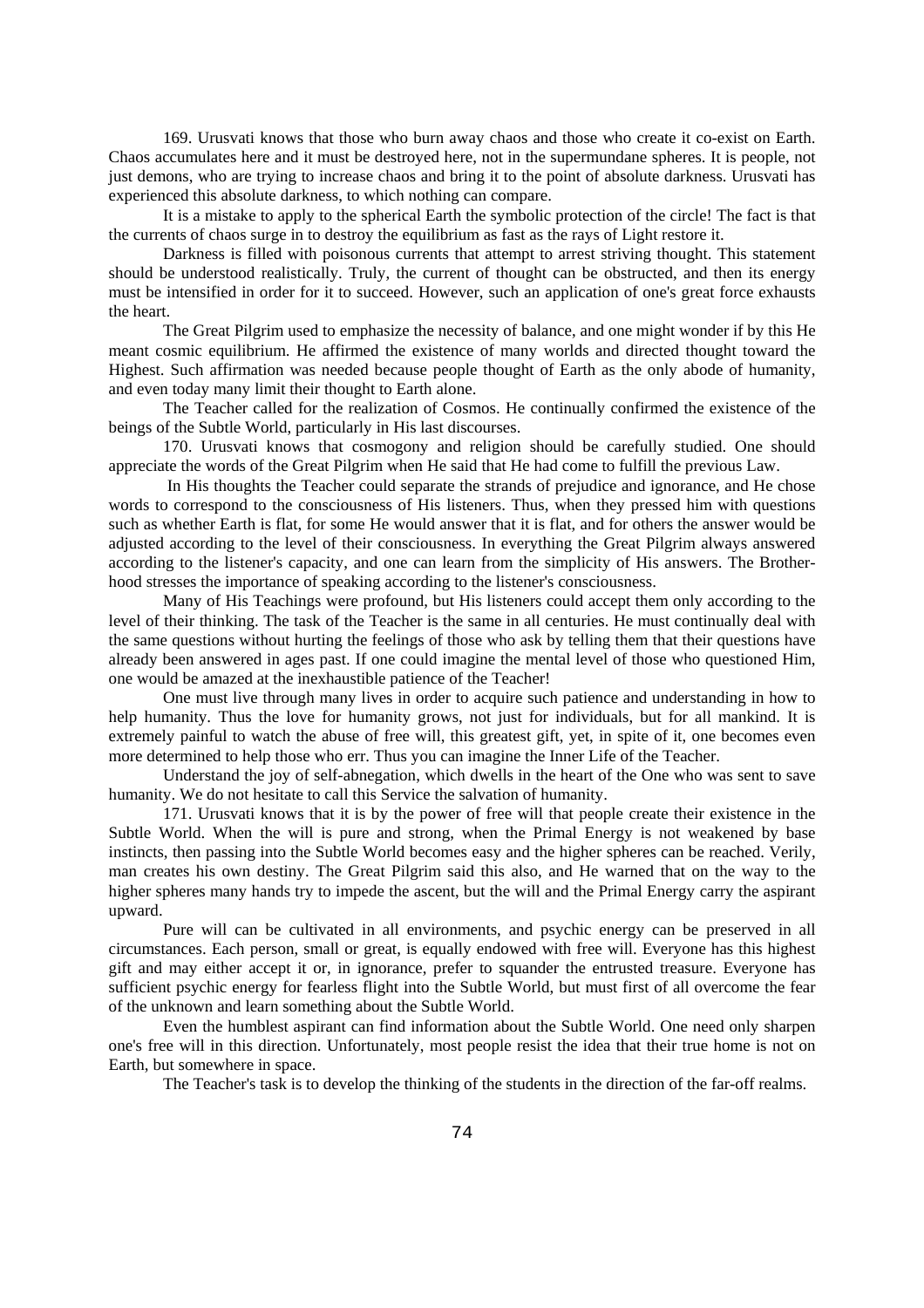169. Urusvati knows that those who burn away chaos and those who create it co-exist on Earth. Chaos accumulates here and it must be destroyed here, not in the supermundane spheres. It is people, not just demons, who are trying to increase chaos and bring it to the point of absolute darkness. Urusvati has experienced this absolute darkness, to which nothing can compare.

It is a mistake to apply to the spherical Earth the symbolic protection of the circle! The fact is that the currents of chaos surge in to destroy the equilibrium as fast as the rays of Light restore it.

Darkness is filled with poisonous currents that attempt to arrest striving thought. This statement should be understood realistically. Truly, the current of thought can be obstructed, and then its energy must be intensified in order for it to succeed. However, such an application of one's great force exhausts the heart.

The Great Pilgrim used to emphasize the necessity of balance, and one might wonder if by this He meant cosmic equilibrium. He affirmed the existence of many worlds and directed thought toward the Highest. Such affirmation was needed because people thought of Earth as the only abode of humanity, and even today many limit their thought to Earth alone.

The Teacher called for the realization of Cosmos. He continually confirmed the existence of the beings of the Subtle World, particularly in His last discourses.

170. Urusvati knows that cosmogony and religion should be carefully studied. One should appreciate the words of the Great Pilgrim when He said that He had come to fulfill the previous Law.

In His thoughts the Teacher could separate the strands of prejudice and ignorance, and He chose words to correspond to the consciousness of His listeners. Thus, when they pressed him with questions such as whether Earth is flat, for some He would answer that it is flat, and for others the answer would be adjusted according to the level of their consciousness. In everything the Great Pilgrim always answered according to the listener's capacity, and one can learn from the simplicity of His answers. The Brotherhood stresses the importance of speaking according to the listener's consciousness.

Many of His Teachings were profound, but His listeners could accept them only according to the level of their thinking. The task of the Teacher is the same in all centuries. He must continually deal with the same questions without hurting the feelings of those who ask by telling them that their questions have already been answered in ages past. If one could imagine the mental level of those who questioned Him, one would be amazed at the inexhaustible patience of the Teacher!

One must live through many lives in order to acquire such patience and understanding in how to help humanity. Thus the love for humanity grows, not just for individuals, but for all mankind. It is extremely painful to watch the abuse of free will, this greatest gift, yet, in spite of it, one becomes even more determined to help those who err. Thus you can imagine the Inner Life of the Teacher.

Understand the joy of self-abnegation, which dwells in the heart of the One who was sent to save humanity. We do not hesitate to call this Service the salvation of humanity.

171. Urusvati knows that it is by the power of free will that people create their existence in the Subtle World. When the will is pure and strong, when the Primal Energy is not weakened by base instincts, then passing into the Subtle World becomes easy and the higher spheres can be reached. Verily, man creates his own destiny. The Great Pilgrim said this also, and He warned that on the way to the higher spheres many hands try to impede the ascent, but the will and the Primal Energy carry the aspirant upward.

Pure will can be cultivated in all environments, and psychic energy can be preserved in all circumstances. Each person, small or great, is equally endowed with free will. Everyone has this highest gift and may either accept it or, in ignorance, prefer to squander the entrusted treasure. Everyone has sufficient psychic energy for fearless flight into the Subtle World, but must first of all overcome the fear of the unknown and learn something about the Subtle World.

Even the humblest aspirant can find information about the Subtle World. One need only sharpen one's free will in this direction. Unfortunately, most people resist the idea that their true home is not on Earth, but somewhere in space.

The Teacher's task is to develop the thinking of the students in the direction of the far-off realms.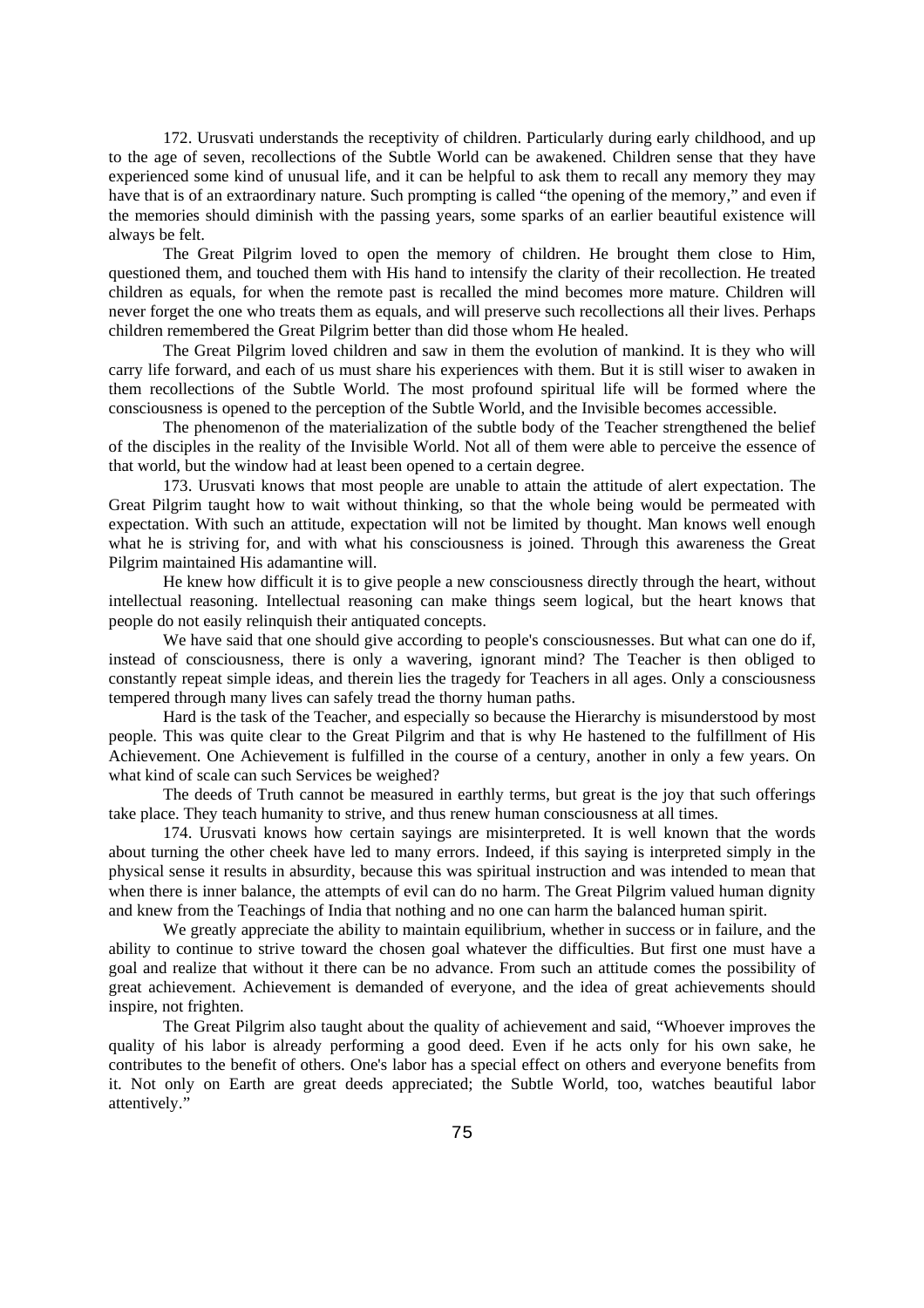172. Urusvati understands the receptivity of children. Particularly during early childhood, and up to the age of seven, recollections of the Subtle World can be awakened. Children sense that they have experienced some kind of unusual life, and it can be helpful to ask them to recall any memory they may have that is of an extraordinary nature. Such prompting is called "the opening of the memory," and even if the memories should diminish with the passing years, some sparks of an earlier beautiful existence will always be felt.

The Great Pilgrim loved to open the memory of children. He brought them close to Him, questioned them, and touched them with His hand to intensify the clarity of their recollection. He treated children as equals, for when the remote past is recalled the mind becomes more mature. Children will never forget the one who treats them as equals, and will preserve such recollections all their lives. Perhaps children remembered the Great Pilgrim better than did those whom He healed.

The Great Pilgrim loved children and saw in them the evolution of mankind. It is they who will carry life forward, and each of us must share his experiences with them. But it is still wiser to awaken in them recollections of the Subtle World. The most profound spiritual life will be formed where the consciousness is opened to the perception of the Subtle World, and the Invisible becomes accessible.

The phenomenon of the materialization of the subtle body of the Teacher strengthened the belief of the disciples in the reality of the Invisible World. Not all of them were able to perceive the essence of that world, but the window had at least been opened to a certain degree.

173. Urusvati knows that most people are unable to attain the attitude of alert expectation. The Great Pilgrim taught how to wait without thinking, so that the whole being would be permeated with expectation. With such an attitude, expectation will not be limited by thought. Man knows well enough what he is striving for, and with what his consciousness is joined. Through this awareness the Great Pilgrim maintained His adamantine will.

He knew how difficult it is to give people a new consciousness directly through the heart, without intellectual reasoning. Intellectual reasoning can make things seem logical, but the heart knows that people do not easily relinquish their antiquated concepts.

We have said that one should give according to people's consciousnesses. But what can one do if, instead of consciousness, there is only a wavering, ignorant mind? The Teacher is then obliged to constantly repeat simple ideas, and therein lies the tragedy for Teachers in all ages. Only a consciousness tempered through many lives can safely tread the thorny human paths.

Hard is the task of the Teacher, and especially so because the Hierarchy is misunderstood by most people. This was quite clear to the Great Pilgrim and that is why He hastened to the fulfillment of His Achievement. One Achievement is fulfilled in the course of a century, another in only a few years. On what kind of scale can such Services be weighed?

The deeds of Truth cannot be measured in earthly terms, but great is the joy that such offerings take place. They teach humanity to strive, and thus renew human consciousness at all times.

174. Urusvati knows how certain sayings are misinterpreted. It is well known that the words about turning the other cheek have led to many errors. Indeed, if this saying is interpreted simply in the physical sense it results in absurdity, because this was spiritual instruction and was intended to mean that when there is inner balance, the attempts of evil can do no harm. The Great Pilgrim valued human dignity and knew from the Teachings of India that nothing and no one can harm the balanced human spirit.

We greatly appreciate the ability to maintain equilibrium, whether in success or in failure, and the ability to continue to strive toward the chosen goal whatever the difficulties. But first one must have a goal and realize that without it there can be no advance. From such an attitude comes the possibility of great achievement. Achievement is demanded of everyone, and the idea of great achievements should inspire, not frighten.

The Great Pilgrim also taught about the quality of achievement and said, "Whoever improves the quality of his labor is already performing a good deed. Even if he acts only for his own sake, he contributes to the benefit of others. One's labor has a special effect on others and everyone benefits from it. Not only on Earth are great deeds appreciated; the Subtle World, too, watches beautiful labor attentively."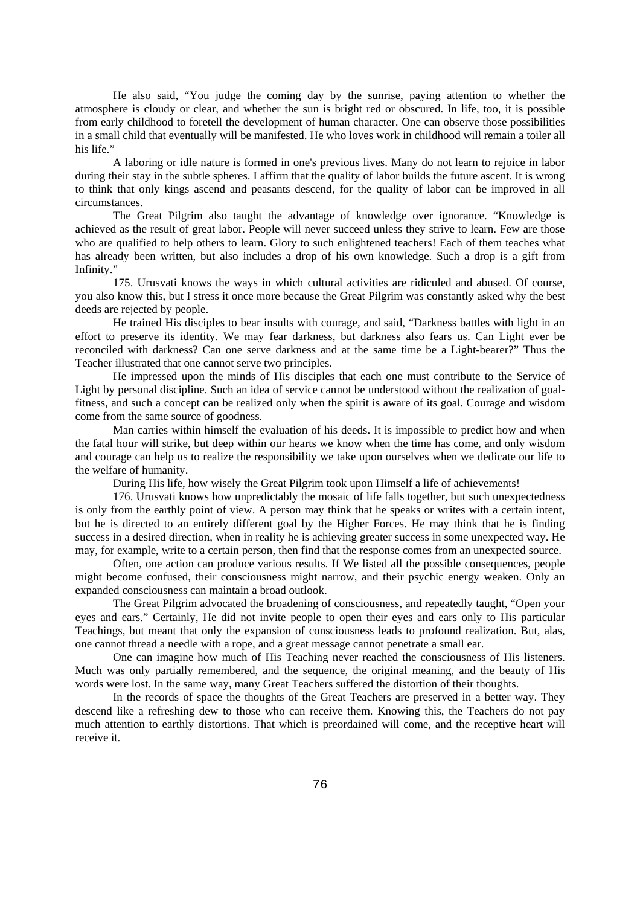He also said, "You judge the coming day by the sunrise, paying attention to whether the atmosphere is cloudy or clear, and whether the sun is bright red or obscured. In life, too, it is possible from early childhood to foretell the development of human character. One can observe those possibilities in a small child that eventually will be manifested. He who loves work in childhood will remain a toiler all his life."

A laboring or idle nature is formed in one's previous lives. Many do not learn to rejoice in labor during their stay in the subtle spheres. I affirm that the quality of labor builds the future ascent. It is wrong to think that only kings ascend and peasants descend, for the quality of labor can be improved in all circumstances.

The Great Pilgrim also taught the advantage of knowledge over ignorance. "Knowledge is achieved as the result of great labor. People will never succeed unless they strive to learn. Few are those who are qualified to help others to learn. Glory to such enlightened teachers! Each of them teaches what has already been written, but also includes a drop of his own knowledge. Such a drop is a gift from Infinity."

175. Urusvati knows the ways in which cultural activities are ridiculed and abused. Of course, you also know this, but I stress it once more because the Great Pilgrim was constantly asked why the best deeds are rejected by people.

He trained His disciples to bear insults with courage, and said, "Darkness battles with light in an effort to preserve its identity. We may fear darkness, but darkness also fears us. Can Light ever be reconciled with darkness? Can one serve darkness and at the same time be a Light-bearer?" Thus the Teacher illustrated that one cannot serve two principles.

He impressed upon the minds of His disciples that each one must contribute to the Service of Light by personal discipline. Such an idea of service cannot be understood without the realization of goal-fitness, and such a concept can be realized only when the spirit is aware of its goal. Courage and wisdom come from the same source of goodness.

Man carries within himself the evaluation of his deeds. It is impossible to predict how and when the fatal hour will strike, but deep within our hearts we know when the time has come, and only wisdom and courage can help us to realize the responsibility we take upon ourselves when we dedicate our life to the welfare of humanity.

During His life, how wisely the Great Pilgrim took upon Himself a life of achievements!

176. Urusvati knows how unpredictably the mosaic of life falls together, but such unexpectedness is only from the earthly point of view. A person may think that he speaks or writes with a certain intent, but he is directed to an entirely different goal by the Higher Forces. He may think that he is finding success in a desired direction, when in reality he is achieving greater success in some unexpected way. He may, for example, write to a certain person, then find that the response comes from an unexpected source.

Often, one action can produce various results. If We listed all the possible consequences, people might become confused, their consciousness might narrow, and their psychic energy weaken. Only an expanded consciousness can maintain a broad outlook.

The Great Pilgrim advocated the broadening of consciousness, and repeatedly taught, "Open your eyes and ears." Certainly, He did not invite people to open their eyes and ears only to His particular Teachings, but meant that only the expansion of consciousness leads to profound realization. But, alas, one cannot thread a needle with a rope, and a great message cannot penetrate a small ear.

One can imagine how much of His Teaching never reached the consciousness of His listeners. Much was only partially remembered, and the sequence, the original meaning, and the beauty of His words were lost. In the same way, many Great Teachers suffered the distortion of their thoughts.

In the records of space the thoughts of the Great Teachers are preserved in a better way. They descend like a refreshing dew to those who can receive them. Knowing this, the Teachers do not pay much attention to earthly distortions. That which is preordained will come, and the receptive heart will receive it.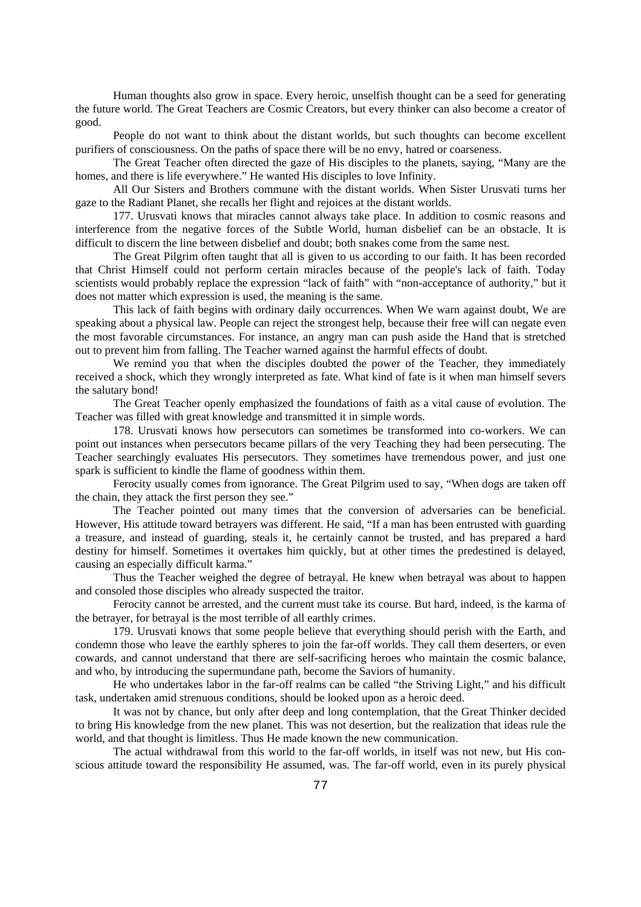Human thoughts also grow in space. Every heroic, unselfish thought can be a seed for generating the future world. The Great Teachers are Cosmic Creators, but every thinker can also become a creator of good.

People do not want to think about the distant worlds, but such thoughts can become excellent purifiers of consciousness. On the paths of space there will be no envy, hatred or coarseness.

The Great Teacher often directed the gaze of His disciples to the planets, saying, "Many are the homes, and there is life everywhere." He wanted His disciples to love Infinity.

All Our Sisters and Brothers commune with the distant worlds. When Sister Urusvati turns her gaze to the Radiant Planet, she recalls her flight and rejoices at the distant worlds.

177. Urusvati knows that miracles cannot always take place. In addition to cosmic reasons and interference from the negative forces of the Subtle World, human disbelief can be an obstacle. It is difficult to discern the line between disbelief and doubt; both snakes come from the same nest.

The Great Pilgrim often taught that all is given to us according to our faith. It has been recorded that Christ Himself could not perform certain miracles because of the people's lack of faith. Today scientists would probably replace the expression "lack of faith" with "non-acceptance of authority," but it does not matter which expression is used, the meaning is the same.

This lack of faith begins with ordinary daily occurrences. When We warn against doubt, We are speaking about a physical law. People can reject the strongest help, because their free will can negate even the most favorable circumstances. For instance, an angry man can push aside the Hand that is stretched out to prevent him from falling. The Teacher warned against the harmful effects of doubt.

We remind you that when the disciples doubted the power of the Teacher, they immediately received a shock, which they wrongly interpreted as fate. What kind of fate is it when man himself severs the salutary bond!

The Great Teacher openly emphasized the foundations of faith as a vital cause of evolution. The Teacher was filled with great knowledge and transmitted it in simple words.

178. Urusvati knows how persecutors can sometimes be transformed into co-workers. We can point out instances when persecutors became pillars of the very Teaching they had been persecuting. The Teacher searchingly evaluates His persecutors. They sometimes have tremendous power, and just one spark is sufficient to kindle the flame of goodness within them.

Ferocity usually comes from ignorance. The Great Pilgrim used to say, "When dogs are taken off the chain, they attack the first person they see."

The Teacher pointed out many times that the conversion of adversaries can be beneficial. However, His attitude toward betrayers was different. He said, "If a man has been entrusted with guarding a treasure, and instead of guarding, steals it, he certainly cannot be trusted, and has prepared a hard destiny for himself. Sometimes it overtakes him quickly, but at other times the predestined is delayed, causing an especially difficult karma."

Thus the Teacher weighed the degree of betrayal. He knew when betrayal was about to happen and consoled those disciples who already suspected the traitor.

Ferocity cannot be arrested, and the current must take its course. But hard, indeed, is the karma of the betrayer, for betrayal is the most terrible of all earthly crimes.

179. Urusvati knows that some people believe that everything should perish with the Earth, and condemn those who leave the earthly spheres to join the far-off worlds. They call them deserters, or even cowards, and cannot understand that there are self-sacrificing heroes who maintain the cosmic balance, and who, by introducing the supermundane path, become the Saviors of humanity.

He who undertakes labor in the far-off realms can be called "the Striving Light," and his difficult task, undertaken amid strenuous conditions, should be looked upon as a heroic deed.

It was not by chance, but only after deep and long contemplation, that the Great Thinker decided to bring His knowledge from the new planet. This was not desertion, but the realization that ideas rule the world, and that thought is limitless. Thus He made known the new communication.

The actual withdrawal from this world to the far-off worlds, in itself was not new, but His conscious attitude toward the responsibility He assumed, was. The far-off world, even in its purely physical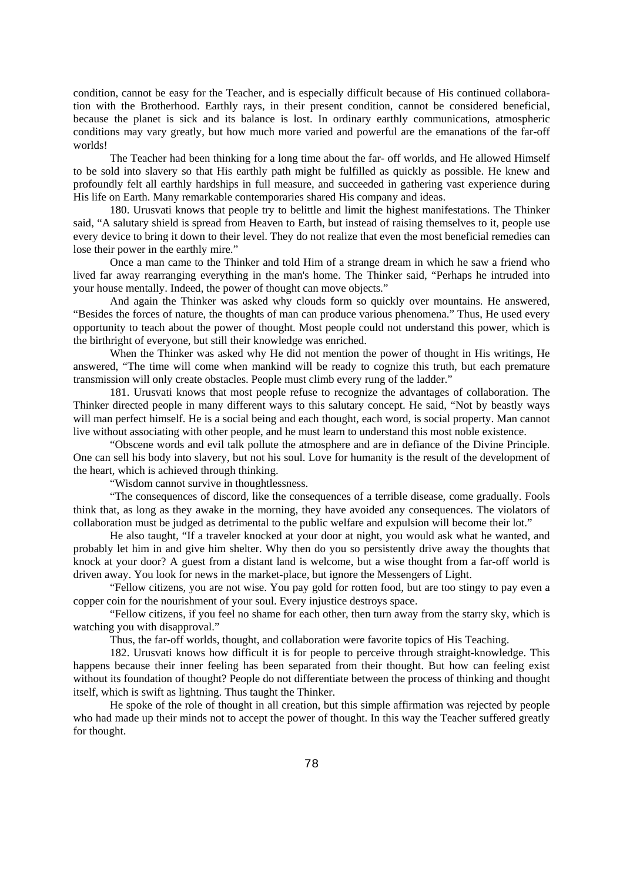condition, cannot be easy for the Teacher, and is especially difficult because of His continued collaboration with the Brotherhood. Earthly rays, in their present condition, cannot be considered beneficial, because the planet is sick and its balance is lost. In ordinary earthly communications, atmospheric conditions may vary greatly, but how much more varied and powerful are the emanations of the far-off worlds!

The Teacher had been thinking for a long time about the far- off worlds, and He allowed Himself to be sold into slavery so that His earthly path might be fulfilled as quickly as possible. He knew and profoundly felt all earthly hardships in full measure, and succeeded in gathering vast experience during His life on Earth. Many remarkable contemporaries shared His company and ideas.

180. Urusvati knows that people try to belittle and limit the highest manifestations. The Thinker said, "A salutary shield is spread from Heaven to Earth, but instead of raising themselves to it, people use every device to bring it down to their level. They do not realize that even the most beneficial remedies can lose their power in the earthly mire."

Once a man came to the Thinker and told Him of a strange dream in which he saw a friend who lived far away rearranging everything in the man's home. The Thinker said, "Perhaps he intruded into your house mentally. Indeed, the power of thought can move objects."

And again the Thinker was asked why clouds form so quickly over mountains. He answered, "Besides the forces of nature, the thoughts of man can produce various phenomena." Thus, He used every opportunity to teach about the power of thought. Most people could not understand this power, which is the birthright of everyone, but still their knowledge was enriched.

When the Thinker was asked why He did not mention the power of thought in His writings, He answered, "The time will come when mankind will be ready to cognize this truth, but each premature transmission will only create obstacles. People must climb every rung of the ladder."

181. Urusvati knows that most people refuse to recognize the advantages of collaboration. The Thinker directed people in many different ways to this salutary concept. He said, "Not by beastly ways will man perfect himself. He is a social being and each thought, each word, is social property. Man cannot live without associating with other people, and he must learn to understand this most noble existence.

"Obscene words and evil talk pollute the atmosphere and are in defiance of the Divine Principle. One can sell his body into slavery, but not his soul. Love for humanity is the result of the development of the heart, which is achieved through thinking.

"Wisdom cannot survive in thoughtlessness.

"The consequences of discord, like the consequences of a terrible disease, come gradually. Fools think that, as long as they awake in the morning, they have avoided any consequences. The violators of collaboration must be judged as detrimental to the public welfare and expulsion will become their lot."

He also taught, "If a traveler knocked at your door at night, you would ask what he wanted, and probably let him in and give him shelter. Why then do you so persistently drive away the thoughts that knock at your door? A guest from a distant land is welcome, but a wise thought from a far-off world is driven away. You look for news in the market-place, but ignore the Messengers of Light.

"Fellow citizens, you are not wise. You pay gold for rotten food, but are too stingy to pay even a copper coin for the nourishment of your soul. Every injustice destroys space.

"Fellow citizens, if you feel no shame for each other, then turn away from the starry sky, which is watching you with disapproval."

Thus, the far-off worlds, thought, and collaboration were favorite topics of His Teaching.

182. Urusvati knows how difficult it is for people to perceive through straight-knowledge. This happens because their inner feeling has been separated from their thought. But how can feeling exist without its foundation of thought? People do not differentiate between the process of thinking and thought itself, which is swift as lightning. Thus taught the Thinker.

He spoke of the role of thought in all creation, but this simple affirmation was rejected by people who had made up their minds not to accept the power of thought. In this way the Teacher suffered greatly for thought.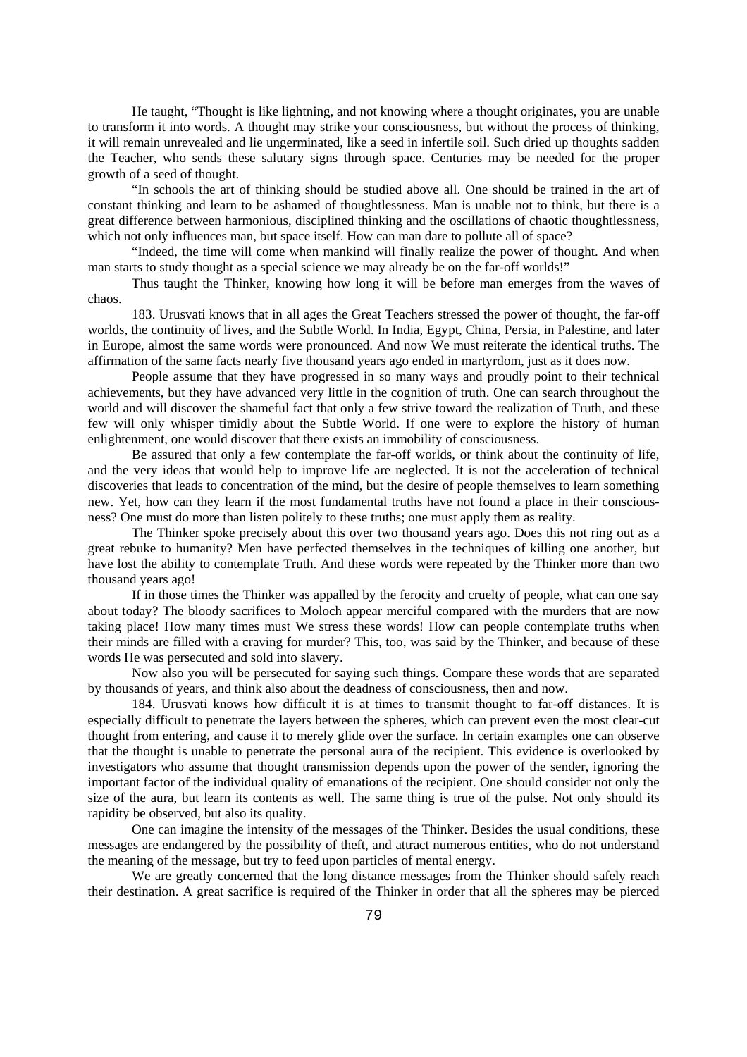He taught, "Thought is like lightning, and not knowing where a thought originates, you are unable to transform it into words. A thought may strike your consciousness, but without the process of thinking, it will remain unrevealed and lie ungerminated, like a seed in infertile soil. Such dried up thoughts sadden the Teacher, who sends these salutary signs through space. Centuries may be needed for the proper growth of a seed of thought.

"In schools the art of thinking should be studied above all. One should be trained in the art of constant thinking and learn to be ashamed of thoughtlessness. Man is unable not to think, but there is a great difference between harmonious, disciplined thinking and the oscillations of chaotic thoughtlessness, which not only influences man, but space itself. How can man dare to pollute all of space?

"Indeed, the time will come when mankind will finally realize the power of thought. And when man starts to study thought as a special science we may already be on the far-off worlds!"

Thus taught the Thinker, knowing how long it will be before man emerges from the waves of chaos.

183. Urusvati knows that in all ages the Great Teachers stressed the power of thought, the far-off worlds, the continuity of lives, and the Subtle World. In India, Egypt, China, Persia, in Palestine, and later in Europe, almost the same words were pronounced. And now We must reiterate the identical truths. The affirmation of the same facts nearly five thousand years ago ended in martyrdom, just as it does now.

People assume that they have progressed in so many ways and proudly point to their technical achievements, but they have advanced very little in the cognition of truth. One can search throughout the world and will discover the shameful fact that only a few strive toward the realization of Truth, and these few will only whisper timidly about the Subtle World. If one were to explore the history of human enlightenment, one would discover that there exists an immobility of consciousness.

Be assured that only a few contemplate the far-off worlds, or think about the continuity of life, and the very ideas that would help to improve life are neglected. It is not the acceleration of technical discoveries that leads to concentration of the mind, but the desire of people themselves to learn something new. Yet, how can they learn if the most fundamental truths have not found a place in their consciousness? One must do more than listen politely to these truths; one must apply them as reality.

The Thinker spoke precisely about this over two thousand years ago. Does this not ring out as a great rebuke to humanity? Men have perfected themselves in the techniques of killing one another, but have lost the ability to contemplate Truth. And these words were repeated by the Thinker more than two thousand years ago!

If in those times the Thinker was appalled by the ferocity and cruelty of people, what can one say about today? The bloody sacrifices to Moloch appear merciful compared with the murders that are now taking place! How many times must We stress these words! How can people contemplate truths when their minds are filled with a craving for murder? This, too, was said by the Thinker, and because of these words He was persecuted and sold into slavery.

Now also you will be persecuted for saying such things. Compare these words that are separated by thousands of years, and think also about the deadness of consciousness, then and now.

184. Urusvati knows how difficult it is at times to transmit thought to far-off distances. It is especially difficult to penetrate the layers between the spheres, which can prevent even the most clear-cut thought from entering, and cause it to merely glide over the surface. In certain examples one can observe that the thought is unable to penetrate the personal aura of the recipient. This evidence is overlooked by investigators who assume that thought transmission depends upon the power of the sender, ignoring the important factor of the individual quality of emanations of the recipient. One should consider not only the size of the aura, but learn its contents as well. The same thing is true of the pulse. Not only should its rapidity be observed, but also its quality.

One can imagine the intensity of the messages of the Thinker. Besides the usual conditions, these messages are endangered by the possibility of theft, and attract numerous entities, who do not understand the meaning of the message, but try to feed upon particles of mental energy.

We are greatly concerned that the long distance messages from the Thinker should safely reach their destination. A great sacrifice is required of the Thinker in order that all the spheres may be pierced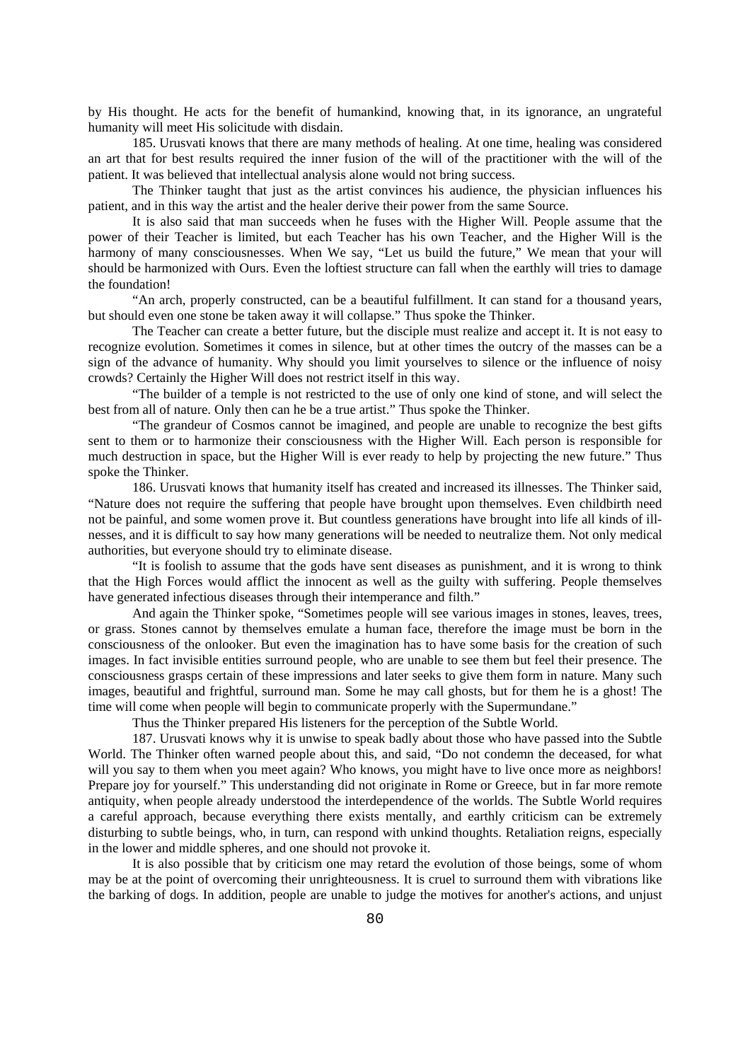by His thought. He acts for the benefit of humankind, knowing that, in its ignorance, an ungrateful humanity will meet His solicitude with disdain.

185. Urusvati knows that there are many methods of healing. At one time, healing was considered an art that for best results required the inner fusion of the will of the practitioner with the will of the patient. It was believed that intellectual analysis alone would not bring success.

The Thinker taught that just as the artist convinces his audience, the physician influences his patient, and in this way the artist and the healer derive their power from the same Source.

It is also said that man succeeds when he fuses with the Higher Will. People assume that the power of their Teacher is limited, but each Teacher has his own Teacher, and the Higher Will is the harmony of many consciousnesses. When We say, "Let us build the future," We mean that your will should be harmonized with Ours. Even the loftiest structure can fall when the earthly will tries to damage the foundation!

"An arch, properly constructed, can be a beautiful fulfillment. It can stand for a thousand years, but should even one stone be taken away it will collapse." Thus spoke the Thinker.

The Teacher can create a better future, but the disciple must realize and accept it. It is not easy to recognize evolution. Sometimes it comes in silence, but at other times the outcry of the masses can be a sign of the advance of humanity. Why should you limit yourselves to silence or the influence of noisy crowds? Certainly the Higher Will does not restrict itself in this way.

"The builder of a temple is not restricted to the use of only one kind of stone, and will select the best from all of nature. Only then can he be a true artist." Thus spoke the Thinker.

"The grandeur of Cosmos cannot be imagined, and people are unable to recognize the best gifts sent to them or to harmonize their consciousness with the Higher Will. Each person is responsible for much destruction in space, but the Higher Will is ever ready to help by projecting the new future." Thus spoke the Thinker.

186. Urusvati knows that humanity itself has created and increased its illnesses. The Thinker said, "Nature does not require the suffering that people have brought upon themselves. Even childbirth need not be painful, and some women prove it. But countless generations have brought into life all kinds of illnesses, and it is difficult to say how many generations will be needed to neutralize them. Not only medical authorities, but everyone should try to eliminate disease.

"It is foolish to assume that the gods have sent diseases as punishment, and it is wrong to think that the High Forces would afflict the innocent as well as the guilty with suffering. People themselves have generated infectious diseases through their intemperance and filth."

And again the Thinker spoke, "Sometimes people will see various images in stones, leaves, trees, or grass. Stones cannot by themselves emulate a human face, therefore the image must be born in the consciousness of the onlooker. But even the imagination has to have some basis for the creation of such images. In fact invisible entities surround people, who are unable to see them but feel their presence. The consciousness grasps certain of these impressions and later seeks to give them form in nature. Many such images, beautiful and frightful, surround man. Some he may call ghosts, but for them he is a ghost! The time will come when people will begin to communicate properly with the Supermundane."

Thus the Thinker prepared His listeners for the perception of the Subtle World.

187. Urusvati knows why it is unwise to speak badly about those who have passed into the Subtle World. The Thinker often warned people about this, and said, "Do not condemn the deceased, for what will you say to them when you meet again? Who knows, you might have to live once more as neighbors! Prepare joy for yourself." This understanding did not originate in Rome or Greece, but in far more remote antiquity, when people already understood the interdependence of the worlds. The Subtle World requires a careful approach, because everything there exists mentally, and earthly criticism can be extremely disturbing to subtle beings, who, in turn, can respond with unkind thoughts. Retaliation reigns, especially in the lower and middle spheres, and one should not provoke it.

It is also possible that by criticism one may retard the evolution of those beings, some of whom may be at the point of overcoming their unrighteousness. It is cruel to surround them with vibrations like the barking of dogs. In addition, people are unable to judge the motives for another's actions, and unjust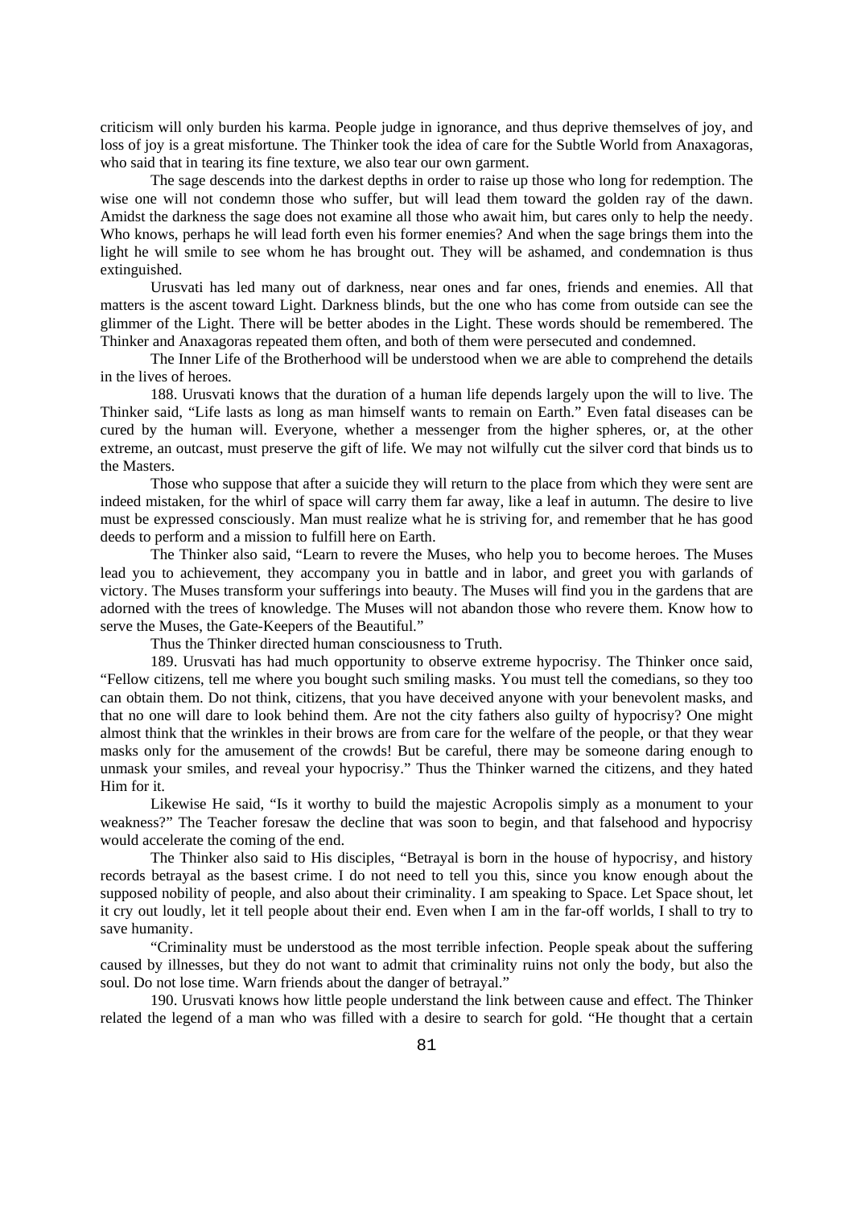criticism will only burden his karma. People judge in ignorance, and thus deprive themselves of joy, and loss of joy is a great misfortune. The Thinker took the idea of care for the Subtle World from Anaxagoras, who said that in tearing its fine texture, we also tear our own garment.

The sage descends into the darkest depths in order to raise up those who long for redemption. The wise one will not condemn those who suffer, but will lead them toward the golden ray of the dawn. Amidst the darkness the sage does not examine all those who await him, but cares only to help the needy. Who knows, perhaps he will lead forth even his former enemies? And when the sage brings them into the light he will smile to see whom he has brought out. They will be ashamed, and condemnation is thus extinguished.

Urusvati has led many out of darkness, near ones and far ones, friends and enemies. All that matters is the ascent toward Light. Darkness blinds, but the one who has come from outside can see the glimmer of the Light. There will be better abodes in the Light. These words should be remembered. The Thinker and Anaxagoras repeated them often, and both of them were persecuted and condemned.

The Inner Life of the Brotherhood will be understood when we are able to comprehend the details in the lives of heroes.

188. Urusvati knows that the duration of a human life depends largely upon the will to live. The Thinker said, "Life lasts as long as man himself wants to remain on Earth." Even fatal diseases can be cured by the human will. Everyone, whether a messenger from the higher spheres, or, at the other extreme, an outcast, must preserve the gift of life. We may not wilfully cut the silver cord that binds us to the Masters.

Those who suppose that after a suicide they will return to the place from which they were sent are indeed mistaken, for the whirl of space will carry them far away, like a leaf in autumn. The desire to live must be expressed consciously. Man must realize what he is striving for, and remember that he has good deeds to perform and a mission to fulfill here on Earth.

The Thinker also said, "Learn to revere the Muses, who help you to become heroes. The Muses lead you to achievement, they accompany you in battle and in labor, and greet you with garlands of victory. The Muses transform your sufferings into beauty. The Muses will find you in the gardens that are adorned with the trees of knowledge. The Muses will not abandon those who revere them. Know how to serve the Muses, the Gate-Keepers of the Beautiful."

Thus the Thinker directed human consciousness to Truth.

189. Urusvati has had much opportunity to observe extreme hypocrisy. The Thinker once said, "Fellow citizens, tell me where you bought such smiling masks. You must tell the comedians, so they too can obtain them. Do not think, citizens, that you have deceived anyone with your benevolent masks, and that no one will dare to look behind them. Are not the city fathers also guilty of hypocrisy? One might almost think that the wrinkles in their brows are from care for the welfare of the people, or that they wear masks only for the amusement of the crowds! But be careful, there may be someone daring enough to unmask your smiles, and reveal your hypocrisy." Thus the Thinker warned the citizens, and they hated Him for it.

Likewise He said, "Is it worthy to build the majestic Acropolis simply as a monument to your weakness?" The Teacher foresaw the decline that was soon to begin, and that falsehood and hypocrisy would accelerate the coming of the end.

The Thinker also said to His disciples, "Betrayal is born in the house of hypocrisy, and history records betrayal as the basest crime. I do not need to tell you this, since you know enough about the supposed nobility of people, and also about their criminality. I am speaking to Space. Let Space shout, let it cry out loudly, let it tell people about their end. Even when I am in the far-off worlds, I shall to try to save humanity.

"Criminality must be understood as the most terrible infection. People speak about the suffering caused by illnesses, but they do not want to admit that criminality ruins not only the body, but also the soul. Do not lose time. Warn friends about the danger of betrayal."

190. Urusvati knows how little people understand the link between cause and effect. The Thinker related the legend of a man who was filled with a desire to search for gold. "He thought that a certain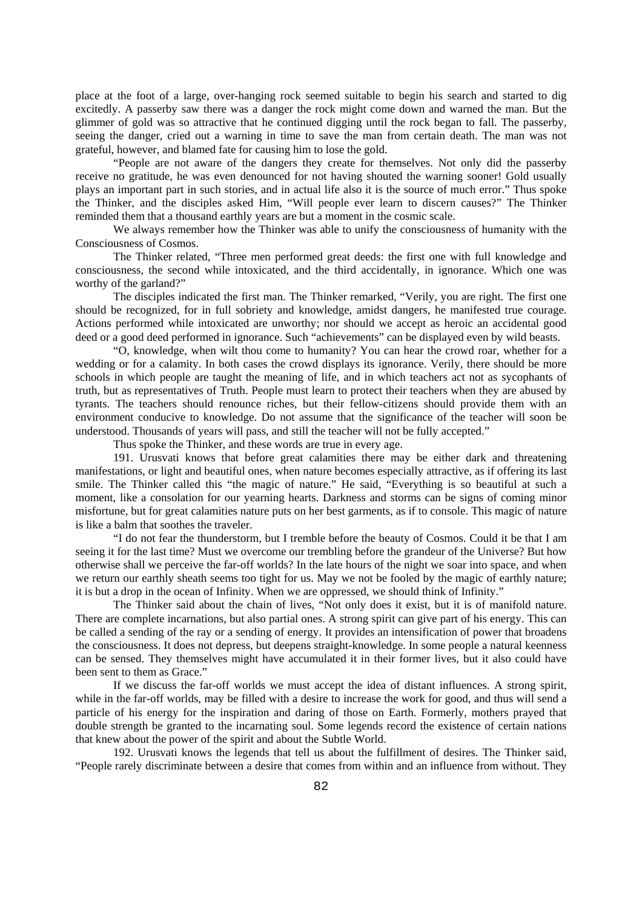place at the foot of a large, over-hanging rock seemed suitable to begin his search and started to dig excitedly. A passerby saw there was a danger the rock might come down and warned the man. But the glimmer of gold was so attractive that he continued digging until the rock began to fall. The passerby, seeing the danger, cried out a warning in time to save the man from certain death. The man was not grateful, however, and blamed fate for causing him to lose the gold.

"People are not aware of the dangers they create for themselves. Not only did the passerby receive no gratitude, he was even denounced for not having shouted the warning sooner! Gold usually plays an important part in such stories, and in actual life also it is the source of much error." Thus spoke the Thinker, and the disciples asked Him, "Will people ever learn to discern causes?" The Thinker reminded them that a thousand earthly years are but a moment in the cosmic scale.

We always remember how the Thinker was able to unify the consciousness of humanity with the Consciousness of Cosmos.

The Thinker related, "Three men performed great deeds: the first one with full knowledge and consciousness, the second while intoxicated, and the third accidentally, in ignorance. Which one was worthy of the garland?"

The disciples indicated the first man. The Thinker remarked, "Verily, you are right. The first one should be recognized, for in full sobriety and knowledge, amidst dangers, he manifested true courage. Actions performed while intoxicated are unworthy; nor should we accept as heroic an accidental good deed or a good deed performed in ignorance. Such "achievements" can be displayed even by wild beasts.

"O, knowledge, when wilt thou come to humanity? You can hear the crowd roar, whether for a wedding or for a calamity. In both cases the crowd displays its ignorance. Verily, there should be more schools in which people are taught the meaning of life, and in which teachers act not as sycophants of truth, but as representatives of Truth. People must learn to protect their teachers when they are abused by tyrants. The teachers should renounce riches, but their fellow-citizens should provide them with an environment conducive to knowledge. Do not assume that the significance of the teacher will soon be understood. Thousands of years will pass, and still the teacher will not be fully accepted."

Thus spoke the Thinker, and these words are true in every age.

191. Urusvati knows that before great calamities there may be either dark and threatening manifestations, or light and beautiful ones, when nature becomes especially attractive, as if offering its last smile. The Thinker called this "the magic of nature." He said, "Everything is so beautiful at such a moment, like a consolation for our yearning hearts. Darkness and storms can be signs of coming minor misfortune, but for great calamities nature puts on her best garments, as if to console. This magic of nature is like a balm that soothes the traveler.

"I do not fear the thunderstorm, but I tremble before the beauty of Cosmos. Could it be that I am seeing it for the last time? Must we overcome our trembling before the grandeur of the Universe? But how otherwise shall we perceive the far-off worlds? In the late hours of the night we soar into space, and when we return our earthly sheath seems too tight for us. May we not be fooled by the magic of earthly nature; it is but a drop in the ocean of Infinity. When we are oppressed, we should think of Infinity."

The Thinker said about the chain of lives, "Not only does it exist, but it is of manifold nature. There are complete incarnations, but also partial ones. A strong spirit can give part of his energy. This can be called a sending of the ray or a sending of energy. It provides an intensification of power that broadens the consciousness. It does not depress, but deepens straight-knowledge. In some people a natural keenness can be sensed. They themselves might have accumulated it in their former lives, but it also could have been sent to them as Grace."

If we discuss the far-off worlds we must accept the idea of distant influences. A strong spirit, while in the far-off worlds, may be filled with a desire to increase the work for good, and thus will send a particle of his energy for the inspiration and daring of those on Earth. Formerly, mothers prayed that double strength be granted to the incarnating soul. Some legends record the existence of certain nations that knew about the power of the spirit and about the Subtle World.

192. Urusvati knows the legends that tell us about the fulfillment of desires. The Thinker said, "People rarely discriminate between a desire that comes from within and an influence from without. They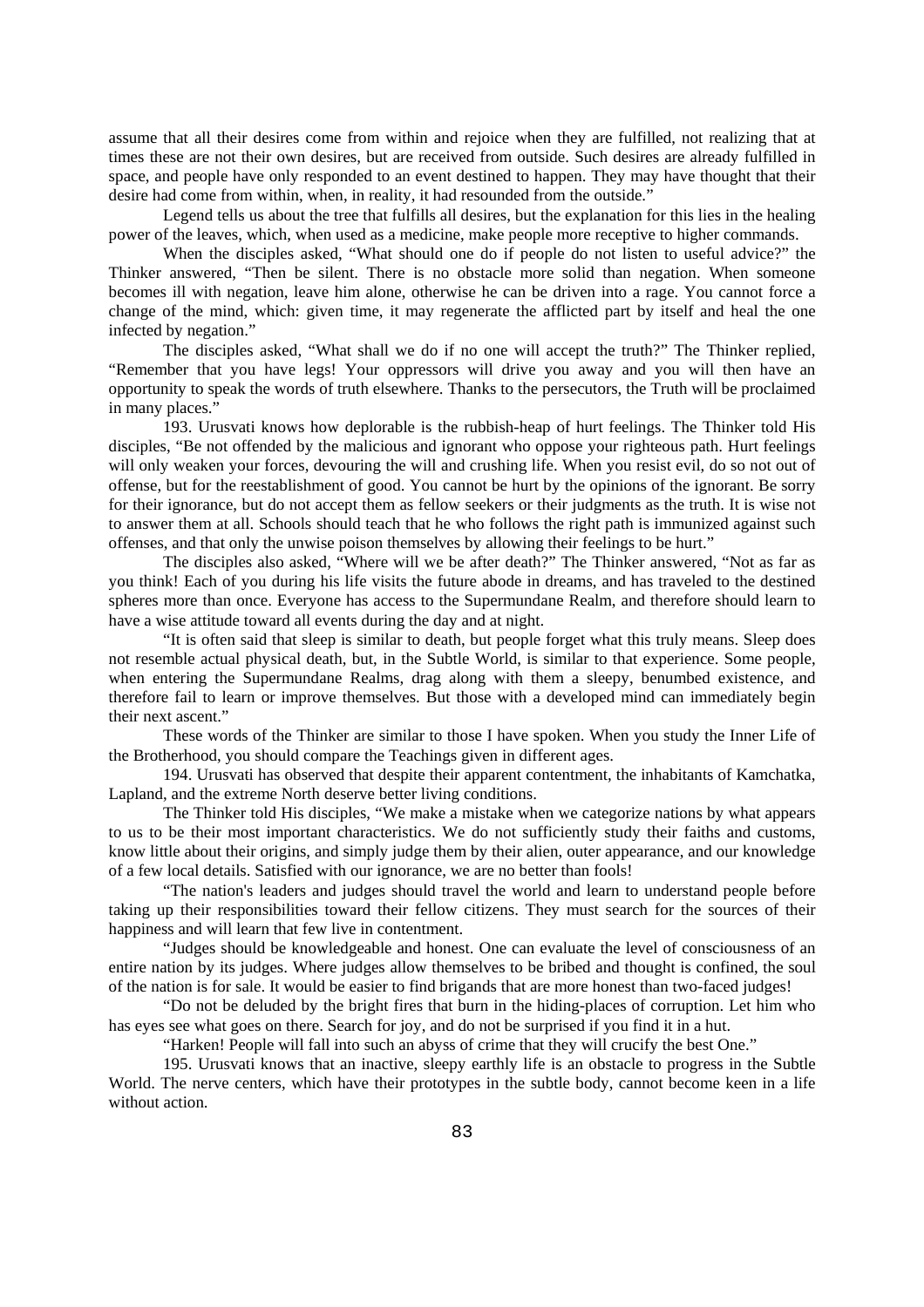assume that all their desires come from within and rejoice when they are fulfilled, not realizing that at times these are not their own desires, but are received from outside. Such desires are already fulfilled in space, and people have only responded to an event destined to happen. They may have thought that their desire had come from within, when, in reality, it had resounded from the outside."

Legend tells us about the tree that fulfills all desires, but the explanation for this lies in the healing power of the leaves, which, when used as a medicine, make people more receptive to higher commands.

When the disciples asked, "What should one do if people do not listen to useful advice?" the Thinker answered, "Then be silent. There is no obstacle more solid than negation. When someone becomes ill with negation, leave him alone, otherwise he can be driven into a rage. You cannot force a change of the mind, which: given time, it may regenerate the afflicted part by itself and heal the one infected by negation."

The disciples asked, "What shall we do if no one will accept the truth?" The Thinker replied, "Remember that you have legs! Your oppressors will drive you away and you will then have an opportunity to speak the words of truth elsewhere. Thanks to the persecutors, the Truth will be proclaimed in many places."

193. Urusvati knows how deplorable is the rubbish-heap of hurt feelings. The Thinker told His disciples, "Be not offended by the malicious and ignorant who oppose your righteous path. Hurt feelings will only weaken your forces, devouring the will and crushing life. When you resist evil, do so not out of offense, but for the reestablishment of good. You cannot be hurt by the opinions of the ignorant. Be sorry for their ignorance, but do not accept them as fellow seekers or their judgments as the truth. It is wise not to answer them at all. Schools should teach that he who follows the right path is immunized against such offenses, and that only the unwise poison themselves by allowing their feelings to be hurt."

The disciples also asked, "Where will we be after death?" The Thinker answered, "Not as far as you think! Each of you during his life visits the future abode in dreams, and has traveled to the destined spheres more than once. Everyone has access to the Supermundane Realm, and therefore should learn to have a wise attitude toward all events during the day and at night.

"It is often said that sleep is similar to death, but people forget what this truly means. Sleep does not resemble actual physical death, but, in the Subtle World, is similar to that experience. Some people, when entering the Supermundane Realms, drag along with them a sleepy, benumbed existence, and therefore fail to learn or improve themselves. But those with a developed mind can immediately begin their next ascent."

These words of the Thinker are similar to those I have spoken. When you study the Inner Life of the Brotherhood, you should compare the Teachings given in different ages.

194. Urusvati has observed that despite their apparent contentment, the inhabitants of Kamchatka, Lapland, and the extreme North deserve better living conditions.

The Thinker told His disciples, "We make a mistake when we categorize nations by what appears to us to be their most important characteristics. We do not sufficiently study their faiths and customs, know little about their origins, and simply judge them by their alien, outer appearance, and our knowledge of a few local details. Satisfied with our ignorance, we are no better than fools!

"The nation's leaders and judges should travel the world and learn to understand people before taking up their responsibilities toward their fellow citizens. They must search for the sources of their happiness and will learn that few live in contentment.

"Judges should be knowledgeable and honest. One can evaluate the level of consciousness of an entire nation by its judges. Where judges allow themselves to be bribed and thought is confined, the soul of the nation is for sale. It would be easier to find brigands that are more honest than two-faced judges!

"Do not be deluded by the bright fires that burn in the hiding-places of corruption. Let him who has eyes see what goes on there. Search for joy, and do not be surprised if you find it in a hut.

"Harken! People will fall into such an abyss of crime that they will crucify the best One."

195. Urusvati knows that an inactive, sleepy earthly life is an obstacle to progress in the Subtle World. The nerve centers, which have their prototypes in the subtle body, cannot become keen in a life without action.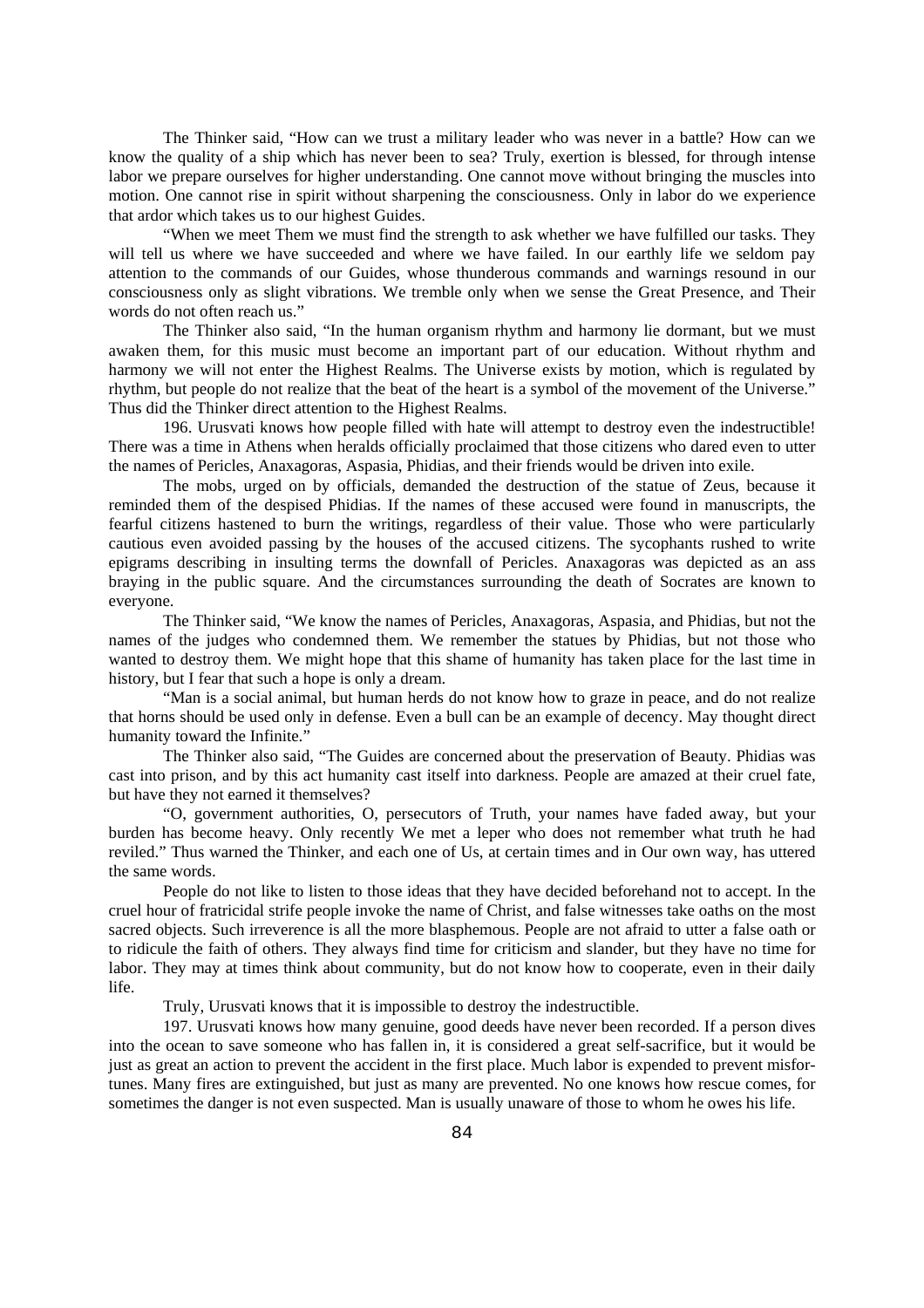The Thinker said, “How can we trust a military leader who was never in a battle? How can we know the quality of a ship which has never been to sea? Truly, exertion is blessed, for through intense labor we prepare ourselves for higher understanding. One cannot move without bringing the muscles into motion. One cannot rise in spirit without sharpening the consciousness. Only in labor do we experience that ardor which takes us to our highest Guides.

“When we meet Them we must find the strength to ask whether we have fulfilled our tasks. They will tell us where we have succeeded and where we have failed. In our earthly life we seldom pay attention to the commands of our Guides, whose thunderous commands and warnings resound in our consciousness only as slight vibrations. We tremble only when we sense the Great Presence, and Their words do not often reach us.”

The Thinker also said, “In the human organism rhythm and harmony lie dormant, but we must awaken them, for this music must become an important part of our education. Without rhythm and harmony we will not enter the Highest Realms. The Universe exists by motion, which is regulated by rhythm, but people do not realize that the beat of the heart is a symbol of the movement of the Universe.” Thus did the Thinker direct attention to the Highest Realms.

196. Urusvati knows how people filled with hate will attempt to destroy even the indestructible! There was a time in Athens when heralds officially proclaimed that those citizens who dared even to utter the names of Pericles, Anaxagoras, Aspasia, Phidias, and their friends would be driven into exile.

The mobs, urged on by officials, demanded the destruction of the statue of Zeus, because it reminded them of the despised Phidias. If the names of these accused were found in manuscripts, the fearful citizens hastened to burn the writings, regardless of their value. Those who were particularly cautious even avoided passing by the houses of the accused citizens. The sycophants rushed to write epigrams describing in insulting terms the downfall of Pericles. Anaxagoras was depicted as an ass braying in the public square. And the circumstances surrounding the death of Socrates are known to everyone.

The Thinker said, “We know the names of Pericles, Anaxagoras, Aspasia, and Phidias, but not the names of the judges who condemned them. We remember the statues by Phidias, but not those who wanted to destroy them. We might hope that this shame of humanity has taken place for the last time in history, but I fear that such a hope is only a dream.

“Man is a social animal, but human herds do not know how to graze in peace, and do not realize that horns should be used only in defense. Even a bull can be an example of decency. May thought direct humanity toward the Infinite.”

The Thinker also said, “The Guides are concerned about the preservation of Beauty. Phidias was cast into prison, and by this act humanity cast itself into darkness. People are amazed at their cruel fate, but have they not earned it themselves?

“O, government authorities, O, persecutors of Truth, your names have faded away, but your burden has become heavy. Only recently We met a leper who does not remember what truth he had reviled.” Thus warned the Thinker, and each one of Us, at certain times and in Our own way, has uttered the same words.

People do not like to listen to those ideas that they have decided beforehand not to accept. In the cruel hour of fratricidal strife people invoke the name of Christ, and false witnesses take oaths on the most sacred objects. Such irreverence is all the more blasphemous. People are not afraid to utter a false oath or to ridicule the faith of others. They always find time for criticism and slander, but they have no time for labor. They may at times think about community, but do not know how to cooperate, even in their daily life.

Truly, Urusvati knows that it is impossible to destroy the indestructible.

197. Urusvati knows how many genuine, good deeds have never been recorded. If a person dives into the ocean to save someone who has fallen in, it is considered a great self-sacrifice, but it would be just as great an action to prevent the accident in the first place. Much labor is expended to prevent misfortunes. Many fires are extinguished, but just as many are prevented. No one knows how rescue comes, for sometimes the danger is not even suspected. Man is usually unaware of those to whom he owes his life.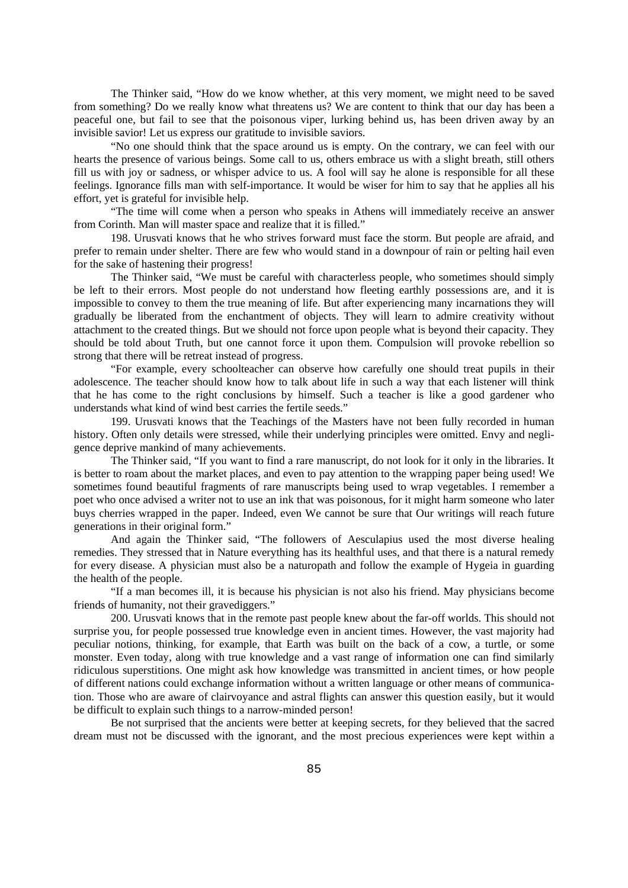The Thinker said, "How do we know whether, at this very moment, we might need to be saved from something? Do we really know what threatens us? We are content to think that our day has been a peaceful one, but fail to see that the poisonous viper, lurking behind us, has been driven away by an invisible savior! Let us express our gratitude to invisible saviors.

"No one should think that the space around us is empty. On the contrary, we can feel with our hearts the presence of various beings. Some call to us, others embrace us with a slight breath, still others fill us with joy or sadness, or whisper advice to us. A fool will say he alone is responsible for all these feelings. Ignorance fills man with self-importance. It would be wiser for him to say that he applies all his effort, yet is grateful for invisible help.

"The time will come when a person who speaks in Athens will immediately receive an answer from Corinth. Man will master space and realize that it is filled."

198. Urusvati knows that he who strives forward must face the storm. But people are afraid, and prefer to remain under shelter. There are few who would stand in a downpour of rain or pelting hail even for the sake of hastening their progress!

The Thinker said, "We must be careful with characterless people, who sometimes should simply be left to their errors. Most people do not understand how fleeting earthly possessions are, and it is impossible to convey to them the true meaning of life. But after experiencing many incarnations they will gradually be liberated from the enchantment of objects. They will learn to admire creativity without attachment to the created things. But we should not force upon people what is beyond their capacity. They should be told about Truth, but one cannot force it upon them. Compulsion will provoke rebellion so strong that there will be retreat instead of progress.

"For example, every schoolteacher can observe how carefully one should treat pupils in their adolescence. The teacher should know how to talk about life in such a way that each listener will think that he has come to the right conclusions by himself. Such a teacher is like a good gardener who understands what kind of wind best carries the fertile seeds."

199. Urusvati knows that the Teachings of the Masters have not been fully recorded in human history. Often only details were stressed, while their underlying principles were omitted. Envy and negligence deprive mankind of many achievements.

The Thinker said, "If you want to find a rare manuscript, do not look for it only in the libraries. It is better to roam about the market places, and even to pay attention to the wrapping paper being used! We sometimes found beautiful fragments of rare manuscripts being used to wrap vegetables. I remember a poet who once advised a writer not to use an ink that was poisonous, for it might harm someone who later buys cherries wrapped in the paper. Indeed, even We cannot be sure that Our writings will reach future generations in their original form."

And again the Thinker said, "The followers of Aesculapius used the most diverse healing remedies. They stressed that in Nature everything has its healthful uses, and that there is a natural remedy for every disease. A physician must also be a naturopath and follow the example of Hygeia in guarding the health of the people.

"If a man becomes ill, it is because his physician is not also his friend. May physicians become friends of humanity, not their gravediggers."

200. Urusvati knows that in the remote past people knew about the far-off worlds. This should not surprise you, for people possessed true knowledge even in ancient times. However, the vast majority had peculiar notions, thinking, for example, that Earth was built on the back of a cow, a turtle, or some monster. Even today, along with true knowledge and a vast range of information one can find similarly ridiculous superstitions. One might ask how knowledge was transmitted in ancient times, or how people of different nations could exchange information without a written language or other means of communication. Those who are aware of clairvoyance and astral flights can answer this question easily, but it would be difficult to explain such things to a narrow-minded person!

Be not surprised that the ancients were better at keeping secrets, for they believed that the sacred dream must not be discussed with the ignorant, and the most precious experiences were kept within a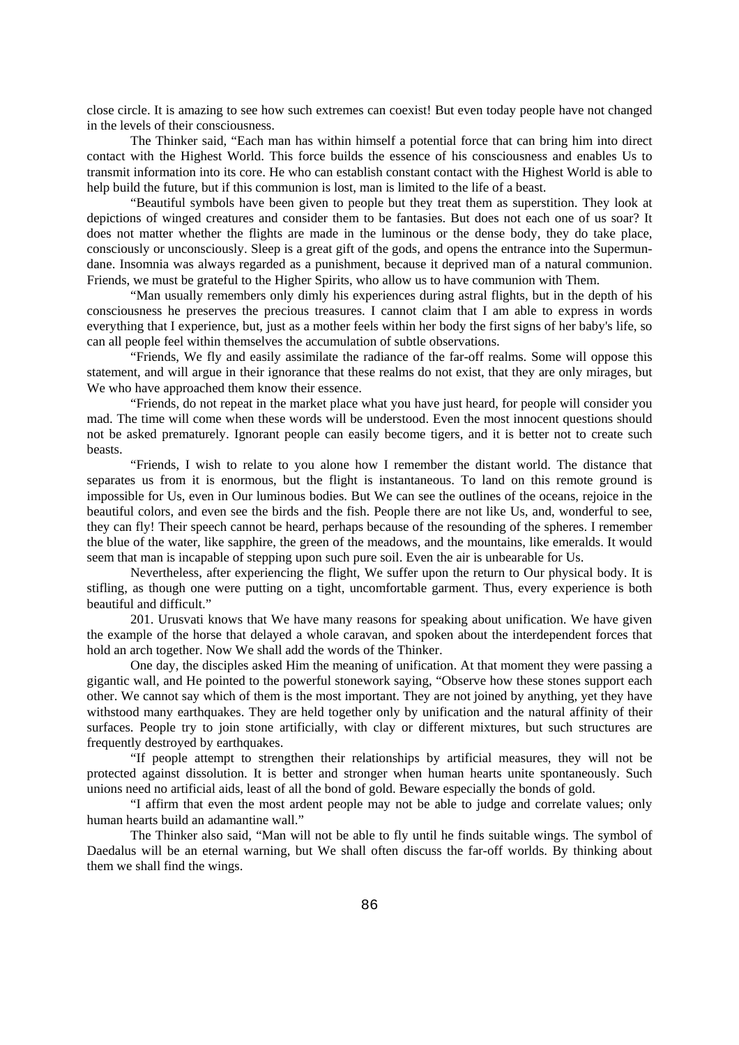close circle. It is amazing to see how such extremes can coexist! But even today people have not changed in the levels of their consciousness.

The Thinker said, "Each man has within himself a potential force that can bring him into direct contact with the Highest World. This force builds the essence of his consciousness and enables Us to transmit information into its core. He who can establish constant contact with the Highest World is able to help build the future, but if this communion is lost, man is limited to the life of a beast.

"Beautiful symbols have been given to people but they treat them as superstition. They look at depictions of winged creatures and consider them to be fantasies. But does not each one of us soar? It does not matter whether the flights are made in the luminous or the dense body, they do take place, consciously or unconsciously. Sleep is a great gift of the gods, and opens the entrance into the Supermundane. Insomnia was always regarded as a punishment, because it deprived man of a natural communion. Friends, we must be grateful to the Higher Spirits, who allow us to have communion with Them.

"Man usually remembers only dimly his experiences during astral flights, but in the depth of his consciousness he preserves the precious treasures. I cannot claim that I am able to express in words everything that I experience, but, just as a mother feels within her body the first signs of her baby's life, so can all people feel within themselves the accumulation of subtle observations.

"Friends, We fly and easily assimilate the radiance of the far-off realms. Some will oppose this statement, and will argue in their ignorance that these realms do not exist, that they are only mirages, but We who have approached them know their essence.

"Friends, do not repeat in the market place what you have just heard, for people will consider you mad. The time will come when these words will be understood. Even the most innocent questions should not be asked prematurely. Ignorant people can easily become tigers, and it is better not to create such beasts.

"Friends, I wish to relate to you alone how I remember the distant world. The distance that separates us from it is enormous, but the flight is instantaneous. To land on this remote ground is impossible for Us, even in Our luminous bodies. But We can see the outlines of the oceans, rejoice in the beautiful colors, and even see the birds and the fish. People there are not like Us, and, wonderful to see, they can fly! Their speech cannot be heard, perhaps because of the resounding of the spheres. I remember the blue of the water, like sapphire, the green of the meadows, and the mountains, like emeralds. It would seem that man is incapable of stepping upon such pure soil. Even the air is unbearable for Us.

Nevertheless, after experiencing the flight, We suffer upon the return to Our physical body. It is stifling, as though one were putting on a tight, uncomfortable garment. Thus, every experience is both beautiful and difficult."

201. Urusvati knows that We have many reasons for speaking about unification. We have given the example of the horse that delayed a whole caravan, and spoken about the interdependent forces that hold an arch together. Now We shall add the words of the Thinker.

One day, the disciples asked Him the meaning of unification. At that moment they were passing a gigantic wall, and He pointed to the powerful stonework saying, "Observe how these stones support each other. We cannot say which of them is the most important. They are not joined by anything, yet they have withstood many earthquakes. They are held together only by unification and the natural affinity of their surfaces. People try to join stone artificially, with clay or different mixtures, but such structures are frequently destroyed by earthquakes.

"If people attempt to strengthen their relationships by artificial measures, they will not be protected against dissolution. It is better and stronger when human hearts unite spontaneously. Such unions need no artificial aids, least of all the bond of gold. Beware especially the bonds of gold.

"I affirm that even the most ardent people may not be able to judge and correlate values; only human hearts build an adamantine wall."

The Thinker also said, "Man will not be able to fly until he finds suitable wings. The symbol of Daedalus will be an eternal warning, but We shall often discuss the far-off worlds. By thinking about them we shall find the wings.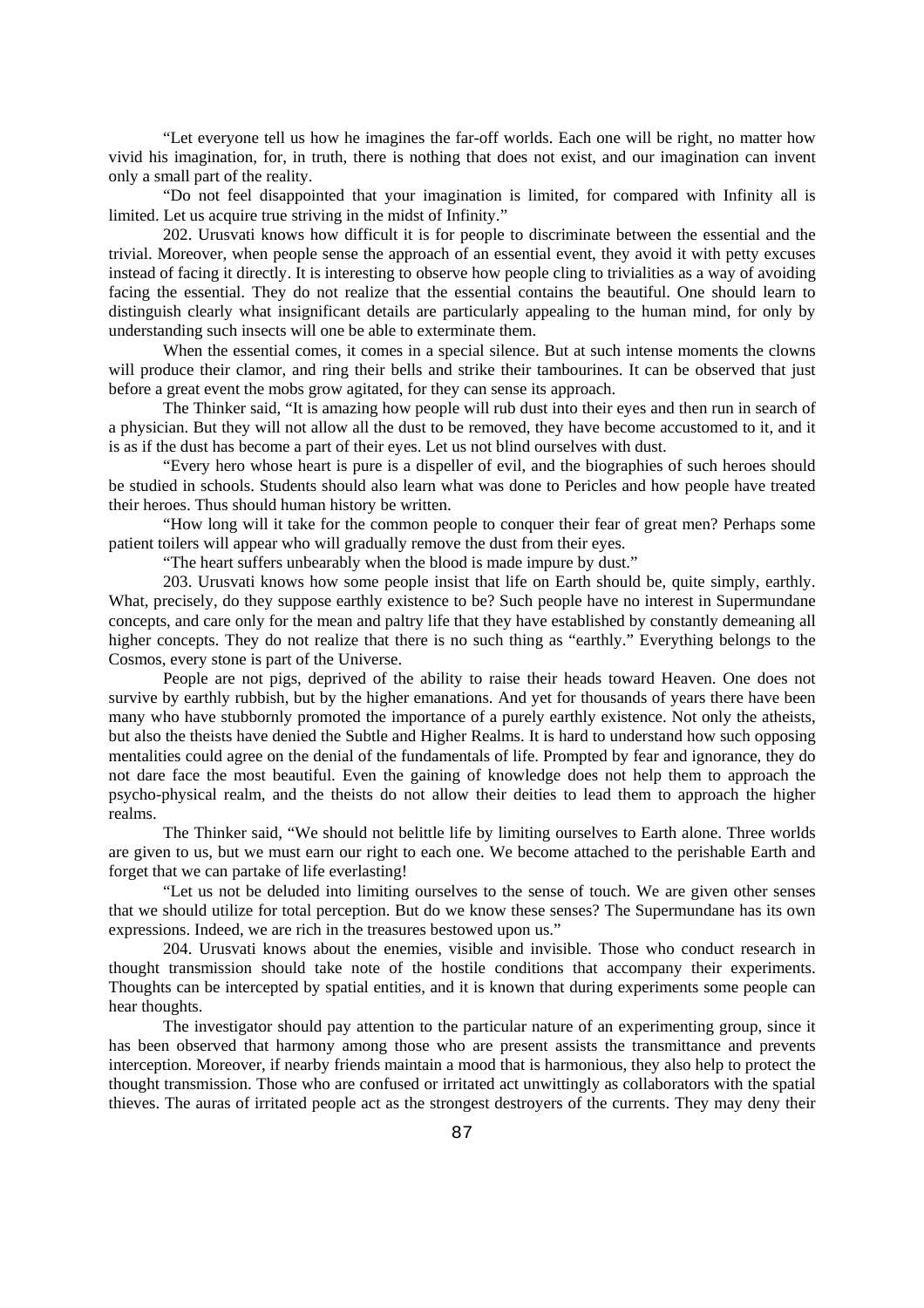"Let everyone tell us how he imagines the far-off worlds. Each one will be right, no matter how vivid his imagination, for, in truth, there is nothing that does not exist, and our imagination can invent only a small part of the reality.

"Do not feel disappointed that your imagination is limited, for compared with Infinity all is limited. Let us acquire true striving in the midst of Infinity."

202. Urusvati knows how difficult it is for people to discriminate between the essential and the trivial. Moreover, when people sense the approach of an essential event, they avoid it with petty excuses instead of facing it directly. It is interesting to observe how people cling to trivialities as a way of avoiding facing the essential. They do not realize that the essential contains the beautiful. One should learn to distinguish clearly what insignificant details are particularly appealing to the human mind, for only by understanding such insects will one be able to exterminate them.

When the essential comes, it comes in a special silence. But at such intense moments the clowns will produce their clamor, and ring their bells and strike their tambourines. It can be observed that just before a great event the mobs grow agitated, for they can sense its approach.

The Thinker said, "It is amazing how people will rub dust into their eyes and then run in search of a physician. But they will not allow all the dust to be removed, they have become accustomed to it, and it is as if the dust has become a part of their eyes. Let us not blind ourselves with dust.

"Every hero whose heart is pure is a dispeller of evil, and the biographies of such heroes should be studied in schools. Students should also learn what was done to Pericles and how people have treated their heroes. Thus should human history be written.

"How long will it take for the common people to conquer their fear of great men? Perhaps some patient toilers will appear who will gradually remove the dust from their eyes.

"The heart suffers unbearably when the blood is made impure by dust."

203. Urusvati knows how some people insist that life on Earth should be, quite simply, earthly. What, precisely, do they suppose earthly existence to be? Such people have no interest in Supermundane concepts, and care only for the mean and paltry life that they have established by constantly demeaning all higher concepts. They do not realize that there is no such thing as "earthly." Everything belongs to the Cosmos, every stone is part of the Universe.

People are not pigs, deprived of the ability to raise their heads toward Heaven. One does not survive by earthly rubbish, but by the higher emanations. And yet for thousands of years there have been many who have stubbornly promoted the importance of a purely earthly existence. Not only the atheists, but also the theists have denied the Subtle and Higher Realms. It is hard to understand how such opposing mentalities could agree on the denial of the fundamentals of life. Prompted by fear and ignorance, they do not dare face the most beautiful. Even the gaining of knowledge does not help them to approach the psycho-physical realm, and the theists do not allow their deities to lead them to approach the higher realms.

The Thinker said, "We should not belittle life by limiting ourselves to Earth alone. Three worlds are given to us, but we must earn our right to each one. We become attached to the perishable Earth and forget that we can partake of life everlasting!

"Let us not be deluded into limiting ourselves to the sense of touch. We are given other senses that we should utilize for total perception. But do we know these senses? The Supermundane has its own expressions. Indeed, we are rich in the treasures bestowed upon us."

204. Urusvati knows about the enemies, visible and invisible. Those who conduct research in thought transmission should take note of the hostile conditions that accompany their experiments. Thoughts can be intercepted by spatial entities, and it is known that during experiments some people can hear thoughts.

The investigator should pay attention to the particular nature of an experimenting group, since it has been observed that harmony among those who are present assists the transmittance and prevents interception. Moreover, if nearby friends maintain a mood that is harmonious, they also help to protect the thought transmission. Those who are confused or irritated act unwittingly as collaborators with the spatial thieves. The auras of irritated people act as the strongest destroyers of the currents. They may deny their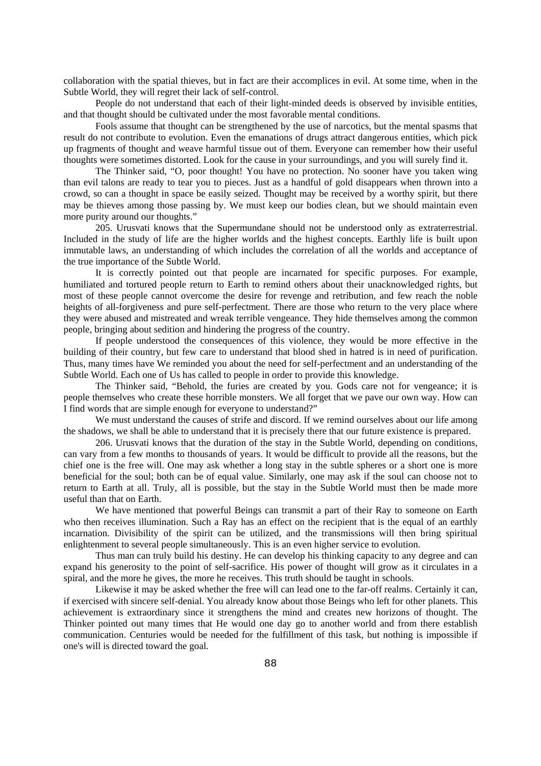collaboration with the spatial thieves, but in fact are their accomplices in evil. At some time, when in the Subtle World, they will regret their lack of self-control.

People do not understand that each of their light-minded deeds is observed by invisible entities, and that thought should be cultivated under the most favorable mental conditions.

Fools assume that thought can be strengthened by the use of narcotics, but the mental spasms that result do not contribute to evolution. Even the emanations of drugs attract dangerous entities, which pick up fragments of thought and weave harmful tissue out of them. Everyone can remember how their useful thoughts were sometimes distorted. Look for the cause in your surroundings, and you will surely find it.

The Thinker said, "O, poor thought! You have no protection. No sooner have you taken wing than evil talons are ready to tear you to pieces. Just as a handful of gold disappears when thrown into a crowd, so can a thought in space be easily seized. Thought may be received by a worthy spirit, but there may be thieves among those passing by. We must keep our bodies clean, but we should maintain even more purity around our thoughts."

205. Urusvati knows that the Supermundane should not be understood only as extraterrestrial. Included in the study of life are the higher worlds and the highest concepts. Earthly life is built upon immutable laws, an understanding of which includes the correlation of all the worlds and acceptance of the true importance of the Subtle World.

It is correctly pointed out that people are incarnated for specific purposes. For example, humiliated and tortured people return to Earth to remind others about their unacknowledged rights, but most of these people cannot overcome the desire for revenge and retribution, and few reach the noble heights of all-forgiveness and pure self-perfectment. There are those who return to the very place where they were abused and mistreated and wreak terrible vengeance. They hide themselves among the common people, bringing about sedition and hindering the progress of the country.

If people understood the consequences of this violence, they would be more effective in the building of their country, but few care to understand that blood shed in hatred is in need of purification. Thus, many times have We reminded you about the need for self-perfectment and an understanding of the Subtle World. Each one of Us has called to people in order to provide this knowledge.

The Thinker said, "Behold, the furies are created by you. Gods care not for vengeance; it is people themselves who create these horrible monsters. We all forget that we pave our own way. How can I find words that are simple enough for everyone to understand?"

We must understand the causes of strife and discord. If we remind ourselves about our life among the shadows, we shall be able to understand that it is precisely there that our future existence is prepared.

206. Urusvati knows that the duration of the stay in the Subtle World, depending on conditions, can vary from a few months to thousands of years. It would be difficult to provide all the reasons, but the chief one is the free will. One may ask whether a long stay in the subtle spheres or a short one is more beneficial for the soul; both can be of equal value. Similarly, one may ask if the soul can choose not to return to Earth at all. Truly, all is possible, but the stay in the Subtle World must then be made more useful than that on Earth.

We have mentioned that powerful Beings can transmit a part of their Ray to someone on Earth who then receives illumination. Such a Ray has an effect on the recipient that is the equal of an earthly incarnation. Divisibility of the spirit can be utilized, and the transmissions will then bring spiritual enlightenment to several people simultaneously. This is an even higher service to evolution.

Thus man can truly build his destiny. He can develop his thinking capacity to any degree and can expand his generosity to the point of self-sacrifice. His power of thought will grow as it circulates in a spiral, and the more he gives, the more he receives. This truth should be taught in schools.

Likewise it may be asked whether the free will can lead one to the far-off realms. Certainly it can, if exercised with sincere self-denial. You already know about those Beings who left for other planets. This achievement is extraordinary since it strengthens the mind and creates new horizons of thought. The Thinker pointed out many times that He would one day go to another world and from there establish communication. Centuries would be needed for the fulfillment of this task, but nothing is impossible if one's will is directed toward the goal.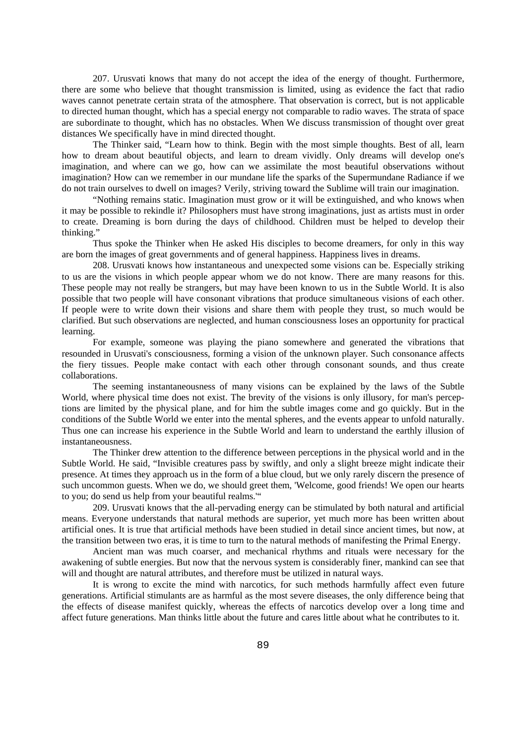207. Urusvati knows that many do not accept the idea of the energy of thought. Furthermore, there are some who believe that thought transmission is limited, using as evidence the fact that radio waves cannot penetrate certain strata of the atmosphere. That observation is correct, but is not applicable to directed human thought, which has a special energy not comparable to radio waves. The strata of space are subordinate to thought, which has no obstacles. When We discuss transmission of thought over great distances We specifically have in mind directed thought.

The Thinker said, "Learn how to think. Begin with the most simple thoughts. Best of all, learn how to dream about beautiful objects, and learn to dream vividly. Only dreams will develop one's imagination, and where can we go, how can we assimilate the most beautiful observations without imagination? How can we remember in our mundane life the sparks of the Supermundane Radiance if we do not train ourselves to dwell on images? Verily, striving toward the Sublime will train our imagination.

"Nothing remains static. Imagination must grow or it will be extinguished, and who knows when it may be possible to rekindle it? Philosophers must have strong imaginations, just as artists must in order to create. Dreaming is born during the days of childhood. Children must be helped to develop their thinking."

Thus spoke the Thinker when He asked His disciples to become dreamers, for only in this way are born the images of great governments and of general happiness. Happiness lives in dreams.

208. Urusvati knows how instantaneous and unexpected some visions can be. Especially striking to us are the visions in which people appear whom we do not know. There are many reasons for this. These people may not really be strangers, but may have been known to us in the Subtle World. It is also possible that two people will have consonant vibrations that produce simultaneous visions of each other. If people were to write down their visions and share them with people they trust, so much would be clarified. But such observations are neglected, and human consciousness loses an opportunity for practical learning.

For example, someone was playing the piano somewhere and generated the vibrations that resounded in Urusvati's consciousness, forming a vision of the unknown player. Such consonance affects the fiery tissues. People make contact with each other through consonant sounds, and thus create collaborations.

The seeming instantaneousness of many visions can be explained by the laws of the Subtle World, where physical time does not exist. The brevity of the visions is only illusory, for man's perceptions are limited by the physical plane, and for him the subtle images come and go quickly. But in the conditions of the Subtle World we enter into the mental spheres, and the events appear to unfold naturally. Thus one can increase his experience in the Subtle World and learn to understand the earthly illusion of instantaneousness.

The Thinker drew attention to the difference between perceptions in the physical world and in the Subtle World. He said, "Invisible creatures pass by swiftly, and only a slight breeze might indicate their presence. At times they approach us in the form of a blue cloud, but we only rarely discern the presence of such uncommon guests. When we do, we should greet them, 'Welcome, good friends! We open our hearts to you; do send us help from your beautiful realms.'"

209. Urusvati knows that the all-pervading energy can be stimulated by both natural and artificial means. Everyone understands that natural methods are superior, yet much more has been written about artificial ones. It is true that artificial methods have been studied in detail since ancient times, but now, at the transition between two eras, it is time to turn to the natural methods of manifesting the Primal Energy.

Ancient man was much coarser, and mechanical rhythms and rituals were necessary for the awakening of subtle energies. But now that the nervous system is considerably finer, mankind can see that will and thought are natural attributes, and therefore must be utilized in natural ways.

It is wrong to excite the mind with narcotics, for such methods harmfully affect even future generations. Artificial stimulants are as harmful as the most severe diseases, the only difference being that the effects of disease manifest quickly, whereas the effects of narcotics develop over a long time and affect future generations. Man thinks little about the future and cares little about what he contributes to it.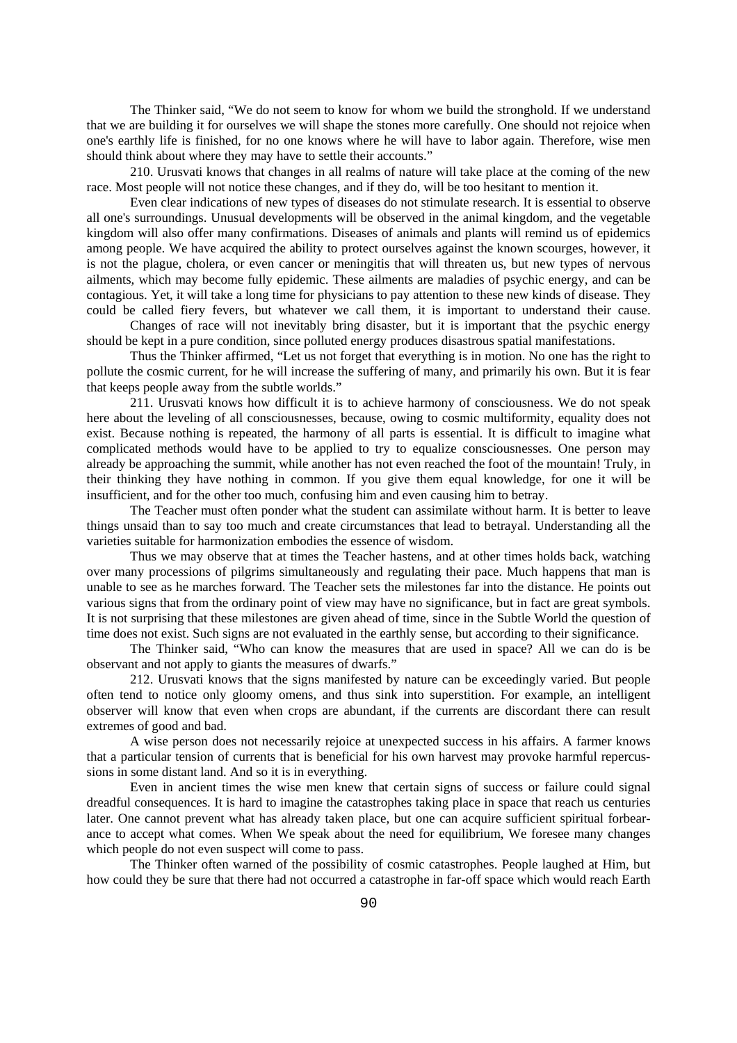The Thinker said, "We do not seem to know for whom we build the stronghold. If we understand that we are building it for ourselves we will shape the stones more carefully. One should not rejoice when one's earthly life is finished, for no one knows where he will have to labor again. Therefore, wise men should think about where they may have to settle their accounts."

210. Urusvati knows that changes in all realms of nature will take place at the coming of the new race. Most people will not notice these changes, and if they do, will be too hesitant to mention it.

Even clear indications of new types of diseases do not stimulate research. It is essential to observe all one's surroundings. Unusual developments will be observed in the animal kingdom, and the vegetable kingdom will also offer many confirmations. Diseases of animals and plants will remind us of epidemics among people. We have acquired the ability to protect ourselves against the known scourges, however, it is not the plague, cholera, or even cancer or meningitis that will threaten us, but new types of nervous ailments, which may become fully epidemic. These ailments are maladies of psychic energy, and can be contagious. Yet, it will take a long time for physicians to pay attention to these new kinds of disease. They could be called fiery fevers, but whatever we call them, it is important to understand their cause.

Changes of race will not inevitably bring disaster, but it is important that the psychic energy should be kept in a pure condition, since polluted energy produces disastrous spatial manifestations.

Thus the Thinker affirmed, "Let us not forget that everything is in motion. No one has the right to pollute the cosmic current, for he will increase the suffering of many, and primarily his own. But it is fear that keeps people away from the subtle worlds."

211. Urusvati knows how difficult it is to achieve harmony of consciousness. We do not speak here about the leveling of all consciousnesses, because, owing to cosmic multiformity, equality does not exist. Because nothing is repeated, the harmony of all parts is essential. It is difficult to imagine what complicated methods would have to be applied to try to equalize consciousnesses. One person may already be approaching the summit, while another has not even reached the foot of the mountain! Truly, in their thinking they have nothing in common. If you give them equal knowledge, for one it will be insufficient, and for the other too much, confusing him and even causing him to betray.

The Teacher must often ponder what the student can assimilate without harm. It is better to leave things unsaid than to say too much and create circumstances that lead to betrayal. Understanding all the varieties suitable for harmonization embodies the essence of wisdom.

Thus we may observe that at times the Teacher hastens, and at other times holds back, watching over many processions of pilgrims simultaneously and regulating their pace. Much happens that man is unable to see as he marches forward. The Teacher sets the milestones far into the distance. He points out various signs that from the ordinary point of view may have no significance, but in fact are great symbols. It is not surprising that these milestones are given ahead of time, since in the Subtle World the question of time does not exist. Such signs are not evaluated in the earthly sense, but according to their significance.

The Thinker said, "Who can know the measures that are used in space? All we can do is be observant and not apply to giants the measures of dwarfs."

212. Urusvati knows that the signs manifested by nature can be exceedingly varied. But people often tend to notice only gloomy omens, and thus sink into superstition. For example, an intelligent observer will know that even when crops are abundant, if the currents are discordant there can result extremes of good and bad.

A wise person does not necessarily rejoice at unexpected success in his affairs. A farmer knows that a particular tension of currents that is beneficial for his own harvest may provoke harmful repercussions in some distant land. And so it is in everything.

Even in ancient times the wise men knew that certain signs of success or failure could signal dreadful consequences. It is hard to imagine the catastrophes taking place in space that reach us centuries later. One cannot prevent what has already taken place, but one can acquire sufficient spiritual forbearance to accept what comes. When We speak about the need for equilibrium, We foresee many changes which people do not even suspect will come to pass.

The Thinker often warned of the possibility of cosmic catastrophes. People laughed at Him, but how could they be sure that there had not occurred a catastrophe in far-off space which would reach Earth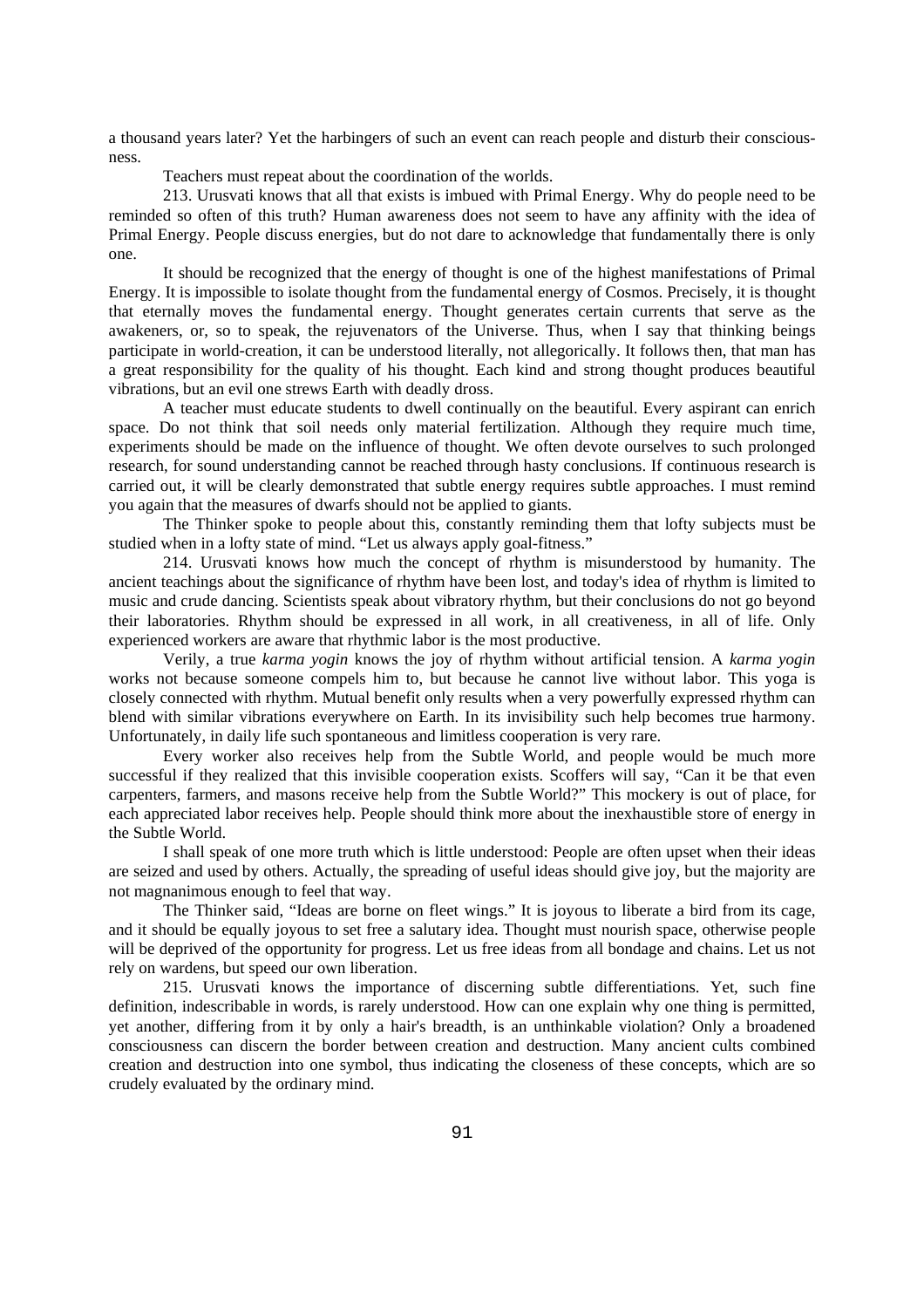a thousand years later? Yet the harbingers of such an event can reach people and disturb their consciousness.

Teachers must repeat about the coordination of the worlds.

213. Urusvati knows that all that exists is imbued with Primal Energy. Why do people need to be reminded so often of this truth? Human awareness does not seem to have any affinity with the idea of Primal Energy. People discuss energies, but do not dare to acknowledge that fundamentally there is only one.

It should be recognized that the energy of thought is one of the highest manifestations of Primal Energy. It is impossible to isolate thought from the fundamental energy of Cosmos. Precisely, it is thought that eternally moves the fundamental energy. Thought generates certain currents that serve as the awakeners, or, so to speak, the rejuvenators of the Universe. Thus, when I say that thinking beings participate in world-creation, it can be understood literally, not allegorically. It follows then, that man has a great responsibility for the quality of his thought. Each kind and strong thought produces beautiful vibrations, but an evil one strews Earth with deadly dross.

A teacher must educate students to dwell continually on the beautiful. Every aspirant can enrich space. Do not think that soil needs only material fertilization. Although they require much time, experiments should be made on the influence of thought. We often devote ourselves to such prolonged research, for sound understanding cannot be reached through hasty conclusions. If continuous research is carried out, it will be clearly demonstrated that subtle energy requires subtle approaches. I must remind you again that the measures of dwarfs should not be applied to giants.

The Thinker spoke to people about this, constantly reminding them that lofty subjects must be studied when in a lofty state of mind. “Let us always apply goal-fitness.”

214. Urusvati knows how much the concept of rhythm is misunderstood by humanity. The ancient teachings about the significance of rhythm have been lost, and today's idea of rhythm is limited to music and crude dancing. Scientists speak about vibratory rhythm, but their conclusions do not go beyond their laboratories. Rhythm should be expressed in all work, in all creativeness, in all of life. Only experienced workers are aware that rhythmic labor is the most productive.

Verily, a true *karma yogin* knows the joy of rhythm without artificial tension. A *karma yogin* works not because someone compels him to, but because he cannot live without labor. This yoga is closely connected with rhythm. Mutual benefit only results when a very powerfully expressed rhythm can blend with similar vibrations everywhere on Earth. In its invisibility such help becomes true harmony. Unfortunately, in daily life such spontaneous and limitless cooperation is very rare.

Every worker also receives help from the Subtle World, and people would be much more successful if they realized that this invisible cooperation exists. Scoffers will say, “Can it be that even carpenters, farmers, and masons receive help from the Subtle World?” This mockery is out of place, for each appreciated labor receives help. People should think more about the inexhaustible store of energy in the Subtle World.

I shall speak of one more truth which is little understood: People are often upset when their ideas are seized and used by others. Actually, the spreading of useful ideas should give joy, but the majority are not magnanimous enough to feel that way.

The Thinker said, “Ideas are borne on fleet wings.” It is joyous to liberate a bird from its cage, and it should be equally joyous to set free a salutary idea. Thought must nourish space, otherwise people will be deprived of the opportunity for progress. Let us free ideas from all bondage and chains. Let us not rely on wardens, but speed our own liberation.

215. Urusvati knows the importance of discerning subtle differentiations. Yet, such fine definition, indescribable in words, is rarely understood. How can one explain why one thing is permitted, yet another, differing from it by only a hair's breadth, is an unthinkable violation? Only a broadened consciousness can discern the border between creation and destruction. Many ancient cults combined creation and destruction into one symbol, thus indicating the closeness of these concepts, which are so crudely evaluated by the ordinary mind.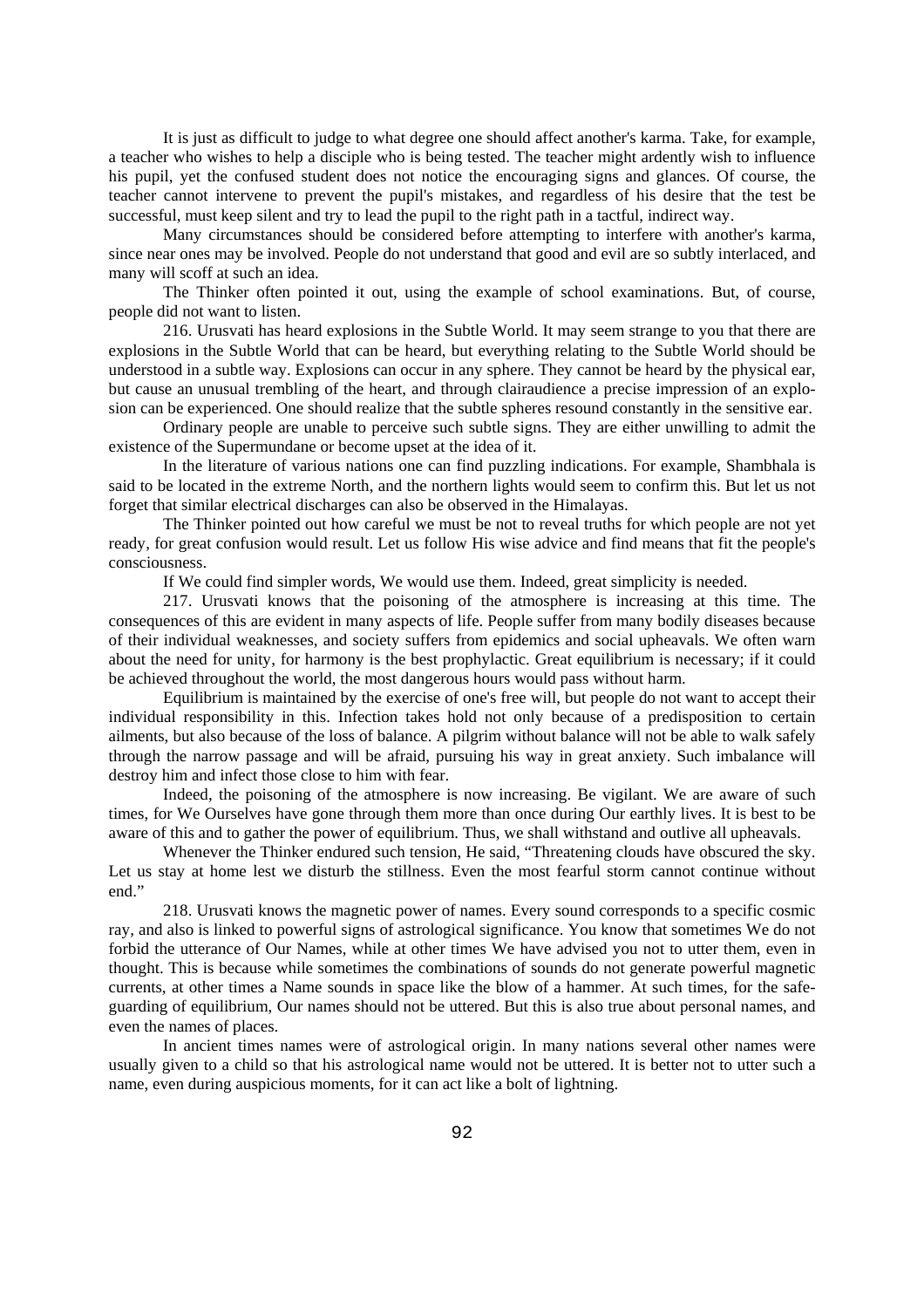It is just as difficult to judge to what degree one should affect another's karma. Take, for example, a teacher who wishes to help a disciple who is being tested. The teacher might ardently wish to influence his pupil, yet the confused student does not notice the encouraging signs and glances. Of course, the teacher cannot intervene to prevent the pupil's mistakes, and regardless of his desire that the test be successful, must keep silent and try to lead the pupil to the right path in a tactful, indirect way.

Many circumstances should be considered before attempting to interfere with another's karma, since near ones may be involved. People do not understand that good and evil are so subtly interlaced, and many will scoff at such an idea.

The Thinker often pointed it out, using the example of school examinations. But, of course, people did not want to listen.

216. Urusvati has heard explosions in the Subtle World. It may seem strange to you that there are explosions in the Subtle World that can be heard, but everything relating to the Subtle World should be understood in a subtle way. Explosions can occur in any sphere. They cannot be heard by the physical ear, but cause an unusual trembling of the heart, and through clairaudience a precise impression of an explosion can be experienced. One should realize that the subtle spheres resound constantly in the sensitive ear.

Ordinary people are unable to perceive such subtle signs. They are either unwilling to admit the existence of the Supermundane or become upset at the idea of it.

In the literature of various nations one can find puzzling indications. For example, Shambhala is said to be located in the extreme North, and the northern lights would seem to confirm this. But let us not forget that similar electrical discharges can also be observed in the Himalayas.

The Thinker pointed out how careful we must be not to reveal truths for which people are not yet ready, for great confusion would result. Let us follow His wise advice and find means that fit the people's consciousness.

If We could find simpler words, We would use them. Indeed, great simplicity is needed.

217. Urusvati knows that the poisoning of the atmosphere is increasing at this time. The consequences of this are evident in many aspects of life. People suffer from many bodily diseases because of their individual weaknesses, and society suffers from epidemics and social upheavals. We often warn about the need for unity, for harmony is the best prophylactic. Great equilibrium is necessary; if it could be achieved throughout the world, the most dangerous hours would pass without harm.

Equilibrium is maintained by the exercise of one's free will, but people do not want to accept their individual responsibility in this. Infection takes hold not only because of a predisposition to certain ailments, but also because of the loss of balance. A pilgrim without balance will not be able to walk safely through the narrow passage and will be afraid, pursuing his way in great anxiety. Such imbalance will destroy him and infect those close to him with fear.

Indeed, the poisoning of the atmosphere is now increasing. Be vigilant. We are aware of such times, for We Ourselves have gone through them more than once during Our earthly lives. It is best to be aware of this and to gather the power of equilibrium. Thus, we shall withstand and outlive all upheavals.

Whenever the Thinker endured such tension, He said, "Threatening clouds have obscured the sky. Let us stay at home lest we disturb the stillness. Even the most fearful storm cannot continue without end."

218. Urusvati knows the magnetic power of names. Every sound corresponds to a specific cosmic ray, and also is linked to powerful signs of astrological significance. You know that sometimes We do not forbid the utterance of Our Names, while at other times We have advised you not to utter them, even in thought. This is because while sometimes the combinations of sounds do not generate powerful magnetic currents, at other times a Name sounds in space like the blow of a hammer. At such times, for the safeguarding of equilibrium, Our names should not be uttered. But this is also true about personal names, and even the names of places.

In ancient times names were of astrological origin. In many nations several other names were usually given to a child so that his astrological name would not be uttered. It is better not to utter such a name, even during auspicious moments, for it can act like a bolt of lightning.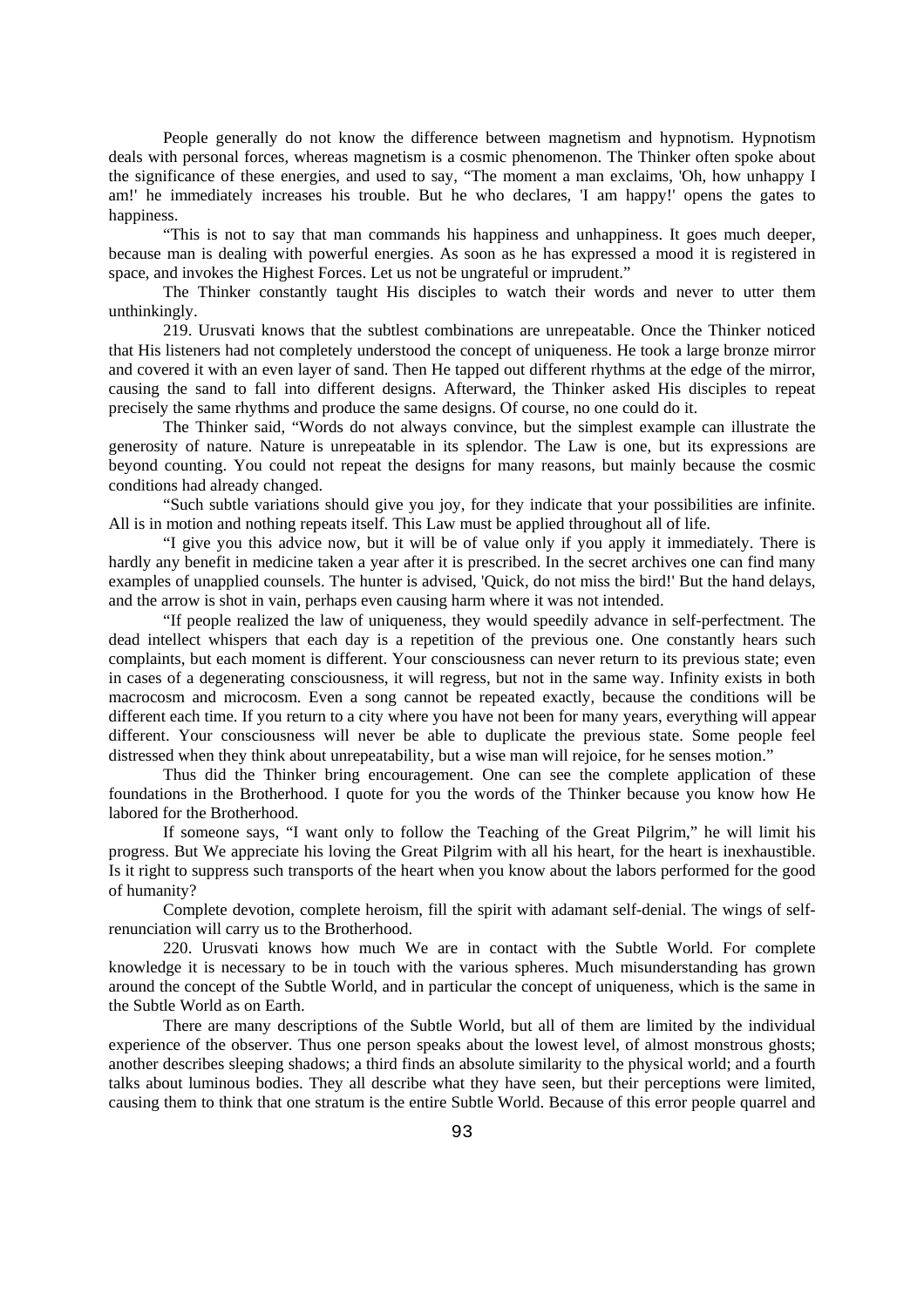People generally do not know the difference between magnetism and hypnotism. Hypnotism deals with personal forces, whereas magnetism is a cosmic phenomenon. The Thinker often spoke about the significance of these energies, and used to say, "The moment a man exclaims, 'Oh, how unhappy I am!' he immediately increases his trouble. But he who declares, 'I am happy!' opens the gates to happiness.

"This is not to say that man commands his happiness and unhappiness. It goes much deeper, because man is dealing with powerful energies. As soon as he has expressed a mood it is registered in space, and invokes the Highest Forces. Let us not be ungrateful or imprudent."

The Thinker constantly taught His disciples to watch their words and never to utter them unthinkingly.

219. Urusvati knows that the subtlest combinations are unrepeatable. Once the Thinker noticed that His listeners had not completely understood the concept of uniqueness. He took a large bronze mirror and covered it with an even layer of sand. Then He tapped out different rhythms at the edge of the mirror, causing the sand to fall into different designs. Afterward, the Thinker asked His disciples to repeat precisely the same rhythms and produce the same designs. Of course, no one could do it.

The Thinker said, "Words do not always convince, but the simplest example can illustrate the generosity of nature. Nature is unrepeatable in its splendor. The Law is one, but its expressions are beyond counting. You could not repeat the designs for many reasons, but mainly because the cosmic conditions had already changed.

"Such subtle variations should give you joy, for they indicate that your possibilities are infinite. All is in motion and nothing repeats itself. This Law must be applied throughout all of life.

"I give you this advice now, but it will be of value only if you apply it immediately. There is hardly any benefit in medicine taken a year after it is prescribed. In the secret archives one can find many examples of unapplied counsels. The hunter is advised, 'Quick, do not miss the bird!' But the hand delays, and the arrow is shot in vain, perhaps even causing harm where it was not intended.

"If people realized the law of uniqueness, they would speedily advance in self-perfectment. The dead intellect whispers that each day is a repetition of the previous one. One constantly hears such complaints, but each moment is different. Your consciousness can never return to its previous state; even in cases of a degenerating consciousness, it will regress, but not in the same way. Infinity exists in both macrocosm and microcosm. Even a song cannot be repeated exactly, because the conditions will be different each time. If you return to a city where you have not been for many years, everything will appear different. Your consciousness will never be able to duplicate the previous state. Some people feel distressed when they think about unrepeatability, but a wise man will rejoice, for he senses motion."

Thus did the Thinker bring encouragement. One can see the complete application of these foundations in the Brotherhood. I quote for you the words of the Thinker because you know how He labored for the Brotherhood.

If someone says, "I want only to follow the Teaching of the Great Pilgrim," he will limit his progress. But We appreciate his loving the Great Pilgrim with all his heart, for the heart is inexhaustible. Is it right to suppress such transports of the heart when you know about the labors performed for the good of humanity?

Complete devotion, complete heroism, fill the spirit with adamant self-denial. The wings of self-renunciation will carry us to the Brotherhood.

220. Urusvati knows how much We are in contact with the Subtle World. For complete knowledge it is necessary to be in touch with the various spheres. Much misunderstanding has grown around the concept of the Subtle World, and in particular the concept of uniqueness, which is the same in the Subtle World as on Earth.

There are many descriptions of the Subtle World, but all of them are limited by the individual experience of the observer. Thus one person speaks about the lowest level, of almost monstrous ghosts; another describes sleeping shadows; a third finds an absolute similarity to the physical world; and a fourth talks about luminous bodies. They all describe what they have seen, but their perceptions were limited, causing them to think that one stratum is the entire Subtle World. Because of this error people quarrel and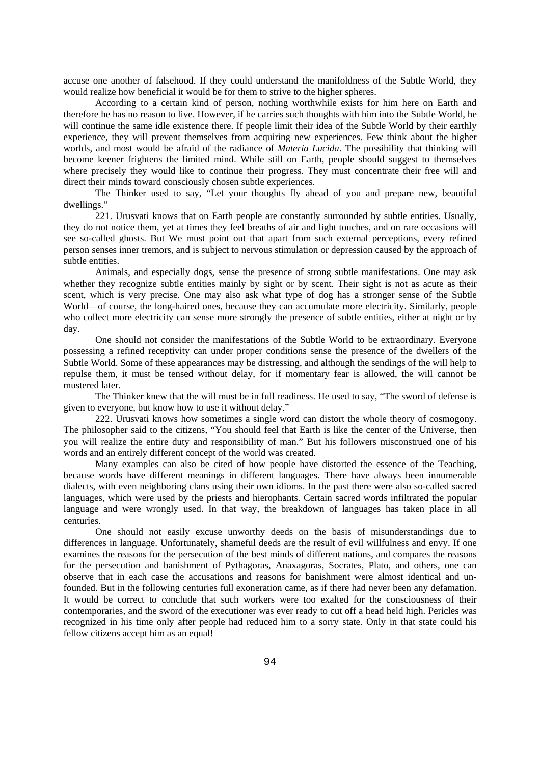accuse one another of falsehood. If they could understand the manifoldness of the Subtle World, they would realize how beneficial it would be for them to strive to the higher spheres.

According to a certain kind of person, nothing worthwhile exists for him here on Earth and therefore he has no reason to live. However, if he carries such thoughts with him into the Subtle World, he will continue the same idle existence there. If people limit their idea of the Subtle World by their earthly experience, they will prevent themselves from acquiring new experiences. Few think about the higher worlds, and most would be afraid of the radiance of *Materia Lucida*. The possibility that thinking will become keener frightens the limited mind. While still on Earth, people should suggest to themselves where precisely they would like to continue their progress. They must concentrate their free will and direct their minds toward consciously chosen subtle experiences.

The Thinker used to say, "Let your thoughts fly ahead of you and prepare new, beautiful dwellings."

221. Urusvati knows that on Earth people are constantly surrounded by subtle entities. Usually, they do not notice them, yet at times they feel breaths of air and light touches, and on rare occasions will see so-called ghosts. But We must point out that apart from such external perceptions, every refined person senses inner tremors, and is subject to nervous stimulation or depression caused by the approach of subtle entities.

Animals, and especially dogs, sense the presence of strong subtle manifestations. One may ask whether they recognize subtle entities mainly by sight or by scent. Their sight is not as acute as their scent, which is very precise. One may also ask what type of dog has a stronger sense of the Subtle World—of course, the long-haired ones, because they can accumulate more electricity. Similarly, people who collect more electricity can sense more strongly the presence of subtle entities, either at night or by day.

One should not consider the manifestations of the Subtle World to be extraordinary. Everyone possessing a refined receptivity can under proper conditions sense the presence of the dwellers of the Subtle World. Some of these appearances may be distressing, and although the sendings of the will help to repulse them, it must be tensed without delay, for if momentary fear is allowed, the will cannot be mustered later.

The Thinker knew that the will must be in full readiness. He used to say, "The sword of defense is given to everyone, but know how to use it without delay."

222. Urusvati knows how sometimes a single word can distort the whole theory of cosmogony. The philosopher said to the citizens, "You should feel that Earth is like the center of the Universe, then you will realize the entire duty and responsibility of man." But his followers misconstrued one of his words and an entirely different concept of the world was created.

Many examples can also be cited of how people have distorted the essence of the Teaching, because words have different meanings in different languages. There have always been innumerable dialects, with even neighboring clans using their own idioms. In the past there were also so-called sacred languages, which were used by the priests and hierophants. Certain sacred words infiltrated the popular language and were wrongly used. In that way, the breakdown of languages has taken place in all centuries.

One should not easily excuse unworthy deeds on the basis of misunderstandings due to differences in language. Unfortunately, shameful deeds are the result of evil willfulness and envy. If one examines the reasons for the persecution of the best minds of different nations, and compares the reasons for the persecution and banishment of Pythagoras, Anaxagoras, Socrates, Plato, and others, one can observe that in each case the accusations and reasons for banishment were almost identical and unfounded. But in the following centuries full exoneration came, as if there had never been any defamation. It would be correct to conclude that such workers were too exalted for the consciousness of their contemporaries, and the sword of the executioner was ever ready to cut off a head held high. Pericles was recognized in his time only after people had reduced him to a sorry state. Only in that state could his fellow citizens accept him as an equal!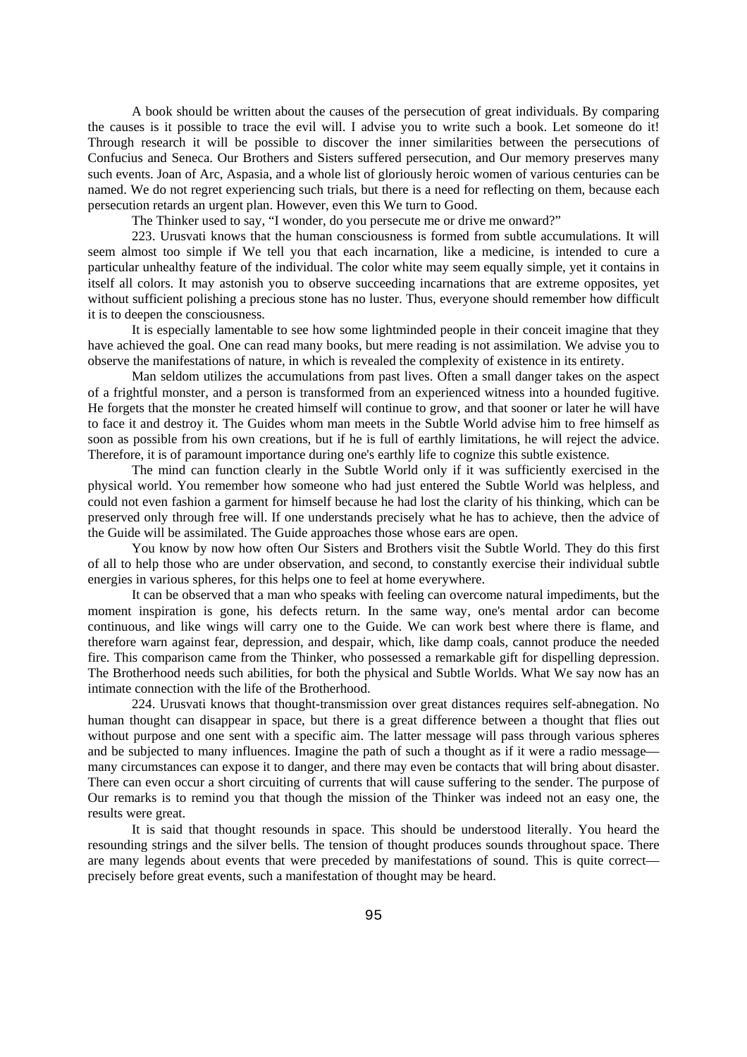A book should be written about the causes of the persecution of great individuals. By comparing the causes is it possible to trace the evil will. I advise you to write such a book. Let someone do it! Through research it will be possible to discover the inner similarities between the persecutions of Confucius and Seneca. Our Brothers and Sisters suffered persecution, and Our memory preserves many such events. Joan of Arc, Aspasia, and a whole list of gloriously heroic women of various centuries can be named. We do not regret experiencing such trials, but there is a need for reflecting on them, because each persecution retards an urgent plan. However, even this We turn to Good.

The Thinker used to say, "I wonder, do you persecute me or drive me onward?"

223. Urusvati knows that the human consciousness is formed from subtle accumulations. It will seem almost too simple if We tell you that each incarnation, like a medicine, is intended to cure a particular unhealthy feature of the individual. The color white may seem equally simple, yet it contains in itself all colors. It may astonish you to observe succeeding incarnations that are extreme opposites, yet without sufficient polishing a precious stone has no luster. Thus, everyone should remember how difficult it is to deepen the consciousness.

It is especially lamentable to see how some lightminded people in their conceit imagine that they have achieved the goal. One can read many books, but mere reading is not assimilation. We advise you to observe the manifestations of nature, in which is revealed the complexity of existence in its entirety.

Man seldom utilizes the accumulations from past lives. Often a small danger takes on the aspect of a frightful monster, and a person is transformed from an experienced witness into a hounded fugitive. He forgets that the monster he created himself will continue to grow, and that sooner or later he will have to face it and destroy it. The Guides whom man meets in the Subtle World advise him to free himself as soon as possible from his own creations, but if he is full of earthly limitations, he will reject the advice. Therefore, it is of paramount importance during one's earthly life to cognize this subtle existence.

The mind can function clearly in the Subtle World only if it was sufficiently exercised in the physical world. You remember how someone who had just entered the Subtle World was helpless, and could not even fashion a garment for himself because he had lost the clarity of his thinking, which can be preserved only through free will. If one understands precisely what he has to achieve, then the advice of the Guide will be assimilated. The Guide approaches those whose ears are open.

You know by now how often Our Sisters and Brothers visit the Subtle World. They do this first of all to help those who are under observation, and second, to constantly exercise their individual subtle energies in various spheres, for this helps one to feel at home everywhere.

It can be observed that a man who speaks with feeling can overcome natural impediments, but the moment inspiration is gone, his defects return. In the same way, one's mental ardor can become continuous, and like wings will carry one to the Guide. We can work best where there is flame, and therefore warn against fear, depression, and despair, which, like damp coals, cannot produce the needed fire. This comparison came from the Thinker, who possessed a remarkable gift for dispelling depression. The Brotherhood needs such abilities, for both the physical and Subtle Worlds. What We say now has an intimate connection with the life of the Brotherhood.

224. Urusvati knows that thought-transmission over great distances requires self-abnegation. No human thought can disappear in space, but there is a great difference between a thought that flies out without purpose and one sent with a specific aim. The latter message will pass through various spheres and be subjected to many influences. Imagine the path of such a thought as if it were a radio message—many circumstances can expose it to danger, and there may even be contacts that will bring about disaster. There can even occur a short circuiting of currents that will cause suffering to the sender. The purpose of Our remarks is to remind you that though the mission of the Thinker was indeed not an easy one, the results were great.

It is said that thought resounds in space. This should be understood literally. You heard the resounding strings and the silver bells. The tension of thought produces sounds throughout space. There are many legends about events that were preceded by manifestations of sound. This is quite correct—precisely before great events, such a manifestation of thought may be heard.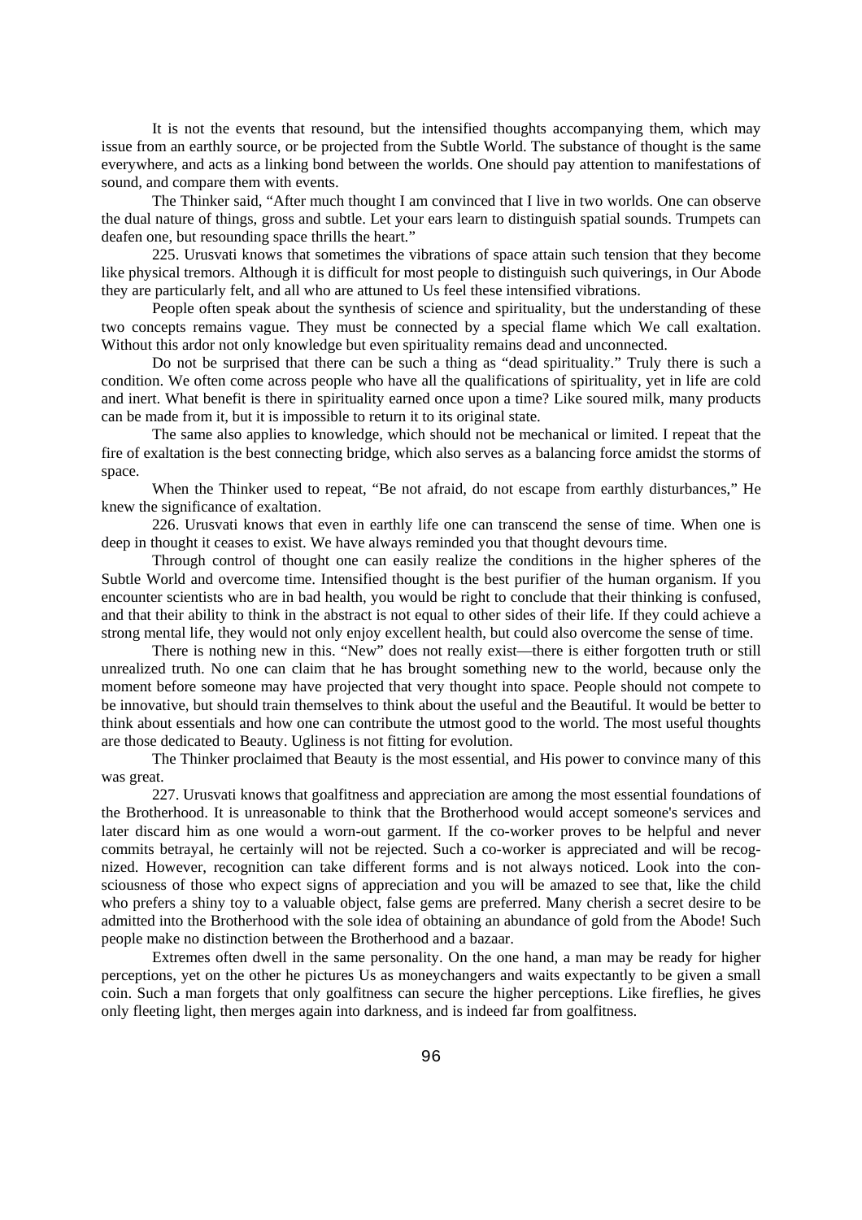It is not the events that resound, but the intensified thoughts accompanying them, which may issue from an earthly source, or be projected from the Subtle World. The substance of thought is the same everywhere, and acts as a linking bond between the worlds. One should pay attention to manifestations of sound, and compare them with events.

The Thinker said, "After much thought I am convinced that I live in two worlds. One can observe the dual nature of things, gross and subtle. Let your ears learn to distinguish spatial sounds. Trumpets can deafen one, but resounding space thrills the heart."

225. Urusvati knows that sometimes the vibrations of space attain such tension that they become like physical tremors. Although it is difficult for most people to distinguish such quiverings, in Our Abode they are particularly felt, and all who are attuned to Us feel these intensified vibrations.

People often speak about the synthesis of science and spirituality, but the understanding of these two concepts remains vague. They must be connected by a special flame which We call exaltation. Without this ardor not only knowledge but even spirituality remains dead and unconnected.

Do not be surprised that there can be such a thing as "dead spirituality." Truly there is such a condition. We often come across people who have all the qualifications of spirituality, yet in life are cold and inert. What benefit is there in spirituality earned once upon a time? Like soured milk, many products can be made from it, but it is impossible to return it to its original state.

The same also applies to knowledge, which should not be mechanical or limited. I repeat that the fire of exaltation is the best connecting bridge, which also serves as a balancing force amidst the storms of space.

When the Thinker used to repeat, "Be not afraid, do not escape from earthly disturbances," He knew the significance of exaltation.

226. Urusvati knows that even in earthly life one can transcend the sense of time. When one is deep in thought it ceases to exist. We have always reminded you that thought devours time.

Through control of thought one can easily realize the conditions in the higher spheres of the Subtle World and overcome time. Intensified thought is the best purifier of the human organism. If you encounter scientists who are in bad health, you would be right to conclude that their thinking is confused, and that their ability to think in the abstract is not equal to other sides of their life. If they could achieve a strong mental life, they would not only enjoy excellent health, but could also overcome the sense of time.

There is nothing new in this. "New" does not really exist—there is either forgotten truth or still unrealized truth. No one can claim that he has brought something new to the world, because only the moment before someone may have projected that very thought into space. People should not compete to be innovative, but should train themselves to think about the useful and the Beautiful. It would be better to think about essentials and how one can contribute the utmost good to the world. The most useful thoughts are those dedicated to Beauty. Ugliness is not fitting for evolution.

The Thinker proclaimed that Beauty is the most essential, and His power to convince many of this was great.

227. Urusvati knows that goalfitness and appreciation are among the most essential foundations of the Brotherhood. It is unreasonable to think that the Brotherhood would accept someone's services and later discard him as one would a worn-out garment. If the co-worker proves to be helpful and never commits betrayal, he certainly will not be rejected. Such a co-worker is appreciated and will be recognized. However, recognition can take different forms and is not always noticed. Look into the consciousness of those who expect signs of appreciation and you will be amazed to see that, like the child who prefers a shiny toy to a valuable object, false gems are preferred. Many cherish a secret desire to be admitted into the Brotherhood with the sole idea of obtaining an abundance of gold from the Abode! Such people make no distinction between the Brotherhood and a bazaar.

Extremes often dwell in the same personality. On the one hand, a man may be ready for higher perceptions, yet on the other he pictures Us as moneychangers and waits expectantly to be given a small coin. Such a man forgets that only goalfitness can secure the higher perceptions. Like fireflies, he gives only fleeting light, then merges again into darkness, and is indeed far from goalfitness.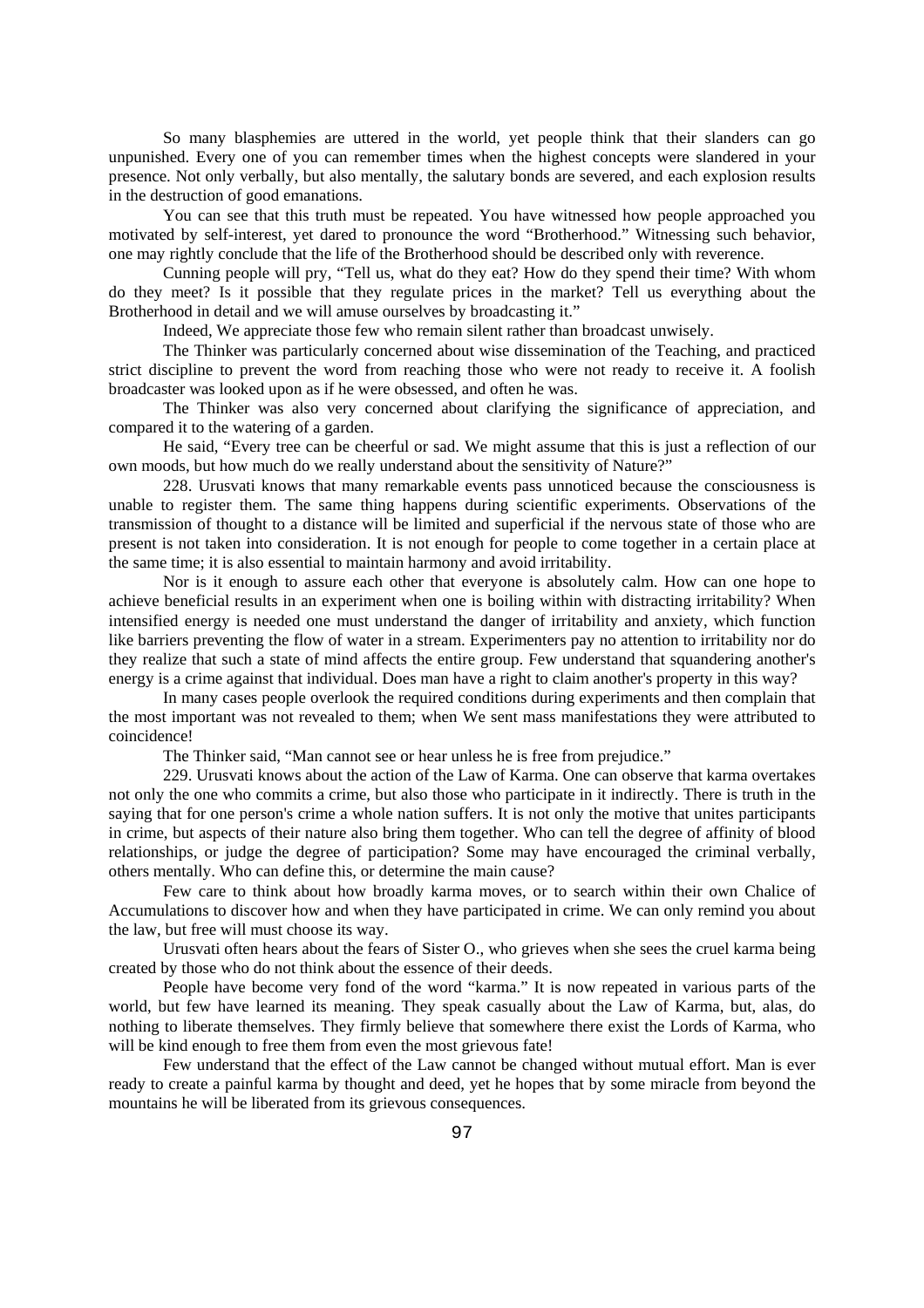So many blasphemies are uttered in the world, yet people think that their slanders can go unpunished. Every one of you can remember times when the highest concepts were slandered in your presence. Not only verbally, but also mentally, the salutary bonds are severed, and each explosion results in the destruction of good emanations.

You can see that this truth must be repeated. You have witnessed how people approached you motivated by self-interest, yet dared to pronounce the word "Brotherhood." Witnessing such behavior, one may rightly conclude that the life of the Brotherhood should be described only with reverence.

Cunning people will pry, "Tell us, what do they eat? How do they spend their time? With whom do they meet? Is it possible that they regulate prices in the market? Tell us everything about the Brotherhood in detail and we will amuse ourselves by broadcasting it."

Indeed, We appreciate those few who remain silent rather than broadcast unwisely.

The Thinker was particularly concerned about wise dissemination of the Teaching, and practiced strict discipline to prevent the word from reaching those who were not ready to receive it. A foolish broadcaster was looked upon as if he were obsessed, and often he was.

The Thinker was also very concerned about clarifying the significance of appreciation, and compared it to the watering of a garden.

He said, "Every tree can be cheerful or sad. We might assume that this is just a reflection of our own moods, but how much do we really understand about the sensitivity of Nature?"

228. Urusvati knows that many remarkable events pass unnoticed because the consciousness is unable to register them. The same thing happens during scientific experiments. Observations of the transmission of thought to a distance will be limited and superficial if the nervous state of those who are present is not taken into consideration. It is not enough for people to come together in a certain place at the same time; it is also essential to maintain harmony and avoid irritability.

Nor is it enough to assure each other that everyone is absolutely calm. How can one hope to achieve beneficial results in an experiment when one is boiling within with distracting irritability? When intensified energy is needed one must understand the danger of irritability and anxiety, which function like barriers preventing the flow of water in a stream. Experimenters pay no attention to irritability nor do they realize that such a state of mind affects the entire group. Few understand that squandering another's energy is a crime against that individual. Does man have a right to claim another's property in this way?

In many cases people overlook the required conditions during experiments and then complain that the most important was not revealed to them; when We sent mass manifestations they were attributed to coincidence!

The Thinker said, "Man cannot see or hear unless he is free from prejudice."

229. Urusvati knows about the action of the Law of Karma. One can observe that karma overtakes not only the one who commits a crime, but also those who participate in it indirectly. There is truth in the saying that for one person's crime a whole nation suffers. It is not only the motive that unites participants in crime, but aspects of their nature also bring them together. Who can tell the degree of affinity of blood relationships, or judge the degree of participation? Some may have encouraged the criminal verbally, others mentally. Who can define this, or determine the main cause?

Few care to think about how broadly karma moves, or to search within their own Chalice of Accumulations to discover how and when they have participated in crime. We can only remind you about the law, but free will must choose its way.

Urusvati often hears about the fears of Sister O., who grieves when she sees the cruel karma being created by those who do not think about the essence of their deeds.

People have become very fond of the word "karma." It is now repeated in various parts of the world, but few have learned its meaning. They speak casually about the Law of Karma, but, alas, do nothing to liberate themselves. They firmly believe that somewhere there exist the Lords of Karma, who will be kind enough to free them from even the most grievous fate!

Few understand that the effect of the Law cannot be changed without mutual effort. Man is ever ready to create a painful karma by thought and deed, yet he hopes that by some miracle from beyond the mountains he will be liberated from its grievous consequences.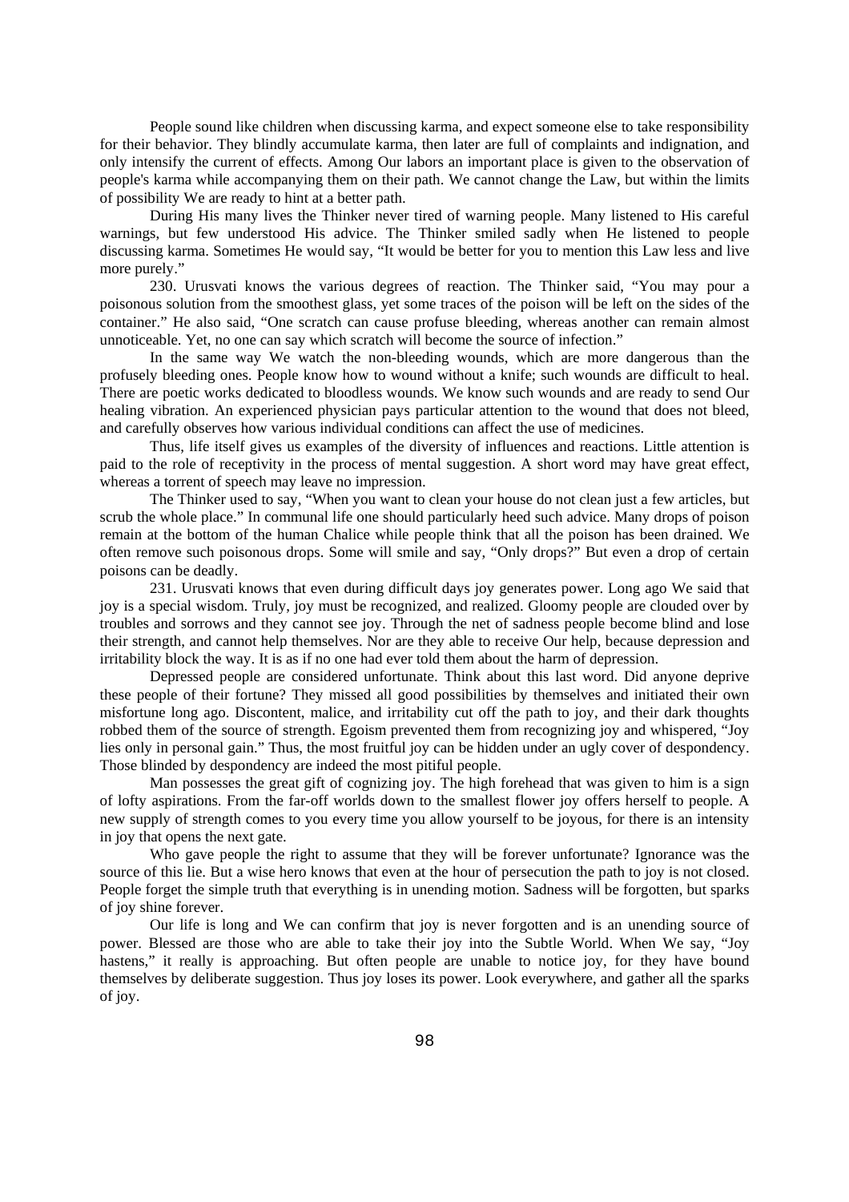People sound like children when discussing karma, and expect someone else to take responsibility for their behavior. They blindly accumulate karma, then later are full of complaints and indignation, and only intensify the current of effects. Among Our labors an important place is given to the observation of people's karma while accompanying them on their path. We cannot change the Law, but within the limits of possibility We are ready to hint at a better path.

During His many lives the Thinker never tired of warning people. Many listened to His careful warnings, but few understood His advice. The Thinker smiled sadly when He listened to people discussing karma. Sometimes He would say, "It would be better for you to mention this Law less and live more purely."

230. Urusvati knows the various degrees of reaction. The Thinker said, "You may pour a poisonous solution from the smoothest glass, yet some traces of the poison will be left on the sides of the container." He also said, "One scratch can cause profuse bleeding, whereas another can remain almost unnoticeable. Yet, no one can say which scratch will become the source of infection."

In the same way We watch the non-bleeding wounds, which are more dangerous than the profusely bleeding ones. People know how to wound without a knife; such wounds are difficult to heal. There are poetic works dedicated to bloodless wounds. We know such wounds and are ready to send Our healing vibration. An experienced physician pays particular attention to the wound that does not bleed, and carefully observes how various individual conditions can affect the use of medicines.

Thus, life itself gives us examples of the diversity of influences and reactions. Little attention is paid to the role of receptivity in the process of mental suggestion. A short word may have great effect, whereas a torrent of speech may leave no impression.

The Thinker used to say, "When you want to clean your house do not clean just a few articles, but scrub the whole place." In communal life one should particularly heed such advice. Many drops of poison remain at the bottom of the human Chalice while people think that all the poison has been drained. We often remove such poisonous drops. Some will smile and say, "Only drops?" But even a drop of certain poisons can be deadly.

231. Urusvati knows that even during difficult days joy generates power. Long ago We said that joy is a special wisdom. Truly, joy must be recognized, and realized. Gloomy people are clouded over by troubles and sorrows and they cannot see joy. Through the net of sadness people become blind and lose their strength, and cannot help themselves. Nor are they able to receive Our help, because depression and irritability block the way. It is as if no one had ever told them about the harm of depression.

Depressed people are considered unfortunate. Think about this last word. Did anyone deprive these people of their fortune? They missed all good possibilities by themselves and initiated their own misfortune long ago. Discontent, malice, and irritability cut off the path to joy, and their dark thoughts robbed them of the source of strength. Egoism prevented them from recognizing joy and whispered, "Joy lies only in personal gain." Thus, the most fruitful joy can be hidden under an ugly cover of despondency. Those blinded by despondency are indeed the most pitiful people.

Man possesses the great gift of cognizing joy. The high forehead that was given to him is a sign of lofty aspirations. From the far-off worlds down to the smallest flower joy offers herself to people. A new supply of strength comes to you every time you allow yourself to be joyous, for there is an intensity in joy that opens the next gate.

Who gave people the right to assume that they will be forever unfortunate? Ignorance was the source of this lie. But a wise hero knows that even at the hour of persecution the path to joy is not closed. People forget the simple truth that everything is in unending motion. Sadness will be forgotten, but sparks of joy shine forever.

Our life is long and We can confirm that joy is never forgotten and is an unending source of power. Blessed are those who are able to take their joy into the Subtle World. When We say, "Joy hastens," it really is approaching. But often people are unable to notice joy, for they have bound themselves by deliberate suggestion. Thus joy loses its power. Look everywhere, and gather all the sparks of joy.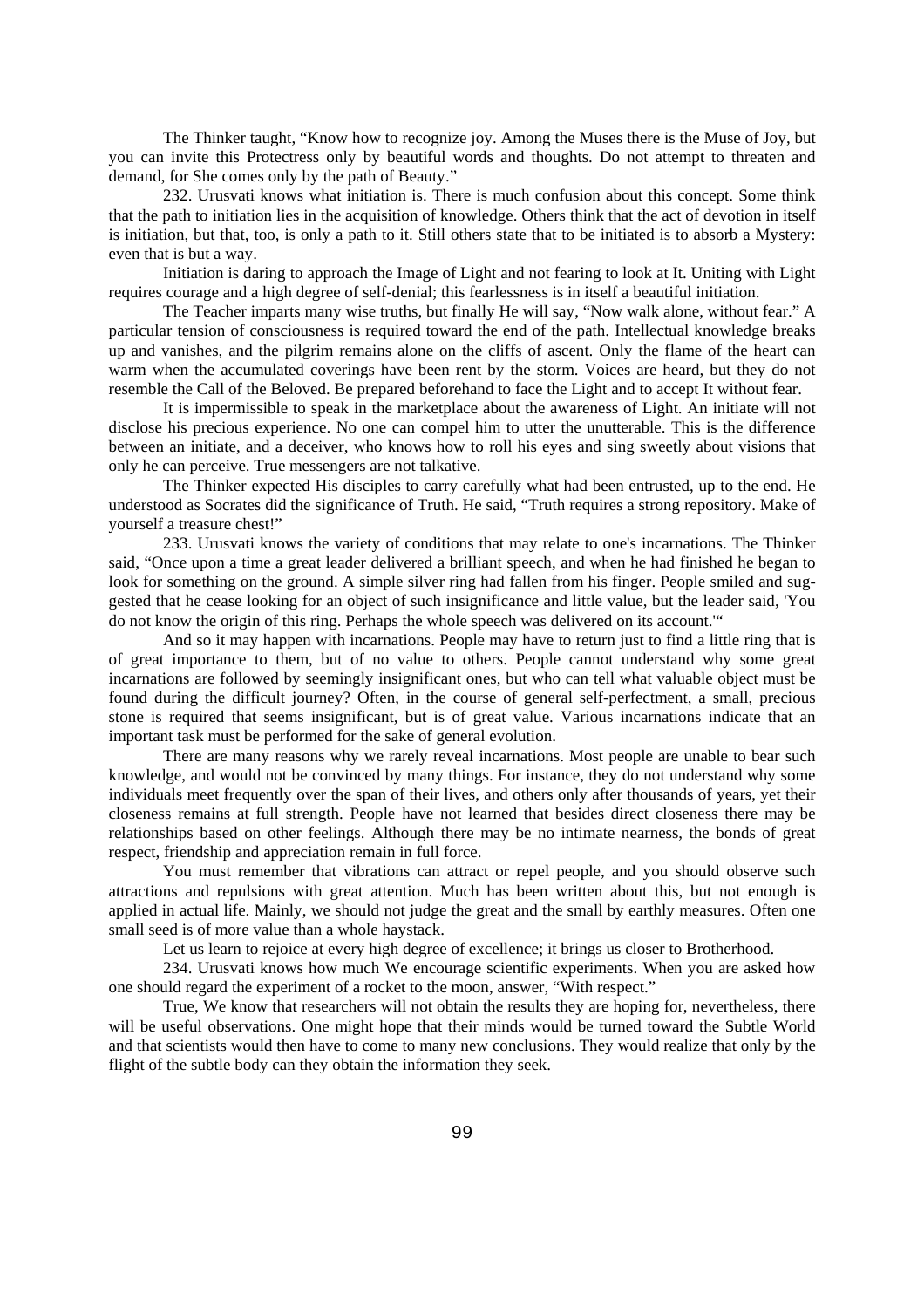The Thinker taught, "Know how to recognize joy. Among the Muses there is the Muse of Joy, but you can invite this Protectress only by beautiful words and thoughts. Do not attempt to threaten and demand, for She comes only by the path of Beauty."

232. Urusvati knows what initiation is. There is much confusion about this concept. Some think that the path to initiation lies in the acquisition of knowledge. Others think that the act of devotion in itself is initiation, but that, too, is only a path to it. Still others state that to be initiated is to absorb a Mystery: even that is but a way.

Initiation is daring to approach the Image of Light and not fearing to look at It. Uniting with Light requires courage and a high degree of self-denial; this fearlessness is in itself a beautiful initiation.

The Teacher imparts many wise truths, but finally He will say, "Now walk alone, without fear." A particular tension of consciousness is required toward the end of the path. Intellectual knowledge breaks up and vanishes, and the pilgrim remains alone on the cliffs of ascent. Only the flame of the heart can warm when the accumulated coverings have been rent by the storm. Voices are heard, but they do not resemble the Call of the Beloved. Be prepared beforehand to face the Light and to accept It without fear.

It is impermissible to speak in the marketplace about the awareness of Light. An initiate will not disclose his precious experience. No one can compel him to utter the unutterable. This is the difference between an initiate, and a deceiver, who knows how to roll his eyes and sing sweetly about visions that only he can perceive. True messengers are not talkative.

The Thinker expected His disciples to carry carefully what had been entrusted, up to the end. He understood as Socrates did the significance of Truth. He said, "Truth requires a strong repository. Make of yourself a treasure chest!"

233. Urusvati knows the variety of conditions that may relate to one's incarnations. The Thinker said, "Once upon a time a great leader delivered a brilliant speech, and when he had finished he began to look for something on the ground. A simple silver ring had fallen from his finger. People smiled and suggested that he cease looking for an object of such insignificance and little value, but the leader said, 'You do not know the origin of this ring. Perhaps the whole speech was delivered on its account.'"

And so it may happen with incarnations. People may have to return just to find a little ring that is of great importance to them, but of no value to others. People cannot understand why some great incarnations are followed by seemingly insignificant ones, but who can tell what valuable object must be found during the difficult journey? Often, in the course of general self-perfectment, a small, precious stone is required that seems insignificant, but is of great value. Various incarnations indicate that an important task must be performed for the sake of general evolution.

There are many reasons why we rarely reveal incarnations. Most people are unable to bear such knowledge, and would not be convinced by many things. For instance, they do not understand why some individuals meet frequently over the span of their lives, and others only after thousands of years, yet their closeness remains at full strength. People have not learned that besides direct closeness there may be relationships based on other feelings. Although there may be no intimate nearness, the bonds of great respect, friendship and appreciation remain in full force.

You must remember that vibrations can attract or repel people, and you should observe such attractions and repulsions with great attention. Much has been written about this, but not enough is applied in actual life. Mainly, we should not judge the great and the small by earthly measures. Often one small seed is of more value than a whole haystack.

Let us learn to rejoice at every high degree of excellence; it brings us closer to Brotherhood.

234. Urusvati knows how much We encourage scientific experiments. When you are asked how one should regard the experiment of a rocket to the moon, answer, "With respect."

True, We know that researchers will not obtain the results they are hoping for, nevertheless, there will be useful observations. One might hope that their minds would be turned toward the Subtle World and that scientists would then have to come to many new conclusions. They would realize that only by the flight of the subtle body can they obtain the information they seek.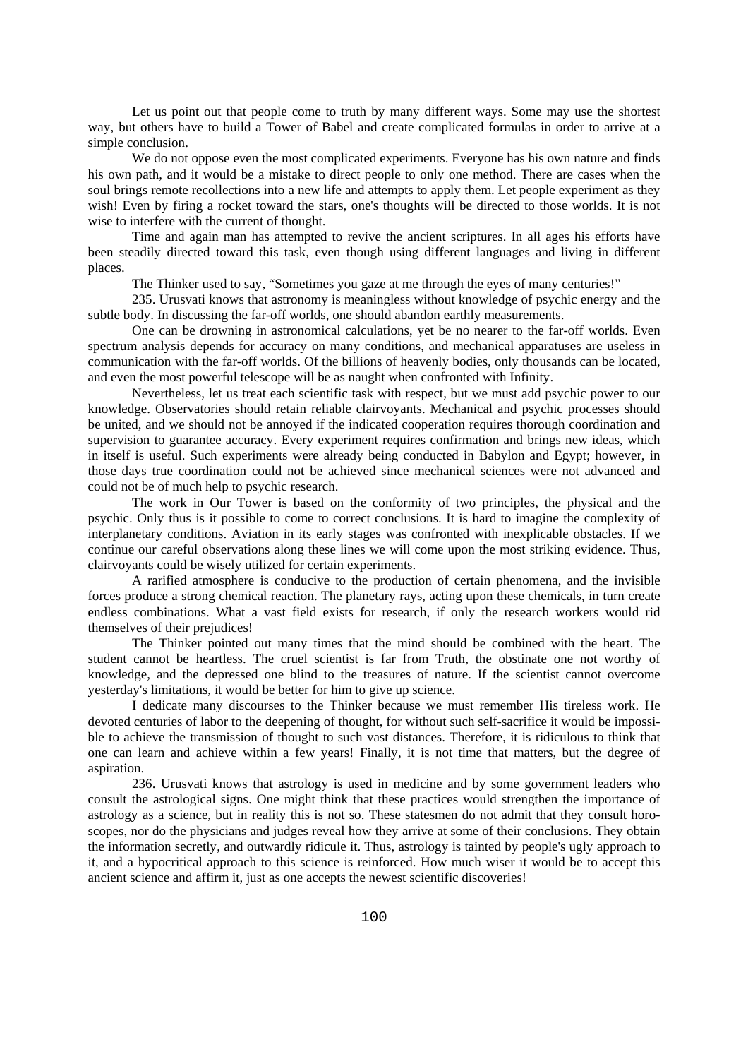Let us point out that people come to truth by many different ways. Some may use the shortest way, but others have to build a Tower of Babel and create complicated formulas in order to arrive at a simple conclusion.

We do not oppose even the most complicated experiments. Everyone has his own nature and finds his own path, and it would be a mistake to direct people to only one method. There are cases when the soul brings remote recollections into a new life and attempts to apply them. Let people experiment as they wish! Even by firing a rocket toward the stars, one's thoughts will be directed to those worlds. It is not wise to interfere with the current of thought.

Time and again man has attempted to revive the ancient scriptures. In all ages his efforts have been steadily directed toward this task, even though using different languages and living in different places.

The Thinker used to say, "Sometimes you gaze at me through the eyes of many centuries!"

235. Urusvati knows that astronomy is meaningless without knowledge of psychic energy and the subtle body. In discussing the far-off worlds, one should abandon earthly measurements.

One can be drowning in astronomical calculations, yet be no nearer to the far-off worlds. Even spectrum analysis depends for accuracy on many conditions, and mechanical apparatuses are useless in communication with the far-off worlds. Of the billions of heavenly bodies, only thousands can be located, and even the most powerful telescope will be as naught when confronted with Infinity.

Nevertheless, let us treat each scientific task with respect, but we must add psychic power to our knowledge. Observatories should retain reliable clairvoyants. Mechanical and psychic processes should be united, and we should not be annoyed if the indicated cooperation requires thorough coordination and supervision to guarantee accuracy. Every experiment requires confirmation and brings new ideas, which in itself is useful. Such experiments were already being conducted in Babylon and Egypt; however, in those days true coordination could not be achieved since mechanical sciences were not advanced and could not be of much help to psychic research.

The work in Our Tower is based on the conformity of two principles, the physical and the psychic. Only thus is it possible to come to correct conclusions. It is hard to imagine the complexity of interplanetary conditions. Aviation in its early stages was confronted with inexplicable obstacles. If we continue our careful observations along these lines we will come upon the most striking evidence. Thus, clairvoyants could be wisely utilized for certain experiments.

A rarified atmosphere is conducive to the production of certain phenomena, and the invisible forces produce a strong chemical reaction. The planetary rays, acting upon these chemicals, in turn create endless combinations. What a vast field exists for research, if only the research workers would rid themselves of their prejudices!

The Thinker pointed out many times that the mind should be combined with the heart. The student cannot be heartless. The cruel scientist is far from Truth, the obstinate one not worthy of knowledge, and the depressed one blind to the treasures of nature. If the scientist cannot overcome yesterday's limitations, it would be better for him to give up science.

I dedicate many discourses to the Thinker because we must remember His tireless work. He devoted centuries of labor to the deepening of thought, for without such self-sacrifice it would be impossible to achieve the transmission of thought to such vast distances. Therefore, it is ridiculous to think that one can learn and achieve within a few years! Finally, it is not time that matters, but the degree of aspiration.

236. Urusvati knows that astrology is used in medicine and by some government leaders who consult the astrological signs. One might think that these practices would strengthen the importance of astrology as a science, but in reality this is not so. These statesmen do not admit that they consult horoscopes, nor do the physicians and judges reveal how they arrive at some of their conclusions. They obtain the information secretly, and outwardly ridicule it. Thus, astrology is tainted by people's ugly approach to it, and a hypocritical approach to this science is reinforced. How much wiser it would be to accept this ancient science and affirm it, just as one accepts the newest scientific discoveries!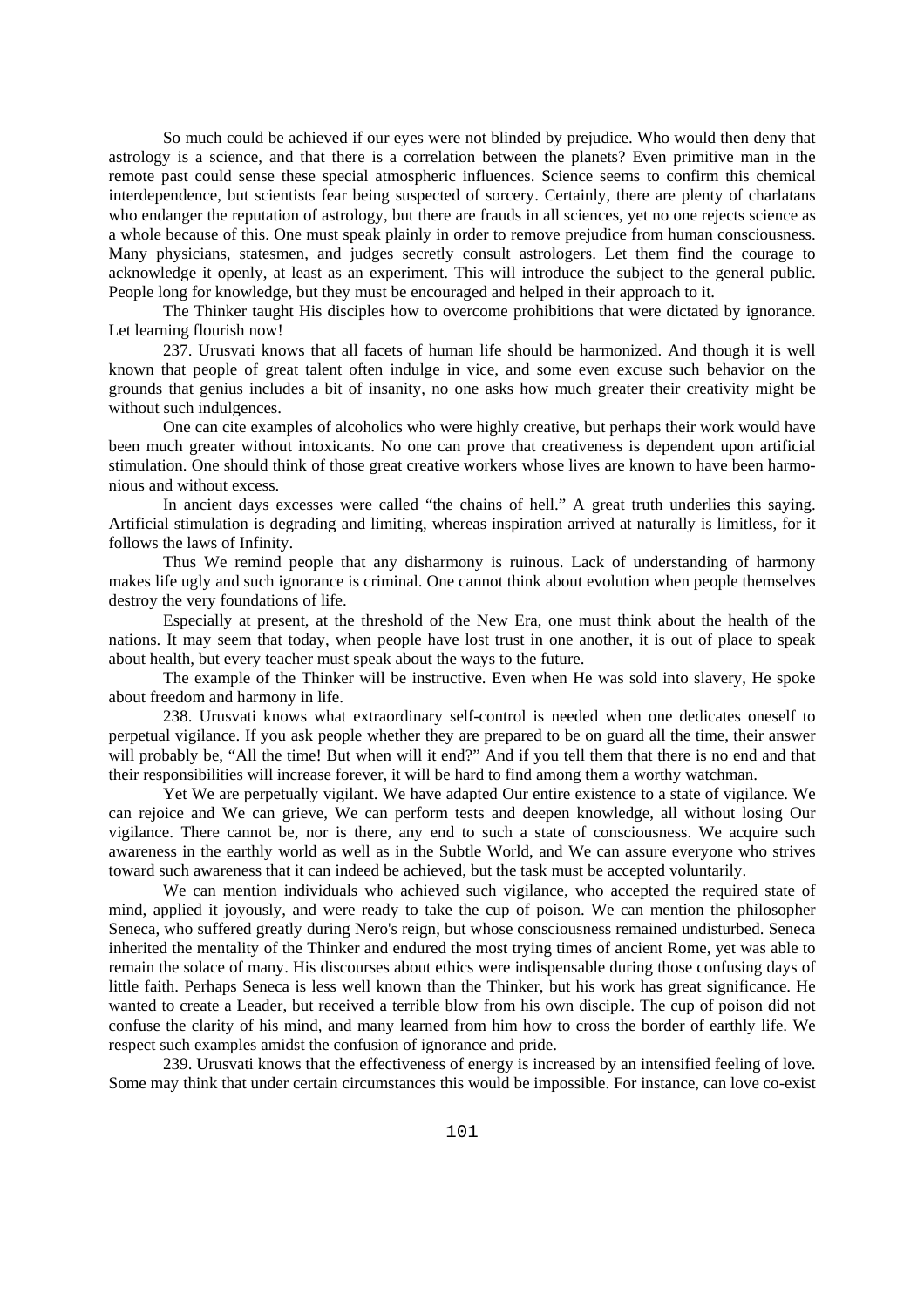So much could be achieved if our eyes were not blinded by prejudice. Who would then deny that astrology is a science, and that there is a correlation between the planets? Even primitive man in the remote past could sense these special atmospheric influences. Science seems to confirm this chemical interdependence, but scientists fear being suspected of sorcery. Certainly, there are plenty of charlatans who endanger the reputation of astrology, but there are frauds in all sciences, yet no one rejects science as a whole because of this. One must speak plainly in order to remove prejudice from human consciousness. Many physicians, statesmen, and judges secretly consult astrologers. Let them find the courage to acknowledge it openly, at least as an experiment. This will introduce the subject to the general public. People long for knowledge, but they must be encouraged and helped in their approach to it.

The Thinker taught His disciples how to overcome prohibitions that were dictated by ignorance. Let learning flourish now!

237. Urusvati knows that all facets of human life should be harmonized. And though it is well known that people of great talent often indulge in vice, and some even excuse such behavior on the grounds that genius includes a bit of insanity, no one asks how much greater their creativity might be without such indulgences.

One can cite examples of alcoholics who were highly creative, but perhaps their work would have been much greater without intoxicants. No one can prove that creativeness is dependent upon artificial stimulation. One should think of those great creative workers whose lives are known to have been harmonious and without excess.

In ancient days excesses were called "the chains of hell." A great truth underlies this saying. Artificial stimulation is degrading and limiting, whereas inspiration arrived at naturally is limitless, for it follows the laws of Infinity.

Thus We remind people that any disharmony is ruinous. Lack of understanding of harmony makes life ugly and such ignorance is criminal. One cannot think about evolution when people themselves destroy the very foundations of life.

Especially at present, at the threshold of the New Era, one must think about the health of the nations. It may seem that today, when people have lost trust in one another, it is out of place to speak about health, but every teacher must speak about the ways to the future.

The example of the Thinker will be instructive. Even when He was sold into slavery, He spoke about freedom and harmony in life.

238. Urusvati knows what extraordinary self-control is needed when one dedicates oneself to perpetual vigilance. If you ask people whether they are prepared to be on guard all the time, their answer will probably be, "All the time! But when will it end?" And if you tell them that there is no end and that their responsibilities will increase forever, it will be hard to find among them a worthy watchman.

Yet We are perpetually vigilant. We have adapted Our entire existence to a state of vigilance. We can rejoice and We can grieve, We can perform tests and deepen knowledge, all without losing Our vigilance. There cannot be, nor is there, any end to such a state of consciousness. We acquire such awareness in the earthly world as well as in the Subtle World, and We can assure everyone who strives toward such awareness that it can indeed be achieved, but the task must be accepted voluntarily.

We can mention individuals who achieved such vigilance, who accepted the required state of mind, applied it joyously, and were ready to take the cup of poison. We can mention the philosopher Seneca, who suffered greatly during Nero's reign, but whose consciousness remained undisturbed. Seneca inherited the mentality of the Thinker and endured the most trying times of ancient Rome, yet was able to remain the solace of many. His discourses about ethics were indispensable during those confusing days of little faith. Perhaps Seneca is less well known than the Thinker, but his work has great significance. He wanted to create a Leader, but received a terrible blow from his own disciple. The cup of poison did not confuse the clarity of his mind, and many learned from him how to cross the border of earthly life. We respect such examples amidst the confusion of ignorance and pride.

239. Urusvati knows that the effectiveness of energy is increased by an intensified feeling of love. Some may think that under certain circumstances this would be impossible. For instance, can love co-exist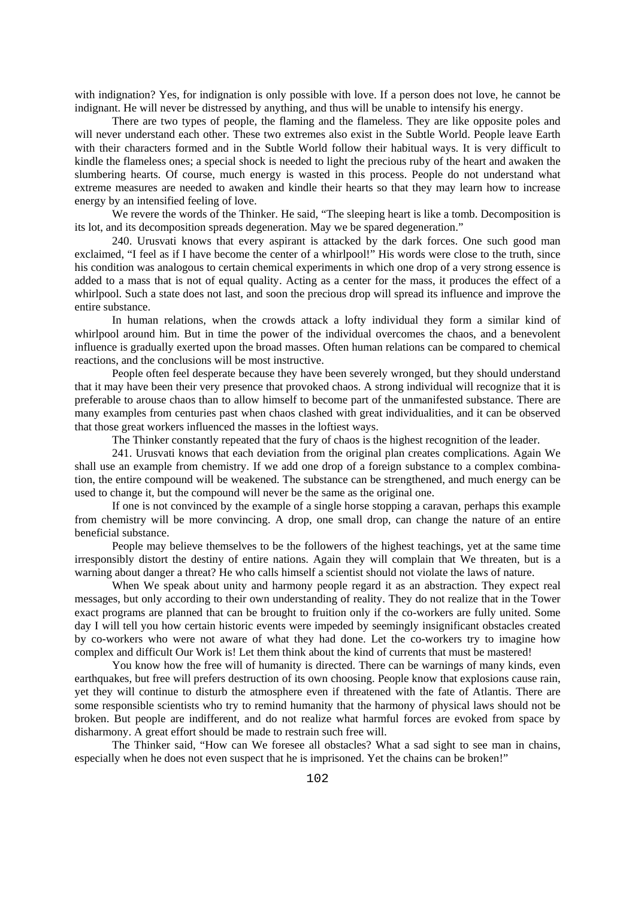with indignation? Yes, for indignation is only possible with love. If a person does not love, he cannot be indignant. He will never be distressed by anything, and thus will be unable to intensify his energy.

There are two types of people, the flaming and the flameless. They are like opposite poles and will never understand each other. These two extremes also exist in the Subtle World. People leave Earth with their characters formed and in the Subtle World follow their habitual ways. It is very difficult to kindle the flameless ones; a special shock is needed to light the precious ruby of the heart and awaken the slumbering hearts. Of course, much energy is wasted in this process. People do not understand what extreme measures are needed to awaken and kindle their hearts so that they may learn how to increase energy by an intensified feeling of love.

We revere the words of the Thinker. He said, "The sleeping heart is like a tomb. Decomposition is its lot, and its decomposition spreads degeneration. May we be spared degeneration."

240. Urusvati knows that every aspirant is attacked by the dark forces. One such good man exclaimed, "I feel as if I have become the center of a whirlpool!" His words were close to the truth, since his condition was analogous to certain chemical experiments in which one drop of a very strong essence is added to a mass that is not of equal quality. Acting as a center for the mass, it produces the effect of a whirlpool. Such a state does not last, and soon the precious drop will spread its influence and improve the entire substance.

In human relations, when the crowds attack a lofty individual they form a similar kind of whirlpool around him. But in time the power of the individual overcomes the chaos, and a benevolent influence is gradually exerted upon the broad masses. Often human relations can be compared to chemical reactions, and the conclusions will be most instructive.

People often feel desperate because they have been severely wronged, but they should understand that it may have been their very presence that provoked chaos. A strong individual will recognize that it is preferable to arouse chaos than to allow himself to become part of the unmanifested substance. There are many examples from centuries past when chaos clashed with great individualities, and it can be observed that those great workers influenced the masses in the loftiest ways.

The Thinker constantly repeated that the fury of chaos is the highest recognition of the leader.

241. Urusvati knows that each deviation from the original plan creates complications. Again We shall use an example from chemistry. If we add one drop of a foreign substance to a complex combination, the entire compound will be weakened. The substance can be strengthened, and much energy can be used to change it, but the compound will never be the same as the original one.

If one is not convinced by the example of a single horse stopping a caravan, perhaps this example from chemistry will be more convincing. A drop, one small drop, can change the nature of an entire beneficial substance.

People may believe themselves to be the followers of the highest teachings, yet at the same time irresponsibly distort the destiny of entire nations. Again they will complain that We threaten, but is a warning about danger a threat? He who calls himself a scientist should not violate the laws of nature.

When We speak about unity and harmony people regard it as an abstraction. They expect real messages, but only according to their own understanding of reality. They do not realize that in the Tower exact programs are planned that can be brought to fruition only if the co-workers are fully united. Some day I will tell you how certain historic events were impeded by seemingly insignificant obstacles created by co-workers who were not aware of what they had done. Let the co-workers try to imagine how complex and difficult Our Work is! Let them think about the kind of currents that must be mastered!

You know how the free will of humanity is directed. There can be warnings of many kinds, even earthquakes, but free will prefers destruction of its own choosing. People know that explosions cause rain, yet they will continue to disturb the atmosphere even if threatened with the fate of Atlantis. There are some responsible scientists who try to remind humanity that the harmony of physical laws should not be broken. But people are indifferent, and do not realize what harmful forces are evoked from space by disharmony. A great effort should be made to restrain such free will.

The Thinker said, "How can We foresee all obstacles? What a sad sight to see man in chains, especially when he does not even suspect that he is imprisoned. Yet the chains can be broken!"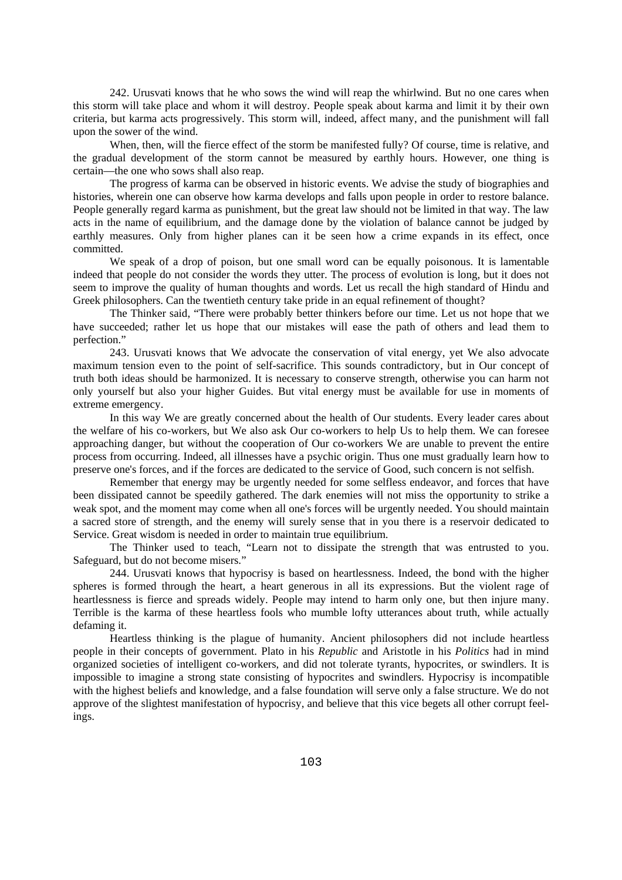242. Urusvati knows that he who sows the wind will reap the whirlwind. But no one cares when this storm will take place and whom it will destroy. People speak about karma and limit it by their own criteria, but karma acts progressively. This storm will, indeed, affect many, and the punishment will fall upon the sower of the wind.

When, then, will the fierce effect of the storm be manifested fully? Of course, time is relative, and the gradual development of the storm cannot be measured by earthly hours. However, one thing is certain—the one who sows shall also reap.

The progress of karma can be observed in historic events. We advise the study of biographies and histories, wherein one can observe how karma develops and falls upon people in order to restore balance. People generally regard karma as punishment, but the great law should not be limited in that way. The law acts in the name of equilibrium, and the damage done by the violation of balance cannot be judged by earthly measures. Only from higher planes can it be seen how a crime expands in its effect, once committed.

We speak of a drop of poison, but one small word can be equally poisonous. It is lamentable indeed that people do not consider the words they utter. The process of evolution is long, but it does not seem to improve the quality of human thoughts and words. Let us recall the high standard of Hindu and Greek philosophers. Can the twentieth century take pride in an equal refinement of thought?

The Thinker said, "There were probably better thinkers before our time. Let us not hope that we have succeeded; rather let us hope that our mistakes will ease the path of others and lead them to perfection."

243. Urusvati knows that We advocate the conservation of vital energy, yet We also advocate maximum tension even to the point of self-sacrifice. This sounds contradictory, but in Our concept of truth both ideas should be harmonized. It is necessary to conserve strength, otherwise you can harm not only yourself but also your higher Guides. But vital energy must be available for use in moments of extreme emergency.

In this way We are greatly concerned about the health of Our students. Every leader cares about the welfare of his co-workers, but We also ask Our co-workers to help Us to help them. We can foresee approaching danger, but without the cooperation of Our co-workers We are unable to prevent the entire process from occurring. Indeed, all illnesses have a psychic origin. Thus one must gradually learn how to preserve one's forces, and if the forces are dedicated to the service of Good, such concern is not selfish.

Remember that energy may be urgently needed for some selfless endeavor, and forces that have been dissipated cannot be speedily gathered. The dark enemies will not miss the opportunity to strike a weak spot, and the moment may come when all one's forces will be urgently needed. You should maintain a sacred store of strength, and the enemy will surely sense that in you there is a reservoir dedicated to Service. Great wisdom is needed in order to maintain true equilibrium.

The Thinker used to teach, "Learn not to dissipate the strength that was entrusted to you. Safeguard, but do not become misers."

244. Urusvati knows that hypocrisy is based on heartlessness. Indeed, the bond with the higher spheres is formed through the heart, a heart generous in all its expressions. But the violent rage of heartlessness is fierce and spreads widely. People may intend to harm only one, but then injure many. Terrible is the karma of these heartless fools who mumble lofty utterances about truth, while actually defaming it.

Heartless thinking is the plague of humanity. Ancient philosophers did not include heartless people in their concepts of government. Plato in his *Republic* and Aristotle in his *Politics* had in mind organized societies of intelligent co-workers, and did not tolerate tyrants, hypocrites, or swindlers. It is impossible to imagine a strong state consisting of hypocrites and swindlers. Hypocrisy is incompatible with the highest beliefs and knowledge, and a false foundation will serve only a false structure. We do not approve of the slightest manifestation of hypocrisy, and believe that this vice begets all other corrupt feelings.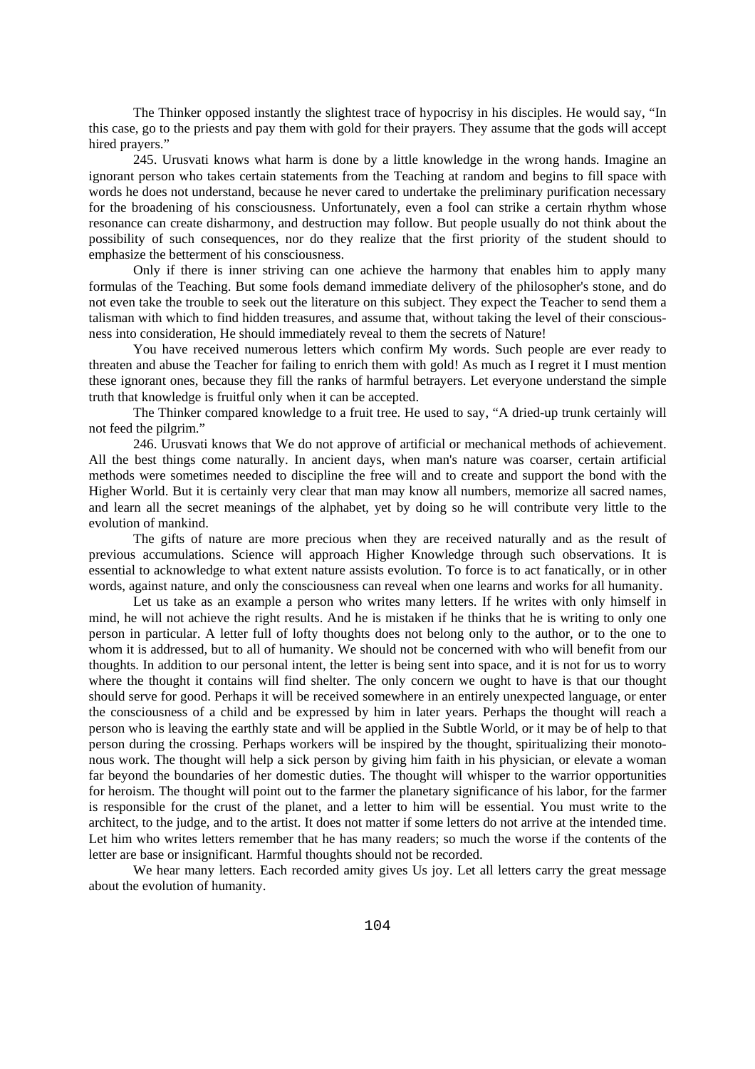The Thinker opposed instantly the slightest trace of hypocrisy in his disciples. He would say, “In this case, go to the priests and pay them with gold for their prayers. They assume that the gods will accept hired prayers.”

245. Urusvati knows what harm is done by a little knowledge in the wrong hands. Imagine an ignorant person who takes certain statements from the Teaching at random and begins to fill space with words he does not understand, because he never cared to undertake the preliminary purification necessary for the broadening of his consciousness. Unfortunately, even a fool can strike a certain rhythm whose resonance can create disharmony, and destruction may follow. But people usually do not think about the possibility of such consequences, nor do they realize that the first priority of the student should to emphasize the betterment of his consciousness.

Only if there is inner striving can one achieve the harmony that enables him to apply many formulas of the Teaching. But some fools demand immediate delivery of the philosopher's stone, and do not even take the trouble to seek out the literature on this subject. They expect the Teacher to send them a talisman with which to find hidden treasures, and assume that, without taking the level of their consciousness into consideration, He should immediately reveal to them the secrets of Nature!

You have received numerous letters which confirm My words. Such people are ever ready to threaten and abuse the Teacher for failing to enrich them with gold! As much as I regret it I must mention these ignorant ones, because they fill the ranks of harmful betrayers. Let everyone understand the simple truth that knowledge is fruitful only when it can be accepted.

The Thinker compared knowledge to a fruit tree. He used to say, “A dried-up trunk certainly will not feed the pilgrim.”

246. Urusvati knows that We do not approve of artificial or mechanical methods of achievement. All the best things come naturally. In ancient days, when man's nature was coarser, certain artificial methods were sometimes needed to discipline the free will and to create and support the bond with the Higher World. But it is certainly very clear that man may know all numbers, memorize all sacred names, and learn all the secret meanings of the alphabet, yet by doing so he will contribute very little to the evolution of mankind.

The gifts of nature are more precious when they are received naturally and as the result of previous accumulations. Science will approach Higher Knowledge through such observations. It is essential to acknowledge to what extent nature assists evolution. To force is to act fanatically, or in other words, against nature, and only the consciousness can reveal when one learns and works for all humanity.

Let us take as an example a person who writes many letters. If he writes with only himself in mind, he will not achieve the right results. And he is mistaken if he thinks that he is writing to only one person in particular. A letter full of lofty thoughts does not belong only to the author, or to the one to whom it is addressed, but to all of humanity. We should not be concerned with who will benefit from our thoughts. In addition to our personal intent, the letter is being sent into space, and it is not for us to worry where the thought it contains will find shelter. The only concern we ought to have is that our thought should serve for good. Perhaps it will be received somewhere in an entirely unexpected language, or enter the consciousness of a child and be expressed by him in later years. Perhaps the thought will reach a person who is leaving the earthly state and will be applied in the Subtle World, or it may be of help to that person during the crossing. Perhaps workers will be inspired by the thought, spiritualizing their monotonous work. The thought will help a sick person by giving him faith in his physician, or elevate a woman far beyond the boundaries of her domestic duties. The thought will whisper to the warrior opportunities for heroism. The thought will point out to the farmer the planetary significance of his labor, for the farmer is responsible for the crust of the planet, and a letter to him will be essential. You must write to the architect, to the judge, and to the artist. It does not matter if some letters do not arrive at the intended time. Let him who writes letters remember that he has many readers; so much the worse if the contents of the letter are base or insignificant. Harmful thoughts should not be recorded.

We hear many letters. Each recorded amity gives Us joy. Let all letters carry the great message about the evolution of humanity.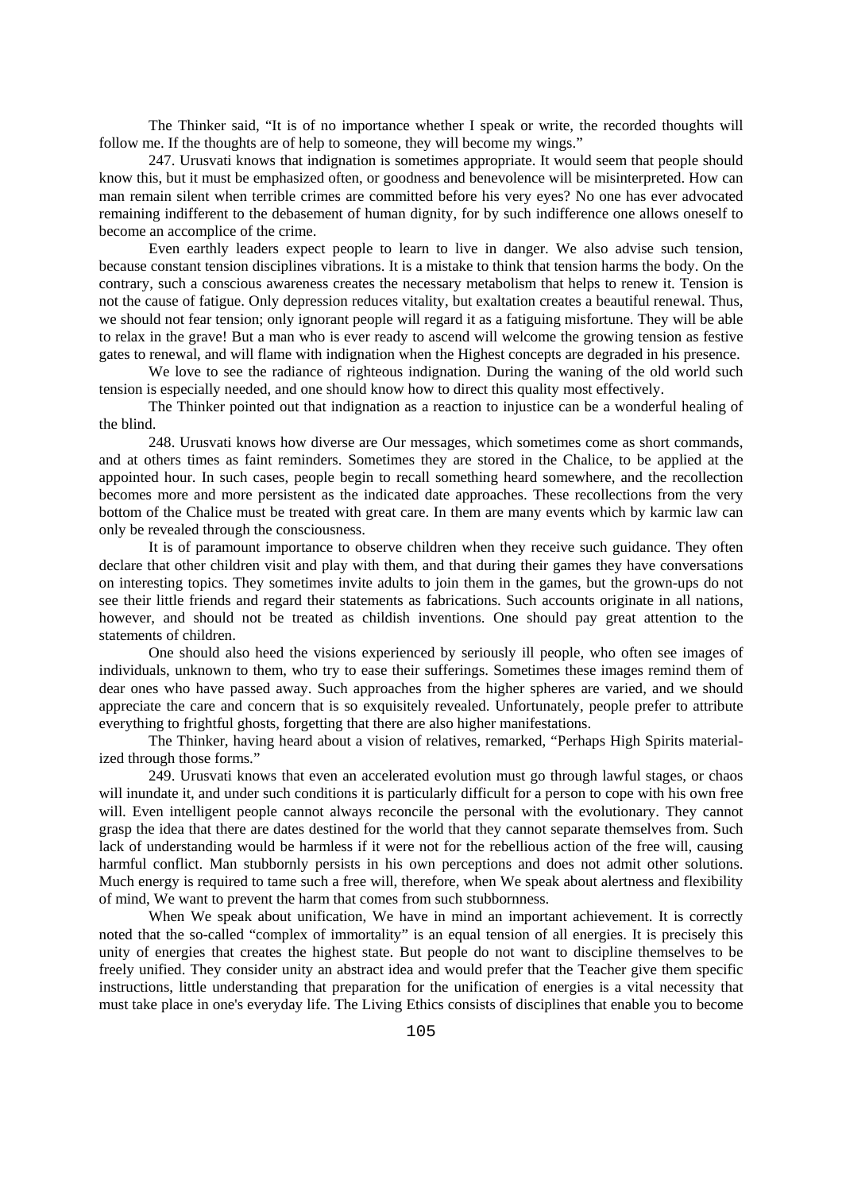The Thinker said, “It is of no importance whether I speak or write, the recorded thoughts will follow me. If the thoughts are of help to someone, they will become my wings.”

247. Urusvati knows that indignation is sometimes appropriate. It would seem that people should know this, but it must be emphasized often, or goodness and benevolence will be misinterpreted. How can man remain silent when terrible crimes are committed before his very eyes? No one has ever advocated remaining indifferent to the debasement of human dignity, for by such indifference one allows oneself to become an accomplice of the crime.

Even earthly leaders expect people to learn to live in danger. We also advise such tension, because constant tension disciplines vibrations. It is a mistake to think that tension harms the body. On the contrary, such a conscious awareness creates the necessary metabolism that helps to renew it. Tension is not the cause of fatigue. Only depression reduces vitality, but exaltation creates a beautiful renewal. Thus, we should not fear tension; only ignorant people will regard it as a fatiguing misfortune. They will be able to relax in the grave! But a man who is ever ready to ascend will welcome the growing tension as festive gates to renewal, and will flame with indignation when the Highest concepts are degraded in his presence.

We love to see the radiance of righteous indignation. During the waning of the old world such tension is especially needed, and one should know how to direct this quality most effectively.

The Thinker pointed out that indignation as a reaction to injustice can be a wonderful healing of the blind.

248. Urusvati knows how diverse are Our messages, which sometimes come as short commands, and at others times as faint reminders. Sometimes they are stored in the Chalice, to be applied at the appointed hour. In such cases, people begin to recall something heard somewhere, and the recollection becomes more and more persistent as the indicated date approaches. These recollections from the very bottom of the Chalice must be treated with great care. In them are many events which by karmic law can only be revealed through the consciousness.

It is of paramount importance to observe children when they receive such guidance. They often declare that other children visit and play with them, and that during their games they have conversations on interesting topics. They sometimes invite adults to join them in the games, but the grown-ups do not see their little friends and regard their statements as fabrications. Such accounts originate in all nations, however, and should not be treated as childish inventions. One should pay great attention to the statements of children.

One should also heed the visions experienced by seriously ill people, who often see images of individuals, unknown to them, who try to ease their sufferings. Sometimes these images remind them of dear ones who have passed away. Such approaches from the higher spheres are varied, and we should appreciate the care and concern that is so exquisitely revealed. Unfortunately, people prefer to attribute everything to frightful ghosts, forgetting that there are also higher manifestations.

The Thinker, having heard about a vision of relatives, remarked, “Perhaps High Spirits materialized through those forms.”

249. Urusvati knows that even an accelerated evolution must go through lawful stages, or chaos will inundate it, and under such conditions it is particularly difficult for a person to cope with his own free will. Even intelligent people cannot always reconcile the personal with the evolutionary. They cannot grasp the idea that there are dates destined for the world that they cannot separate themselves from. Such lack of understanding would be harmless if it were not for the rebellious action of the free will, causing harmful conflict. Man stubbornly persists in his own perceptions and does not admit other solutions. Much energy is required to tame such a free will, therefore, when We speak about alertness and flexibility of mind, We want to prevent the harm that comes from such stubbornness.

When We speak about unification, We have in mind an important achievement. It is correctly noted that the so-called “complex of immortality” is an equal tension of all energies. It is precisely this unity of energies that creates the highest state. But people do not want to discipline themselves to be freely unified. They consider unity an abstract idea and would prefer that the Teacher give them specific instructions, little understanding that preparation for the unification of energies is a vital necessity that must take place in one's everyday life. The Living Ethics consists of disciplines that enable you to become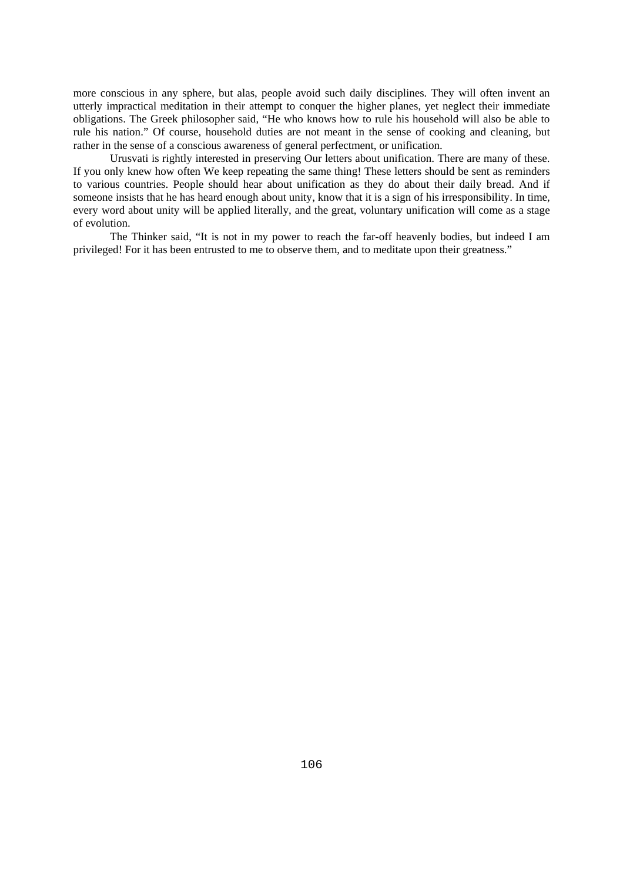more conscious in any sphere, but alas, people avoid such daily disciplines. They will often invent an utterly impractical meditation in their attempt to conquer the higher planes, yet neglect their immediate obligations. The Greek philosopher said, "He who knows how to rule his household will also be able to rule his nation." Of course, household duties are not meant in the sense of cooking and cleaning, but rather in the sense of a conscious awareness of general perfectment, or unification.

Urusvati is rightly interested in preserving Our letters about unification. There are many of these. If you only knew how often We keep repeating the same thing! These letters should be sent as reminders to various countries. People should hear about unification as they do about their daily bread. And if someone insists that he has heard enough about unity, know that it is a sign of his irresponsibility. In time, every word about unity will be applied literally, and the great, voluntary unification will come as a stage of evolution.

The Thinker said, "It is not in my power to reach the far-off heavenly bodies, but indeed I am privileged! For it has been entrusted to me to observe them, and to meditate upon their greatness."